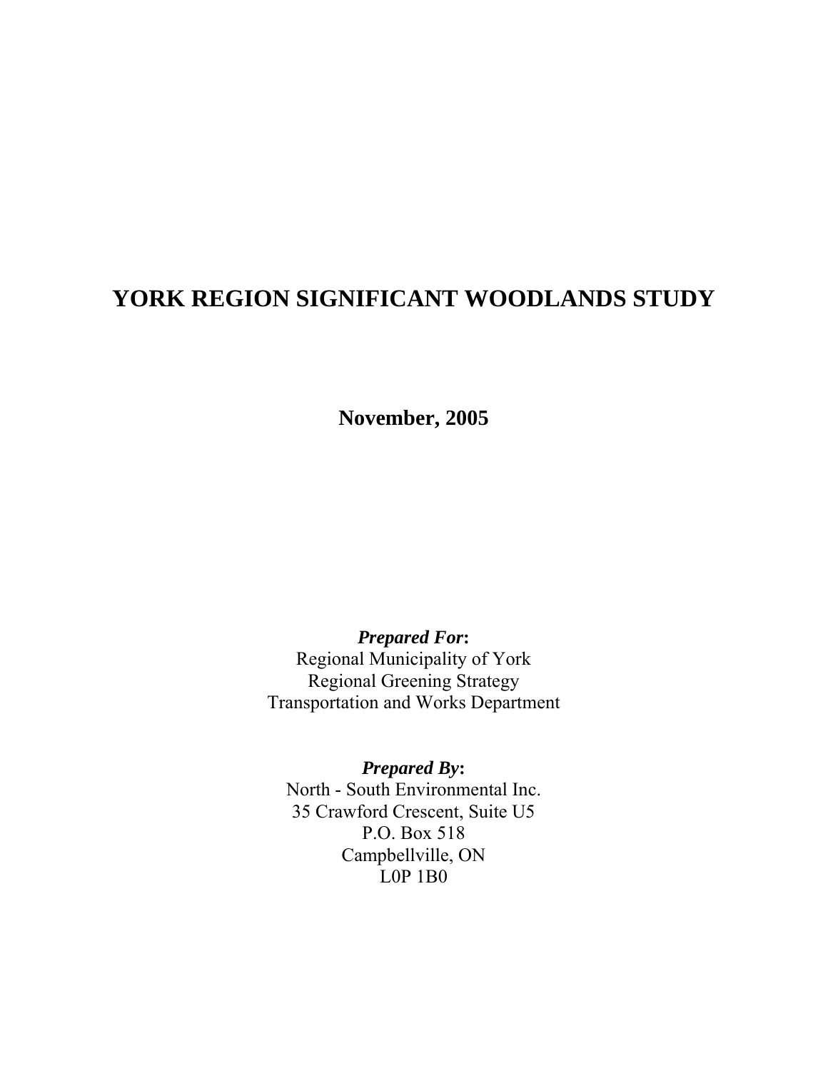# YORK REGION SIGNIFICANT WOODLANDS STUDY

**November, 2005**

***Prepared For*:**
Regional Municipality of York
Regional Greening Strategy
Transportation and Works Department

***Prepared By*:**
North - South Environmental Inc.
35 Crawford Crescent, Suite U5
P.O. Box 518
Campbellville, ON
L0P 1B0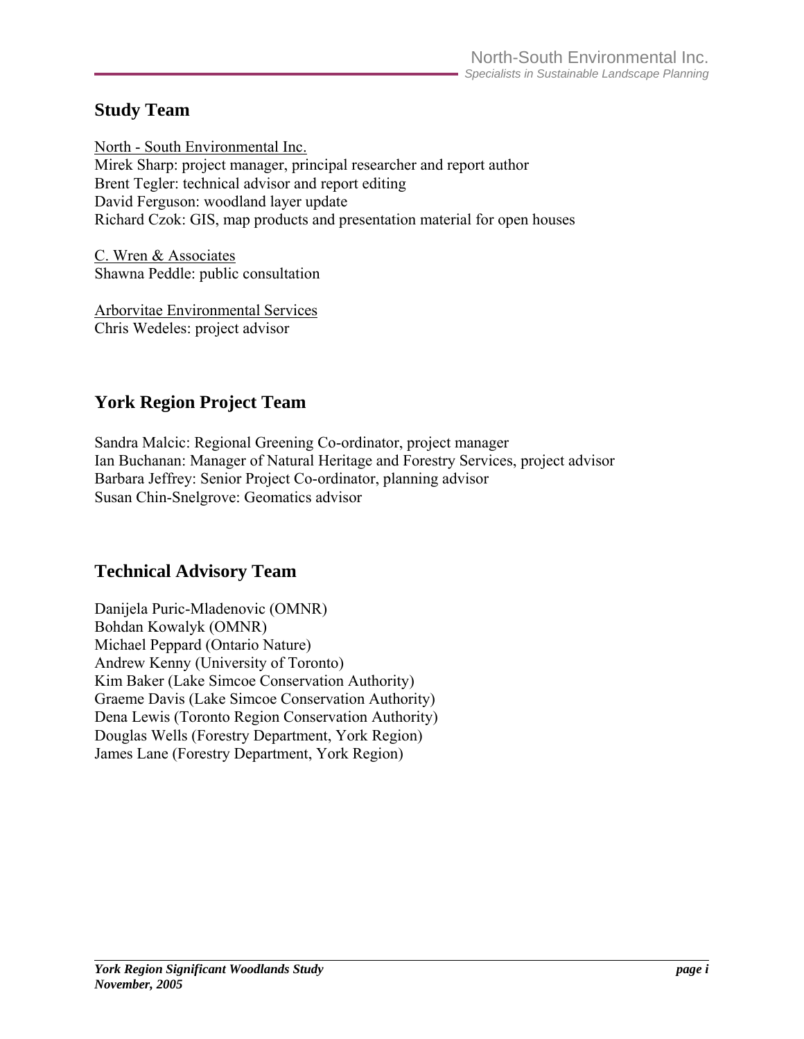## Study Team

North - South Environmental Inc.
Mirek Sharp: project manager, principal researcher and report author
Brent Tegler: technical advisor and report editing
David Ferguson: woodland layer update
Richard Czok: GIS, map products and presentation material for open houses

C. Wren & Associates
Shawna Peddle: public consultation

Arborvitae Environmental Services
Chris Wedeles: project advisor

## York Region Project Team

Sandra Malcic: Regional Greening Co-ordinator, project manager
Ian Buchanan: Manager of Natural Heritage and Forestry Services, project advisor
Barbara Jeffrey: Senior Project Co-ordinator, planning advisor
Susan Chin-Snelgrove: Geomatics advisor

## Technical Advisory Team

Danijela Puric-Mladenovic (OMNR)
Bohdan Kowalyk (OMNR)
Michael Peppard (Ontario Nature)
Andrew Kenny (University of Toronto)
Kim Baker (Lake Simcoe Conservation Authority)
Graeme Davis (Lake Simcoe Conservation Authority)
Dena Lewis (Toronto Region Conservation Authority)
Douglas Wells (Forestry Department, York Region)
James Lane (Forestry Department, York Region)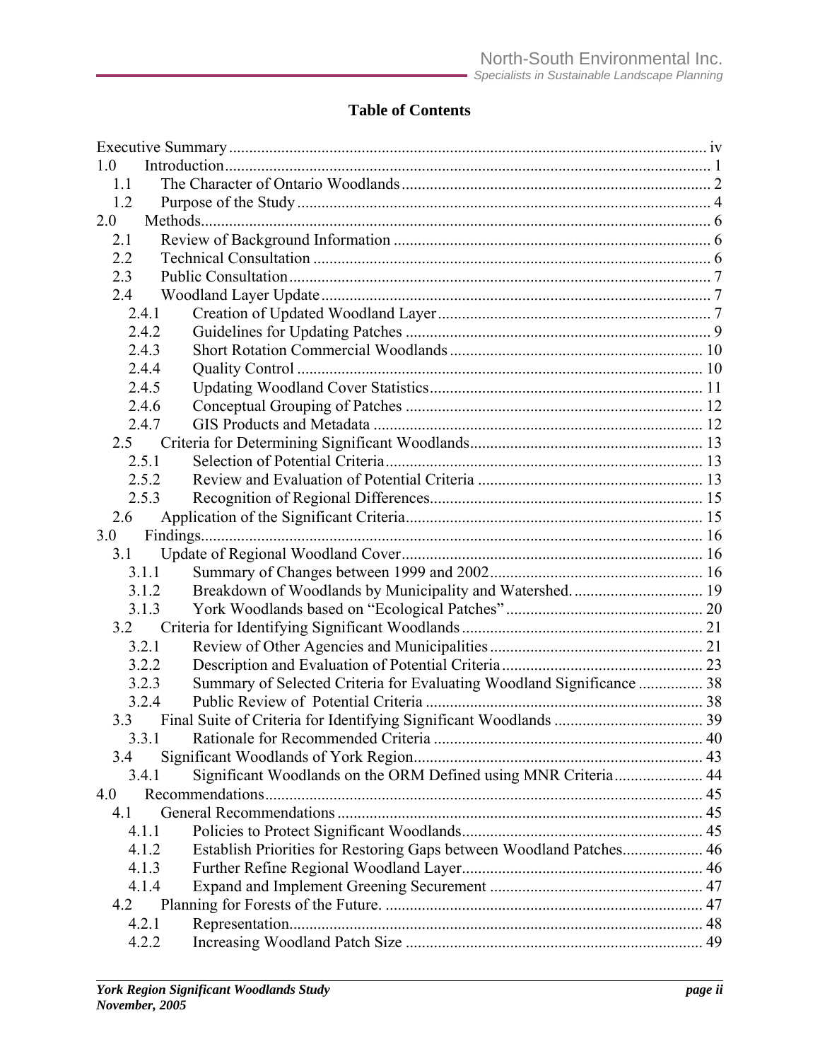## Table of Contents

| | | |
|---|---|---|
| Executive Summary | | iv |
| 1.0 | Introduction | 1 |
| 1.1 | The Character of Ontario Woodlands | 2 |
| 1.2 | Purpose of the Study | 4 |
| 2.0 | Methods | 6 |
| 2.1 | Review of Background Information | 6 |
| 2.2 | Technical Consultation | 6 |
| 2.3 | Public Consultation | 7 |
| 2.4 | Woodland Layer Update | 7 |
| 2.4.1 | Creation of Updated Woodland Layer | 7 |
| 2.4.2 | Guidelines for Updating Patches | 9 |
| 2.4.3 | Short Rotation Commercial Woodlands | 10 |
| 2.4.4 | Quality Control | 10 |
| 2.4.5 | Updating Woodland Cover Statistics | 11 |
| 2.4.6 | Conceptual Grouping of Patches | 12 |
| 2.4.7 | GIS Products and Metadata | 12 |
| 2.5 | Criteria for Determining Significant Woodlands | 13 |
| 2.5.1 | Selection of Potential Criteria | 13 |
| 2.5.2 | Review and Evaluation of Potential Criteria | 13 |
| 2.5.3 | Recognition of Regional Differences | 15 |
| 2.6 | Application of the Significant Criteria | 15 |
| 3.0 | Findings | 16 |
| 3.1 | Update of Regional Woodland Cover | 16 |
| 3.1.1 | Summary of Changes between 1999 and 2002 | 16 |
| 3.1.2 | Breakdown of Woodlands by Municipality and Watershed. | 19 |
| 3.1.3 | York Woodlands based on "Ecological Patches" | 20 |
| 3.2 | Criteria for Identifying Significant Woodlands | 21 |
| 3.2.1 | Review of Other Agencies and Municipalities | 21 |
| 3.2.2 | Description and Evaluation of Potential Criteria | 23 |
| 3.2.3 | Summary of Selected Criteria for Evaluating Woodland Significance | 38 |
| 3.2.4 | Public Review of Potential Criteria | 38 |
| 3.3 | Final Suite of Criteria for Identifying Significant Woodlands | 39 |
| 3.3.1 | Rationale for Recommended Criteria | 40 |
| 3.4 | Significant Woodlands of York Region | 43 |
| 3.4.1 | Significant Woodlands on the ORM Defined using MNR Criteria | 44 |
| 4.0 | Recommendations | 45 |
| 4.1 | General Recommendations | 45 |
| 4.1.1 | Policies to Protect Significant Woodlands | 45 |
| 4.1.2 | Establish Priorities for Restoring Gaps between Woodland Patches | 46 |
| 4.1.3 | Further Refine Regional Woodland Layer | 46 |
| 4.1.4 | Expand and Implement Greening Securement | 47 |
| 4.2 | Planning for Forests of the Future. | 47 |
| 4.2.1 | Representation | 48 |
| 4.2.2 | Increasing Woodland Patch Size | 49 |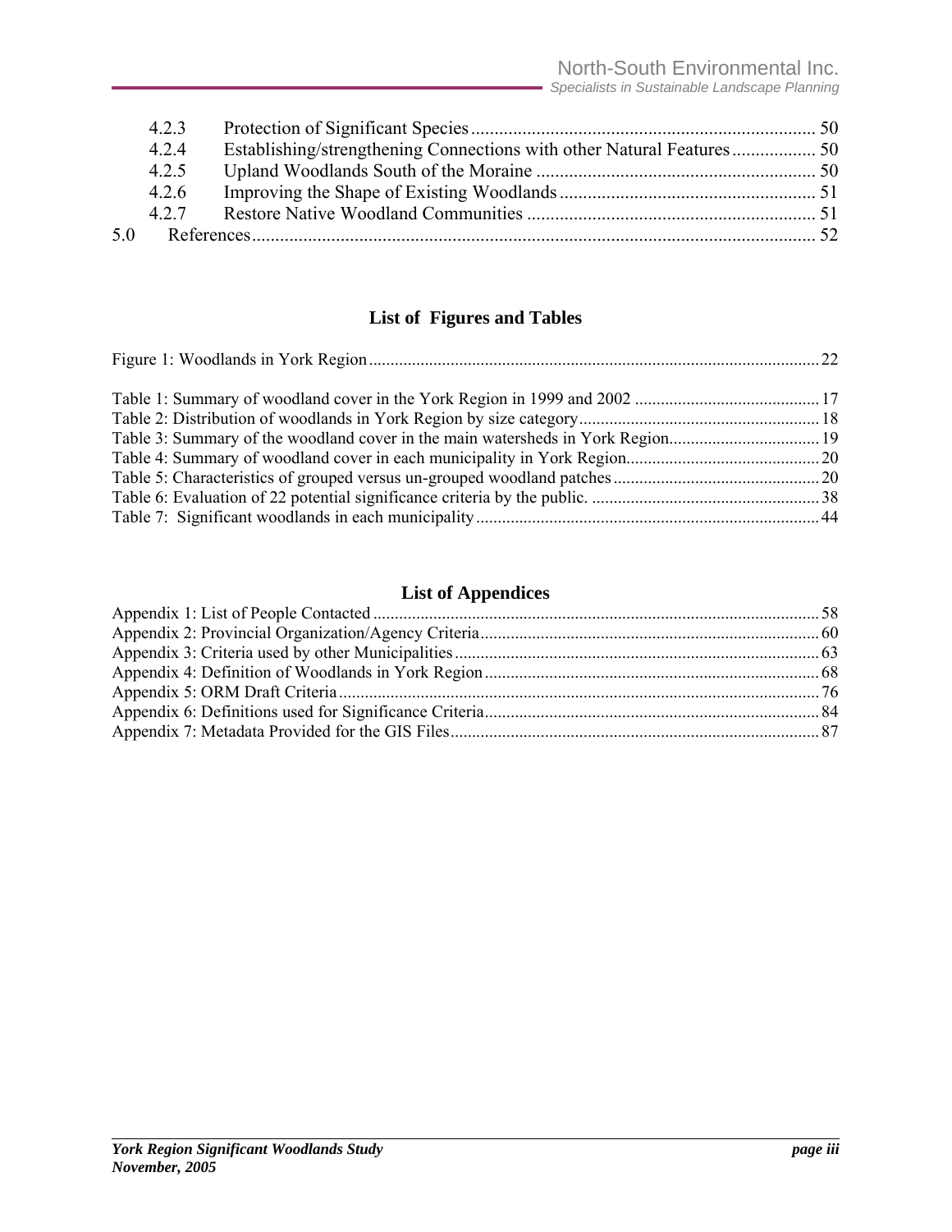4.2.3 Protection of Significant Species .......................................................................... 50
4.2.4 Establishing/strengthening Connections with other Natural Features .................. 50
4.2.5 Upland Woodlands South of the Moraine ............................................................ 50
4.2.6 Improving the Shape of Existing Woodlands ....................................................... 51
4.2.7 Restore Native Woodland Communities ............................................................... 51

5.0 References .......................................................................................................... 52

## List of Figures and Tables

Figure 1: Woodlands in York Region ........................................................................................ 22

Table 1: Summary of woodland cover in the York Region in 1999 and 2002 ........................................... 17
Table 2: Distribution of woodlands in York Region by size category........................................................ 18
Table 3: Summary of the woodland cover in the main watersheds in York Region................................... 19
Table 4: Summary of woodland cover in each municipality in York Region............................................. 20
Table 5: Characteristics of grouped versus un-grouped woodland patches ................................................ 20
Table 6: Evaluation of 22 potential significance criteria by the public. ..................................................... 38
Table 7: Significant woodlands in each municipality ............................................................................... 44

## List of Appendices

Appendix 1: List of People Contacted ....................................................................................... 58
Appendix 2: Provincial Organization/Agency Criteria ............................................................. 60
Appendix 3: Criteria used by other Municipalities .................................................................... 63
Appendix 4: Definition of Woodlands in York Region ............................................................. 68
Appendix 5: ORM Draft Criteria ............................................................................................... 76
Appendix 6: Definitions used for Significance Criteria ............................................................. 84
Appendix 7: Metadata Provided for the GIS Files ..................................................................... 87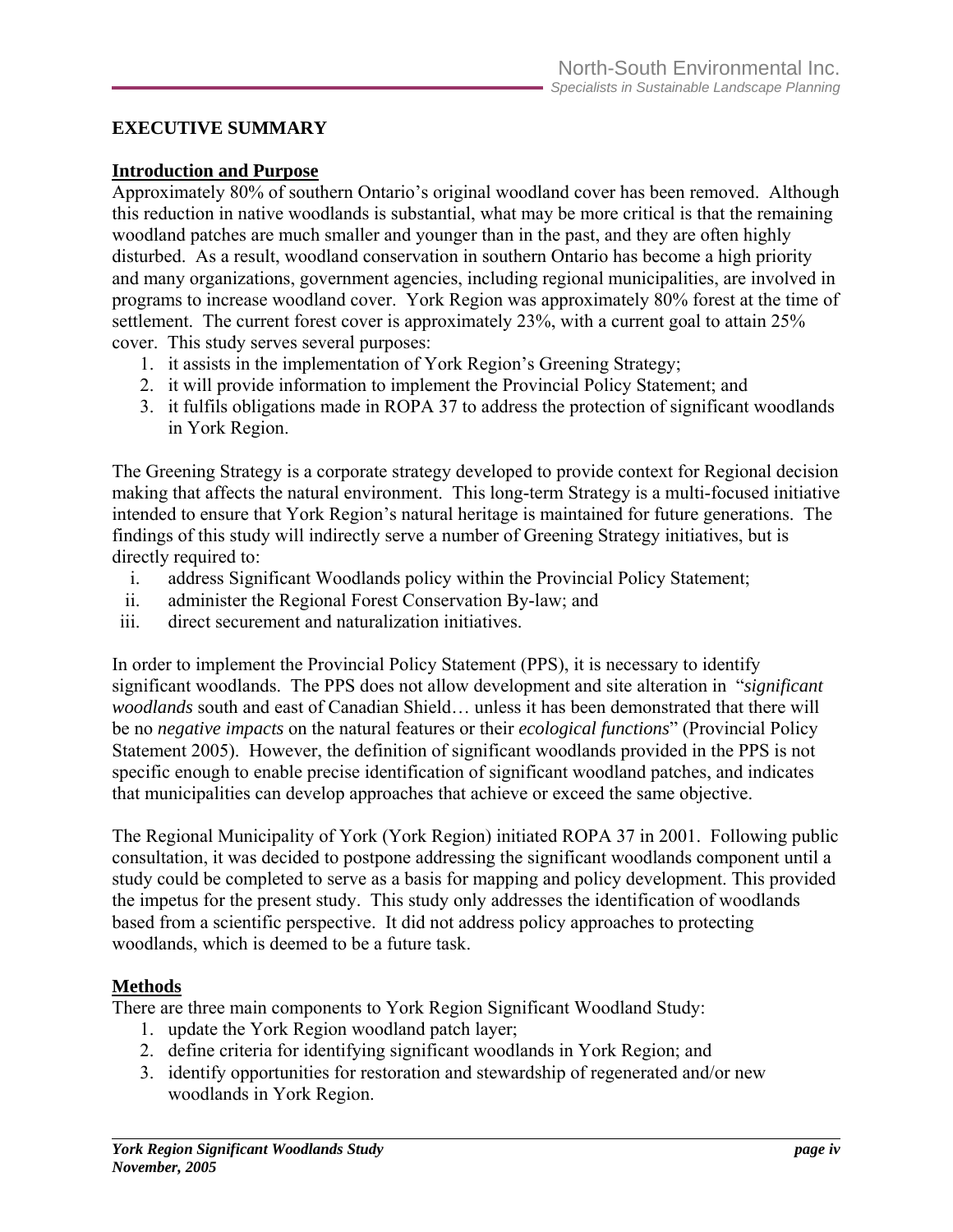## EXECUTIVE SUMMARY

### Introduction and Purpose

Approximately 80% of southern Ontario's original woodland cover has been removed. Although this reduction in native woodlands is substantial, what may be more critical is that the remaining woodland patches are much smaller and younger than in the past, and they are often highly disturbed. As a result, woodland conservation in southern Ontario has become a high priority and many organizations, government agencies, including regional municipalities, are involved in programs to increase woodland cover. York Region was approximately 80% forest at the time of settlement. The current forest cover is approximately 23%, with a current goal to attain 25% cover. This study serves several purposes:

1. it assists in the implementation of York Region's Greening Strategy;
2. it will provide information to implement the Provincial Policy Statement; and
3. it fulfils obligations made in ROPA 37 to address the protection of significant woodlands in York Region.

The Greening Strategy is a corporate strategy developed to provide context for Regional decision making that affects the natural environment. This long-term Strategy is a multi-focused initiative intended to ensure that York Region's natural heritage is maintained for future generations. The findings of this study will indirectly serve a number of Greening Strategy initiatives, but is directly required to:

i. address Significant Woodlands policy within the Provincial Policy Statement;
ii. administer the Regional Forest Conservation By-law; and
iii. direct securement and naturalization initiatives.

In order to implement the Provincial Policy Statement (PPS), it is necessary to identify significant woodlands. The PPS does not allow development and site alteration in "*significant woodlands* south and east of Canadian Shield… unless it has been demonstrated that there will be no *negative impacts* on the natural features or their *ecological functions*" (Provincial Policy Statement 2005). However, the definition of significant woodlands provided in the PPS is not specific enough to enable precise identification of significant woodland patches, and indicates that municipalities can develop approaches that achieve or exceed the same objective.

The Regional Municipality of York (York Region) initiated ROPA 37 in 2001. Following public consultation, it was decided to postpone addressing the significant woodlands component until a study could be completed to serve as a basis for mapping and policy development. This provided the impetus for the present study. This study only addresses the identification of woodlands based from a scientific perspective. It did not address policy approaches to protecting woodlands, which is deemed to be a future task.

### Methods

There are three main components to York Region Significant Woodland Study:

1. update the York Region woodland patch layer;
2. define criteria for identifying significant woodlands in York Region; and
3. identify opportunities for restoration and stewardship of regenerated and/or new woodlands in York Region.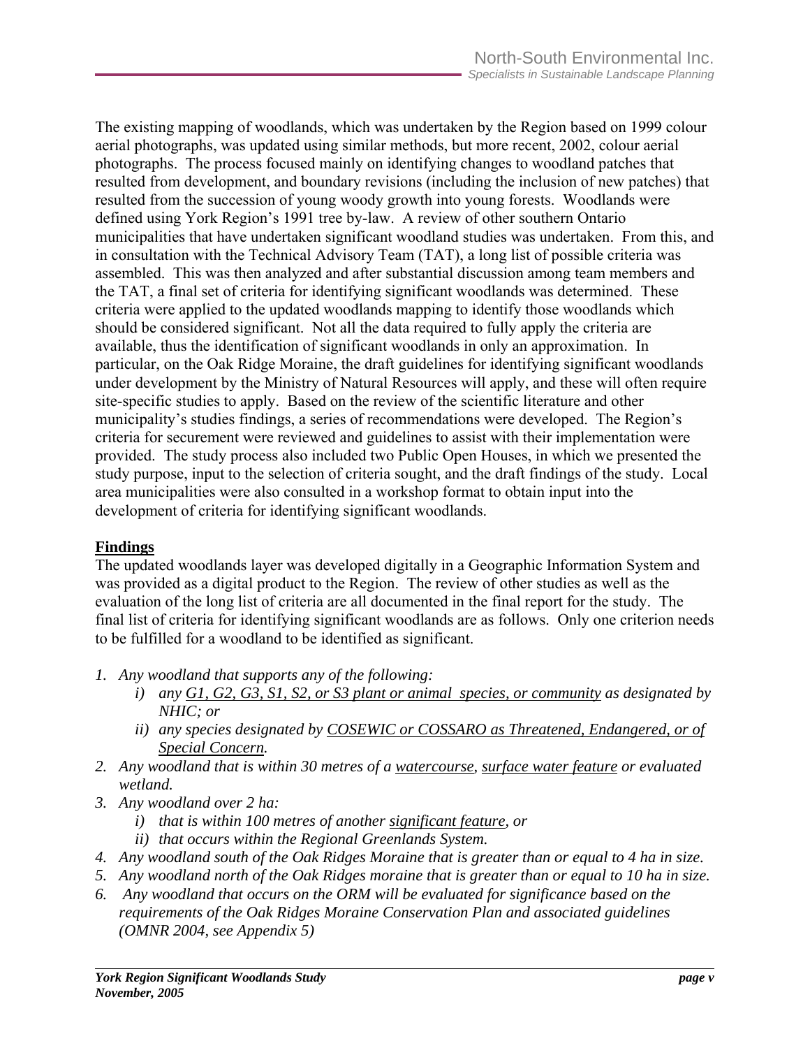The existing mapping of woodlands, which was undertaken by the Region based on 1999 colour aerial photographs, was updated using similar methods, but more recent, 2002, colour aerial photographs. The process focused mainly on identifying changes to woodland patches that resulted from development, and boundary revisions (including the inclusion of new patches) that resulted from the succession of young woody growth into young forests. Woodlands were defined using York Region's 1991 tree by-law. A review of other southern Ontario municipalities that have undertaken significant woodland studies was undertaken. From this, and in consultation with the Technical Advisory Team (TAT), a long list of possible criteria was assembled. This was then analyzed and after substantial discussion among team members and the TAT, a final set of criteria for identifying significant woodlands was determined. These criteria were applied to the updated woodlands mapping to identify those woodlands which should be considered significant. Not all the data required to fully apply the criteria are available, thus the identification of significant woodlands in only an approximation. In particular, on the Oak Ridge Moraine, the draft guidelines for identifying significant woodlands under development by the Ministry of Natural Resources will apply, and these will often require site-specific studies to apply. Based on the review of the scientific literature and other municipality's studies findings, a series of recommendations were developed. The Region's criteria for securement were reviewed and guidelines to assist with their implementation were provided. The study process also included two Public Open Houses, in which we presented the study purpose, input to the selection of criteria sought, and the draft findings of the study. Local area municipalities were also consulted in a workshop format to obtain input into the development of criteria for identifying significant woodlands.

## Findings

The updated woodlands layer was developed digitally in a Geographic Information System and was provided as a digital product to the Region. The review of other studies as well as the evaluation of the long list of criteria are all documented in the final report for the study. The final list of criteria for identifying significant woodlands are as follows. Only one criterion needs to be fulfilled for a woodland to be identified as significant.

1. *Any woodland that supports any of the following:*
   - i) *any <u>G1, G2, G3, S1, S2, or S3 plant or animal species, or community</u> as designated by NHIC; or*
   - ii) *any species designated by <u>COSEWIC or COSSARO as Threatened, Endangered, or of Special Concern</u>.*
2. *Any woodland that is within 30 metres of a <u>watercourse</u>, <u>surface water feature</u> or evaluated wetland.*
3. *Any woodland over 2 ha:*
   - i) *that is within 100 metres of another <u>significant feature</u>, or*
   - ii) *that occurs within the Regional Greenlands System.*
4. *Any woodland south of the Oak Ridges Moraine that is greater than or equal to 4 ha in size.*
5. *Any woodland north of the Oak Ridges moraine that is greater than or equal to 10 ha in size.*
6. *Any woodland that occurs on the ORM will be evaluated for significance based on the requirements of the Oak Ridges Moraine Conservation Plan and associated guidelines (OMNR 2004, see Appendix 5)*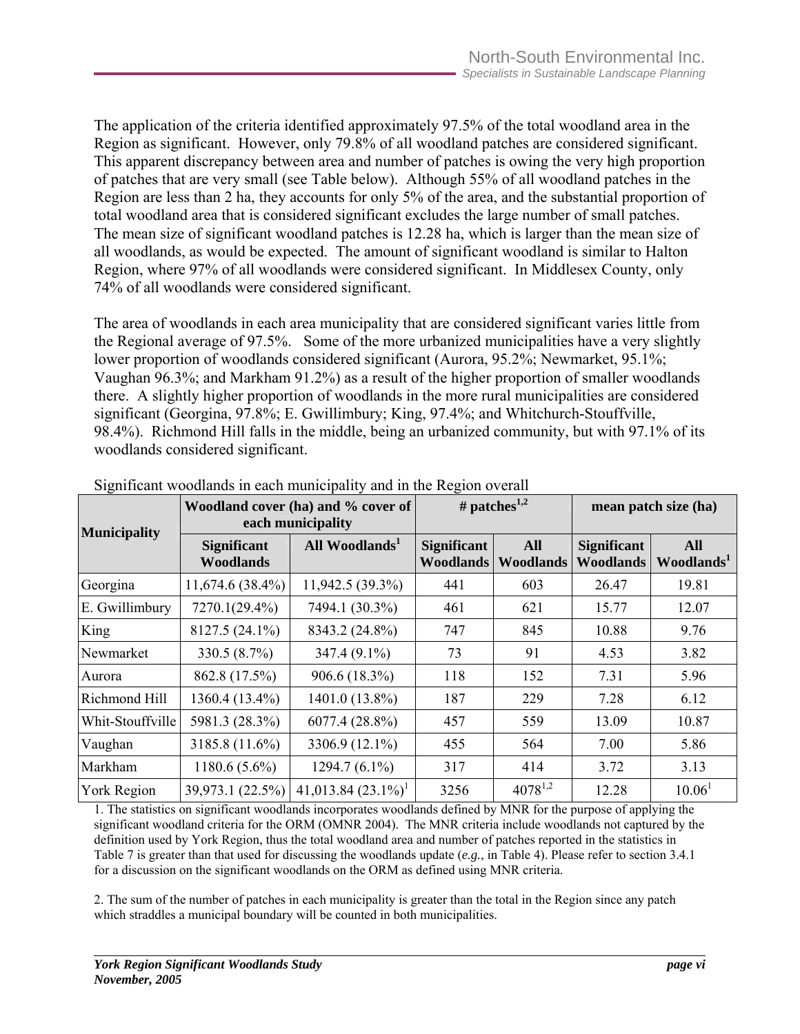The application of the criteria identified approximately 97.5% of the total woodland area in the Region as significant. However, only 79.8% of all woodland patches are considered significant. This apparent discrepancy between area and number of patches is owing the very high proportion of patches that are very small (see Table below). Although 55% of all woodland patches in the Region are less than 2 ha, they accounts for only 5% of the area, and the substantial proportion of total woodland area that is considered significant excludes the large number of small patches. The mean size of significant woodland patches is 12.28 ha, which is larger than the mean size of all woodlands, as would be expected. The amount of significant woodland is similar to Halton Region, where 97% of all woodlands were considered significant. In Middlesex County, only 74% of all woodlands were considered significant.

The area of woodlands in each area municipality that are considered significant varies little from the Regional average of 97.5%. Some of the more urbanized municipalities have a very slightly lower proportion of woodlands considered significant (Aurora, 95.2%; Newmarket, 95.1%; Vaughan 96.3%; and Markham 91.2%) as a result of the higher proportion of smaller woodlands there. A slightly higher proportion of woodlands in the more rural municipalities are considered significant (Georgina, 97.8%; E. Gwillimbury; King, 97.4%; and Whitchurch-Stouffville, 98.4%). Richmond Hill falls in the middle, being an urbanized community, but with 97.1% of its woodlands considered significant.

Significant woodlands in each municipality and in the Region overall

| Municipality | Woodland cover (ha) and % cover of each municipality | | # patches[1,2] | | mean patch size (ha) | |
|---|---|---|---|---|---|---|
| | Significant Woodlands | All Woodlands[1] | Significant Woodlands | All Woodlands | Significant Woodlands | All Woodlands[1] |
| Georgina | 11,674.6 (38.4%) | 11,942.5 (39.3%) | 441 | 603 | 26.47 | 19.81 |
| E. Gwillimbury | 7270.1(29.4%) | 7494.1 (30.3%) | 461 | 621 | 15.77 | 12.07 |
| King | 8127.5 (24.1%) | 8343.2 (24.8%) | 747 | 845 | 10.88 | 9.76 |
| Newmarket | 330.5 (8.7%) | 347.4 (9.1%) | 73 | 91 | 4.53 | 3.82 |
| Aurora | 862.8 (17.5%) | 906.6 (18.3%) | 118 | 152 | 7.31 | 5.96 |
| Richmond Hill | 1360.4 (13.4%) | 1401.0 (13.8%) | 187 | 229 | 7.28 | 6.12 |
| Whit-Stouffville | 5981.3 (28.3%) | 6077.4 (28.8%) | 457 | 559 | 13.09 | 10.87 |
| Vaughan | 3185.8 (11.6%) | 3306.9 (12.1%) | 455 | 564 | 7.00 | 5.86 |
| Markham | 1180.6 (5.6%) | 1294.7 (6.1%) | 317 | 414 | 3.72 | 3.13 |
| York Region | 39,973.1 (22.5%) | 41,013.84 (23.1%)[1] | 3256 | 4078[1,2] | 12.28 | 10.06[1] |

1. The statistics on significant woodlands incorporates woodlands defined by MNR for the purpose of applying the significant woodland criteria for the ORM (OMNR 2004). The MNR criteria include woodlands not captured by the definition used by York Region, thus the total woodland area and number of patches reported in the statistics in Table 7 is greater than that used for discussing the woodlands update (*e.g.*, in Table 4). Please refer to section 3.4.1 for a discussion on the significant woodlands on the ORM as defined using MNR criteria.

2. The sum of the number of patches in each municipality is greater than the total in the Region since any patch which straddles a municipal boundary will be counted in both municipalities.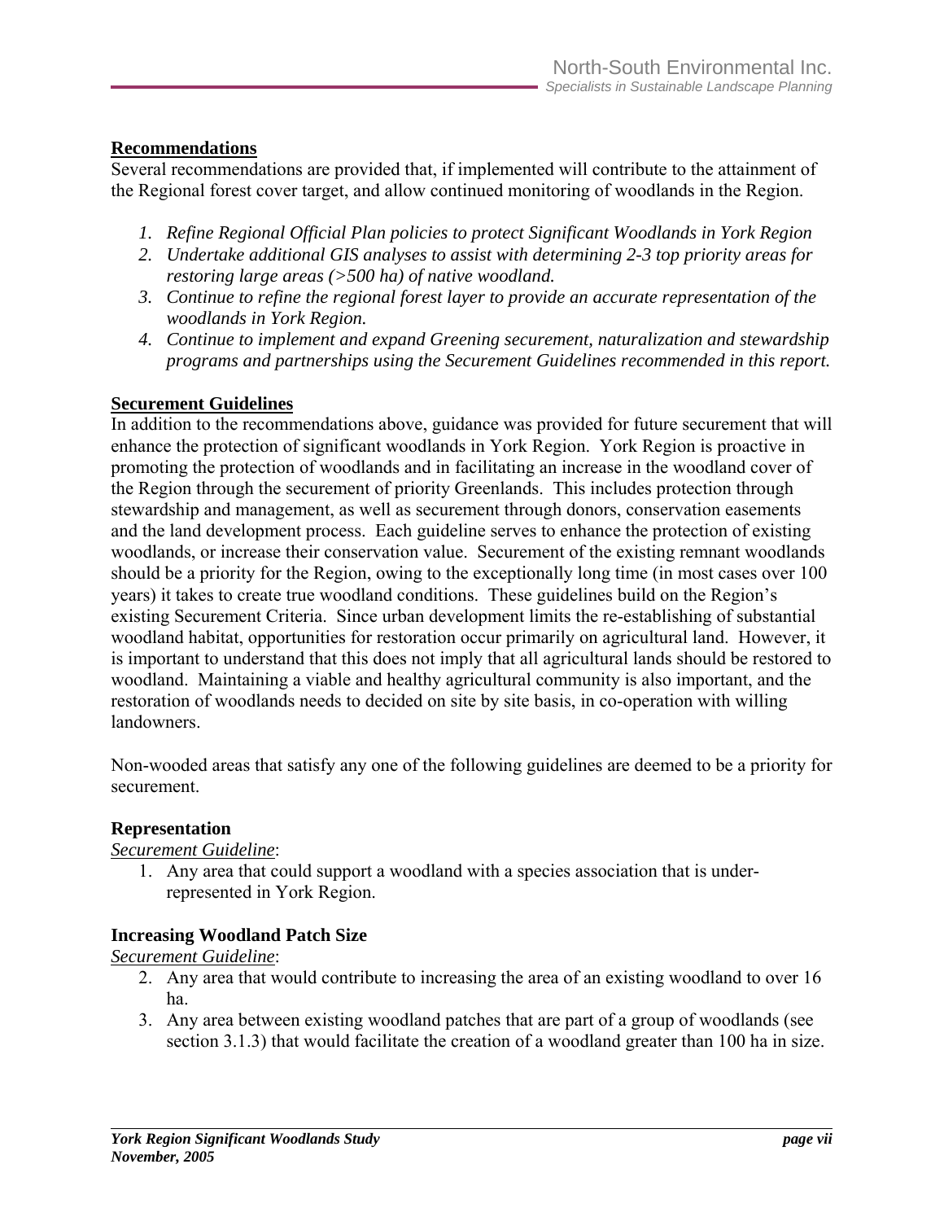## Recommendations

Several recommendations are provided that, if implemented will contribute to the attainment of the Regional forest cover target, and allow continued monitoring of woodlands in the Region.

1. *Refine Regional Official Plan policies to protect Significant Woodlands in York Region*
2. *Undertake additional GIS analyses to assist with determining 2-3 top priority areas for restoring large areas (>500 ha) of native woodland.*
3. *Continue to refine the regional forest layer to provide an accurate representation of the woodlands in York Region.*
4. *Continue to implement and expand Greening securement, naturalization and stewardship programs and partnerships using the Securement Guidelines recommended in this report.*

## Securement Guidelines

In addition to the recommendations above, guidance was provided for future securement that will enhance the protection of significant woodlands in York Region. York Region is proactive in promoting the protection of woodlands and in facilitating an increase in the woodland cover of the Region through the securement of priority Greenlands. This includes protection through stewardship and management, as well as securement through donors, conservation easements and the land development process. Each guideline serves to enhance the protection of existing woodlands, or increase their conservation value. Securement of the existing remnant woodlands should be a priority for the Region, owing to the exceptionally long time (in most cases over 100 years) it takes to create true woodland conditions. These guidelines build on the Region's existing Securement Criteria. Since urban development limits the re-establishing of substantial woodland habitat, opportunities for restoration occur primarily on agricultural land. However, it is important to understand that this does not imply that all agricultural lands should be restored to woodland. Maintaining a viable and healthy agricultural community is also important, and the restoration of woodlands needs to decided on site by site basis, in co-operation with willing landowners.

Non-wooded areas that satisfy any one of the following guidelines are deemed to be a priority for securement.

### Representation

*Securement Guideline*:

1. Any area that could support a woodland with a species association that is under-represented in York Region.

### Increasing Woodland Patch Size

*Securement Guideline*:

2. Any area that would contribute to increasing the area of an existing woodland to over 16 ha.
3. Any area between existing woodland patches that are part of a group of woodlands (see section 3.1.3) that would facilitate the creation of a woodland greater than 100 ha in size.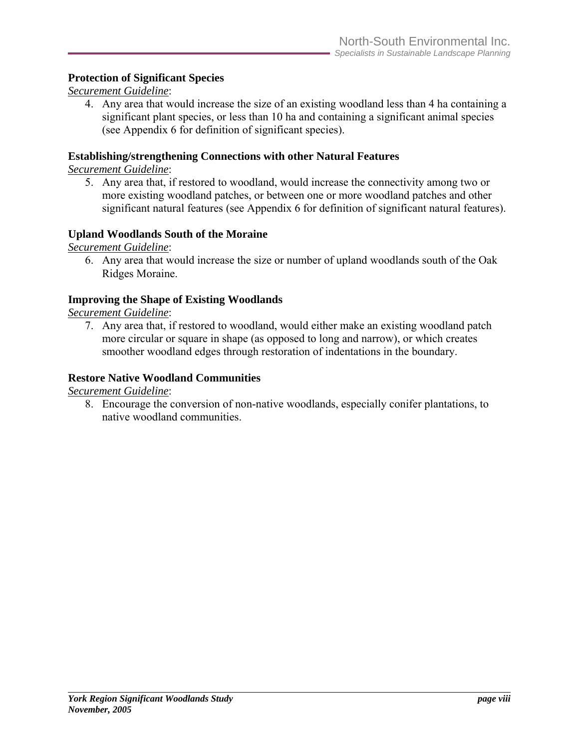**Protection of Significant Species**

*Securement Guideline*:

4. Any area that would increase the size of an existing woodland less than 4 ha containing a significant plant species, or less than 10 ha and containing a significant animal species (see Appendix 6 for definition of significant species).

**Establishing/strengthening Connections with other Natural Features**

*Securement Guideline*:

5. Any area that, if restored to woodland, would increase the connectivity among two or more existing woodland patches, or between one or more woodland patches and other significant natural features (see Appendix 6 for definition of significant natural features).

**Upland Woodlands South of the Moraine**

*Securement Guideline*:

6. Any area that would increase the size or number of upland woodlands south of the Oak Ridges Moraine.

**Improving the Shape of Existing Woodlands**

*Securement Guideline*:

7. Any area that, if restored to woodland, would either make an existing woodland patch more circular or square in shape (as opposed to long and narrow), or which creates smoother woodland edges through restoration of indentations in the boundary.

**Restore Native Woodland Communities**

*Securement Guideline*:

8. Encourage the conversion of non-native woodlands, especially conifer plantations, to native woodland communities.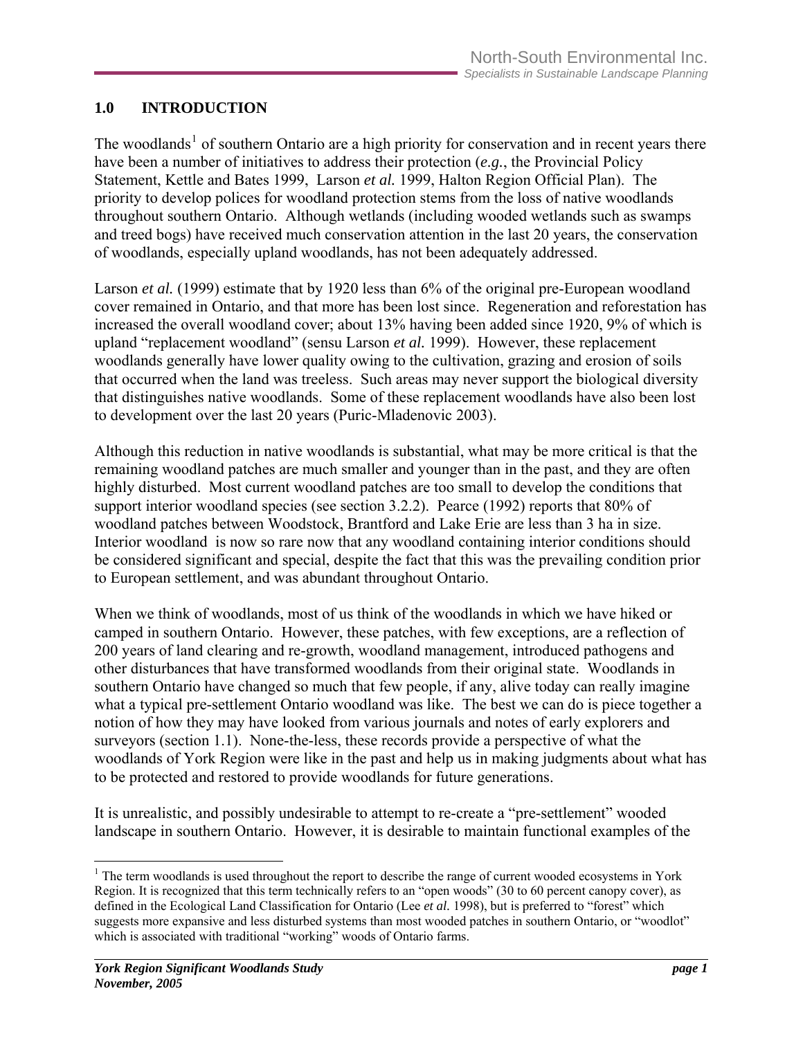## 1.0 INTRODUCTION

The woodlands[1] of southern Ontario are a high priority for conservation and in recent years there have been a number of initiatives to address their protection (*e.g.*, the Provincial Policy Statement, Kettle and Bates 1999, Larson *et al.* 1999, Halton Region Official Plan). The priority to develop polices for woodland protection stems from the loss of native woodlands throughout southern Ontario. Although wetlands (including wooded wetlands such as swamps and treed bogs) have received much conservation attention in the last 20 years, the conservation of woodlands, especially upland woodlands, has not been adequately addressed.

Larson *et al.* (1999) estimate that by 1920 less than 6% of the original pre-European woodland cover remained in Ontario, and that more has been lost since. Regeneration and reforestation has increased the overall woodland cover; about 13% having been added since 1920, 9% of which is upland "replacement woodland" (sensu Larson *et al.* 1999). However, these replacement woodlands generally have lower quality owing to the cultivation, grazing and erosion of soils that occurred when the land was treeless. Such areas may never support the biological diversity that distinguishes native woodlands. Some of these replacement woodlands have also been lost to development over the last 20 years (Puric-Mladenovic 2003).

Although this reduction in native woodlands is substantial, what may be more critical is that the remaining woodland patches are much smaller and younger than in the past, and they are often highly disturbed. Most current woodland patches are too small to develop the conditions that support interior woodland species (see section 3.2.2). Pearce (1992) reports that 80% of woodland patches between Woodstock, Brantford and Lake Erie are less than 3 ha in size. Interior woodland is now so rare now that any woodland containing interior conditions should be considered significant and special, despite the fact that this was the prevailing condition prior to European settlement, and was abundant throughout Ontario.

When we think of woodlands, most of us think of the woodlands in which we have hiked or camped in southern Ontario. However, these patches, with few exceptions, are a reflection of 200 years of land clearing and re-growth, woodland management, introduced pathogens and other disturbances that have transformed woodlands from their original state. Woodlands in southern Ontario have changed so much that few people, if any, alive today can really imagine what a typical pre-settlement Ontario woodland was like. The best we can do is piece together a notion of how they may have looked from various journals and notes of early explorers and surveyors (section 1.1). None-the-less, these records provide a perspective of what the woodlands of York Region were like in the past and help us in making judgments about what has to be protected and restored to provide woodlands for future generations.

It is unrealistic, and possibly undesirable to attempt to re-create a "pre-settlement" wooded landscape in southern Ontario. However, it is desirable to maintain functional examples of the

---

[1] The term woodlands is used throughout the report to describe the range of current wooded ecosystems in York Region. It is recognized that this term technically refers to an "open woods" (30 to 60 percent canopy cover), as defined in the Ecological Land Classification for Ontario (Lee *et al.* 1998), but is preferred to "forest" which suggests more expansive and less disturbed systems than most wooded patches in southern Ontario, or "woodlot" which is associated with traditional "working" woods of Ontario farms.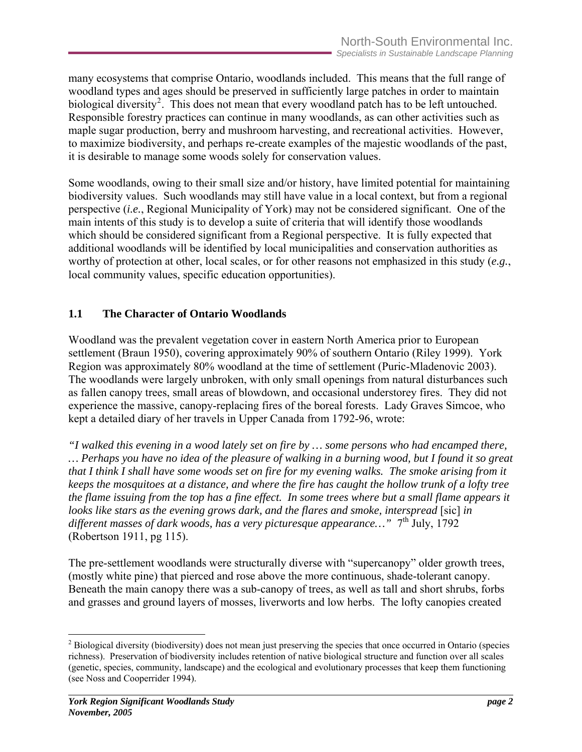many ecosystems that comprise Ontario, woodlands included. This means that the full range of woodland types and ages should be preserved in sufficiently large patches in order to maintain biological diversity[2]. This does not mean that every woodland patch has to be left untouched. Responsible forestry practices can continue in many woodlands, as can other activities such as maple sugar production, berry and mushroom harvesting, and recreational activities. However, to maximize biodiversity, and perhaps re-create examples of the majestic woodlands of the past, it is desirable to manage some woods solely for conservation values.

Some woodlands, owing to their small size and/or history, have limited potential for maintaining biodiversity values. Such woodlands may still have value in a local context, but from a regional perspective (*i.e.*, Regional Municipality of York) may not be considered significant. One of the main intents of this study is to develop a suite of criteria that will identify those woodlands which should be considered significant from a Regional perspective. It is fully expected that additional woodlands will be identified by local municipalities and conservation authorities as worthy of protection at other, local scales, or for other reasons not emphasized in this study (*e.g.*, local community values, specific education opportunities).

## 1.1 The Character of Ontario Woodlands

Woodland was the prevalent vegetation cover in eastern North America prior to European settlement (Braun 1950), covering approximately 90% of southern Ontario (Riley 1999). York Region was approximately 80% woodland at the time of settlement (Puric-Mladenovic 2003). The woodlands were largely unbroken, with only small openings from natural disturbances such as fallen canopy trees, small areas of blowdown, and occasional understorey fires. They did not experience the massive, canopy-replacing fires of the boreal forests. Lady Graves Simcoe, who kept a detailed diary of her travels in Upper Canada from 1792-96, wrote:

*"I walked this evening in a wood lately set on fire by … some persons who had encamped there, … Perhaps you have no idea of the pleasure of walking in a burning wood, but I found it so great that I think I shall have some woods set on fire for my evening walks. The smoke arising from it keeps the mosquitoes at a distance, and where the fire has caught the hollow trunk of a lofty tree the flame issuing from the top has a fine effect. In some trees where but a small flame appears it looks like stars as the evening grows dark, and the flares and smoke, interspread* [sic] *in different masses of dark woods, has a very picturesque appearance…"* 7th July, 1792 (Robertson 1911, pg 115).

The pre-settlement woodlands were structurally diverse with "supercanopy" older growth trees, (mostly white pine) that pierced and rose above the more continuous, shade-tolerant canopy. Beneath the main canopy there was a sub-canopy of trees, as well as tall and short shrubs, forbs and grasses and ground layers of mosses, liverworts and low herbs. The lofty canopies created

[2] Biological diversity (biodiversity) does not mean just preserving the species that once occurred in Ontario (species richness). Preservation of biodiversity includes retention of native biological structure and function over all scales (genetic, species, community, landscape) and the ecological and evolutionary processes that keep them functioning (see Noss and Cooperrider 1994).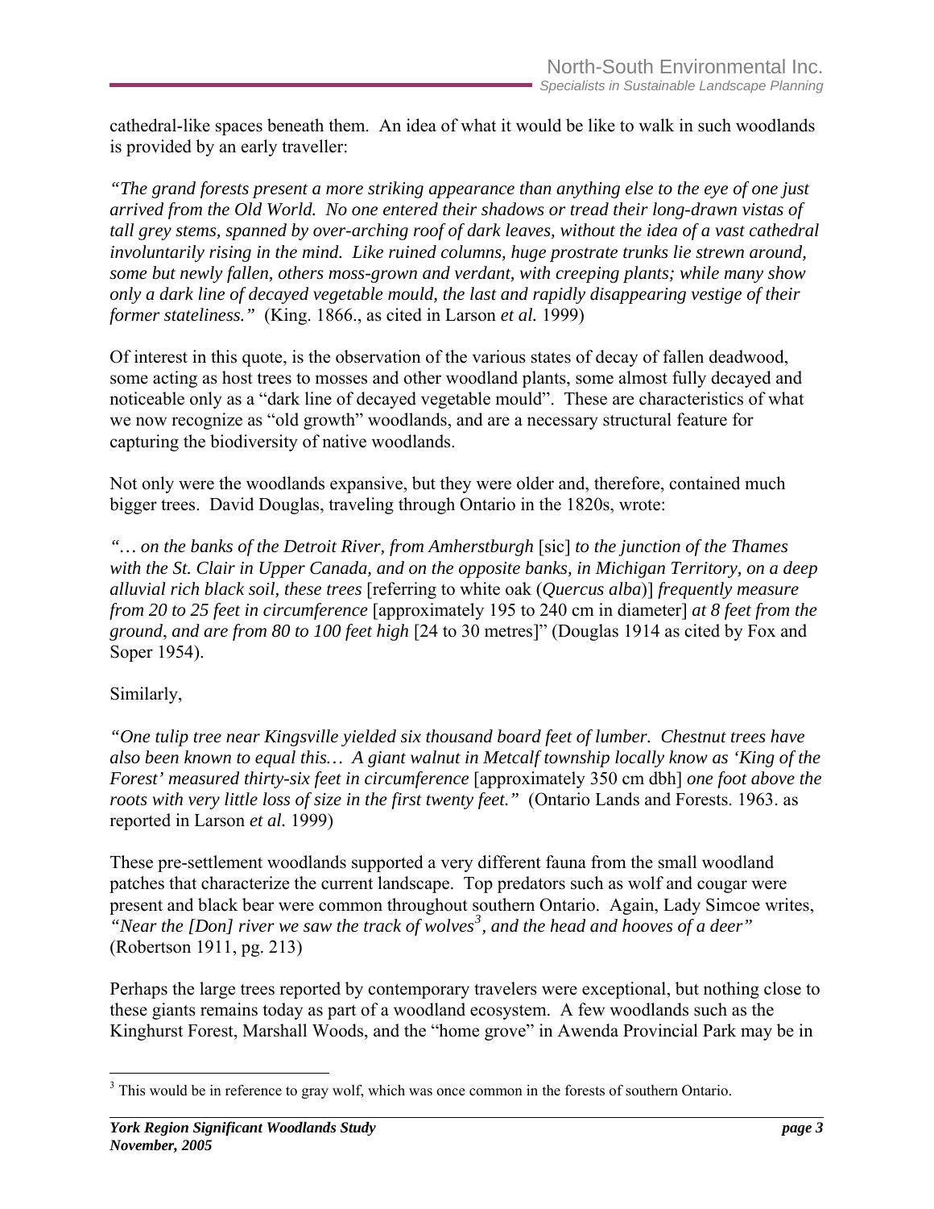cathedral-like spaces beneath them. An idea of what it would be like to walk in such woodlands is provided by an early traveller:

*"The grand forests present a more striking appearance than anything else to the eye of one just arrived from the Old World. No one entered their shadows or tread their long-drawn vistas of tall grey stems, spanned by over-arching roof of dark leaves, without the idea of a vast cathedral involuntarily rising in the mind. Like ruined columns, huge prostrate trunks lie strewn around, some but newly fallen, others moss-grown and verdant, with creeping plants; while many show only a dark line of decayed vegetable mould, the last and rapidly disappearing vestige of their former stateliness."* (King. 1866., as cited in Larson *et al.* 1999)

Of interest in this quote, is the observation of the various states of decay of fallen deadwood, some acting as host trees to mosses and other woodland plants, some almost fully decayed and noticeable only as a "dark line of decayed vegetable mould". These are characteristics of what we now recognize as "old growth" woodlands, and are a necessary structural feature for capturing the biodiversity of native woodlands.

Not only were the woodlands expansive, but they were older and, therefore, contained much bigger trees. David Douglas, traveling through Ontario in the 1820s, wrote:

*"… on the banks of the Detroit River, from Amherstburgh* [sic] *to the junction of the Thames with the St. Clair in Upper Canada, and on the opposite banks, in Michigan Territory, on a deep alluvial rich black soil, these trees* [referring to white oak (*Quercus alba*)] *frequently measure from 20 to 25 feet in circumference* [approximately 195 to 240 cm in diameter] *at 8 feet from the ground*, *and are from 80 to 100 feet high* [24 to 30 metres]" (Douglas 1914 as cited by Fox and Soper 1954).

Similarly,

*"One tulip tree near Kingsville yielded six thousand board feet of lumber. Chestnut trees have also been known to equal this… A giant walnut in Metcalf township locally know as 'King of the Forest' measured thirty-six feet in circumference* [approximately 350 cm dbh] *one foot above the roots with very little loss of size in the first twenty feet."* (Ontario Lands and Forests. 1963. as reported in Larson *et al.* 1999)

These pre-settlement woodlands supported a very different fauna from the small woodland patches that characterize the current landscape. Top predators such as wolf and cougar were present and black bear were common throughout southern Ontario. Again, Lady Simcoe writes, *"Near the [Don] river we saw the track of wolves*[3]*, and the head and hooves of a deer"* (Robertson 1911, pg. 213)

Perhaps the large trees reported by contemporary travelers were exceptional, but nothing close to these giants remains today as part of a woodland ecosystem. A few woodlands such as the Kinghurst Forest, Marshall Woods, and the "home grove" in Awenda Provincial Park may be in

[3] This would be in reference to gray wolf, which was once common in the forests of southern Ontario.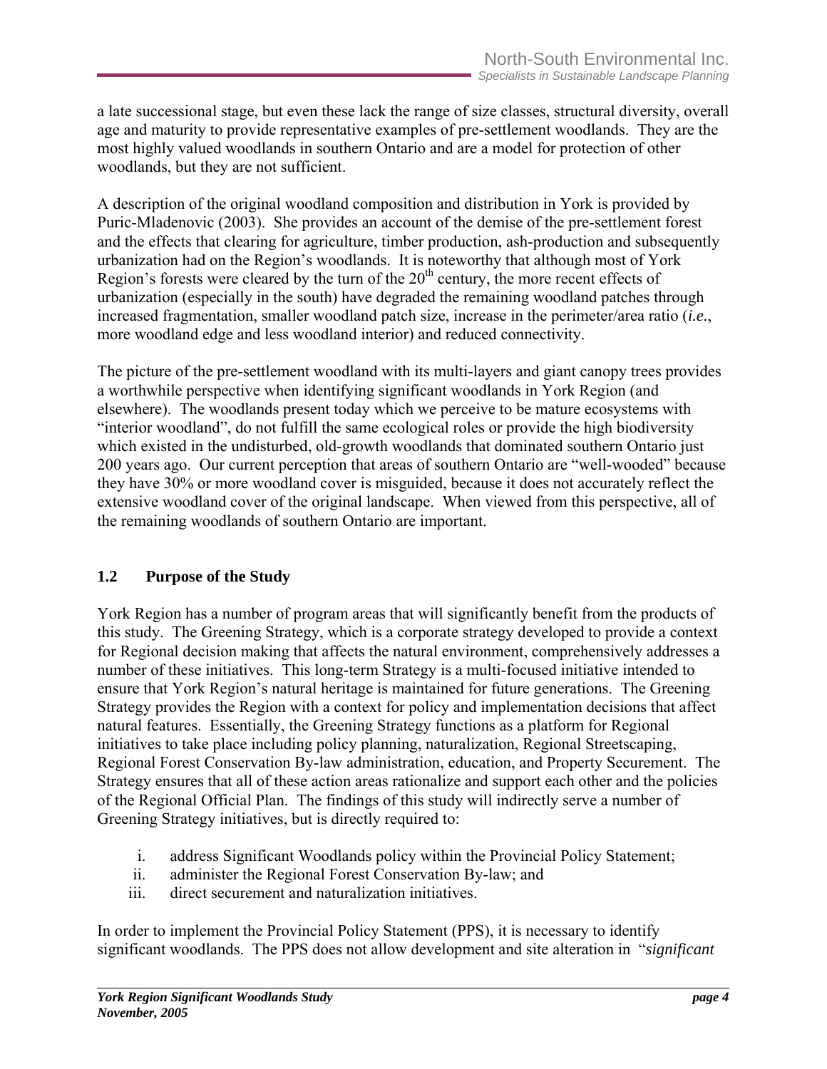a late successional stage, but even these lack the range of size classes, structural diversity, overall age and maturity to provide representative examples of pre-settlement woodlands. They are the most highly valued woodlands in southern Ontario and are a model for protection of other woodlands, but they are not sufficient.

A description of the original woodland composition and distribution in York is provided by Puric-Mladenovic (2003). She provides an account of the demise of the pre-settlement forest and the effects that clearing for agriculture, timber production, ash-production and subsequently urbanization had on the Region's woodlands. It is noteworthy that although most of York Region's forests were cleared by the turn of the 20th century, the more recent effects of urbanization (especially in the south) have degraded the remaining woodland patches through increased fragmentation, smaller woodland patch size, increase in the perimeter/area ratio (*i.e.*, more woodland edge and less woodland interior) and reduced connectivity.

The picture of the pre-settlement woodland with its multi-layers and giant canopy trees provides a worthwhile perspective when identifying significant woodlands in York Region (and elsewhere). The woodlands present today which we perceive to be mature ecosystems with "interior woodland", do not fulfill the same ecological roles or provide the high biodiversity which existed in the undisturbed, old-growth woodlands that dominated southern Ontario just 200 years ago. Our current perception that areas of southern Ontario are "well-wooded" because they have 30% or more woodland cover is misguided, because it does not accurately reflect the extensive woodland cover of the original landscape. When viewed from this perspective, all of the remaining woodlands of southern Ontario are important.

## 1.2 Purpose of the Study

York Region has a number of program areas that will significantly benefit from the products of this study. The Greening Strategy, which is a corporate strategy developed to provide a context for Regional decision making that affects the natural environment, comprehensively addresses a number of these initiatives. This long-term Strategy is a multi-focused initiative intended to ensure that York Region's natural heritage is maintained for future generations. The Greening Strategy provides the Region with a context for policy and implementation decisions that affect natural features. Essentially, the Greening Strategy functions as a platform for Regional initiatives to take place including policy planning, naturalization, Regional Streetscaping, Regional Forest Conservation By-law administration, education, and Property Securement. The Strategy ensures that all of these action areas rationalize and support each other and the policies of the Regional Official Plan. The findings of this study will indirectly serve a number of Greening Strategy initiatives, but is directly required to:

i. address Significant Woodlands policy within the Provincial Policy Statement;
ii. administer the Regional Forest Conservation By-law; and
iii. direct securement and naturalization initiatives.

In order to implement the Provincial Policy Statement (PPS), it is necessary to identify significant woodlands. The PPS does not allow development and site alteration in "*significant*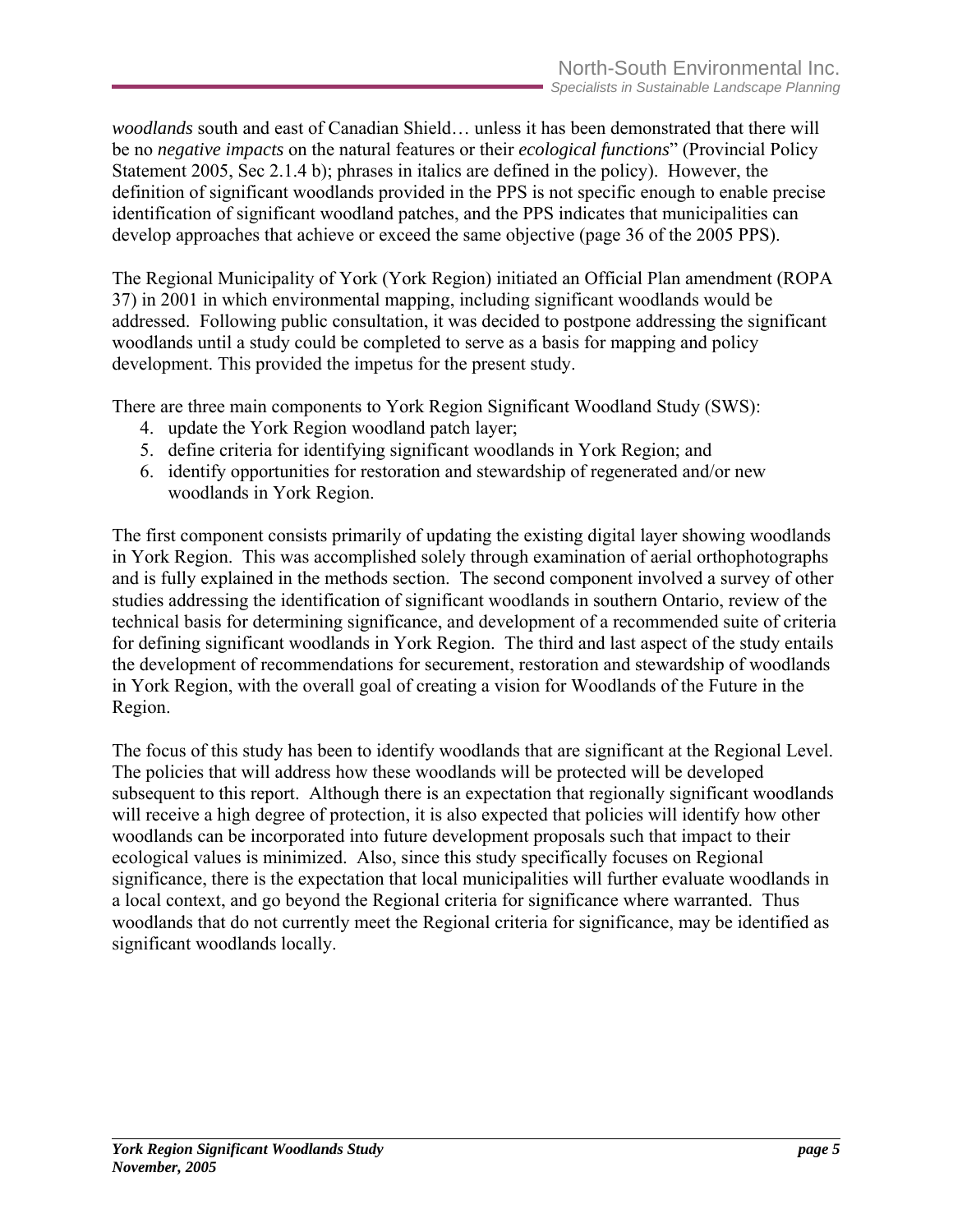*woodlands* south and east of Canadian Shield… unless it has been demonstrated that there will be no *negative impacts* on the natural features or their *ecological functions*" (Provincial Policy Statement 2005, Sec 2.1.4 b); phrases in italics are defined in the policy). However, the definition of significant woodlands provided in the PPS is not specific enough to enable precise identification of significant woodland patches, and the PPS indicates that municipalities can develop approaches that achieve or exceed the same objective (page 36 of the 2005 PPS).

The Regional Municipality of York (York Region) initiated an Official Plan amendment (ROPA 37) in 2001 in which environmental mapping, including significant woodlands would be addressed. Following public consultation, it was decided to postpone addressing the significant woodlands until a study could be completed to serve as a basis for mapping and policy development. This provided the impetus for the present study.

There are three main components to York Region Significant Woodland Study (SWS):

4. update the York Region woodland patch layer;
5. define criteria for identifying significant woodlands in York Region; and
6. identify opportunities for restoration and stewardship of regenerated and/or new woodlands in York Region.

The first component consists primarily of updating the existing digital layer showing woodlands in York Region. This was accomplished solely through examination of aerial orthophotographs and is fully explained in the methods section. The second component involved a survey of other studies addressing the identification of significant woodlands in southern Ontario, review of the technical basis for determining significance, and development of a recommended suite of criteria for defining significant woodlands in York Region. The third and last aspect of the study entails the development of recommendations for securement, restoration and stewardship of woodlands in York Region, with the overall goal of creating a vision for Woodlands of the Future in the Region.

The focus of this study has been to identify woodlands that are significant at the Regional Level. The policies that will address how these woodlands will be protected will be developed subsequent to this report. Although there is an expectation that regionally significant woodlands will receive a high degree of protection, it is also expected that policies will identify how other woodlands can be incorporated into future development proposals such that impact to their ecological values is minimized. Also, since this study specifically focuses on Regional significance, there is the expectation that local municipalities will further evaluate woodlands in a local context, and go beyond the Regional criteria for significance where warranted. Thus woodlands that do not currently meet the Regional criteria for significance, may be identified as significant woodlands locally.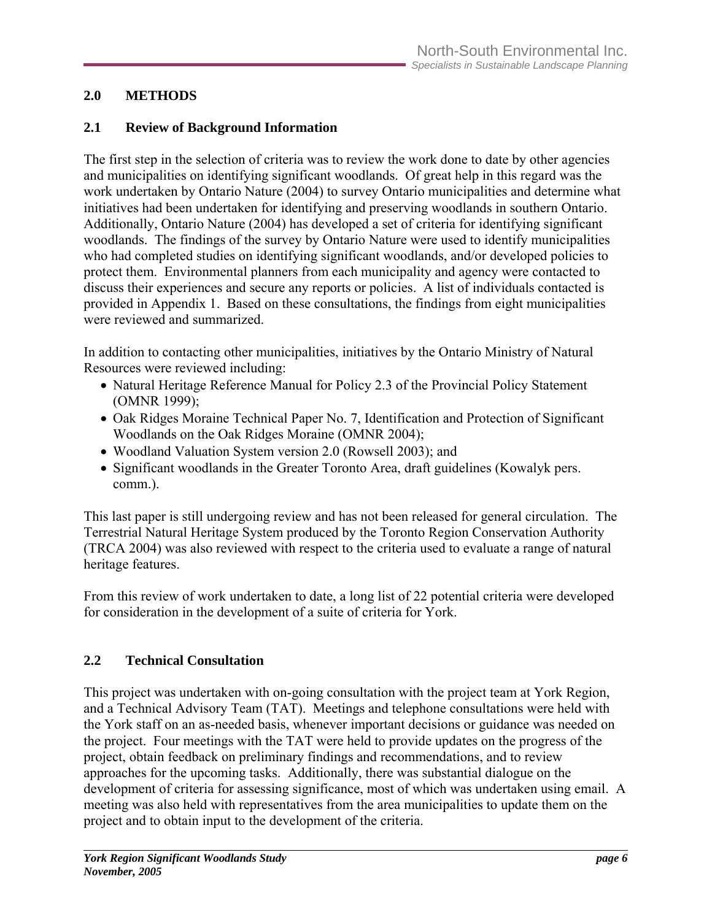## 2.0 METHODS

### 2.1 Review of Background Information

The first step in the selection of criteria was to review the work done to date by other agencies and municipalities on identifying significant woodlands. Of great help in this regard was the work undertaken by Ontario Nature (2004) to survey Ontario municipalities and determine what initiatives had been undertaken for identifying and preserving woodlands in southern Ontario. Additionally, Ontario Nature (2004) has developed a set of criteria for identifying significant woodlands. The findings of the survey by Ontario Nature were used to identify municipalities who had completed studies on identifying significant woodlands, and/or developed policies to protect them. Environmental planners from each municipality and agency were contacted to discuss their experiences and secure any reports or policies. A list of individuals contacted is provided in Appendix 1. Based on these consultations, the findings from eight municipalities were reviewed and summarized.

In addition to contacting other municipalities, initiatives by the Ontario Ministry of Natural Resources were reviewed including:

- Natural Heritage Reference Manual for Policy 2.3 of the Provincial Policy Statement (OMNR 1999);
- Oak Ridges Moraine Technical Paper No. 7, Identification and Protection of Significant Woodlands on the Oak Ridges Moraine (OMNR 2004);
- Woodland Valuation System version 2.0 (Rowsell 2003); and
- Significant woodlands in the Greater Toronto Area, draft guidelines (Kowalyk pers. comm.).

This last paper is still undergoing review and has not been released for general circulation. The Terrestrial Natural Heritage System produced by the Toronto Region Conservation Authority (TRCA 2004) was also reviewed with respect to the criteria used to evaluate a range of natural heritage features.

From this review of work undertaken to date, a long list of 22 potential criteria were developed for consideration in the development of a suite of criteria for York.

### 2.2 Technical Consultation

This project was undertaken with on-going consultation with the project team at York Region, and a Technical Advisory Team (TAT). Meetings and telephone consultations were held with the York staff on an as-needed basis, whenever important decisions or guidance was needed on the project. Four meetings with the TAT were held to provide updates on the progress of the project, obtain feedback on preliminary findings and recommendations, and to review approaches for the upcoming tasks. Additionally, there was substantial dialogue on the development of criteria for assessing significance, most of which was undertaken using email. A meeting was also held with representatives from the area municipalities to update them on the project and to obtain input to the development of the criteria.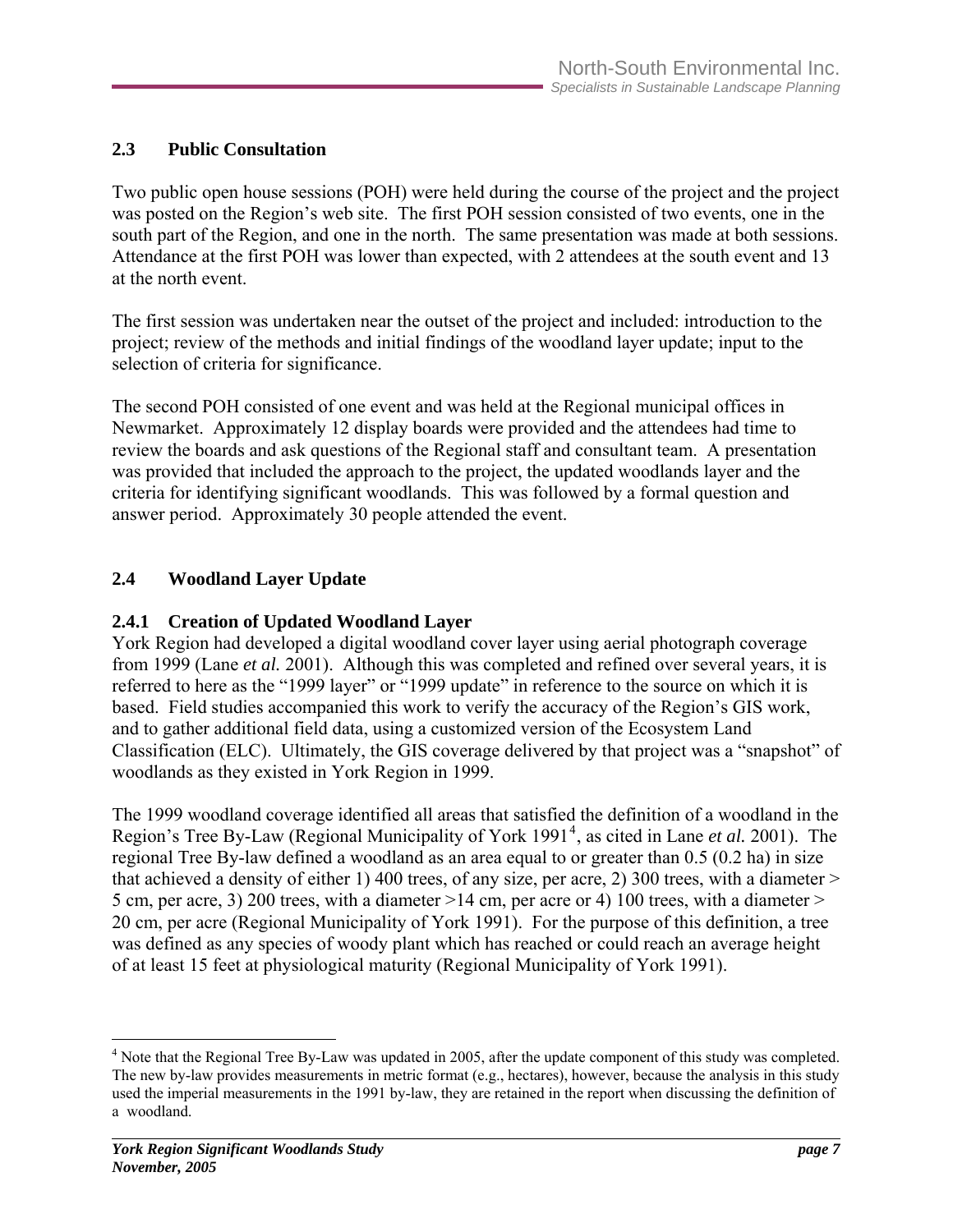## 2.3 Public Consultation

Two public open house sessions (POH) were held during the course of the project and the project was posted on the Region's web site. The first POH session consisted of two events, one in the south part of the Region, and one in the north. The same presentation was made at both sessions. Attendance at the first POH was lower than expected, with 2 attendees at the south event and 13 at the north event.

The first session was undertaken near the outset of the project and included: introduction to the project; review of the methods and initial findings of the woodland layer update; input to the selection of criteria for significance.

The second POH consisted of one event and was held at the Regional municipal offices in Newmarket. Approximately 12 display boards were provided and the attendees had time to review the boards and ask questions of the Regional staff and consultant team. A presentation was provided that included the approach to the project, the updated woodlands layer and the criteria for identifying significant woodlands. This was followed by a formal question and answer period. Approximately 30 people attended the event.

## 2.4 Woodland Layer Update

### 2.4.1 Creation of Updated Woodland Layer

York Region had developed a digital woodland cover layer using aerial photograph coverage from 1999 (Lane *et al.* 2001). Although this was completed and refined over several years, it is referred to here as the "1999 layer" or "1999 update" in reference to the source on which it is based. Field studies accompanied this work to verify the accuracy of the Region's GIS work, and to gather additional field data, using a customized version of the Ecosystem Land Classification (ELC). Ultimately, the GIS coverage delivered by that project was a "snapshot" of woodlands as they existed in York Region in 1999.

The 1999 woodland coverage identified all areas that satisfied the definition of a woodland in the Region's Tree By-Law (Regional Municipality of York 1991[4], as cited in Lane *et al.* 2001). The regional Tree By-law defined a woodland as an area equal to or greater than 0.5 (0.2 ha) in size that achieved a density of either 1) 400 trees, of any size, per acre, 2) 300 trees, with a diameter > 5 cm, per acre, 3) 200 trees, with a diameter >14 cm, per acre or 4) 100 trees, with a diameter > 20 cm, per acre (Regional Municipality of York 1991). For the purpose of this definition, a tree was defined as any species of woody plant which has reached or could reach an average height of at least 15 feet at physiological maturity (Regional Municipality of York 1991).

---

[4] Note that the Regional Tree By-Law was updated in 2005, after the update component of this study was completed. The new by-law provides measurements in metric format (e.g., hectares), however, because the analysis in this study used the imperial measurements in the 1991 by-law, they are retained in the report when discussing the definition of a woodland.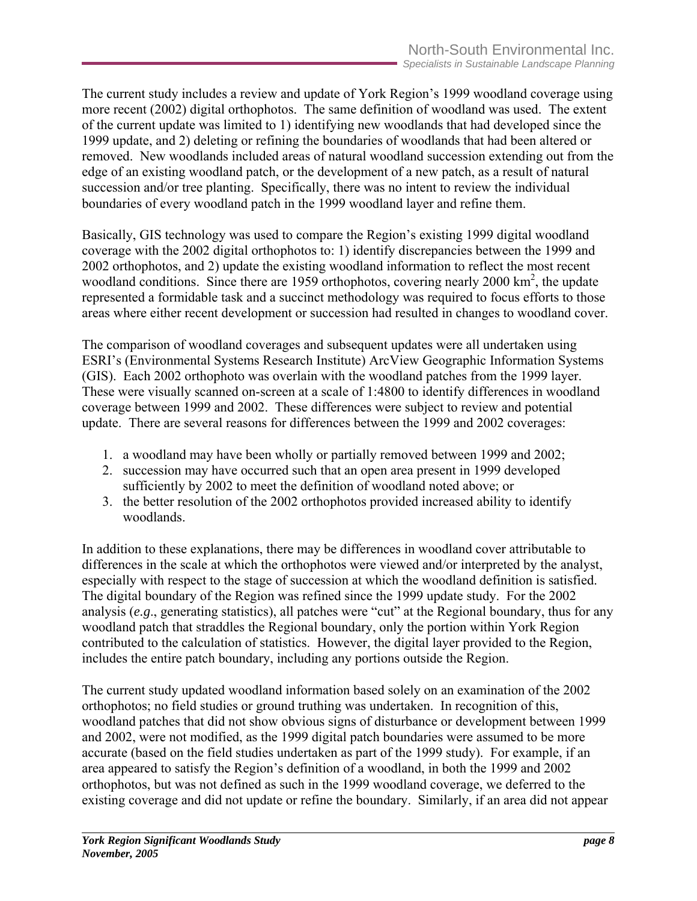The current study includes a review and update of York Region's 1999 woodland coverage using more recent (2002) digital orthophotos. The same definition of woodland was used. The extent of the current update was limited to 1) identifying new woodlands that had developed since the 1999 update, and 2) deleting or refining the boundaries of woodlands that had been altered or removed. New woodlands included areas of natural woodland succession extending out from the edge of an existing woodland patch, or the development of a new patch, as a result of natural succession and/or tree planting. Specifically, there was no intent to review the individual boundaries of every woodland patch in the 1999 woodland layer and refine them.

Basically, GIS technology was used to compare the Region's existing 1999 digital woodland coverage with the 2002 digital orthophotos to: 1) identify discrepancies between the 1999 and 2002 orthophotos, and 2) update the existing woodland information to reflect the most recent woodland conditions. Since there are 1959 orthophotos, covering nearly 2000 $km^2$, the update represented a formidable task and a succinct methodology was required to focus efforts to those areas where either recent development or succession had resulted in changes to woodland cover.

The comparison of woodland coverages and subsequent updates were all undertaken using ESRI's (Environmental Systems Research Institute) ArcView Geographic Information Systems (GIS). Each 2002 orthophoto was overlain with the woodland patches from the 1999 layer. These were visually scanned on-screen at a scale of 1:4800 to identify differences in woodland coverage between 1999 and 2002. These differences were subject to review and potential update. There are several reasons for differences between the 1999 and 2002 coverages:

1. a woodland may have been wholly or partially removed between 1999 and 2002;
2. succession may have occurred such that an open area present in 1999 developed sufficiently by 2002 to meet the definition of woodland noted above; or
3. the better resolution of the 2002 orthophotos provided increased ability to identify woodlands.

In addition to these explanations, there may be differences in woodland cover attributable to differences in the scale at which the orthophotos were viewed and/or interpreted by the analyst, especially with respect to the stage of succession at which the woodland definition is satisfied. The digital boundary of the Region was refined since the 1999 update study. For the 2002 analysis (*e.g*., generating statistics), all patches were "cut" at the Regional boundary, thus for any woodland patch that straddles the Regional boundary, only the portion within York Region contributed to the calculation of statistics. However, the digital layer provided to the Region, includes the entire patch boundary, including any portions outside the Region.

The current study updated woodland information based solely on an examination of the 2002 orthophotos; no field studies or ground truthing was undertaken. In recognition of this, woodland patches that did not show obvious signs of disturbance or development between 1999 and 2002, were not modified, as the 1999 digital patch boundaries were assumed to be more accurate (based on the field studies undertaken as part of the 1999 study). For example, if an area appeared to satisfy the Region's definition of a woodland, in both the 1999 and 2002 orthophotos, but was not defined as such in the 1999 woodland coverage, we deferred to the existing coverage and did not update or refine the boundary. Similarly, if an area did not appear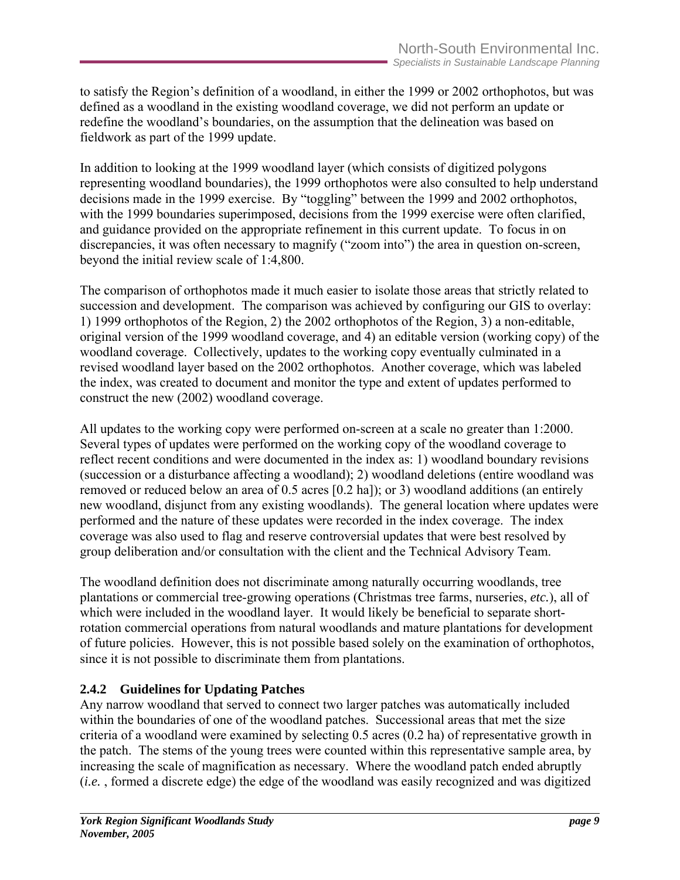to satisfy the Region's definition of a woodland, in either the 1999 or 2002 orthophotos, but was defined as a woodland in the existing woodland coverage, we did not perform an update or redefine the woodland's boundaries, on the assumption that the delineation was based on fieldwork as part of the 1999 update.

In addition to looking at the 1999 woodland layer (which consists of digitized polygons representing woodland boundaries), the 1999 orthophotos were also consulted to help understand decisions made in the 1999 exercise. By "toggling" between the 1999 and 2002 orthophotos, with the 1999 boundaries superimposed, decisions from the 1999 exercise were often clarified, and guidance provided on the appropriate refinement in this current update. To focus in on discrepancies, it was often necessary to magnify ("zoom into") the area in question on-screen, beyond the initial review scale of 1:4,800.

The comparison of orthophotos made it much easier to isolate those areas that strictly related to succession and development. The comparison was achieved by configuring our GIS to overlay: 1) 1999 orthophotos of the Region, 2) the 2002 orthophotos of the Region, 3) a non-editable, original version of the 1999 woodland coverage, and 4) an editable version (working copy) of the woodland coverage. Collectively, updates to the working copy eventually culminated in a revised woodland layer based on the 2002 orthophotos. Another coverage, which was labeled the index, was created to document and monitor the type and extent of updates performed to construct the new (2002) woodland coverage.

All updates to the working copy were performed on-screen at a scale no greater than 1:2000. Several types of updates were performed on the working copy of the woodland coverage to reflect recent conditions and were documented in the index as: 1) woodland boundary revisions (succession or a disturbance affecting a woodland); 2) woodland deletions (entire woodland was removed or reduced below an area of 0.5 acres [0.2 ha]); or 3) woodland additions (an entirely new woodland, disjunct from any existing woodlands). The general location where updates were performed and the nature of these updates were recorded in the index coverage. The index coverage was also used to flag and reserve controversial updates that were best resolved by group deliberation and/or consultation with the client and the Technical Advisory Team.

The woodland definition does not discriminate among naturally occurring woodlands, tree plantations or commercial tree-growing operations (Christmas tree farms, nurseries, *etc.*), all of which were included in the woodland layer. It would likely be beneficial to separate short-rotation commercial operations from natural woodlands and mature plantations for development of future policies. However, this is not possible based solely on the examination of orthophotos, since it is not possible to discriminate them from plantations.

### 2.4.2 Guidelines for Updating Patches

Any narrow woodland that served to connect two larger patches was automatically included within the boundaries of one of the woodland patches. Successional areas that met the size criteria of a woodland were examined by selecting 0.5 acres (0.2 ha) of representative growth in the patch. The stems of the young trees were counted within this representative sample area, by increasing the scale of magnification as necessary. Where the woodland patch ended abruptly (*i.e.* , formed a discrete edge) the edge of the woodland was easily recognized and was digitized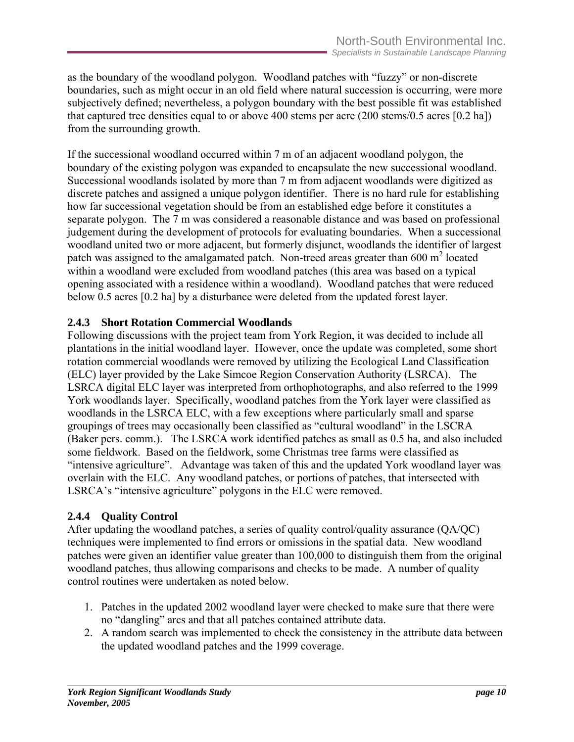as the boundary of the woodland polygon. Woodland patches with "fuzzy" or non-discrete boundaries, such as might occur in an old field where natural succession is occurring, were more subjectively defined; nevertheless, a polygon boundary with the best possible fit was established that captured tree densities equal to or above 400 stems per acre (200 stems/0.5 acres [0.2 ha]) from the surrounding growth.

If the successional woodland occurred within 7 m of an adjacent woodland polygon, the boundary of the existing polygon was expanded to encapsulate the new successional woodland. Successional woodlands isolated by more than 7 m from adjacent woodlands were digitized as discrete patches and assigned a unique polygon identifier. There is no hard rule for establishing how far successional vegetation should be from an established edge before it constitutes a separate polygon. The 7 m was considered a reasonable distance and was based on professional judgement during the development of protocols for evaluating boundaries. When a successional woodland united two or more adjacent, but formerly disjunct, woodlands the identifier of largest patch was assigned to the amalgamated patch. Non-treed areas greater than 600 $m^2$ located within a woodland were excluded from woodland patches (this area was based on a typical opening associated with a residence within a woodland). Woodland patches that were reduced below 0.5 acres [0.2 ha] by a disturbance were deleted from the updated forest layer.

### 2.4.3 Short Rotation Commercial Woodlands

Following discussions with the project team from York Region, it was decided to include all plantations in the initial woodland layer. However, once the update was completed, some short rotation commercial woodlands were removed by utilizing the Ecological Land Classification (ELC) layer provided by the Lake Simcoe Region Conservation Authority (LSRCA). The LSRCA digital ELC layer was interpreted from orthophotographs, and also referred to the 1999 York woodlands layer. Specifically, woodland patches from the York layer were classified as woodlands in the LSRCA ELC, with a few exceptions where particularly small and sparse groupings of trees may occasionally been classified as "cultural woodland" in the LSCRA (Baker pers. comm.). The LSRCA work identified patches as small as 0.5 ha, and also included some fieldwork. Based on the fieldwork, some Christmas tree farms were classified as "intensive agriculture". Advantage was taken of this and the updated York woodland layer was overlain with the ELC. Any woodland patches, or portions of patches, that intersected with LSRCA's "intensive agriculture" polygons in the ELC were removed.

### 2.4.4 Quality Control

After updating the woodland patches, a series of quality control/quality assurance (QA/QC) techniques were implemented to find errors or omissions in the spatial data. New woodland patches were given an identifier value greater than 100,000 to distinguish them from the original woodland patches, thus allowing comparisons and checks to be made. A number of quality control routines were undertaken as noted below.

1. Patches in the updated 2002 woodland layer were checked to make sure that there were no "dangling" arcs and that all patches contained attribute data.
2. A random search was implemented to check the consistency in the attribute data between the updated woodland patches and the 1999 coverage.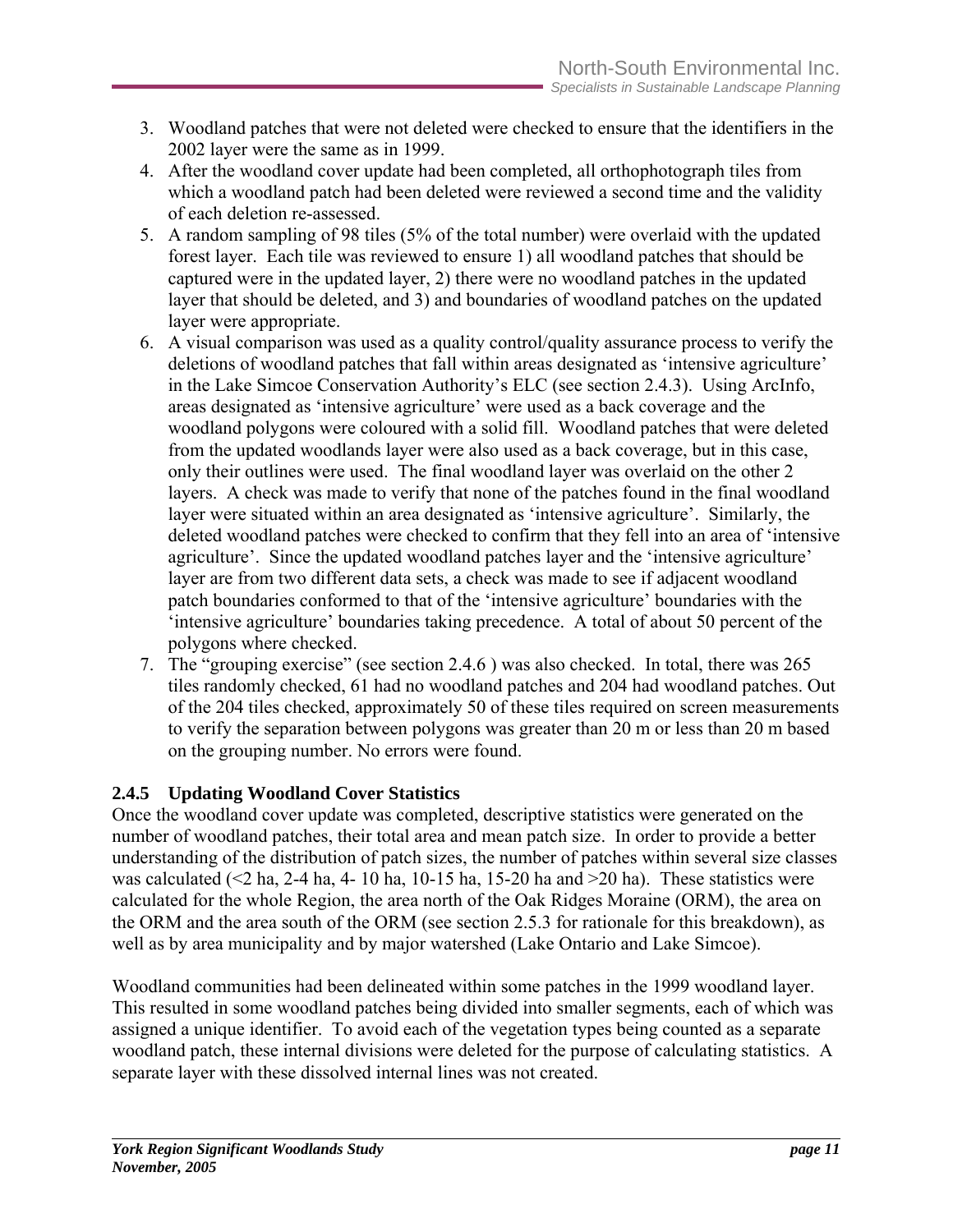3. Woodland patches that were not deleted were checked to ensure that the identifiers in the 2002 layer were the same as in 1999.
4. After the woodland cover update had been completed, all orthophotograph tiles from which a woodland patch had been deleted were reviewed a second time and the validity of each deletion re-assessed.
5. A random sampling of 98 tiles (5% of the total number) were overlaid with the updated forest layer. Each tile was reviewed to ensure 1) all woodland patches that should be captured were in the updated layer, 2) there were no woodland patches in the updated layer that should be deleted, and 3) and boundaries of woodland patches on the updated layer were appropriate.
6. A visual comparison was used as a quality control/quality assurance process to verify the deletions of woodland patches that fall within areas designated as 'intensive agriculture' in the Lake Simcoe Conservation Authority's ELC (see section 2.4.3). Using ArcInfo, areas designated as 'intensive agriculture' were used as a back coverage and the woodland polygons were coloured with a solid fill. Woodland patches that were deleted from the updated woodlands layer were also used as a back coverage, but in this case, only their outlines were used. The final woodland layer was overlaid on the other 2 layers. A check was made to verify that none of the patches found in the final woodland layer were situated within an area designated as 'intensive agriculture'. Similarly, the deleted woodland patches were checked to confirm that they fell into an area of 'intensive agriculture'. Since the updated woodland patches layer and the 'intensive agriculture' layer are from two different data sets, a check was made to see if adjacent woodland patch boundaries conformed to that of the 'intensive agriculture' boundaries with the 'intensive agriculture' boundaries taking precedence. A total of about 50 percent of the polygons where checked.
7. The "grouping exercise" (see section 2.4.6 ) was also checked. In total, there was 265 tiles randomly checked, 61 had no woodland patches and 204 had woodland patches. Out of the 204 tiles checked, approximately 50 of these tiles required on screen measurements to verify the separation between polygons was greater than 20 m or less than 20 m based on the grouping number. No errors were found.

### 2.4.5 Updating Woodland Cover Statistics

Once the woodland cover update was completed, descriptive statistics were generated on the number of woodland patches, their total area and mean patch size. In order to provide a better understanding of the distribution of patch sizes, the number of patches within several size classes was calculated (<2 ha, 2-4 ha, 4- 10 ha, 10-15 ha, 15-20 ha and >20 ha). These statistics were calculated for the whole Region, the area north of the Oak Ridges Moraine (ORM), the area on the ORM and the area south of the ORM (see section 2.5.3 for rationale for this breakdown), as well as by area municipality and by major watershed (Lake Ontario and Lake Simcoe).

Woodland communities had been delineated within some patches in the 1999 woodland layer. This resulted in some woodland patches being divided into smaller segments, each of which was assigned a unique identifier. To avoid each of the vegetation types being counted as a separate woodland patch, these internal divisions were deleted for the purpose of calculating statistics. A separate layer with these dissolved internal lines was not created.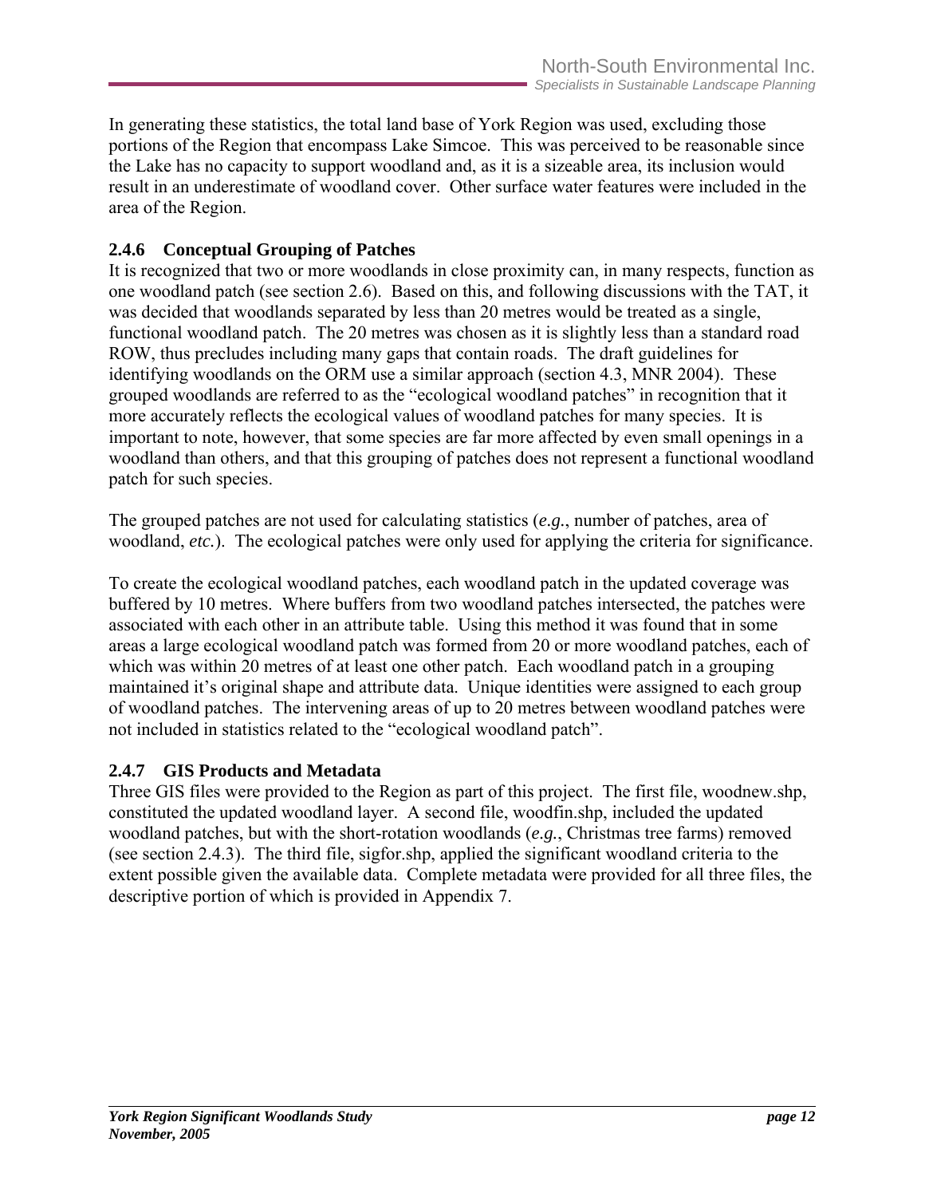In generating these statistics, the total land base of York Region was used, excluding those portions of the Region that encompass Lake Simcoe. This was perceived to be reasonable since the Lake has no capacity to support woodland and, as it is a sizeable area, its inclusion would result in an underestimate of woodland cover. Other surface water features were included in the area of the Region.

### 2.4.6 Conceptual Grouping of Patches

It is recognized that two or more woodlands in close proximity can, in many respects, function as one woodland patch (see section 2.6). Based on this, and following discussions with the TAT, it was decided that woodlands separated by less than 20 metres would be treated as a single, functional woodland patch. The 20 metres was chosen as it is slightly less than a standard road ROW, thus precludes including many gaps that contain roads. The draft guidelines for identifying woodlands on the ORM use a similar approach (section 4.3, MNR 2004). These grouped woodlands are referred to as the "ecological woodland patches" in recognition that it more accurately reflects the ecological values of woodland patches for many species. It is important to note, however, that some species are far more affected by even small openings in a woodland than others, and that this grouping of patches does not represent a functional woodland patch for such species.

The grouped patches are not used for calculating statistics (*e.g.*, number of patches, area of woodland, *etc.*). The ecological patches were only used for applying the criteria for significance.

To create the ecological woodland patches, each woodland patch in the updated coverage was buffered by 10 metres. Where buffers from two woodland patches intersected, the patches were associated with each other in an attribute table. Using this method it was found that in some areas a large ecological woodland patch was formed from 20 or more woodland patches, each of which was within 20 metres of at least one other patch. Each woodland patch in a grouping maintained it's original shape and attribute data. Unique identities were assigned to each group of woodland patches. The intervening areas of up to 20 metres between woodland patches were not included in statistics related to the "ecological woodland patch".

### 2.4.7 GIS Products and Metadata

Three GIS files were provided to the Region as part of this project. The first file, woodnew.shp, constituted the updated woodland layer. A second file, woodfin.shp, included the updated woodland patches, but with the short-rotation woodlands (*e.g.*, Christmas tree farms) removed (see section 2.4.3). The third file, sigfor.shp, applied the significant woodland criteria to the extent possible given the available data. Complete metadata were provided for all three files, the descriptive portion of which is provided in Appendix 7.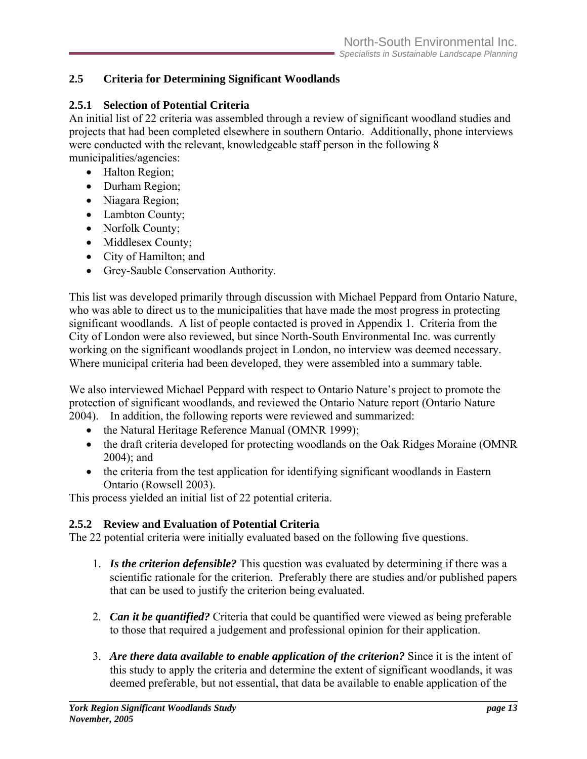## 2.5 Criteria for Determining Significant Woodlands

### 2.5.1 Selection of Potential Criteria

An initial list of 22 criteria was assembled through a review of significant woodland studies and projects that had been completed elsewhere in southern Ontario. Additionally, phone interviews were conducted with the relevant, knowledgeable staff person in the following 8 municipalities/agencies:

- Halton Region;
- Durham Region;
- Niagara Region;
- Lambton County;
- Norfolk County;
- Middlesex County;
- City of Hamilton; and
- Grey-Sauble Conservation Authority.

This list was developed primarily through discussion with Michael Peppard from Ontario Nature, who was able to direct us to the municipalities that have made the most progress in protecting significant woodlands. A list of people contacted is proved in Appendix 1. Criteria from the City of London were also reviewed, but since North-South Environmental Inc. was currently working on the significant woodlands project in London, no interview was deemed necessary. Where municipal criteria had been developed, they were assembled into a summary table.

We also interviewed Michael Peppard with respect to Ontario Nature's project to promote the protection of significant woodlands, and reviewed the Ontario Nature report (Ontario Nature 2004). In addition, the following reports were reviewed and summarized:

- the Natural Heritage Reference Manual (OMNR 1999);
- the draft criteria developed for protecting woodlands on the Oak Ridges Moraine (OMNR 2004); and
- the criteria from the test application for identifying significant woodlands in Eastern Ontario (Rowsell 2003).

This process yielded an initial list of 22 potential criteria.

### 2.5.2 Review and Evaluation of Potential Criteria

The 22 potential criteria were initially evaluated based on the following five questions.

1. ***Is the criterion defensible?*** This question was evaluated by determining if there was a scientific rationale for the criterion. Preferably there are studies and/or published papers that can be used to justify the criterion being evaluated.

2. ***Can it be quantified?*** Criteria that could be quantified were viewed as being preferable to those that required a judgement and professional opinion for their application.

3. ***Are there data available to enable application of the criterion?*** Since it is the intent of this study to apply the criteria and determine the extent of significant woodlands, it was deemed preferable, but not essential, that data be available to enable application of the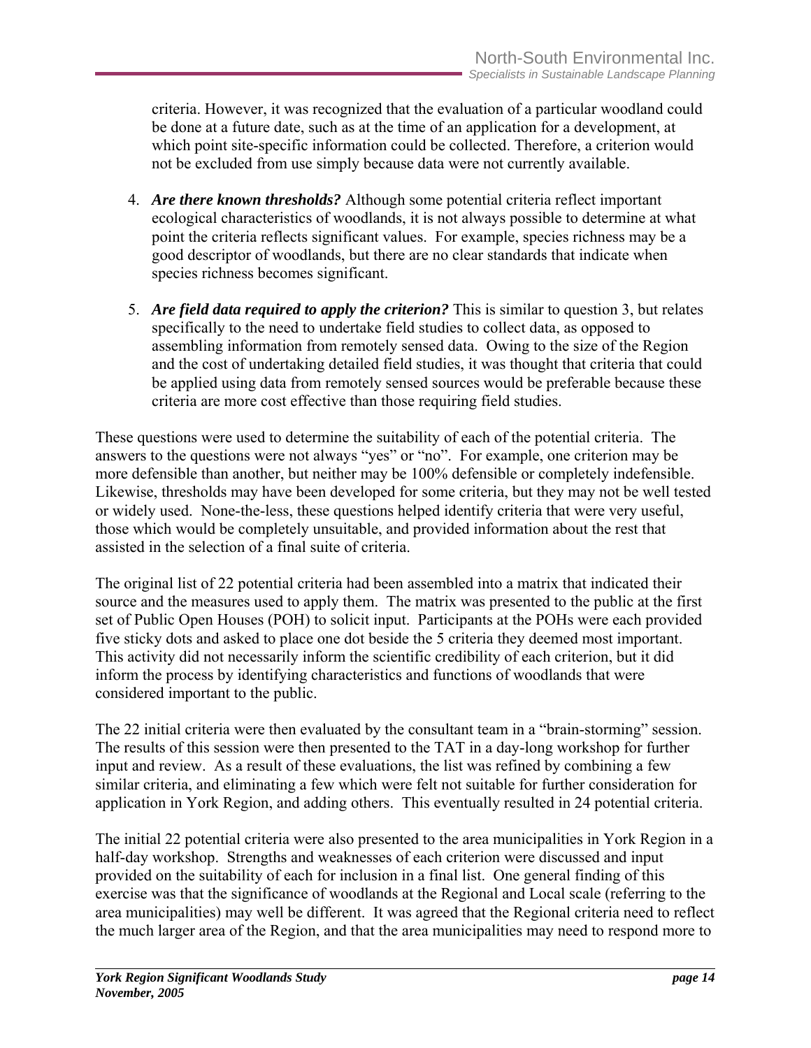criteria. However, it was recognized that the evaluation of a particular woodland could be done at a future date, such as at the time of an application for a development, at which point site-specific information could be collected. Therefore, a criterion would not be excluded from use simply because data were not currently available.

4. ***Are there known thresholds?*** Although some potential criteria reflect important ecological characteristics of woodlands, it is not always possible to determine at what point the criteria reflects significant values. For example, species richness may be a good descriptor of woodlands, but there are no clear standards that indicate when species richness becomes significant.

5. ***Are field data required to apply the criterion?*** This is similar to question 3, but relates specifically to the need to undertake field studies to collect data, as opposed to assembling information from remotely sensed data. Owing to the size of the Region and the cost of undertaking detailed field studies, it was thought that criteria that could be applied using data from remotely sensed sources would be preferable because these criteria are more cost effective than those requiring field studies.

These questions were used to determine the suitability of each of the potential criteria. The answers to the questions were not always "yes" or "no". For example, one criterion may be more defensible than another, but neither may be 100% defensible or completely indefensible. Likewise, thresholds may have been developed for some criteria, but they may not be well tested or widely used. None-the-less, these questions helped identify criteria that were very useful, those which would be completely unsuitable, and provided information about the rest that assisted in the selection of a final suite of criteria.

The original list of 22 potential criteria had been assembled into a matrix that indicated their source and the measures used to apply them. The matrix was presented to the public at the first set of Public Open Houses (POH) to solicit input. Participants at the POHs were each provided five sticky dots and asked to place one dot beside the 5 criteria they deemed most important. This activity did not necessarily inform the scientific credibility of each criterion, but it did inform the process by identifying characteristics and functions of woodlands that were considered important to the public.

The 22 initial criteria were then evaluated by the consultant team in a "brain-storming" session. The results of this session were then presented to the TAT in a day-long workshop for further input and review. As a result of these evaluations, the list was refined by combining a few similar criteria, and eliminating a few which were felt not suitable for further consideration for application in York Region, and adding others. This eventually resulted in 24 potential criteria.

The initial 22 potential criteria were also presented to the area municipalities in York Region in a half-day workshop. Strengths and weaknesses of each criterion were discussed and input provided on the suitability of each for inclusion in a final list. One general finding of this exercise was that the significance of woodlands at the Regional and Local scale (referring to the area municipalities) may well be different. It was agreed that the Regional criteria need to reflect the much larger area of the Region, and that the area municipalities may need to respond more to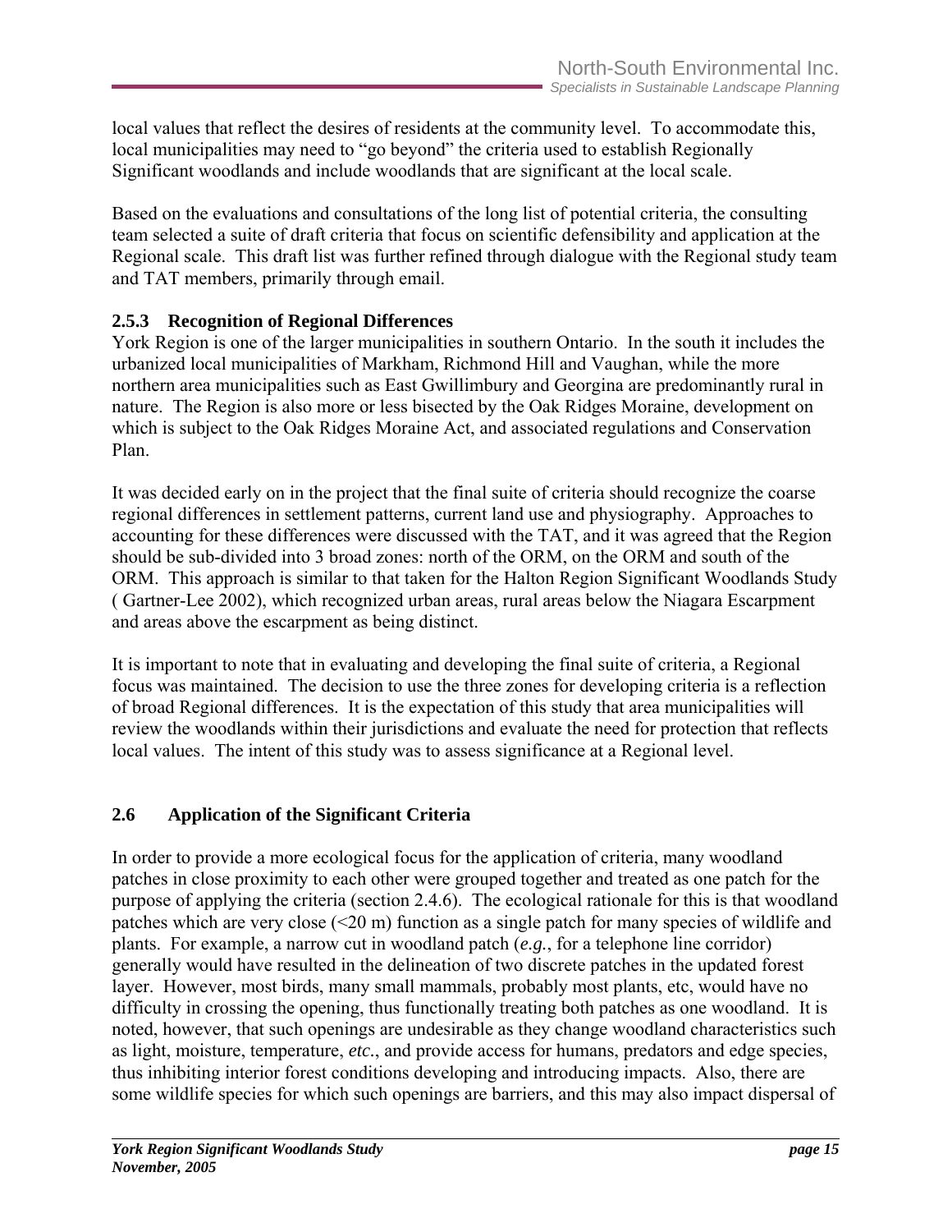local values that reflect the desires of residents at the community level. To accommodate this, local municipalities may need to "go beyond" the criteria used to establish Regionally Significant woodlands and include woodlands that are significant at the local scale.

Based on the evaluations and consultations of the long list of potential criteria, the consulting team selected a suite of draft criteria that focus on scientific defensibility and application at the Regional scale. This draft list was further refined through dialogue with the Regional study team and TAT members, primarily through email.

### 2.5.3 Recognition of Regional Differences

York Region is one of the larger municipalities in southern Ontario. In the south it includes the urbanized local municipalities of Markham, Richmond Hill and Vaughan, while the more northern area municipalities such as East Gwillimbury and Georgina are predominantly rural in nature. The Region is also more or less bisected by the Oak Ridges Moraine, development on which is subject to the Oak Ridges Moraine Act, and associated regulations and Conservation Plan.

It was decided early on in the project that the final suite of criteria should recognize the coarse regional differences in settlement patterns, current land use and physiography. Approaches to accounting for these differences were discussed with the TAT, and it was agreed that the Region should be sub-divided into 3 broad zones: north of the ORM, on the ORM and south of the ORM. This approach is similar to that taken for the Halton Region Significant Woodlands Study ( Gartner-Lee 2002), which recognized urban areas, rural areas below the Niagara Escarpment and areas above the escarpment as being distinct.

It is important to note that in evaluating and developing the final suite of criteria, a Regional focus was maintained. The decision to use the three zones for developing criteria is a reflection of broad Regional differences. It is the expectation of this study that area municipalities will review the woodlands within their jurisdictions and evaluate the need for protection that reflects local values. The intent of this study was to assess significance at a Regional level.

## 2.6 Application of the Significant Criteria

In order to provide a more ecological focus for the application of criteria, many woodland patches in close proximity to each other were grouped together and treated as one patch for the purpose of applying the criteria (section 2.4.6). The ecological rationale for this is that woodland patches which are very close (<20 m) function as a single patch for many species of wildlife and plants. For example, a narrow cut in woodland patch (*e.g.*, for a telephone line corridor) generally would have resulted in the delineation of two discrete patches in the updated forest layer. However, most birds, many small mammals, probably most plants, etc, would have no difficulty in crossing the opening, thus functionally treating both patches as one woodland. It is noted, however, that such openings are undesirable as they change woodland characteristics such as light, moisture, temperature, *etc.*, and provide access for humans, predators and edge species, thus inhibiting interior forest conditions developing and introducing impacts. Also, there are some wildlife species for which such openings are barriers, and this may also impact dispersal of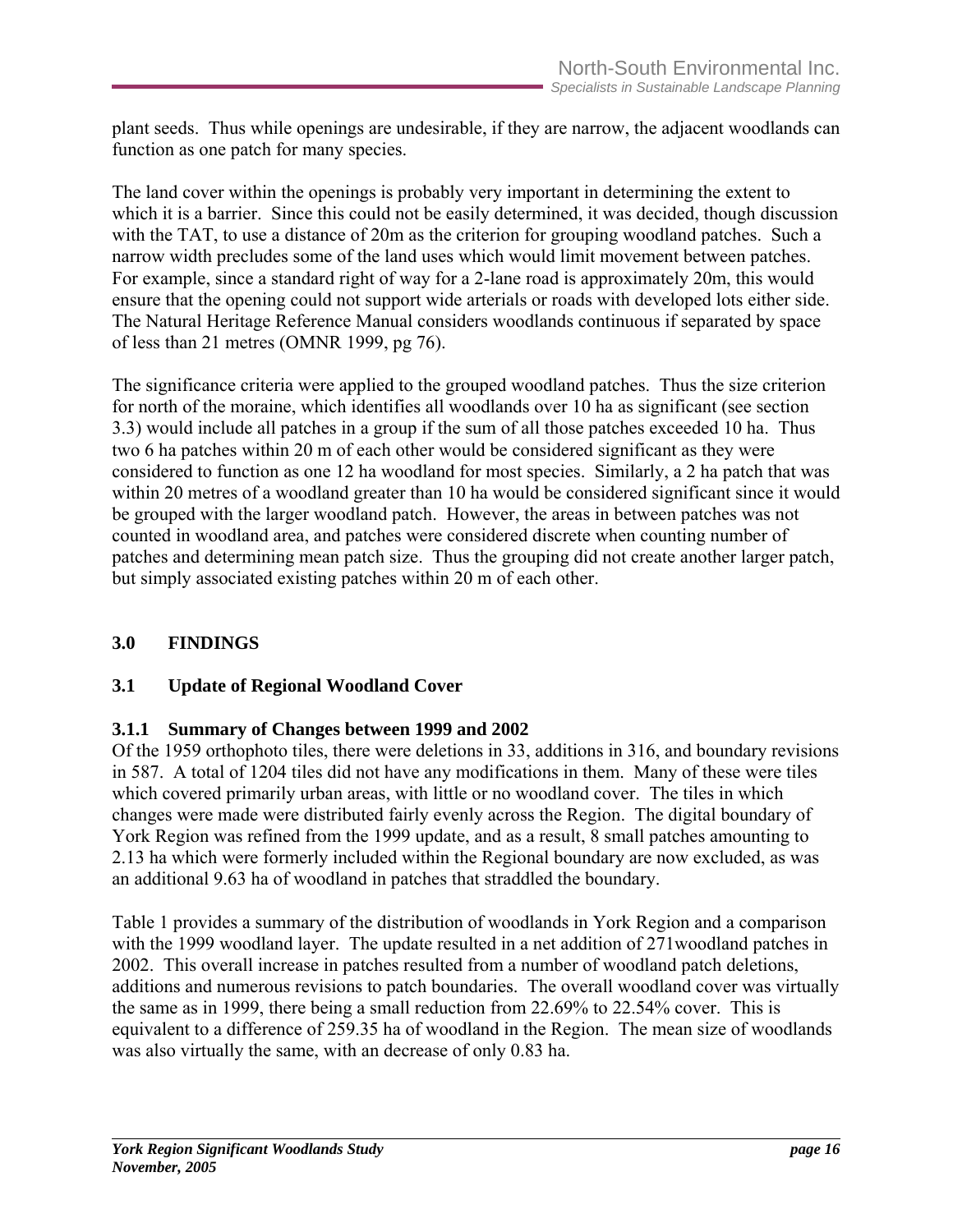plant seeds. Thus while openings are undesirable, if they are narrow, the adjacent woodlands can function as one patch for many species.

The land cover within the openings is probably very important in determining the extent to which it is a barrier. Since this could not be easily determined, it was decided, though discussion with the TAT, to use a distance of 20m as the criterion for grouping woodland patches. Such a narrow width precludes some of the land uses which would limit movement between patches. For example, since a standard right of way for a 2-lane road is approximately 20m, this would ensure that the opening could not support wide arterials or roads with developed lots either side. The Natural Heritage Reference Manual considers woodlands continuous if separated by space of less than 21 metres (OMNR 1999, pg 76).

The significance criteria were applied to the grouped woodland patches. Thus the size criterion for north of the moraine, which identifies all woodlands over 10 ha as significant (see section 3.3) would include all patches in a group if the sum of all those patches exceeded 10 ha. Thus two 6 ha patches within 20 m of each other would be considered significant as they were considered to function as one 12 ha woodland for most species. Similarly, a 2 ha patch that was within 20 metres of a woodland greater than 10 ha would be considered significant since it would be grouped with the larger woodland patch. However, the areas in between patches was not counted in woodland area, and patches were considered discrete when counting number of patches and determining mean patch size. Thus the grouping did not create another larger patch, but simply associated existing patches within 20 m of each other.

## 3.0 FINDINGS

### 3.1 Update of Regional Woodland Cover

#### 3.1.1 Summary of Changes between 1999 and 2002

Of the 1959 orthophoto tiles, there were deletions in 33, additions in 316, and boundary revisions in 587. A total of 1204 tiles did not have any modifications in them. Many of these were tiles which covered primarily urban areas, with little or no woodland cover. The tiles in which changes were made were distributed fairly evenly across the Region. The digital boundary of York Region was refined from the 1999 update, and as a result, 8 small patches amounting to 2.13 ha which were formerly included within the Regional boundary are now excluded, as was an additional 9.63 ha of woodland in patches that straddled the boundary.

Table 1 provides a summary of the distribution of woodlands in York Region and a comparison with the 1999 woodland layer. The update resulted in a net addition of 271woodland patches in 2002. This overall increase in patches resulted from a number of woodland patch deletions, additions and numerous revisions to patch boundaries. The overall woodland cover was virtually the same as in 1999, there being a small reduction from 22.69% to 22.54% cover. This is equivalent to a difference of 259.35 ha of woodland in the Region. The mean size of woodlands was also virtually the same, with an decrease of only 0.83 ha.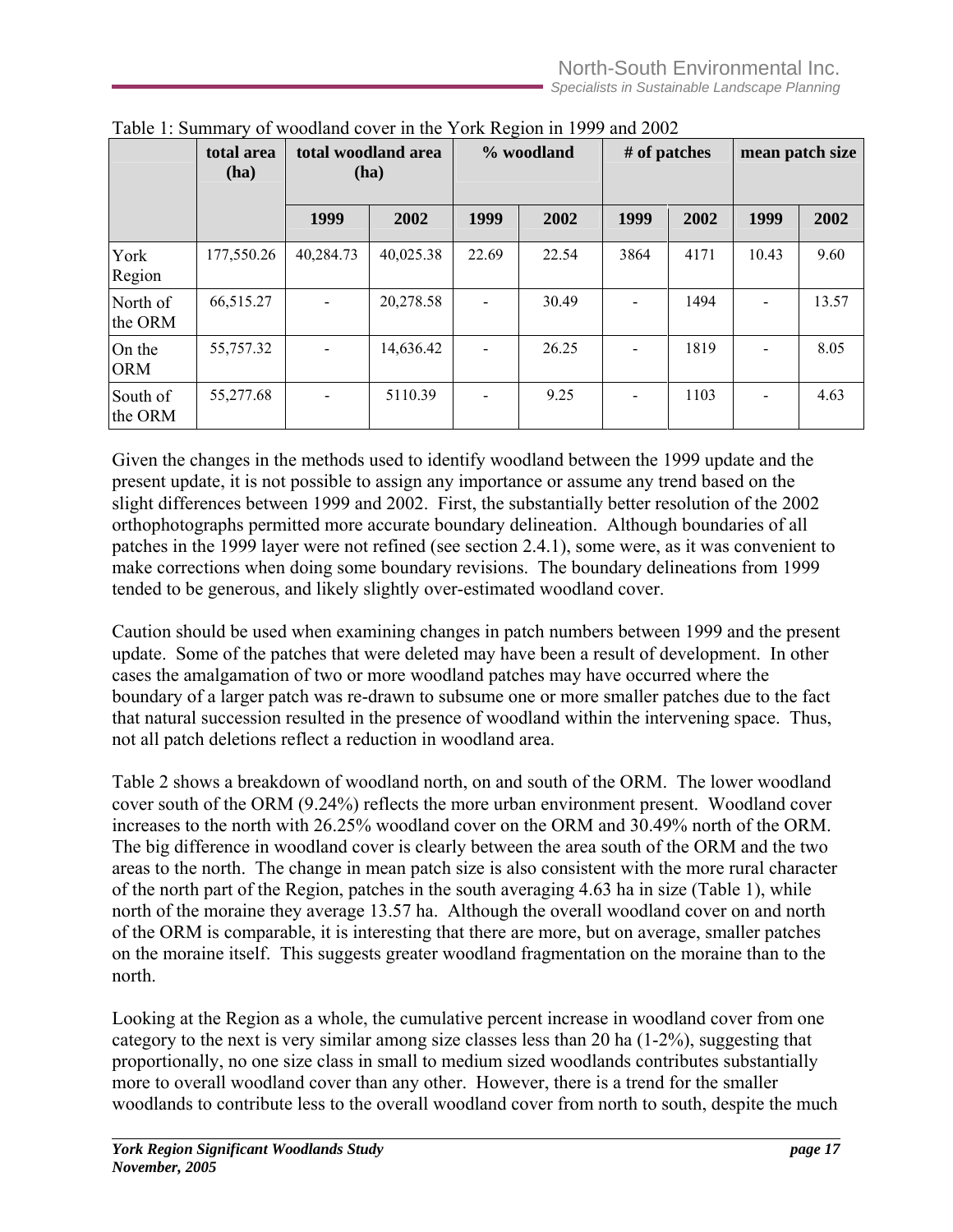Table 1: Summary of woodland cover in the York Region in 1999 and 2002

| | total area (ha) | total woodland area (ha) | | % woodland | | # of patches | | mean patch size | |
|---|---|---|---|---|---|---|---|---|---|
| | | 1999 | 2002 | 1999 | 2002 | 1999 | 2002 | 1999 | 2002 |
| York Region | 177,550.26 | 40,284.73 | 40,025.38 | 22.69 | 22.54 | 3864 | 4171 | 10.43 | 9.60 |
| North of the ORM | 66,515.27 | - | 20,278.58 | - | 30.49 | - | 1494 | - | 13.57 |
| On the ORM | 55,757.32 | - | 14,636.42 | - | 26.25 | - | 1819 | - | 8.05 |
| South of the ORM | 55,277.68 | - | 5110.39 | - | 9.25 | - | 1103 | - | 4.63 |

Given the changes in the methods used to identify woodland between the 1999 update and the present update, it is not possible to assign any importance or assume any trend based on the slight differences between 1999 and 2002. First, the substantially better resolution of the 2002 orthophotographs permitted more accurate boundary delineation. Although boundaries of all patches in the 1999 layer were not refined (see section 2.4.1), some were, as it was convenient to make corrections when doing some boundary revisions. The boundary delineations from 1999 tended to be generous, and likely slightly over-estimated woodland cover.

Caution should be used when examining changes in patch numbers between 1999 and the present update. Some of the patches that were deleted may have been a result of development. In other cases the amalgamation of two or more woodland patches may have occurred where the boundary of a larger patch was re-drawn to subsume one or more smaller patches due to the fact that natural succession resulted in the presence of woodland within the intervening space. Thus, not all patch deletions reflect a reduction in woodland area.

Table 2 shows a breakdown of woodland north, on and south of the ORM. The lower woodland cover south of the ORM (9.24%) reflects the more urban environment present. Woodland cover increases to the north with 26.25% woodland cover on the ORM and 30.49% north of the ORM. The big difference in woodland cover is clearly between the area south of the ORM and the two areas to the north. The change in mean patch size is also consistent with the more rural character of the north part of the Region, patches in the south averaging 4.63 ha in size (Table 1), while north of the moraine they average 13.57 ha. Although the overall woodland cover on and north of the ORM is comparable, it is interesting that there are more, but on average, smaller patches on the moraine itself. This suggests greater woodland fragmentation on the moraine than to the north.

Looking at the Region as a whole, the cumulative percent increase in woodland cover from one category to the next is very similar among size classes less than 20 ha (1-2%), suggesting that proportionally, no one size class in small to medium sized woodlands contributes substantially more to overall woodland cover than any other. However, there is a trend for the smaller woodlands to contribute less to the overall woodland cover from north to south, despite the much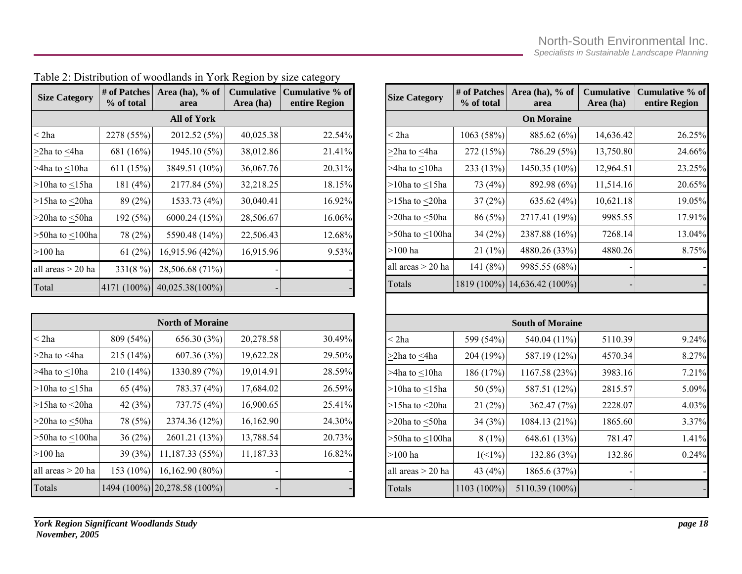Table 2: Distribution of woodlands in York Region by size category

| Size Category | # of Patches % of total | Area (ha), % of area | Cumulative Area (ha) | Cumulative % of entire Region |
|---|---|---|---|---|
| **All of York** | | | | |
| < 2ha | 2278 (55%) | 2012.52 (5%) | 40,025.38 | 22.54% |
| ≥2ha to ≤4ha | 681 (16%) | 1945.10 (5%) | 38,012.86 | 21.41% |
| >4ha to ≤10ha | 611 (15%) | 3849.51 (10%) | 36,067.76 | 20.31% |
| >10ha to ≤15ha | 181 (4%) | 2177.84 (5%) | 32,218.25 | 18.15% |
| >15ha to ≤20ha | 89 (2%) | 1533.73 (4%) | 30,040.41 | 16.92% |
| >20ha to ≤50ha | 192 (5%) | 6000.24 (15%) | 28,506.67 | 16.06% |
| >50ha to ≤100ha | 78 (2%) | 5590.48 (14%) | 22,506.43 | 12.68% |
| >100 ha | 61 (2%) | 16,915.96 (42%) | 16,915.96 | 9.53% |
| all areas > 20 ha | 331(8 %) | 28,506.67 (71%) | - | - |
| Total | 4171 (100%) | 40,025.38(100%) | - | - |

| Size Category | # of Patches % of total | Area (ha), % of area | Cumulative Area (ha) | Cumulative % of entire Region |
|---|---|---|---|---|
| **North of Moraine** | | | | |
| < 2ha | 809 (54%) | 656.30 (3%) | 20,278.58 | 30.49% |
| ≥2ha to ≤4ha | 215 (14%) | 607.36 (3%) | 19,622.28 | 29.50% |
| >4ha to ≤10ha | 210 (14%) | 1330.89 (7%) | 19,014.91 | 28.59% |
| >10ha to ≤15ha | 65 (4%) | 783.37 (4%) | 17,684.02 | 26.59% |
| >15ha to ≤20ha | 42 (3%) | 737.75 (4%) | 16,900.65 | 25.41% |
| >20ha to ≤50ha | 78 (5%) | 2374.36 (12%) | 16,162.90 | 24.30% |
| >50ha to ≤100ha | 36 (2%) | 2601.21 (13%) | 13,788.54 | 20.73% |
| >100 ha | 39 (3%) | 11,187.33 (55%) | 11,187.33 | 16.82% |
| all areas > 20 ha | 153 (10%) | 16,162.90 (80%) | - | - |
| Totals | 1494 (100%) | 20,278.58 (100%) | - | - |

| Size Category | # of Patches % of total | Area (ha), % of area | Cumulative Area (ha) | Cumulative % of entire Region |
|---|---|---|---|---|
| **On Moraine** | | | | |
| < 2ha | 1063 (58%) | 885.62 (6%) | 14,636.42 | 26.25% |
| ≥2ha to ≤4ha | 272 (15%) | 786.29 (5%) | 13,750.80 | 24.66% |
| >4ha to ≤10ha | 233 (13%) | 1450.35 (10%) | 12,964.51 | 23.25% |
| >10ha to ≤15ha | 73 (4%) | 892.98 (6%) | 11,514.16 | 20.65% |
| >15ha to ≤20ha | 37 (2%) | 635.62 (4%) | 10,621.18 | 19.05% |
| >20ha to ≤50ha | 86 (5%) | 2717.41 (19%) | 9985.55 | 17.91% |
| >50ha to ≤100ha | 34 (2%) | 2387.88 (16%) | 7268.14 | 13.04% |
| >100 ha | 21 (1%) | 4880.26 (33%) | 4880.26 | 8.75% |
| all areas > 20 ha | 141 (8%) | 9985.55 (68%) | - | - |
| Totals | 1819 (100%) | 14,636.42 (100%) | - | - |

| Size Category | # of Patches % of total | Area (ha), % of area | Cumulative Area (ha) | Cumulative % of entire Region |
|---|---|---|---|---|
| **South of Moraine** | | | | |
| < 2ha | 599 (54%) | 540.04 (11%) | 5110.39 | 9.24% |
| ≥2ha to ≤4ha | 204 (19%) | 587.19 (12%) | 4570.34 | 8.27% |
| >4ha to ≤10ha | 186 (17%) | 1167.58 (23%) | 3983.16 | 7.21% |
| >10ha to ≤15ha | 50 (5%) | 587.51 (12%) | 2815.57 | 5.09% |
| >15ha to ≤20ha | 21 (2%) | 362.47 (7%) | 2228.07 | 4.03% |
| >20ha to ≤50ha | 34 (3%) | 1084.13 (21%) | 1865.60 | 3.37% |
| >50ha to ≤100ha | 8 (1%) | 648.61 (13%) | 781.47 | 1.41% |
| >100 ha | 1(<1%) | 132.86 (3%) | 132.86 | 0.24% |
| all areas > 20 ha | 43 (4%) | 1865.6 (37%) | - | - |
| Totals | 1103 (100%) | 5110.39 (100%) | - | - |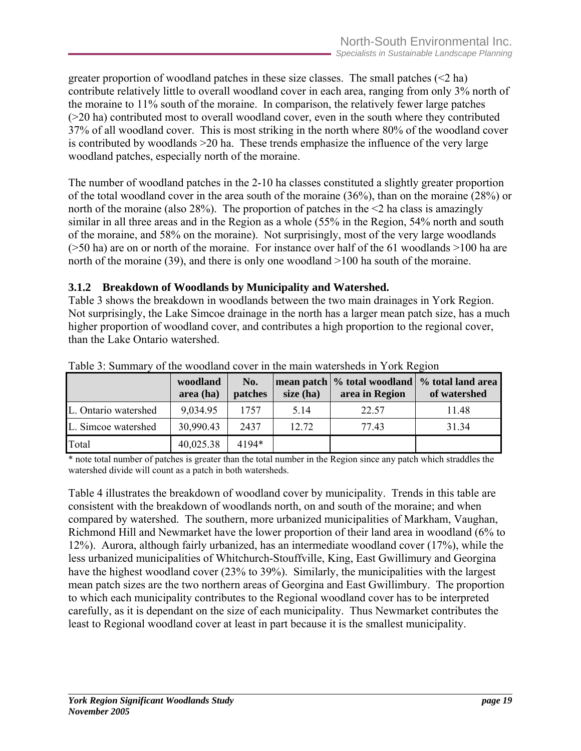greater proportion of woodland patches in these size classes. The small patches (<2 ha) contribute relatively little to overall woodland cover in each area, ranging from only 3% north of the moraine to 11% south of the moraine. In comparison, the relatively fewer large patches (>20 ha) contributed most to overall woodland cover, even in the south where they contributed 37% of all woodland cover. This is most striking in the north where 80% of the woodland cover is contributed by woodlands >20 ha. These trends emphasize the influence of the very large woodland patches, especially north of the moraine.

The number of woodland patches in the 2-10 ha classes constituted a slightly greater proportion of the total woodland cover in the area south of the moraine (36%), than on the moraine (28%) or north of the moraine (also 28%). The proportion of patches in the <2 ha class is amazingly similar in all three areas and in the Region as a whole (55% in the Region, 54% north and south of the moraine, and 58% on the moraine). Not surprisingly, most of the very large woodlands (>50 ha) are on or north of the moraine. For instance over half of the 61 woodlands >100 ha are north of the moraine (39), and there is only one woodland >100 ha south of the moraine.

### 3.1.2 Breakdown of Woodlands by Municipality and Watershed.

Table 3 shows the breakdown in woodlands between the two main drainages in York Region. Not surprisingly, the Lake Simcoe drainage in the north has a larger mean patch size, has a much higher proportion of woodland cover, and contributes a high proportion to the regional cover, than the Lake Ontario watershed.

Table 3: Summary of the woodland cover in the main watersheds in York Region

| | woodland area (ha) | No. patches | mean patch size (ha) | % total woodland area in Region | % total land area of watershed |
|---|---|---|---|---|---|
| L. Ontario watershed | 9,034.95 | 1757 | 5.14 | 22.57 | 11.48 |
| L. Simcoe watershed | 30,990.43 | 2437 | 12.72 | 77.43 | 31.34 |
| Total | 40,025.38 | 4194* | | | |

\* note total number of patches is greater than the total number in the Region since any patch which straddles the watershed divide will count as a patch in both watersheds.

Table 4 illustrates the breakdown of woodland cover by municipality. Trends in this table are consistent with the breakdown of woodlands north, on and south of the moraine; and when compared by watershed. The southern, more urbanized municipalities of Markham, Vaughan, Richmond Hill and Newmarket have the lower proportion of their land area in woodland (6% to 12%). Aurora, although fairly urbanized, has an intermediate woodland cover (17%), while the less urbanized municipalities of Whitchurch-Stouffville, King, East Gwillimury and Georgina have the highest woodland cover (23% to 39%). Similarly, the municipalities with the largest mean patch sizes are the two northern areas of Georgina and East Gwillimbury. The proportion to which each municipality contributes to the Regional woodland cover has to be interpreted carefully, as it is dependant on the size of each municipality. Thus Newmarket contributes the least to Regional woodland cover at least in part because it is the smallest municipality.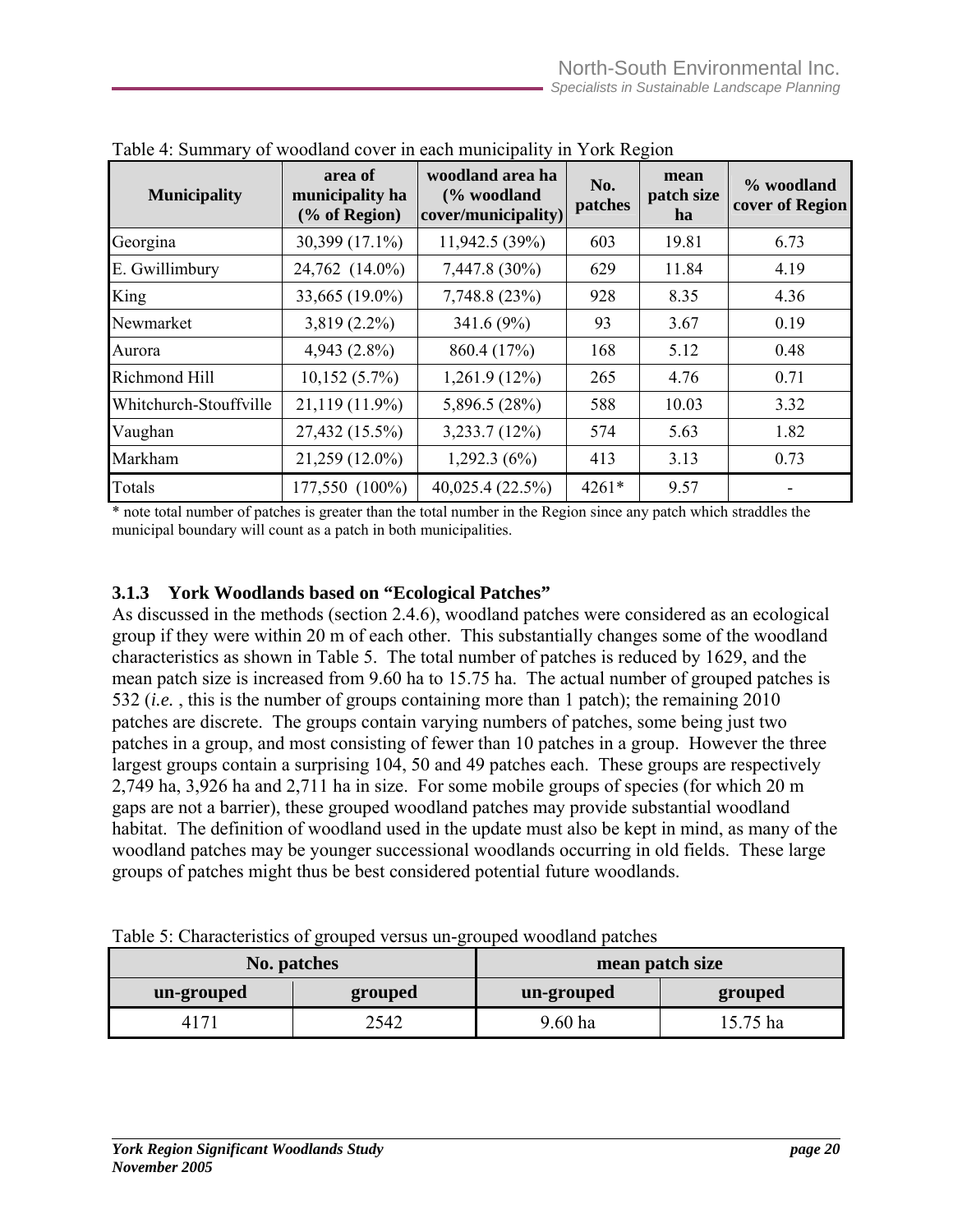Table 4: Summary of woodland cover in each municipality in York Region

| Municipality | area of municipality ha (% of Region) | woodland area ha (% woodland cover/municipality) | No. patches | mean patch size ha | % woodland cover of Region |
|---|---|---|---|---|---|
| Georgina | 30,399 (17.1%) | 11,942.5 (39%) | 603 | 19.81 | 6.73 |
| E. Gwillimbury | 24,762 (14.0%) | 7,447.8 (30%) | 629 | 11.84 | 4.19 |
| King | 33,665 (19.0%) | 7,748.8 (23%) | 928 | 8.35 | 4.36 |
| Newmarket | 3,819 (2.2%) | 341.6 (9%) | 93 | 3.67 | 0.19 |
| Aurora | 4,943 (2.8%) | 860.4 (17%) | 168 | 5.12 | 0.48 |
| Richmond Hill | 10,152 (5.7%) | 1,261.9 (12%) | 265 | 4.76 | 0.71 |
| Whitchurch-Stouffville | 21,119 (11.9%) | 5,896.5 (28%) | 588 | 10.03 | 3.32 |
| Vaughan | 27,432 (15.5%) | 3,233.7 (12%) | 574 | 5.63 | 1.82 |
| Markham | 21,259 (12.0%) | 1,292.3 (6%) | 413 | 3.13 | 0.73 |
| Totals | 177,550 (100%) | 40,025.4 (22.5%) | 4261* | 9.57 | - |

\* note total number of patches is greater than the total number in the Region since any patch which straddles the municipal boundary will count as a patch in both municipalities.

### 3.1.3 York Woodlands based on "Ecological Patches"

As discussed in the methods (section 2.4.6), woodland patches were considered as an ecological group if they were within 20 m of each other. This substantially changes some of the woodland characteristics as shown in Table 5. The total number of patches is reduced by 1629, and the mean patch size is increased from 9.60 ha to 15.75 ha. The actual number of grouped patches is 532 (*i.e.* , this is the number of groups containing more than 1 patch); the remaining 2010 patches are discrete. The groups contain varying numbers of patches, some being just two patches in a group, and most consisting of fewer than 10 patches in a group. However the three largest groups contain a surprising 104, 50 and 49 patches each. These groups are respectively 2,749 ha, 3,926 ha and 2,711 ha in size. For some mobile groups of species (for which 20 m gaps are not a barrier), these grouped woodland patches may provide substantial woodland habitat. The definition of woodland used in the update must also be kept in mind, as many of the woodland patches may be younger successional woodlands occurring in old fields. These large groups of patches might thus be best considered potential future woodlands.

Table 5: Characteristics of grouped versus un-grouped woodland patches

| No. patches | | mean patch size | |
|---|---|---|---|
| un-grouped | grouped | un-grouped | grouped |
| 4171 | 2542 | 9.60 ha | 15.75 ha |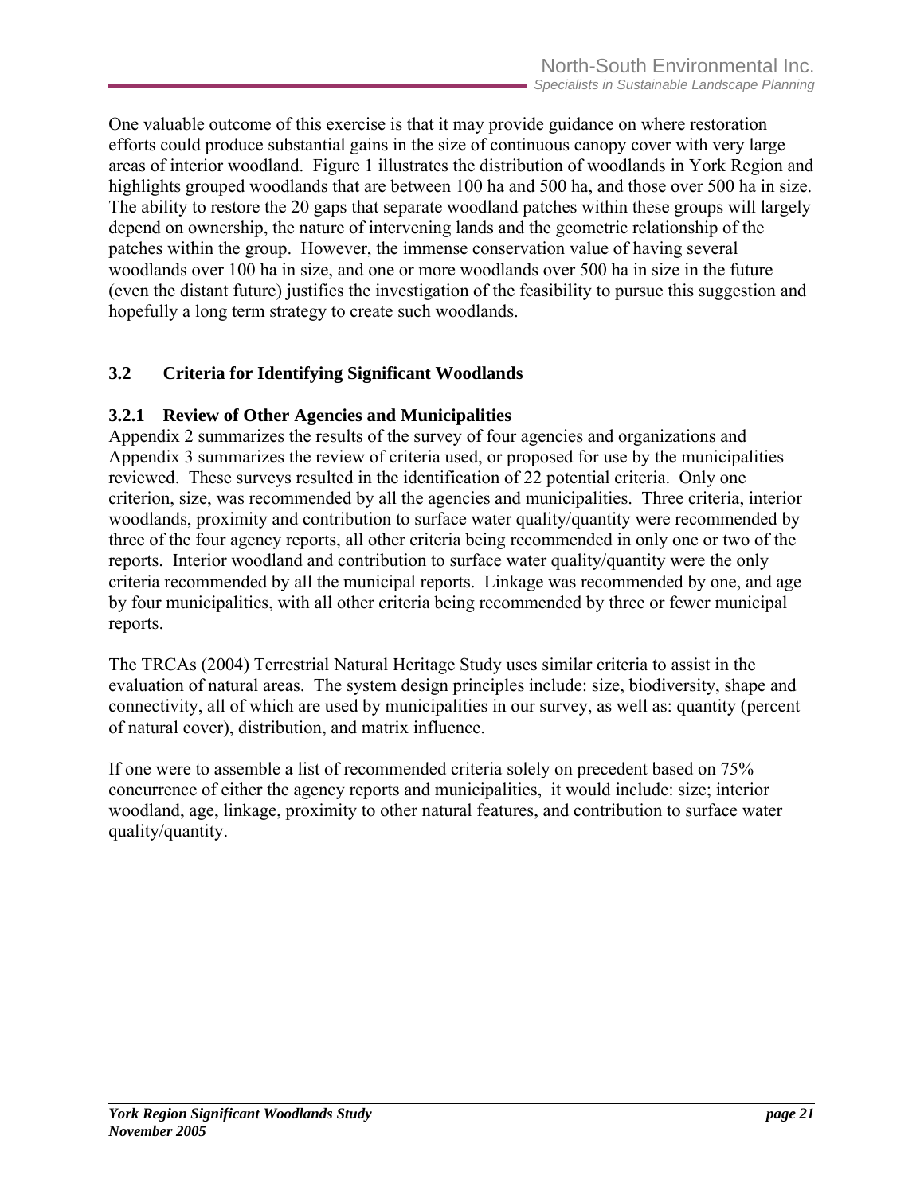One valuable outcome of this exercise is that it may provide guidance on where restoration efforts could produce substantial gains in the size of continuous canopy cover with very large areas of interior woodland. Figure 1 illustrates the distribution of woodlands in York Region and highlights grouped woodlands that are between 100 ha and 500 ha, and those over 500 ha in size. The ability to restore the 20 gaps that separate woodland patches within these groups will largely depend on ownership, the nature of intervening lands and the geometric relationship of the patches within the group. However, the immense conservation value of having several woodlands over 100 ha in size, and one or more woodlands over 500 ha in size in the future (even the distant future) justifies the investigation of the feasibility to pursue this suggestion and hopefully a long term strategy to create such woodlands.

## 3.2 Criteria for Identifying Significant Woodlands

### 3.2.1 Review of Other Agencies and Municipalities

Appendix 2 summarizes the results of the survey of four agencies and organizations and Appendix 3 summarizes the review of criteria used, or proposed for use by the municipalities reviewed. These surveys resulted in the identification of 22 potential criteria. Only one criterion, size, was recommended by all the agencies and municipalities. Three criteria, interior woodlands, proximity and contribution to surface water quality/quantity were recommended by three of the four agency reports, all other criteria being recommended in only one or two of the reports. Interior woodland and contribution to surface water quality/quantity were the only criteria recommended by all the municipal reports. Linkage was recommended by one, and age by four municipalities, with all other criteria being recommended by three or fewer municipal reports.

The TRCAs (2004) Terrestrial Natural Heritage Study uses similar criteria to assist in the evaluation of natural areas. The system design principles include: size, biodiversity, shape and connectivity, all of which are used by municipalities in our survey, as well as: quantity (percent of natural cover), distribution, and matrix influence.

If one were to assemble a list of recommended criteria solely on precedent based on 75% concurrence of either the agency reports and municipalities, it would include: size; interior woodland, age, linkage, proximity to other natural features, and contribution to surface water quality/quantity.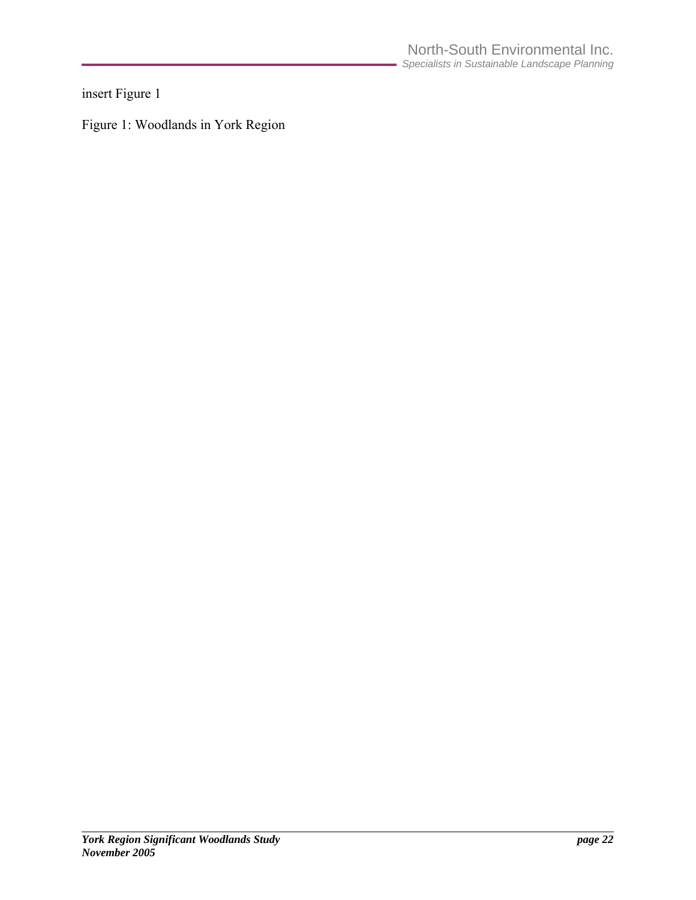insert Figure 1

Figure 1: Woodlands in York Region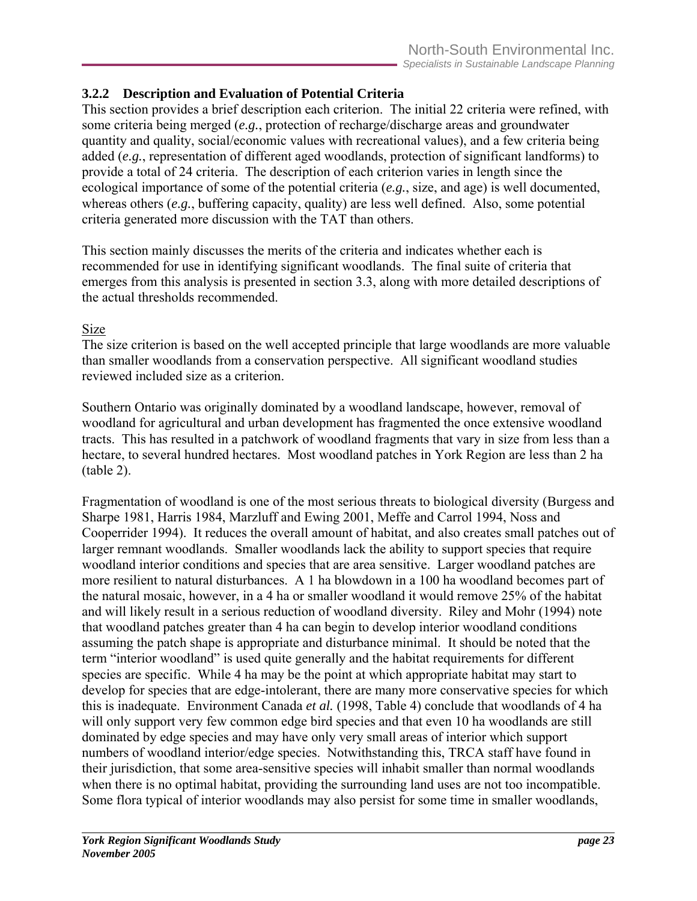### 3.2.2 Description and Evaluation of Potential Criteria

This section provides a brief description each criterion. The initial 22 criteria were refined, with some criteria being merged (*e.g.*, protection of recharge/discharge areas and groundwater quantity and quality, social/economic values with recreational values), and a few criteria being added (*e.g.*, representation of different aged woodlands, protection of significant landforms) to provide a total of 24 criteria. The description of each criterion varies in length since the ecological importance of some of the potential criteria (*e.g.*, size, and age) is well documented, whereas others (*e.g.*, buffering capacity, quality) are less well defined. Also, some potential criteria generated more discussion with the TAT than others.

This section mainly discusses the merits of the criteria and indicates whether each is recommended for use in identifying significant woodlands. The final suite of criteria that emerges from this analysis is presented in section 3.3, along with more detailed descriptions of the actual thresholds recommended.

<u>Size</u>

The size criterion is based on the well accepted principle that large woodlands are more valuable than smaller woodlands from a conservation perspective. All significant woodland studies reviewed included size as a criterion.

Southern Ontario was originally dominated by a woodland landscape, however, removal of woodland for agricultural and urban development has fragmented the once extensive woodland tracts. This has resulted in a patchwork of woodland fragments that vary in size from less than a hectare, to several hundred hectares. Most woodland patches in York Region are less than 2 ha (table 2).

Fragmentation of woodland is one of the most serious threats to biological diversity (Burgess and Sharpe 1981, Harris 1984, Marzluff and Ewing 2001, Meffe and Carrol 1994, Noss and Cooperrider 1994). It reduces the overall amount of habitat, and also creates small patches out of larger remnant woodlands. Smaller woodlands lack the ability to support species that require woodland interior conditions and species that are area sensitive. Larger woodland patches are more resilient to natural disturbances. A 1 ha blowdown in a 100 ha woodland becomes part of the natural mosaic, however, in a 4 ha or smaller woodland it would remove 25% of the habitat and will likely result in a serious reduction of woodland diversity. Riley and Mohr (1994) note that woodland patches greater than 4 ha can begin to develop interior woodland conditions assuming the patch shape is appropriate and disturbance minimal. It should be noted that the term "interior woodland" is used quite generally and the habitat requirements for different species are specific. While 4 ha may be the point at which appropriate habitat may start to develop for species that are edge-intolerant, there are many more conservative species for which this is inadequate. Environment Canada *et al.* (1998, Table 4) conclude that woodlands of 4 ha will only support very few common edge bird species and that even 10 ha woodlands are still dominated by edge species and may have only very small areas of interior which support numbers of woodland interior/edge species. Notwithstanding this, TRCA staff have found in their jurisdiction, that some area-sensitive species will inhabit smaller than normal woodlands when there is no optimal habitat, providing the surrounding land uses are not too incompatible. Some flora typical of interior woodlands may also persist for some time in smaller woodlands,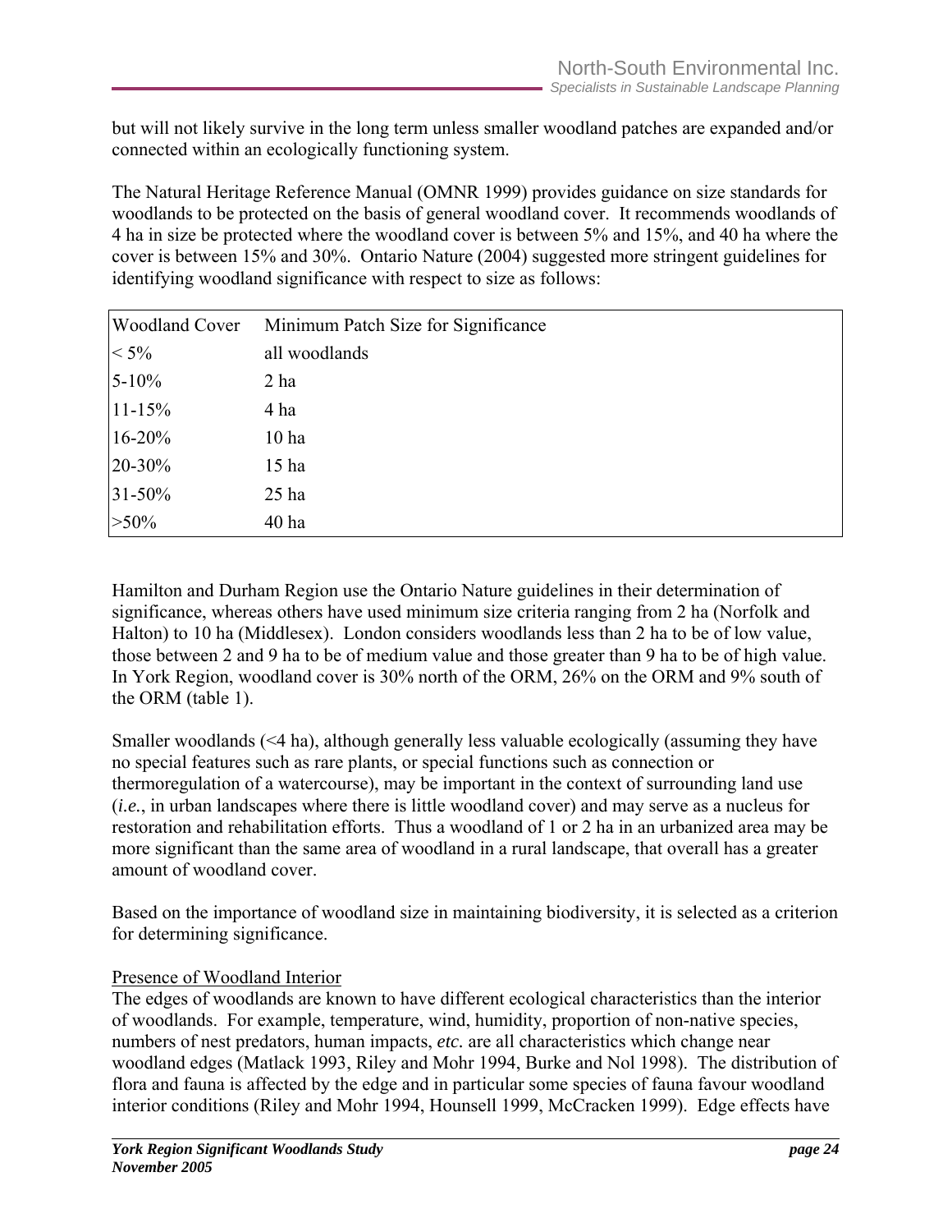but will not likely survive in the long term unless smaller woodland patches are expanded and/or connected within an ecologically functioning system.

The Natural Heritage Reference Manual (OMNR 1999) provides guidance on size standards for woodlands to be protected on the basis of general woodland cover. It recommends woodlands of 4 ha in size be protected where the woodland cover is between 5% and 15%, and 40 ha where the cover is between 15% and 30%. Ontario Nature (2004) suggested more stringent guidelines for identifying woodland significance with respect to size as follows:

| Woodland Cover | Minimum Patch Size for Significance |
|---|---|
| < 5% | all woodlands |
| 5-10% | 2 ha |
| 11-15% | 4 ha |
| 16-20% | 10 ha |
| 20-30% | 15 ha |
| 31-50% | 25 ha |
| >50% | 40 ha |

Hamilton and Durham Region use the Ontario Nature guidelines in their determination of significance, whereas others have used minimum size criteria ranging from 2 ha (Norfolk and Halton) to 10 ha (Middlesex). London considers woodlands less than 2 ha to be of low value, those between 2 and 9 ha to be of medium value and those greater than 9 ha to be of high value. In York Region, woodland cover is 30% north of the ORM, 26% on the ORM and 9% south of the ORM (table 1).

Smaller woodlands (<4 ha), although generally less valuable ecologically (assuming they have no special features such as rare plants, or special functions such as connection or thermoregulation of a watercourse), may be important in the context of surrounding land use (*i.e.*, in urban landscapes where there is little woodland cover) and may serve as a nucleus for restoration and rehabilitation efforts. Thus a woodland of 1 or 2 ha in an urbanized area may be more significant than the same area of woodland in a rural landscape, that overall has a greater amount of woodland cover.

Based on the importance of woodland size in maintaining biodiversity, it is selected as a criterion for determining significance.

<u>Presence of Woodland Interior</u>

The edges of woodlands are known to have different ecological characteristics than the interior of woodlands. For example, temperature, wind, humidity, proportion of non-native species, numbers of nest predators, human impacts, *etc.* are all characteristics which change near woodland edges (Matlack 1993, Riley and Mohr 1994, Burke and Nol 1998). The distribution of flora and fauna is affected by the edge and in particular some species of fauna favour woodland interior conditions (Riley and Mohr 1994, Hounsell 1999, McCracken 1999). Edge effects have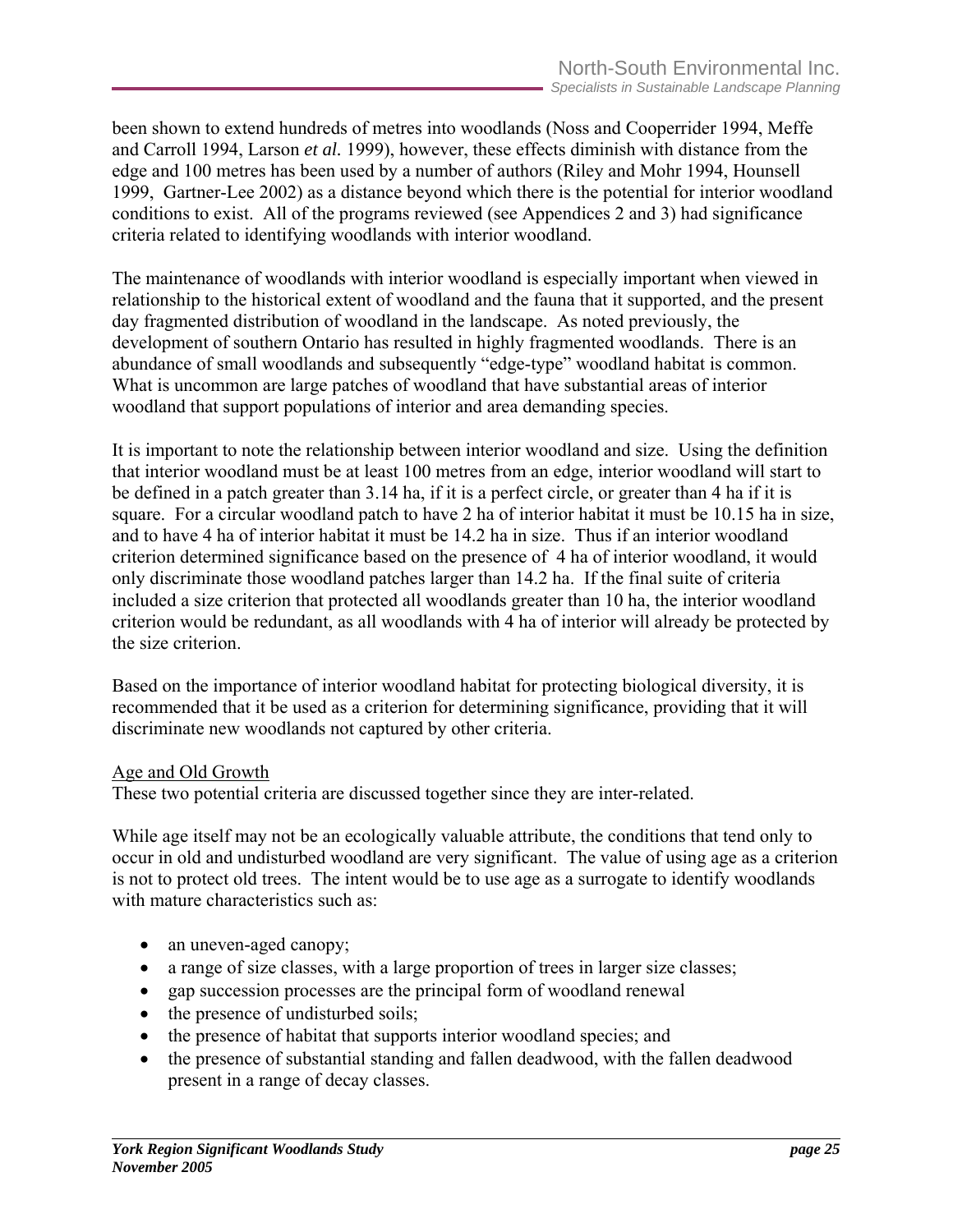been shown to extend hundreds of metres into woodlands (Noss and Cooperrider 1994, Meffe and Carroll 1994, Larson *et al.* 1999), however, these effects diminish with distance from the edge and 100 metres has been used by a number of authors (Riley and Mohr 1994, Hounsell 1999, Gartner-Lee 2002) as a distance beyond which there is the potential for interior woodland conditions to exist. All of the programs reviewed (see Appendices 2 and 3) had significance criteria related to identifying woodlands with interior woodland.

The maintenance of woodlands with interior woodland is especially important when viewed in relationship to the historical extent of woodland and the fauna that it supported, and the present day fragmented distribution of woodland in the landscape. As noted previously, the development of southern Ontario has resulted in highly fragmented woodlands. There is an abundance of small woodlands and subsequently "edge-type" woodland habitat is common. What is uncommon are large patches of woodland that have substantial areas of interior woodland that support populations of interior and area demanding species.

It is important to note the relationship between interior woodland and size. Using the definition that interior woodland must be at least 100 metres from an edge, interior woodland will start to be defined in a patch greater than 3.14 ha, if it is a perfect circle, or greater than 4 ha if it is square. For a circular woodland patch to have 2 ha of interior habitat it must be 10.15 ha in size, and to have 4 ha of interior habitat it must be 14.2 ha in size. Thus if an interior woodland criterion determined significance based on the presence of 4 ha of interior woodland, it would only discriminate those woodland patches larger than 14.2 ha. If the final suite of criteria included a size criterion that protected all woodlands greater than 10 ha, the interior woodland criterion would be redundant, as all woodlands with 4 ha of interior will already be protected by the size criterion.

Based on the importance of interior woodland habitat for protecting biological diversity, it is recommended that it be used as a criterion for determining significance, providing that it will discriminate new woodlands not captured by other criteria.

<u>Age and Old Growth</u>

These two potential criteria are discussed together since they are inter-related.

While age itself may not be an ecologically valuable attribute, the conditions that tend only to occur in old and undisturbed woodland are very significant. The value of using age as a criterion is not to protect old trees. The intent would be to use age as a surrogate to identify woodlands with mature characteristics such as:

- an uneven-aged canopy;
- a range of size classes, with a large proportion of trees in larger size classes;
- gap succession processes are the principal form of woodland renewal
- the presence of undisturbed soils;
- the presence of habitat that supports interior woodland species; and
- the presence of substantial standing and fallen deadwood, with the fallen deadwood present in a range of decay classes.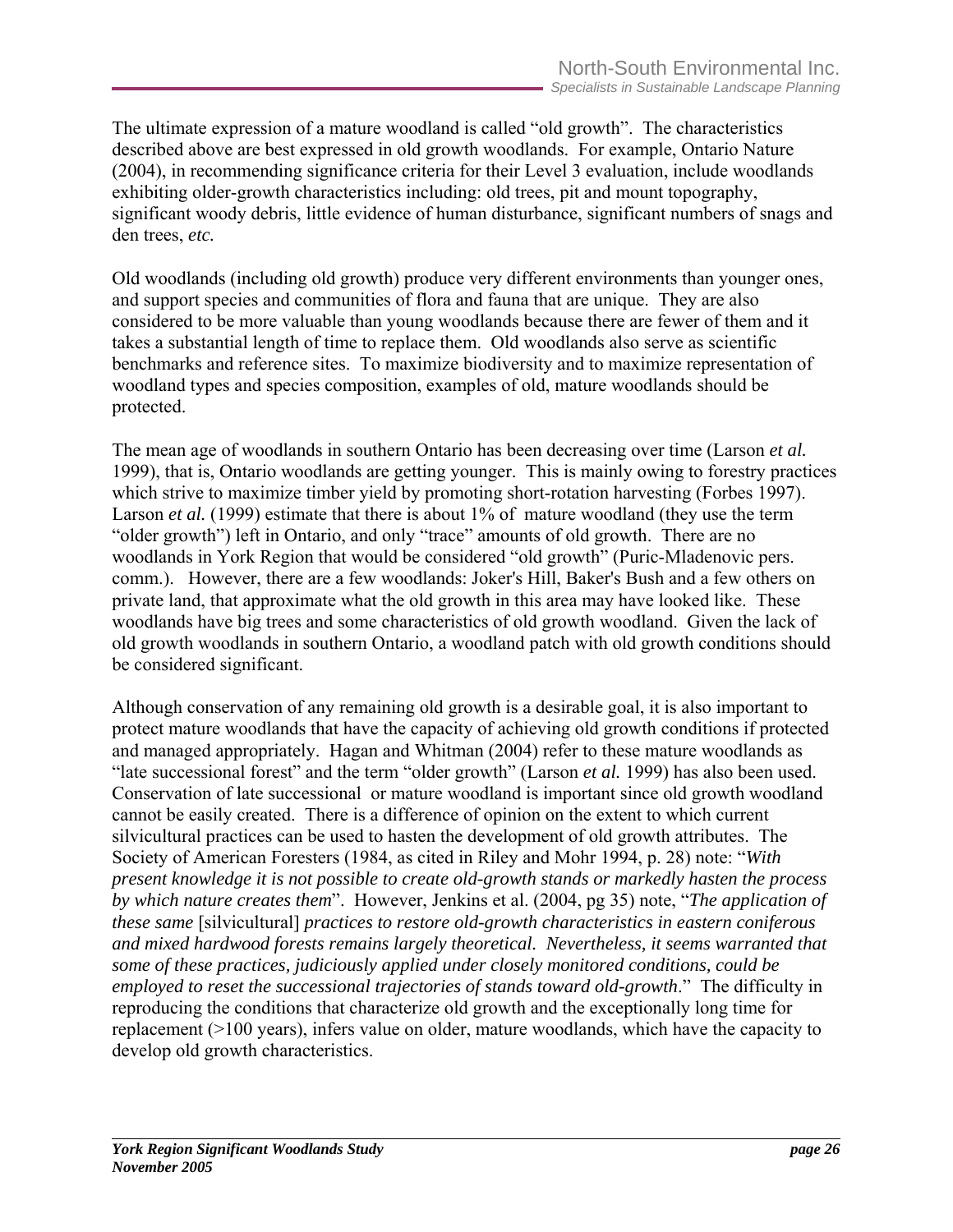The ultimate expression of a mature woodland is called "old growth". The characteristics described above are best expressed in old growth woodlands. For example, Ontario Nature (2004), in recommending significance criteria for their Level 3 evaluation, include woodlands exhibiting older-growth characteristics including: old trees, pit and mount topography, significant woody debris, little evidence of human disturbance, significant numbers of snags and den trees, *etc.*

Old woodlands (including old growth) produce very different environments than younger ones, and support species and communities of flora and fauna that are unique. They are also considered to be more valuable than young woodlands because there are fewer of them and it takes a substantial length of time to replace them. Old woodlands also serve as scientific benchmarks and reference sites. To maximize biodiversity and to maximize representation of woodland types and species composition, examples of old, mature woodlands should be protected.

The mean age of woodlands in southern Ontario has been decreasing over time (Larson *et al.* 1999), that is, Ontario woodlands are getting younger. This is mainly owing to forestry practices which strive to maximize timber yield by promoting short-rotation harvesting (Forbes 1997). Larson *et al.* (1999) estimate that there is about 1% of mature woodland (they use the term "older growth") left in Ontario, and only "trace" amounts of old growth. There are no woodlands in York Region that would be considered "old growth" (Puric-Mladenovic pers. comm.). However, there are a few woodlands: Joker's Hill, Baker's Bush and a few others on private land, that approximate what the old growth in this area may have looked like. These woodlands have big trees and some characteristics of old growth woodland. Given the lack of old growth woodlands in southern Ontario, a woodland patch with old growth conditions should be considered significant.

Although conservation of any remaining old growth is a desirable goal, it is also important to protect mature woodlands that have the capacity of achieving old growth conditions if protected and managed appropriately. Hagan and Whitman (2004) refer to these mature woodlands as "late successional forest" and the term "older growth" (Larson *et al.* 1999) has also been used. Conservation of late successional or mature woodland is important since old growth woodland cannot be easily created. There is a difference of opinion on the extent to which current silvicultural practices can be used to hasten the development of old growth attributes. The Society of American Foresters (1984, as cited in Riley and Mohr 1994, p. 28) note: "*With present knowledge it is not possible to create old-growth stands or markedly hasten the process by which nature creates them*". However, Jenkins et al. (2004, pg 35) note, "*The application of these same* [silvicultural] *practices to restore old-growth characteristics in eastern coniferous and mixed hardwood forests remains largely theoretical. Nevertheless, it seems warranted that some of these practices, judiciously applied under closely monitored conditions, could be employed to reset the successional trajectories of stands toward old-growth*." The difficulty in reproducing the conditions that characterize old growth and the exceptionally long time for replacement (>100 years), infers value on older, mature woodlands, which have the capacity to develop old growth characteristics.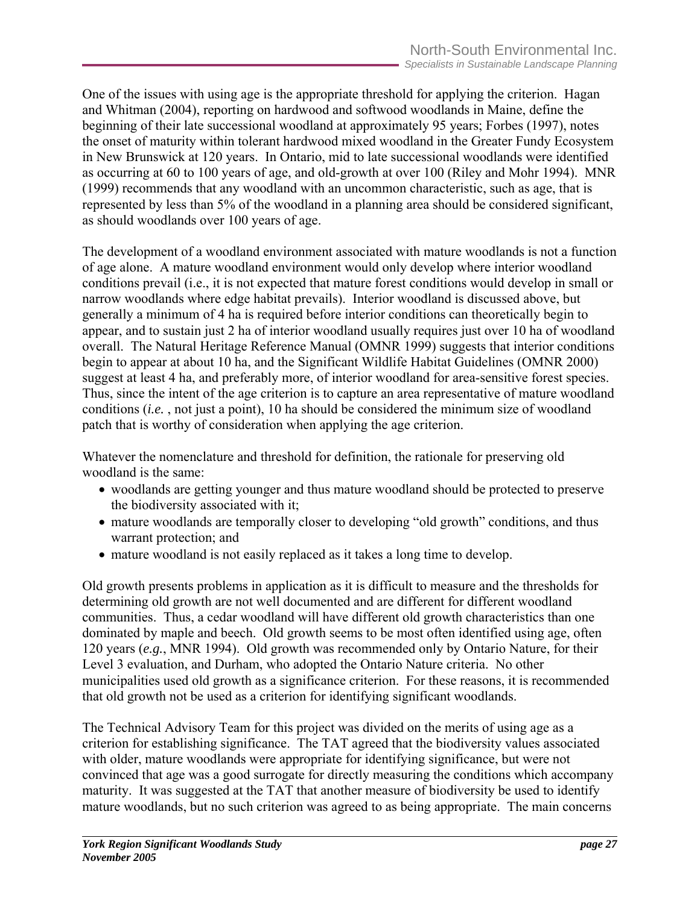One of the issues with using age is the appropriate threshold for applying the criterion. Hagan and Whitman (2004), reporting on hardwood and softwood woodlands in Maine, define the beginning of their late successional woodland at approximately 95 years; Forbes (1997), notes the onset of maturity within tolerant hardwood mixed woodland in the Greater Fundy Ecosystem in New Brunswick at 120 years. In Ontario, mid to late successional woodlands were identified as occurring at 60 to 100 years of age, and old-growth at over 100 (Riley and Mohr 1994). MNR (1999) recommends that any woodland with an uncommon characteristic, such as age, that is represented by less than 5% of the woodland in a planning area should be considered significant, as should woodlands over 100 years of age.

The development of a woodland environment associated with mature woodlands is not a function of age alone. A mature woodland environment would only develop where interior woodland conditions prevail (i.e., it is not expected that mature forest conditions would develop in small or narrow woodlands where edge habitat prevails). Interior woodland is discussed above, but generally a minimum of 4 ha is required before interior conditions can theoretically begin to appear, and to sustain just 2 ha of interior woodland usually requires just over 10 ha of woodland overall. The Natural Heritage Reference Manual (OMNR 1999) suggests that interior conditions begin to appear at about 10 ha, and the Significant Wildlife Habitat Guidelines (OMNR 2000) suggest at least 4 ha, and preferably more, of interior woodland for area-sensitive forest species. Thus, since the intent of the age criterion is to capture an area representative of mature woodland conditions (*i.e.* , not just a point), 10 ha should be considered the minimum size of woodland patch that is worthy of consideration when applying the age criterion.

Whatever the nomenclature and threshold for definition, the rationale for preserving old woodland is the same:

- woodlands are getting younger and thus mature woodland should be protected to preserve the biodiversity associated with it;
- mature woodlands are temporally closer to developing "old growth" conditions, and thus warrant protection; and
- mature woodland is not easily replaced as it takes a long time to develop.

Old growth presents problems in application as it is difficult to measure and the thresholds for determining old growth are not well documented and are different for different woodland communities. Thus, a cedar woodland will have different old growth characteristics than one dominated by maple and beech. Old growth seems to be most often identified using age, often 120 years (*e.g.*, MNR 1994). Old growth was recommended only by Ontario Nature, for their Level 3 evaluation, and Durham, who adopted the Ontario Nature criteria. No other municipalities used old growth as a significance criterion. For these reasons, it is recommended that old growth not be used as a criterion for identifying significant woodlands.

The Technical Advisory Team for this project was divided on the merits of using age as a criterion for establishing significance. The TAT agreed that the biodiversity values associated with older, mature woodlands were appropriate for identifying significance, but were not convinced that age was a good surrogate for directly measuring the conditions which accompany maturity. It was suggested at the TAT that another measure of biodiversity be used to identify mature woodlands, but no such criterion was agreed to as being appropriate. The main concerns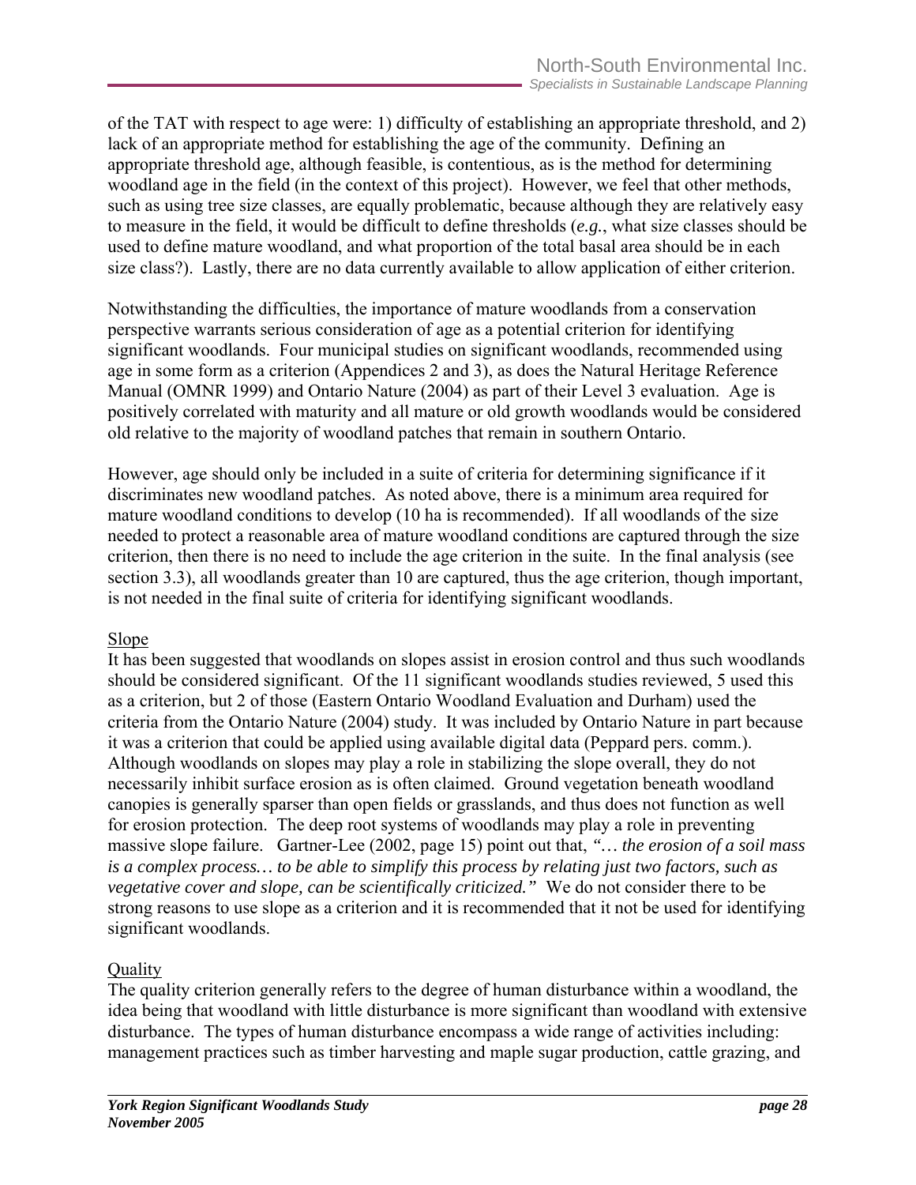of the TAT with respect to age were: 1) difficulty of establishing an appropriate threshold, and 2) lack of an appropriate method for establishing the age of the community. Defining an appropriate threshold age, although feasible, is contentious, as is the method for determining woodland age in the field (in the context of this project). However, we feel that other methods, such as using tree size classes, are equally problematic, because although they are relatively easy to measure in the field, it would be difficult to define thresholds (*e.g.*, what size classes should be used to define mature woodland, and what proportion of the total basal area should be in each size class?). Lastly, there are no data currently available to allow application of either criterion.

Notwithstanding the difficulties, the importance of mature woodlands from a conservation perspective warrants serious consideration of age as a potential criterion for identifying significant woodlands. Four municipal studies on significant woodlands, recommended using age in some form as a criterion (Appendices 2 and 3), as does the Natural Heritage Reference Manual (OMNR 1999) and Ontario Nature (2004) as part of their Level 3 evaluation. Age is positively correlated with maturity and all mature or old growth woodlands would be considered old relative to the majority of woodland patches that remain in southern Ontario.

However, age should only be included in a suite of criteria for determining significance if it discriminates new woodland patches. As noted above, there is a minimum area required for mature woodland conditions to develop (10 ha is recommended). If all woodlands of the size needed to protect a reasonable area of mature woodland conditions are captured through the size criterion, then there is no need to include the age criterion in the suite. In the final analysis (see section 3.3), all woodlands greater than 10 are captured, thus the age criterion, though important, is not needed in the final suite of criteria for identifying significant woodlands.

<u>Slope</u>

It has been suggested that woodlands on slopes assist in erosion control and thus such woodlands should be considered significant. Of the 11 significant woodlands studies reviewed, 5 used this as a criterion, but 2 of those (Eastern Ontario Woodland Evaluation and Durham) used the criteria from the Ontario Nature (2004) study. It was included by Ontario Nature in part because it was a criterion that could be applied using available digital data (Peppard pers. comm.). Although woodlands on slopes may play a role in stabilizing the slope overall, they do not necessarily inhibit surface erosion as is often claimed. Ground vegetation beneath woodland canopies is generally sparser than open fields or grasslands, and thus does not function as well for erosion protection. The deep root systems of woodlands may play a role in preventing massive slope failure. Gartner-Lee (2002, page 15) point out that, *"… the erosion of a soil mass is a complex process… to be able to simplify this process by relating just two factors, such as vegetative cover and slope, can be scientifically criticized."* We do not consider there to be strong reasons to use slope as a criterion and it is recommended that it not be used for identifying significant woodlands.

<u>Quality</u>

The quality criterion generally refers to the degree of human disturbance within a woodland, the idea being that woodland with little disturbance is more significant than woodland with extensive disturbance. The types of human disturbance encompass a wide range of activities including: management practices such as timber harvesting and maple sugar production, cattle grazing, and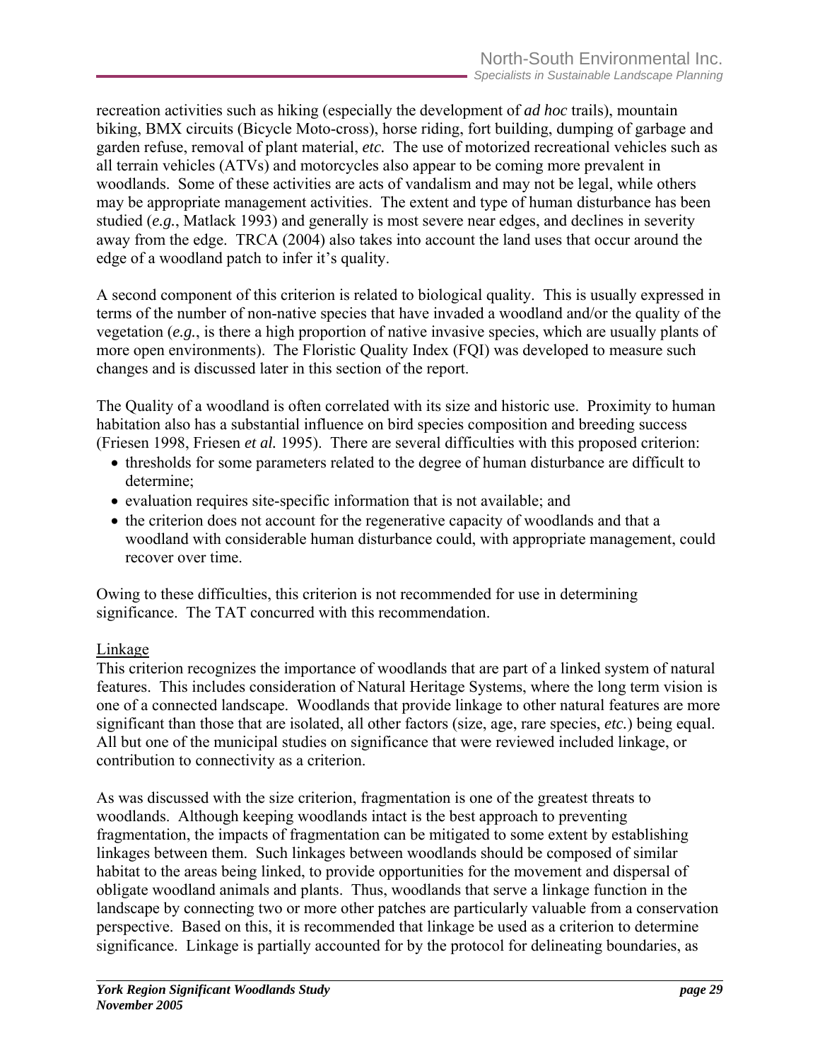recreation activities such as hiking (especially the development of *ad hoc* trails), mountain biking, BMX circuits (Bicycle Moto-cross), horse riding, fort building, dumping of garbage and garden refuse, removal of plant material, *etc.* The use of motorized recreational vehicles such as all terrain vehicles (ATVs) and motorcycles also appear to be coming more prevalent in woodlands. Some of these activities are acts of vandalism and may not be legal, while others may be appropriate management activities. The extent and type of human disturbance has been studied (*e.g.*, Matlack 1993) and generally is most severe near edges, and declines in severity away from the edge. TRCA (2004) also takes into account the land uses that occur around the edge of a woodland patch to infer it's quality.

A second component of this criterion is related to biological quality. This is usually expressed in terms of the number of non-native species that have invaded a woodland and/or the quality of the vegetation (*e.g.,* is there a high proportion of native invasive species, which are usually plants of more open environments). The Floristic Quality Index (FQI) was developed to measure such changes and is discussed later in this section of the report.

The Quality of a woodland is often correlated with its size and historic use. Proximity to human habitation also has a substantial influence on bird species composition and breeding success (Friesen 1998, Friesen *et al.* 1995). There are several difficulties with this proposed criterion:

- thresholds for some parameters related to the degree of human disturbance are difficult to determine;
- evaluation requires site-specific information that is not available; and
- the criterion does not account for the regenerative capacity of woodlands and that a woodland with considerable human disturbance could, with appropriate management, could recover over time.

Owing to these difficulties, this criterion is not recommended for use in determining significance. The TAT concurred with this recommendation.

<u>Linkage</u>

This criterion recognizes the importance of woodlands that are part of a linked system of natural features. This includes consideration of Natural Heritage Systems, where the long term vision is one of a connected landscape. Woodlands that provide linkage to other natural features are more significant than those that are isolated, all other factors (size, age, rare species, *etc.*) being equal. All but one of the municipal studies on significance that were reviewed included linkage, or contribution to connectivity as a criterion.

As was discussed with the size criterion, fragmentation is one of the greatest threats to woodlands. Although keeping woodlands intact is the best approach to preventing fragmentation, the impacts of fragmentation can be mitigated to some extent by establishing linkages between them. Such linkages between woodlands should be composed of similar habitat to the areas being linked, to provide opportunities for the movement and dispersal of obligate woodland animals and plants. Thus, woodlands that serve a linkage function in the landscape by connecting two or more other patches are particularly valuable from a conservation perspective. Based on this, it is recommended that linkage be used as a criterion to determine significance. Linkage is partially accounted for by the protocol for delineating boundaries, as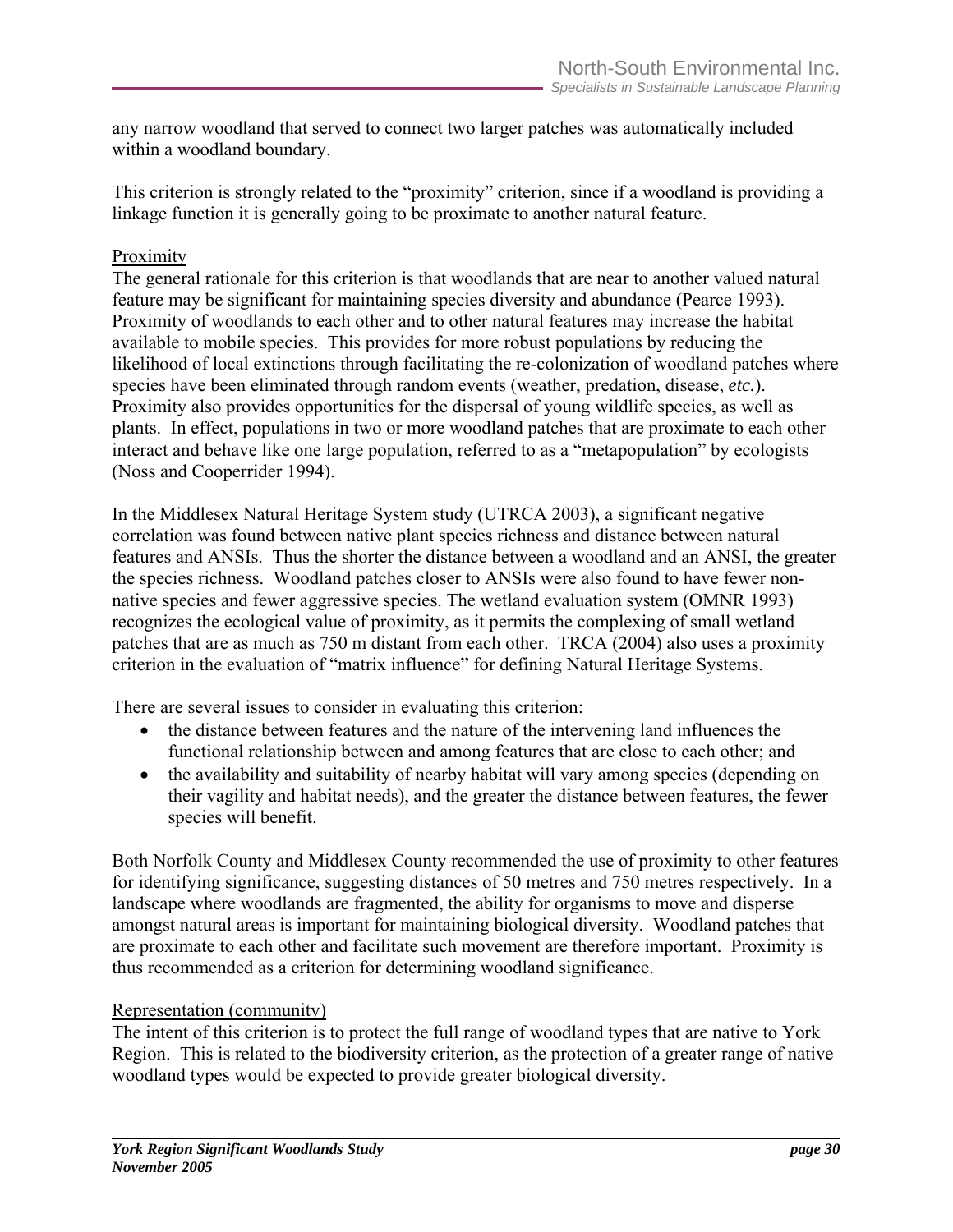any narrow woodland that served to connect two larger patches was automatically included within a woodland boundary.

This criterion is strongly related to the "proximity" criterion, since if a woodland is providing a linkage function it is generally going to be proximate to another natural feature.

Proximity

The general rationale for this criterion is that woodlands that are near to another valued natural feature may be significant for maintaining species diversity and abundance (Pearce 1993). Proximity of woodlands to each other and to other natural features may increase the habitat available to mobile species. This provides for more robust populations by reducing the likelihood of local extinctions through facilitating the re-colonization of woodland patches where species have been eliminated through random events (weather, predation, disease, *etc.*). Proximity also provides opportunities for the dispersal of young wildlife species, as well as plants. In effect, populations in two or more woodland patches that are proximate to each other interact and behave like one large population, referred to as a "metapopulation" by ecologists (Noss and Cooperrider 1994).

In the Middlesex Natural Heritage System study (UTRCA 2003), a significant negative correlation was found between native plant species richness and distance between natural features and ANSIs. Thus the shorter the distance between a woodland and an ANSI, the greater the species richness. Woodland patches closer to ANSIs were also found to have fewer non-native species and fewer aggressive species. The wetland evaluation system (OMNR 1993) recognizes the ecological value of proximity, as it permits the complexing of small wetland patches that are as much as 750 m distant from each other. TRCA (2004) also uses a proximity criterion in the evaluation of "matrix influence" for defining Natural Heritage Systems.

There are several issues to consider in evaluating this criterion:

- the distance between features and the nature of the intervening land influences the functional relationship between and among features that are close to each other; and
- the availability and suitability of nearby habitat will vary among species (depending on their vagility and habitat needs), and the greater the distance between features, the fewer species will benefit.

Both Norfolk County and Middlesex County recommended the use of proximity to other features for identifying significance, suggesting distances of 50 metres and 750 metres respectively. In a landscape where woodlands are fragmented, the ability for organisms to move and disperse amongst natural areas is important for maintaining biological diversity. Woodland patches that are proximate to each other and facilitate such movement are therefore important. Proximity is thus recommended as a criterion for determining woodland significance.

Representation (community)

The intent of this criterion is to protect the full range of woodland types that are native to York Region. This is related to the biodiversity criterion, as the protection of a greater range of native woodland types would be expected to provide greater biological diversity.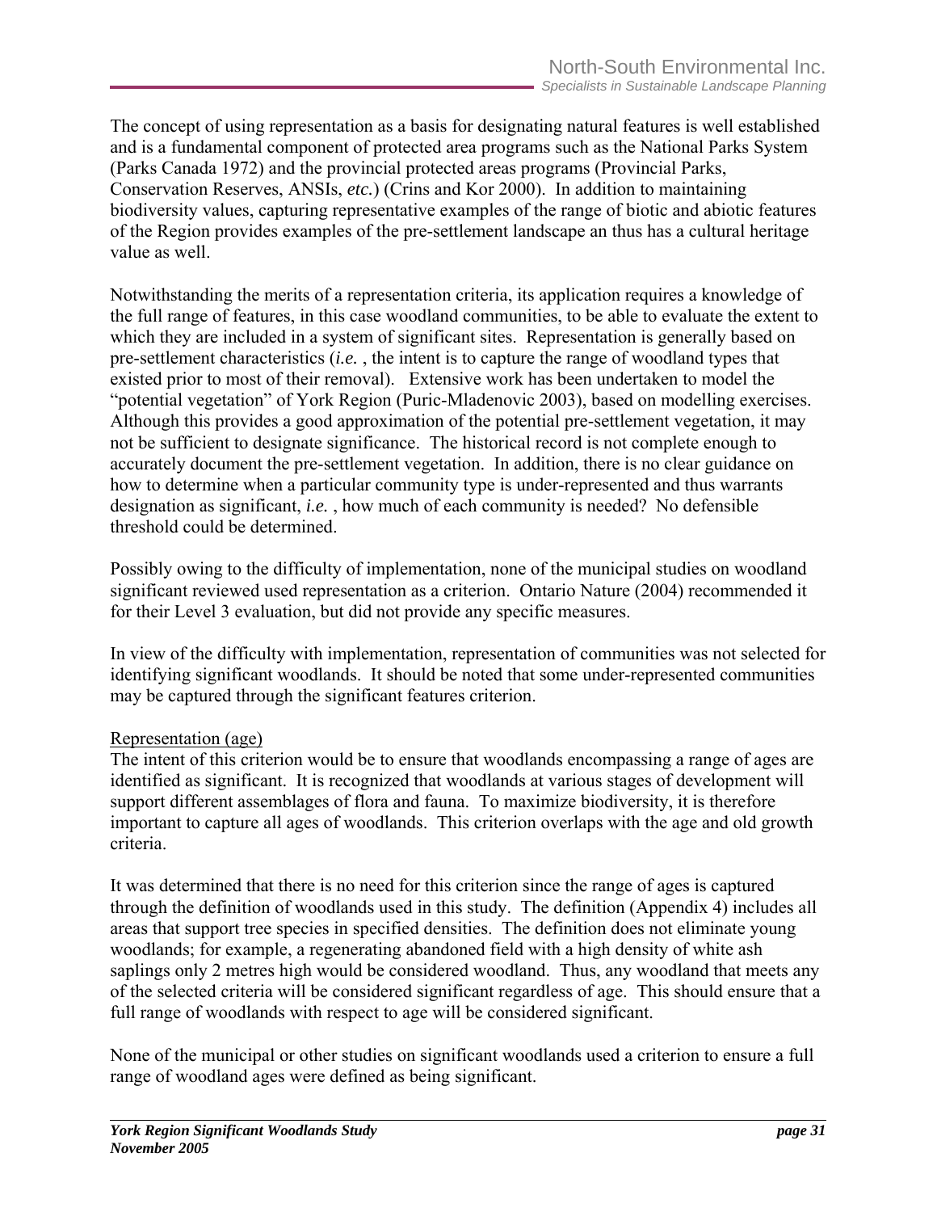The concept of using representation as a basis for designating natural features is well established and is a fundamental component of protected area programs such as the National Parks System (Parks Canada 1972) and the provincial protected areas programs (Provincial Parks, Conservation Reserves, ANSIs, *etc.*) (Crins and Kor 2000). In addition to maintaining biodiversity values, capturing representative examples of the range of biotic and abiotic features of the Region provides examples of the pre-settlement landscape an thus has a cultural heritage value as well.

Notwithstanding the merits of a representation criteria, its application requires a knowledge of the full range of features, in this case woodland communities, to be able to evaluate the extent to which they are included in a system of significant sites. Representation is generally based on pre-settlement characteristics (*i.e.* , the intent is to capture the range of woodland types that existed prior to most of their removal). Extensive work has been undertaken to model the "potential vegetation" of York Region (Puric-Mladenovic 2003), based on modelling exercises. Although this provides a good approximation of the potential pre-settlement vegetation, it may not be sufficient to designate significance. The historical record is not complete enough to accurately document the pre-settlement vegetation. In addition, there is no clear guidance on how to determine when a particular community type is under-represented and thus warrants designation as significant, *i.e.* , how much of each community is needed? No defensible threshold could be determined.

Possibly owing to the difficulty of implementation, none of the municipal studies on woodland significant reviewed used representation as a criterion. Ontario Nature (2004) recommended it for their Level 3 evaluation, but did not provide any specific measures.

In view of the difficulty with implementation, representation of communities was not selected for identifying significant woodlands. It should be noted that some under-represented communities may be captured through the significant features criterion.

<u>Representation (age)</u>

The intent of this criterion would be to ensure that woodlands encompassing a range of ages are identified as significant. It is recognized that woodlands at various stages of development will support different assemblages of flora and fauna. To maximize biodiversity, it is therefore important to capture all ages of woodlands. This criterion overlaps with the age and old growth criteria.

It was determined that there is no need for this criterion since the range of ages is captured through the definition of woodlands used in this study. The definition (Appendix 4) includes all areas that support tree species in specified densities. The definition does not eliminate young woodlands; for example, a regenerating abandoned field with a high density of white ash saplings only 2 metres high would be considered woodland. Thus, any woodland that meets any of the selected criteria will be considered significant regardless of age. This should ensure that a full range of woodlands with respect to age will be considered significant.

None of the municipal or other studies on significant woodlands used a criterion to ensure a full range of woodland ages were defined as being significant.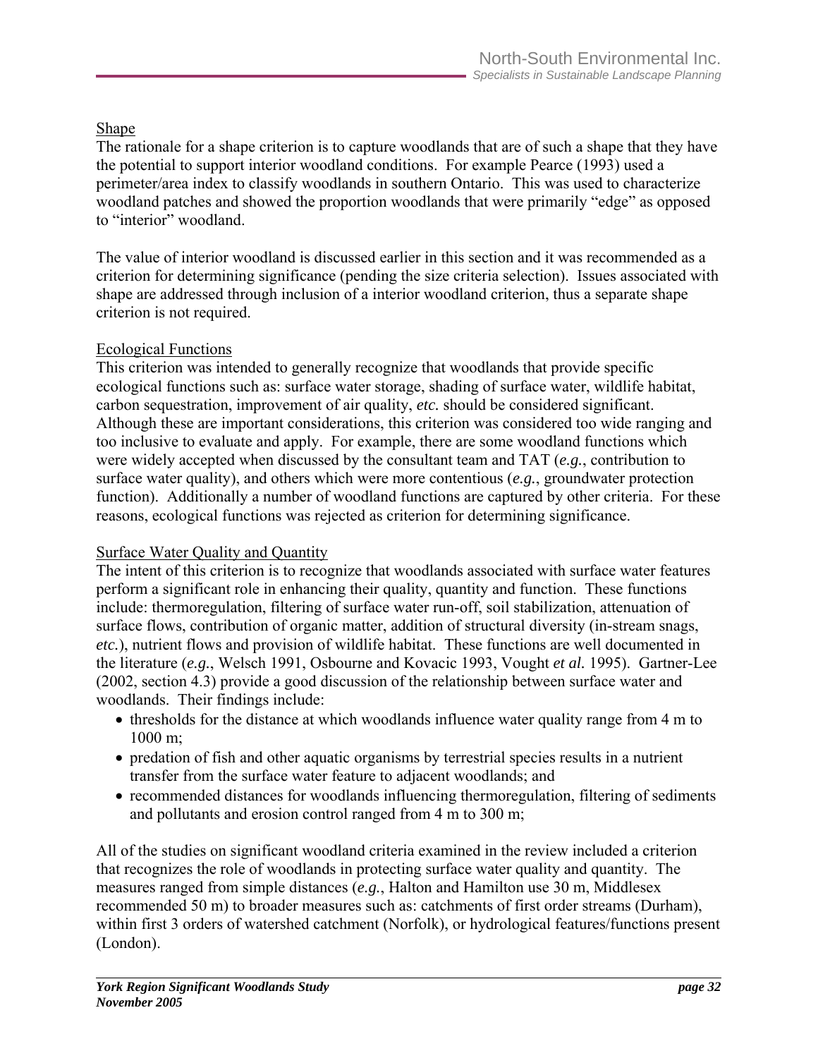Shape

The rationale for a shape criterion is to capture woodlands that are of such a shape that they have the potential to support interior woodland conditions. For example Pearce (1993) used a perimeter/area index to classify woodlands in southern Ontario. This was used to characterize woodland patches and showed the proportion woodlands that were primarily "edge" as opposed to "interior" woodland.

The value of interior woodland is discussed earlier in this section and it was recommended as a criterion for determining significance (pending the size criteria selection). Issues associated with shape are addressed through inclusion of a interior woodland criterion, thus a separate shape criterion is not required.

Ecological Functions

This criterion was intended to generally recognize that woodlands that provide specific ecological functions such as: surface water storage, shading of surface water, wildlife habitat, carbon sequestration, improvement of air quality, *etc.* should be considered significant. Although these are important considerations, this criterion was considered too wide ranging and too inclusive to evaluate and apply. For example, there are some woodland functions which were widely accepted when discussed by the consultant team and TAT (*e.g.*, contribution to surface water quality), and others which were more contentious (*e.g.*, groundwater protection function). Additionally a number of woodland functions are captured by other criteria. For these reasons, ecological functions was rejected as criterion for determining significance.

Surface Water Quality and Quantity

The intent of this criterion is to recognize that woodlands associated with surface water features perform a significant role in enhancing their quality, quantity and function. These functions include: thermoregulation, filtering of surface water run-off, soil stabilization, attenuation of surface flows, contribution of organic matter, addition of structural diversity (in-stream snags, *etc.*), nutrient flows and provision of wildlife habitat. These functions are well documented in the literature (*e.g.*, Welsch 1991, Osbourne and Kovacic 1993, Vought *et al.* 1995). Gartner-Lee (2002, section 4.3) provide a good discussion of the relationship between surface water and woodlands. Their findings include:

- thresholds for the distance at which woodlands influence water quality range from 4 m to 1000 m;
- predation of fish and other aquatic organisms by terrestrial species results in a nutrient transfer from the surface water feature to adjacent woodlands; and
- recommended distances for woodlands influencing thermoregulation, filtering of sediments and pollutants and erosion control ranged from 4 m to 300 m;

All of the studies on significant woodland criteria examined in the review included a criterion that recognizes the role of woodlands in protecting surface water quality and quantity. The measures ranged from simple distances (*e.g.*, Halton and Hamilton use 30 m, Middlesex recommended 50 m) to broader measures such as: catchments of first order streams (Durham), within first 3 orders of watershed catchment (Norfolk), or hydrological features/functions present (London).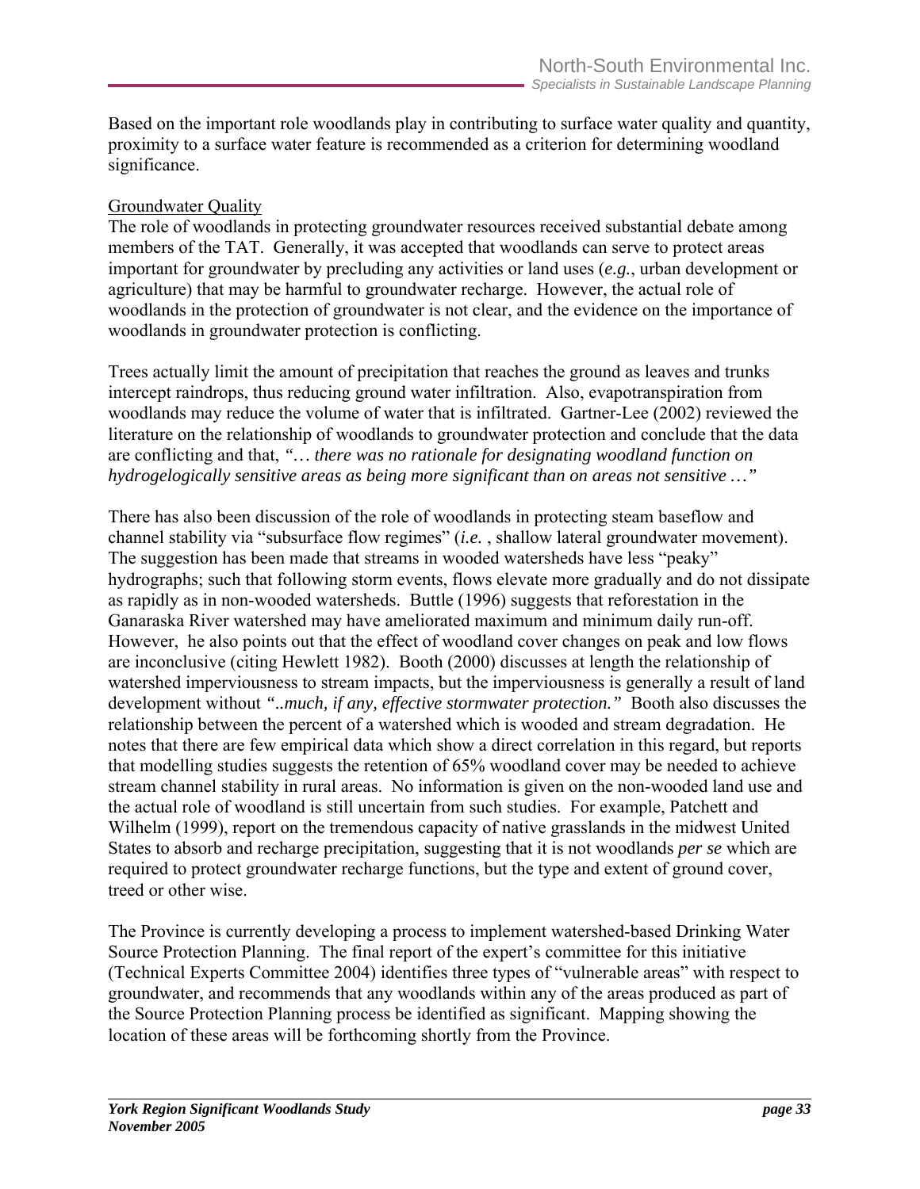Based on the important role woodlands play in contributing to surface water quality and quantity, proximity to a surface water feature is recommended as a criterion for determining woodland significance.

Groundwater Quality

The role of woodlands in protecting groundwater resources received substantial debate among members of the TAT. Generally, it was accepted that woodlands can serve to protect areas important for groundwater by precluding any activities or land uses (*e.g.*, urban development or agriculture) that may be harmful to groundwater recharge. However, the actual role of woodlands in the protection of groundwater is not clear, and the evidence on the importance of woodlands in groundwater protection is conflicting.

Trees actually limit the amount of precipitation that reaches the ground as leaves and trunks intercept raindrops, thus reducing ground water infiltration. Also, evapotranspiration from woodlands may reduce the volume of water that is infiltrated. Gartner-Lee (2002) reviewed the literature on the relationship of woodlands to groundwater protection and conclude that the data are conflicting and that, *"… there was no rationale for designating woodland function on hydrogelogically sensitive areas as being more significant than on areas not sensitive …"*

There has also been discussion of the role of woodlands in protecting steam baseflow and channel stability via "subsurface flow regimes" (*i.e.* , shallow lateral groundwater movement). The suggestion has been made that streams in wooded watersheds have less "peaky" hydrographs; such that following storm events, flows elevate more gradually and do not dissipate as rapidly as in non-wooded watersheds. Buttle (1996) suggests that reforestation in the Ganaraska River watershed may have ameliorated maximum and minimum daily run-off. However, he also points out that the effect of woodland cover changes on peak and low flows are inconclusive (citing Hewlett 1982). Booth (2000) discusses at length the relationship of watershed imperviousness to stream impacts, but the imperviousness is generally a result of land development without *"..much, if any, effective stormwater protection."* Booth also discusses the relationship between the percent of a watershed which is wooded and stream degradation. He notes that there are few empirical data which show a direct correlation in this regard, but reports that modelling studies suggests the retention of 65% woodland cover may be needed to achieve stream channel stability in rural areas. No information is given on the non-wooded land use and the actual role of woodland is still uncertain from such studies. For example, Patchett and Wilhelm (1999), report on the tremendous capacity of native grasslands in the midwest United States to absorb and recharge precipitation, suggesting that it is not woodlands *per se* which are required to protect groundwater recharge functions, but the type and extent of ground cover, treed or other wise.

The Province is currently developing a process to implement watershed-based Drinking Water Source Protection Planning. The final report of the expert's committee for this initiative (Technical Experts Committee 2004) identifies three types of "vulnerable areas" with respect to groundwater, and recommends that any woodlands within any of the areas produced as part of the Source Protection Planning process be identified as significant. Mapping showing the location of these areas will be forthcoming shortly from the Province.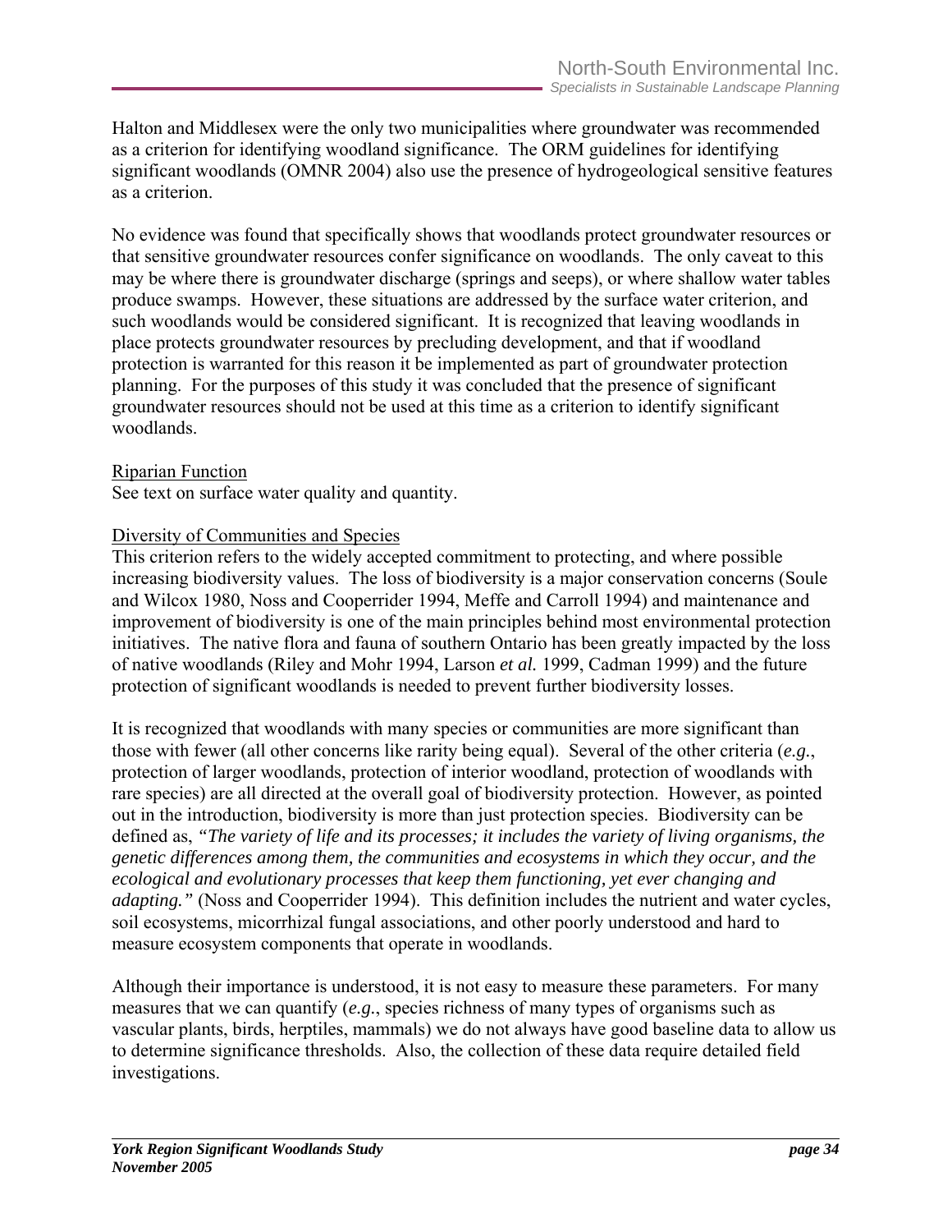Halton and Middlesex were the only two municipalities where groundwater was recommended as a criterion for identifying woodland significance. The ORM guidelines for identifying significant woodlands (OMNR 2004) also use the presence of hydrogeological sensitive features as a criterion.

No evidence was found that specifically shows that woodlands protect groundwater resources or that sensitive groundwater resources confer significance on woodlands. The only caveat to this may be where there is groundwater discharge (springs and seeps), or where shallow water tables produce swamps. However, these situations are addressed by the surface water criterion, and such woodlands would be considered significant. It is recognized that leaving woodlands in place protects groundwater resources by precluding development, and that if woodland protection is warranted for this reason it be implemented as part of groundwater protection planning. For the purposes of this study it was concluded that the presence of significant groundwater resources should not be used at this time as a criterion to identify significant woodlands.

<u>Riparian Function</u>

See text on surface water quality and quantity.

<u>Diversity of Communities and Species</u>

This criterion refers to the widely accepted commitment to protecting, and where possible increasing biodiversity values. The loss of biodiversity is a major conservation concerns (Soule and Wilcox 1980, Noss and Cooperrider 1994, Meffe and Carroll 1994) and maintenance and improvement of biodiversity is one of the main principles behind most environmental protection initiatives. The native flora and fauna of southern Ontario has been greatly impacted by the loss of native woodlands (Riley and Mohr 1994, Larson *et al.* 1999, Cadman 1999) and the future protection of significant woodlands is needed to prevent further biodiversity losses.

It is recognized that woodlands with many species or communities are more significant than those with fewer (all other concerns like rarity being equal). Several of the other criteria (*e.g.*, protection of larger woodlands, protection of interior woodland, protection of woodlands with rare species) are all directed at the overall goal of biodiversity protection. However, as pointed out in the introduction, biodiversity is more than just protection species. Biodiversity can be defined as, *"The variety of life and its processes; it includes the variety of living organisms, the genetic differences among them, the communities and ecosystems in which they occur, and the ecological and evolutionary processes that keep them functioning, yet ever changing and adapting."* (Noss and Cooperrider 1994). This definition includes the nutrient and water cycles, soil ecosystems, micorrhizal fungal associations, and other poorly understood and hard to measure ecosystem components that operate in woodlands.

Although their importance is understood, it is not easy to measure these parameters. For many measures that we can quantify (*e.g.*, species richness of many types of organisms such as vascular plants, birds, herptiles, mammals) we do not always have good baseline data to allow us to determine significance thresholds. Also, the collection of these data require detailed field investigations.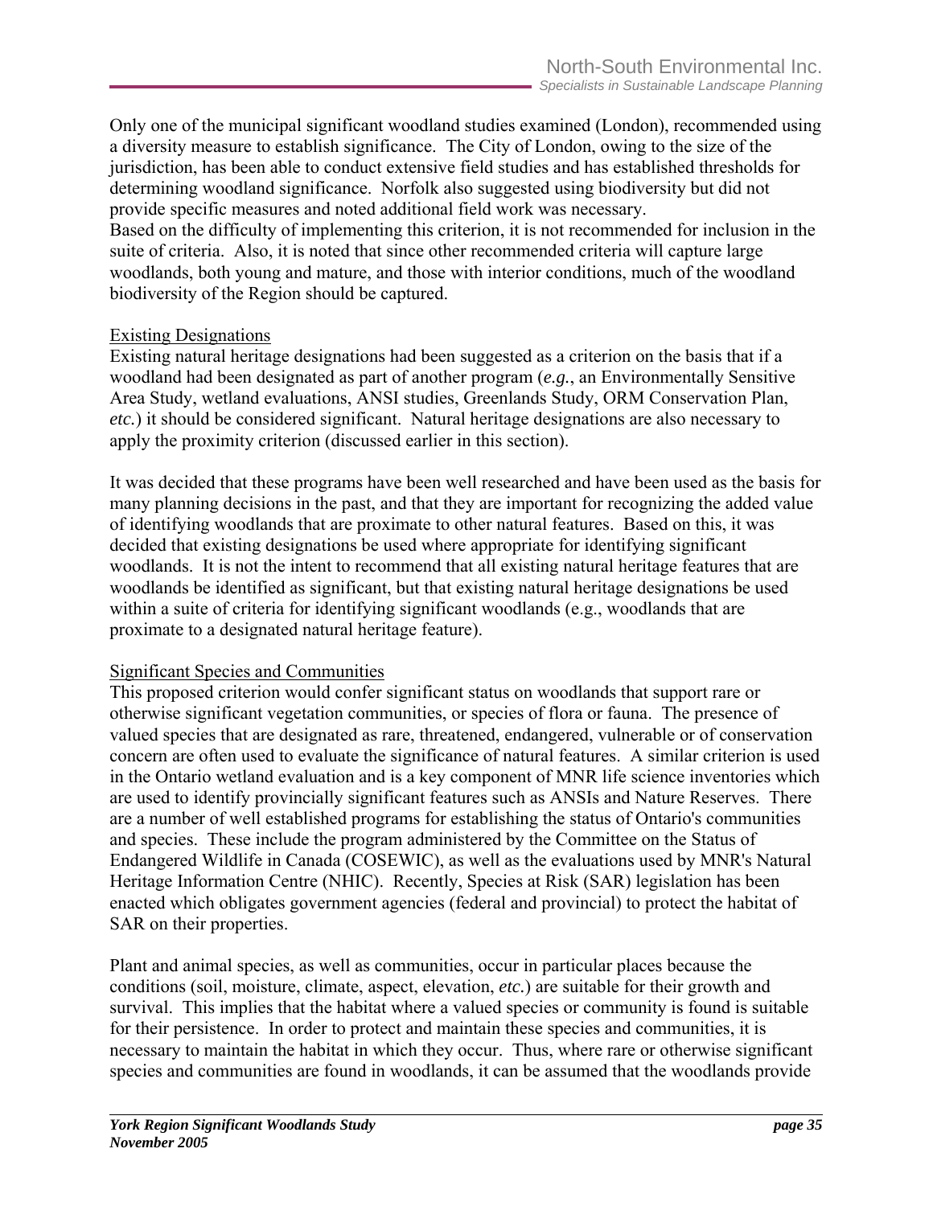Only one of the municipal significant woodland studies examined (London), recommended using a diversity measure to establish significance. The City of London, owing to the size of the jurisdiction, has been able to conduct extensive field studies and has established thresholds for determining woodland significance. Norfolk also suggested using biodiversity but did not provide specific measures and noted additional field work was necessary.
Based on the difficulty of implementing this criterion, it is not recommended for inclusion in the suite of criteria. Also, it is noted that since other recommended criteria will capture large woodlands, both young and mature, and those with interior conditions, much of the woodland biodiversity of the Region should be captured.

<u>Existing Designations</u>
Existing natural heritage designations had been suggested as a criterion on the basis that if a woodland had been designated as part of another program (*e.g.*, an Environmentally Sensitive Area Study, wetland evaluations, ANSI studies, Greenlands Study, ORM Conservation Plan, *etc.*) it should be considered significant. Natural heritage designations are also necessary to apply the proximity criterion (discussed earlier in this section).

It was decided that these programs have been well researched and have been used as the basis for many planning decisions in the past, and that they are important for recognizing the added value of identifying woodlands that are proximate to other natural features. Based on this, it was decided that existing designations be used where appropriate for identifying significant woodlands. It is not the intent to recommend that all existing natural heritage features that are woodlands be identified as significant, but that existing natural heritage designations be used within a suite of criteria for identifying significant woodlands (e.g., woodlands that are proximate to a designated natural heritage feature).

<u>Significant Species and Communities</u>
This proposed criterion would confer significant status on woodlands that support rare or otherwise significant vegetation communities, or species of flora or fauna. The presence of valued species that are designated as rare, threatened, endangered, vulnerable or of conservation concern are often used to evaluate the significance of natural features. A similar criterion is used in the Ontario wetland evaluation and is a key component of MNR life science inventories which are used to identify provincially significant features such as ANSIs and Nature Reserves. There are a number of well established programs for establishing the status of Ontario's communities and species. These include the program administered by the Committee on the Status of Endangered Wildlife in Canada (COSEWIC), as well as the evaluations used by MNR's Natural Heritage Information Centre (NHIC). Recently, Species at Risk (SAR) legislation has been enacted which obligates government agencies (federal and provincial) to protect the habitat of SAR on their properties.

Plant and animal species, as well as communities, occur in particular places because the conditions (soil, moisture, climate, aspect, elevation, *etc.*) are suitable for their growth and survival. This implies that the habitat where a valued species or community is found is suitable for their persistence. In order to protect and maintain these species and communities, it is necessary to maintain the habitat in which they occur. Thus, where rare or otherwise significant species and communities are found in woodlands, it can be assumed that the woodlands provide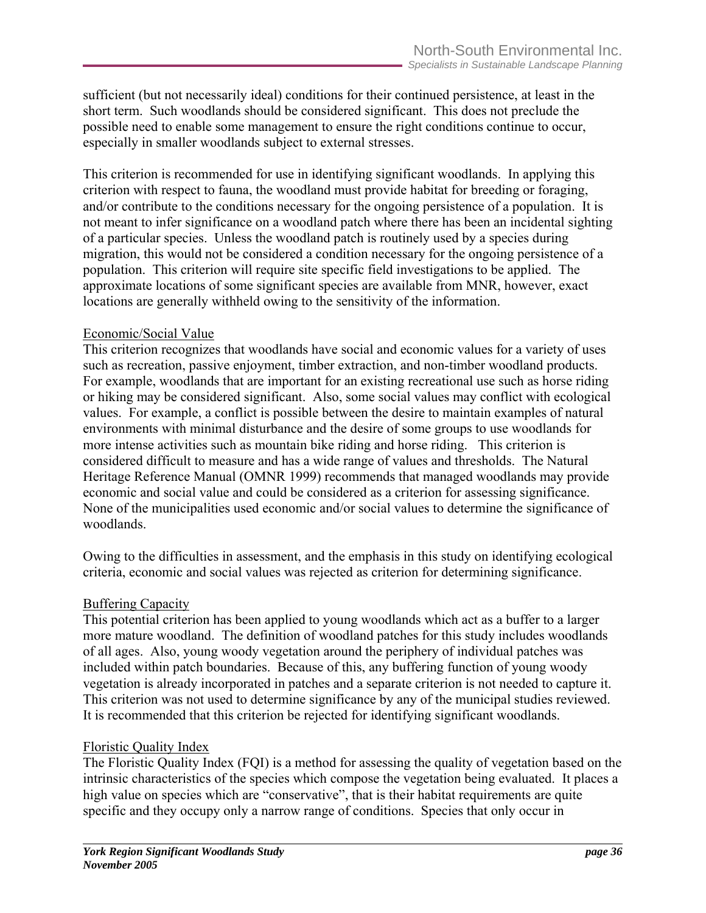sufficient (but not necessarily ideal) conditions for their continued persistence, at least in the short term. Such woodlands should be considered significant. This does not preclude the possible need to enable some management to ensure the right conditions continue to occur, especially in smaller woodlands subject to external stresses.

This criterion is recommended for use in identifying significant woodlands. In applying this criterion with respect to fauna, the woodland must provide habitat for breeding or foraging, and/or contribute to the conditions necessary for the ongoing persistence of a population. It is not meant to infer significance on a woodland patch where there has been an incidental sighting of a particular species. Unless the woodland patch is routinely used by a species during migration, this would not be considered a condition necessary for the ongoing persistence of a population. This criterion will require site specific field investigations to be applied. The approximate locations of some significant species are available from MNR, however, exact locations are generally withheld owing to the sensitivity of the information.

<u>Economic/Social Value</u>

This criterion recognizes that woodlands have social and economic values for a variety of uses such as recreation, passive enjoyment, timber extraction, and non-timber woodland products. For example, woodlands that are important for an existing recreational use such as horse riding or hiking may be considered significant. Also, some social values may conflict with ecological values. For example, a conflict is possible between the desire to maintain examples of natural environments with minimal disturbance and the desire of some groups to use woodlands for more intense activities such as mountain bike riding and horse riding. This criterion is considered difficult to measure and has a wide range of values and thresholds. The Natural Heritage Reference Manual (OMNR 1999) recommends that managed woodlands may provide economic and social value and could be considered as a criterion for assessing significance. None of the municipalities used economic and/or social values to determine the significance of woodlands.

Owing to the difficulties in assessment, and the emphasis in this study on identifying ecological criteria, economic and social values was rejected as criterion for determining significance.

<u>Buffering Capacity</u>

This potential criterion has been applied to young woodlands which act as a buffer to a larger more mature woodland. The definition of woodland patches for this study includes woodlands of all ages. Also, young woody vegetation around the periphery of individual patches was included within patch boundaries. Because of this, any buffering function of young woody vegetation is already incorporated in patches and a separate criterion is not needed to capture it. This criterion was not used to determine significance by any of the municipal studies reviewed. It is recommended that this criterion be rejected for identifying significant woodlands.

<u>Floristic Quality Index</u>

The Floristic Quality Index (FQI) is a method for assessing the quality of vegetation based on the intrinsic characteristics of the species which compose the vegetation being evaluated. It places a high value on species which are "conservative", that is their habitat requirements are quite specific and they occupy only a narrow range of conditions. Species that only occur in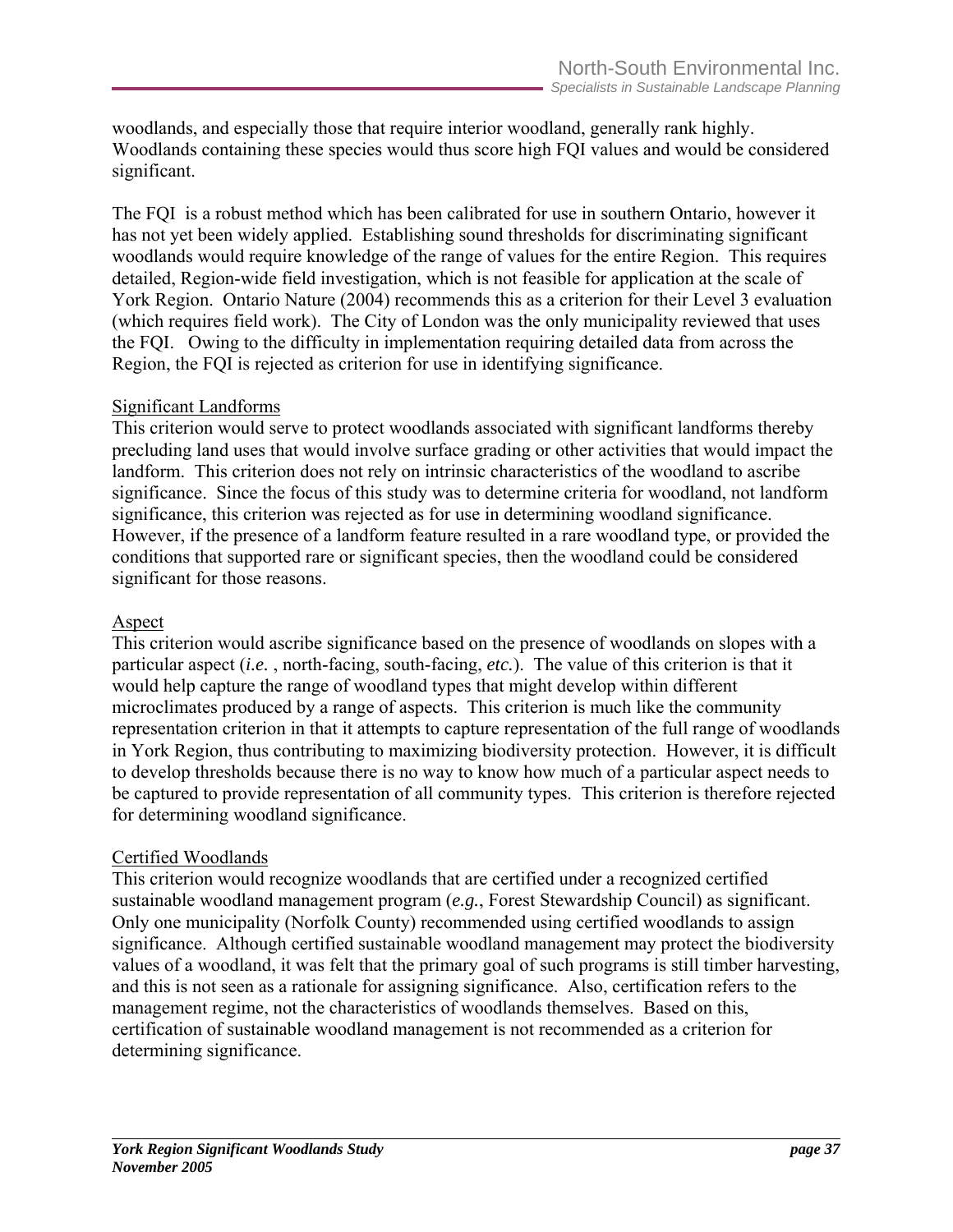woodlands, and especially those that require interior woodland, generally rank highly. Woodlands containing these species would thus score high FQI values and would be considered significant.

The FQI  is a robust method which has been calibrated for use in southern Ontario, however it has not yet been widely applied.  Establishing sound thresholds for discriminating significant woodlands would require knowledge of the range of values for the entire Region.  This requires detailed, Region-wide field investigation, which is not feasible for application at the scale of York Region.  Ontario Nature (2004) recommends this as a criterion for their Level 3 evaluation (which requires field work).  The City of London was the only municipality reviewed that uses the FQI.   Owing to the difficulty in implementation requiring detailed data from across the Region, the FQI is rejected as criterion for use in identifying significance.

Significant Landforms

This criterion would serve to protect woodlands associated with significant landforms thereby precluding land uses that would involve surface grading or other activities that would impact the landform.  This criterion does not rely on intrinsic characteristics of the woodland to ascribe significance.  Since the focus of this study was to determine criteria for woodland, not landform significance, this criterion was rejected as for use in determining woodland significance. However, if the presence of a landform feature resulted in a rare woodland type, or provided the conditions that supported rare or significant species, then the woodland could be considered significant for those reasons.

Aspect

This criterion would ascribe significance based on the presence of woodlands on slopes with a particular aspect (*i.e.* , north-facing, south-facing, *etc.*).  The value of this criterion is that it would help capture the range of woodland types that might develop within different microclimates produced by a range of aspects.  This criterion is much like the community representation criterion in that it attempts to capture representation of the full range of woodlands in York Region, thus contributing to maximizing biodiversity protection.  However, it is difficult to develop thresholds because there is no way to know how much of a particular aspect needs to be captured to provide representation of all community types.  This criterion is therefore rejected for determining woodland significance.

Certified Woodlands

This criterion would recognize woodlands that are certified under a recognized certified sustainable woodland management program (*e.g.*, Forest Stewardship Council) as significant. Only one municipality (Norfolk County) recommended using certified woodlands to assign significance.  Although certified sustainable woodland management may protect the biodiversity values of a woodland, it was felt that the primary goal of such programs is still timber harvesting, and this is not seen as a rationale for assigning significance.  Also, certification refers to the management regime, not the characteristics of woodlands themselves.  Based on this, certification of sustainable woodland management is not recommended as a criterion for determining significance.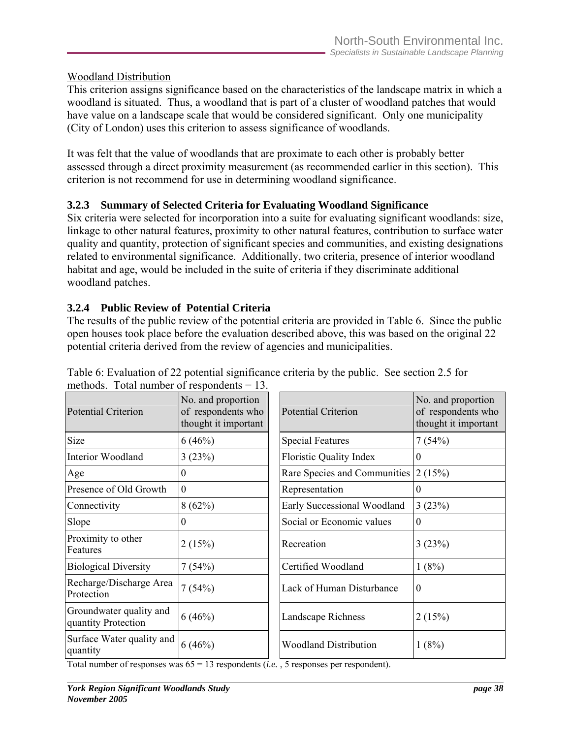Woodland Distribution

This criterion assigns significance based on the characteristics of the landscape matrix in which a woodland is situated. Thus, a woodland that is part of a cluster of woodland patches that would have value on a landscape scale that would be considered significant. Only one municipality (City of London) uses this criterion to assess significance of woodlands.

It was felt that the value of woodlands that are proximate to each other is probably better assessed through a direct proximity measurement (as recommended earlier in this section). This criterion is not recommend for use in determining woodland significance.

### 3.2.3 Summary of Selected Criteria for Evaluating Woodland Significance

Six criteria were selected for incorporation into a suite for evaluating significant woodlands: size, linkage to other natural features, proximity to other natural features, contribution to surface water quality and quantity, protection of significant species and communities, and existing designations related to environmental significance. Additionally, two criteria, presence of interior woodland habitat and age, would be included in the suite of criteria if they discriminate additional woodland patches.

### 3.2.4 Public Review of Potential Criteria

The results of the public review of the potential criteria are provided in Table 6. Since the public open houses took place before the evaluation described above, this was based on the original 22 potential criteria derived from the review of agencies and municipalities.

Table 6: Evaluation of 22 potential significance criteria by the public. See section 2.5 for methods. Total number of respondents = 13.

| Potential Criterion | No. and proportion of respondents who thought it important | Potential Criterion | No. and proportion of respondents who thought it important |
|---|---|---|---|
| Size | 6 (46%) | Special Features | 7 (54%) |
| Interior Woodland | 3 (23%) | Floristic Quality Index | 0 |
| Age | 0 | Rare Species and Communities | 2 (15%) |
| Presence of Old Growth | 0 | Representation | 0 |
| Connectivity | 8 (62%) | Early Successional Woodland | 3 (23%) |
| Slope | 0 | Social or Economic values | 0 |
| Proximity to other Features | 2 (15%) | Recreation | 3 (23%) |
| Biological Diversity | 7 (54%) | Certified Woodland | 1 (8%) |
| Recharge/Discharge Area Protection | 7 (54%) | Lack of Human Disturbance | 0 |
| Groundwater quality and quantity Protection | 6 (46%) | Landscape Richness | 2 (15%) |
| Surface Water quality and quantity | 6 (46%) | Woodland Distribution | 1 (8%) |

Total number of responses was 65 = 13 respondents (*i.e.* , 5 responses per respondent).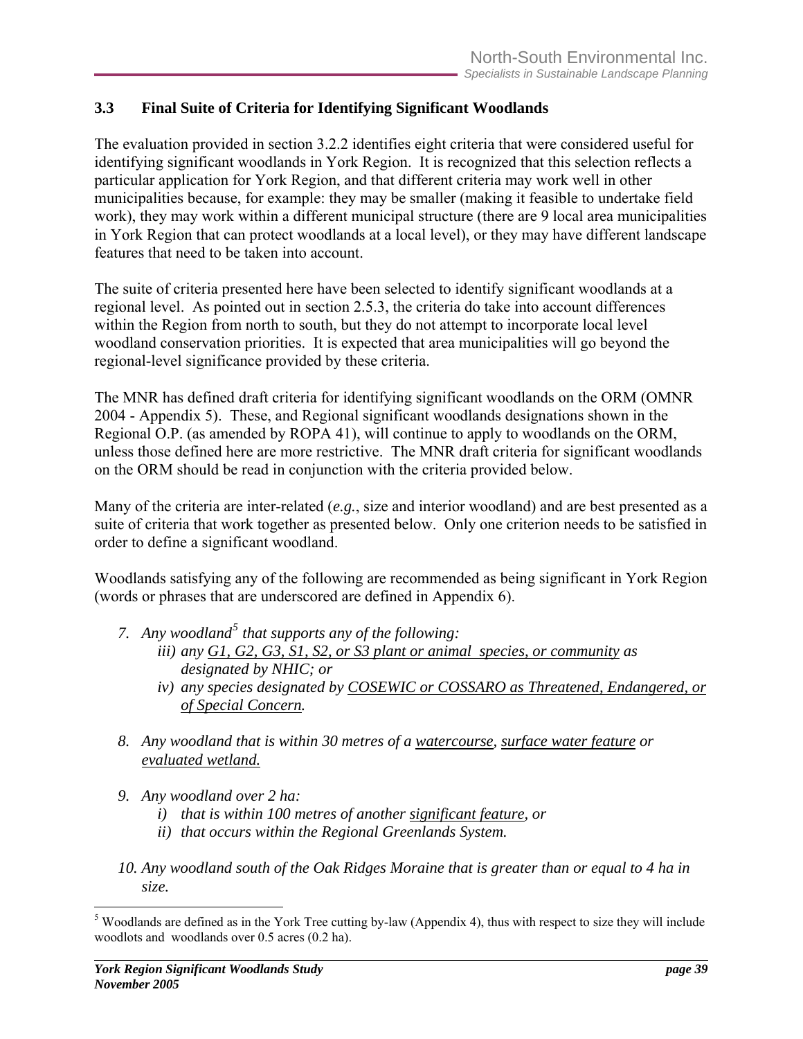### 3.3 Final Suite of Criteria for Identifying Significant Woodlands

The evaluation provided in section 3.2.2 identifies eight criteria that were considered useful for identifying significant woodlands in York Region. It is recognized that this selection reflects a particular application for York Region, and that different criteria may work well in other municipalities because, for example: they may be smaller (making it feasible to undertake field work), they may work within a different municipal structure (there are 9 local area municipalities in York Region that can protect woodlands at a local level), or they may have different landscape features that need to be taken into account.

The suite of criteria presented here have been selected to identify significant woodlands at a regional level. As pointed out in section 2.5.3, the criteria do take into account differences within the Region from north to south, but they do not attempt to incorporate local level woodland conservation priorities. It is expected that area municipalities will go beyond the regional-level significance provided by these criteria.

The MNR has defined draft criteria for identifying significant woodlands on the ORM (OMNR 2004 - Appendix 5). These, and Regional significant woodlands designations shown in the Regional O.P. (as amended by ROPA 41), will continue to apply to woodlands on the ORM, unless those defined here are more restrictive. The MNR draft criteria for significant woodlands on the ORM should be read in conjunction with the criteria provided below.

Many of the criteria are inter-related (*e.g.*, size and interior woodland) and are best presented as a suite of criteria that work together as presented below. Only one criterion needs to be satisfied in order to define a significant woodland.

Woodlands satisfying any of the following are recommended as being significant in York Region (words or phrases that are underscored are defined in Appendix 6).

7. *Any woodland[5] that supports any of the following:*
   - *iii) any <u>G1, G2, G3, S1, S2, or S3 plant or animal species, or community</u> as designated by NHIC; or*
   - *iv) any species designated by <u>COSEWIC or COSSARO as Threatened, Endangered, or of Special Concern</u>.*

8. *Any woodland that is within 30 metres of a <u>watercourse</u>, <u>surface water feature</u> or <u>evaluated wetland.</u>*

9. *Any woodland over 2 ha:*
   - *i) that is within 100 metres of another <u>significant feature</u>, or*
   - *ii) that occurs within the Regional Greenlands System.*

10. *Any woodland south of the Oak Ridges Moraine that is greater than or equal to 4 ha in size.*

---

[5] Woodlands are defined as in the York Tree cutting by-law (Appendix 4), thus with respect to size they will include woodlots and woodlands over 0.5 acres (0.2 ha).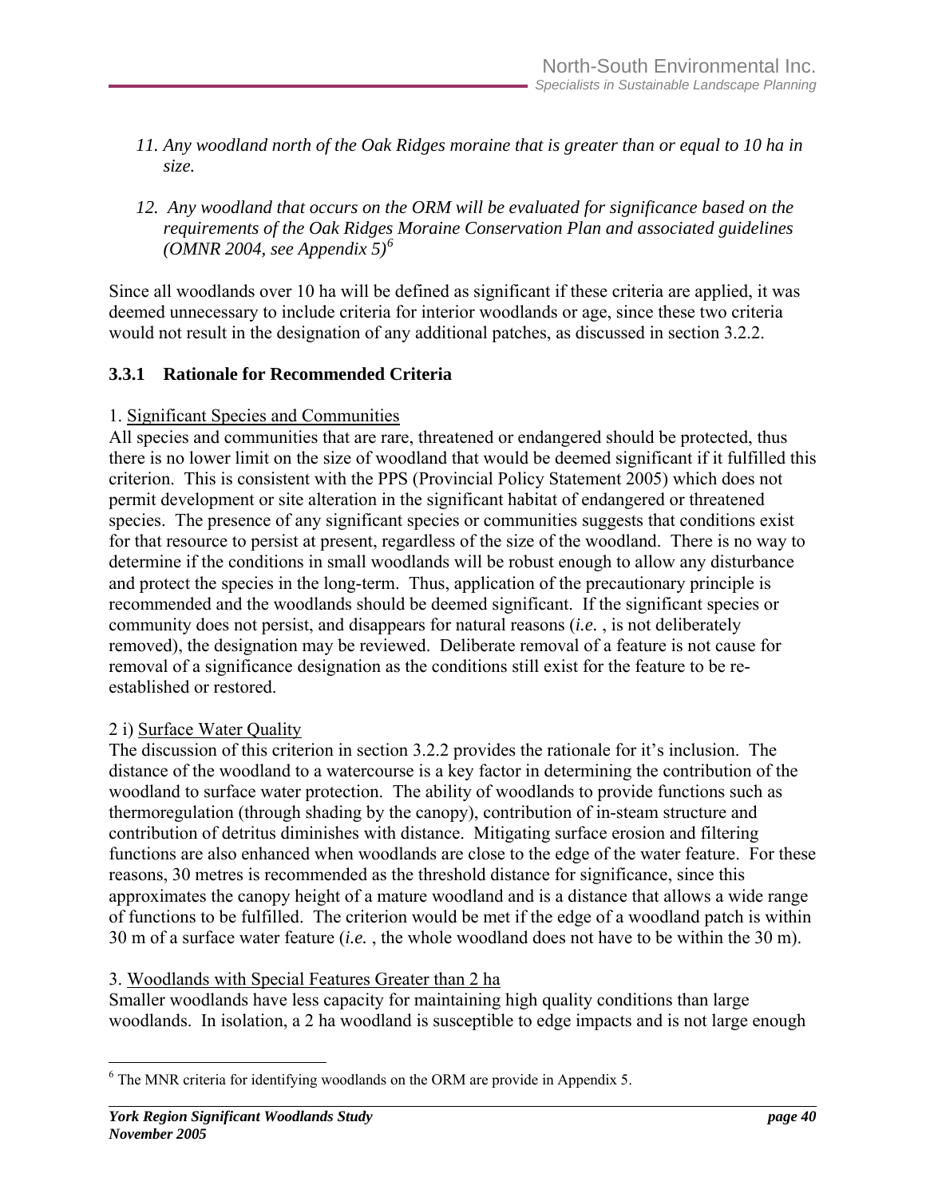*11. Any woodland north of the Oak Ridges moraine that is greater than or equal to 10 ha in size.*

*12. Any woodland that occurs on the ORM will be evaluated for significance based on the requirements of the Oak Ridges Moraine Conservation Plan and associated guidelines (OMNR 2004, see Appendix 5)*[6]

Since all woodlands over 10 ha will be defined as significant if these criteria are applied, it was deemed unnecessary to include criteria for interior woodlands or age, since these two criteria would not result in the designation of any additional patches, as discussed in section 3.2.2.

### 3.3.1 Rationale for Recommended Criteria

1. Significant Species and Communities

All species and communities that are rare, threatened or endangered should be protected, thus there is no lower limit on the size of woodland that would be deemed significant if it fulfilled this criterion. This is consistent with the PPS (Provincial Policy Statement 2005) which does not permit development or site alteration in the significant habitat of endangered or threatened species. The presence of any significant species or communities suggests that conditions exist for that resource to persist at present, regardless of the size of the woodland. There is no way to determine if the conditions in small woodlands will be robust enough to allow any disturbance and protect the species in the long-term. Thus, application of the precautionary principle is recommended and the woodlands should be deemed significant. If the significant species or community does not persist, and disappears for natural reasons (*i.e.* , is not deliberately removed), the designation may be reviewed. Deliberate removal of a feature is not cause for removal of a significance designation as the conditions still exist for the feature to be re-established or restored.

2 i) Surface Water Quality

The discussion of this criterion in section 3.2.2 provides the rationale for it's inclusion. The distance of the woodland to a watercourse is a key factor in determining the contribution of the woodland to surface water protection. The ability of woodlands to provide functions such as thermoregulation (through shading by the canopy), contribution of in-steam structure and contribution of detritus diminishes with distance. Mitigating surface erosion and filtering functions are also enhanced when woodlands are close to the edge of the water feature. For these reasons, 30 metres is recommended as the threshold distance for significance, since this approximates the canopy height of a mature woodland and is a distance that allows a wide range of functions to be fulfilled. The criterion would be met if the edge of a woodland patch is within 30 m of a surface water feature (*i.e.* , the whole woodland does not have to be within the 30 m).

3. Woodlands with Special Features Greater than 2 ha

Smaller woodlands have less capacity for maintaining high quality conditions than large woodlands. In isolation, a 2 ha woodland is susceptible to edge impacts and is not large enough

---

[6] The MNR criteria for identifying woodlands on the ORM are provide in Appendix 5.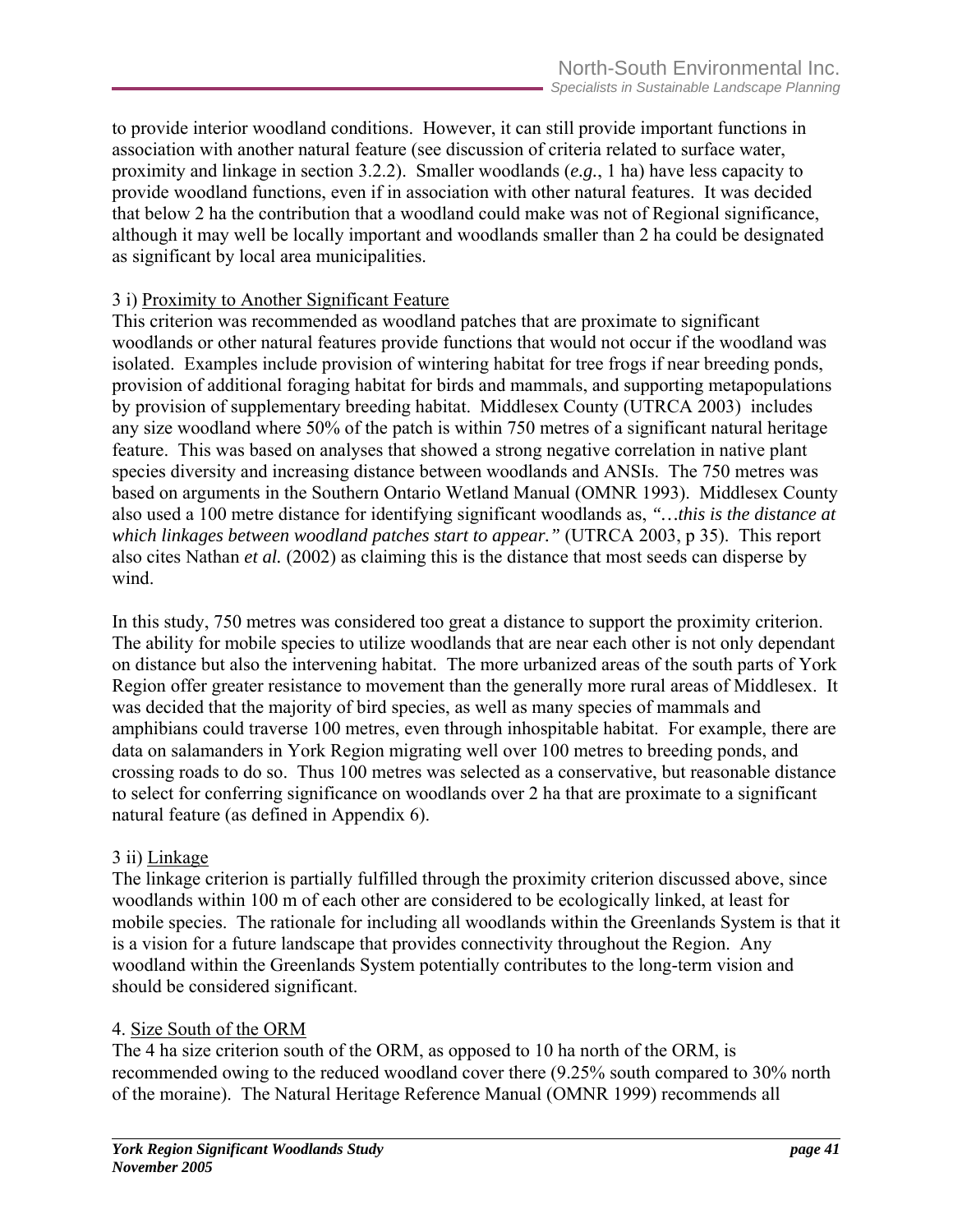to provide interior woodland conditions. However, it can still provide important functions in association with another natural feature (see discussion of criteria related to surface water, proximity and linkage in section 3.2.2). Smaller woodlands (*e.g.*, 1 ha) have less capacity to provide woodland functions, even if in association with other natural features. It was decided that below 2 ha the contribution that a woodland could make was not of Regional significance, although it may well be locally important and woodlands smaller than 2 ha could be designated as significant by local area municipalities.

3 i) <u>Proximity to Another Significant Feature</u>

This criterion was recommended as woodland patches that are proximate to significant woodlands or other natural features provide functions that would not occur if the woodland was isolated. Examples include provision of wintering habitat for tree frogs if near breeding ponds, provision of additional foraging habitat for birds and mammals, and supporting metapopulations by provision of supplementary breeding habitat. Middlesex County (UTRCA 2003) includes any size woodland where 50% of the patch is within 750 metres of a significant natural heritage feature. This was based on analyses that showed a strong negative correlation in native plant species diversity and increasing distance between woodlands and ANSIs. The 750 metres was based on arguments in the Southern Ontario Wetland Manual (OMNR 1993). Middlesex County also used a 100 metre distance for identifying significant woodlands as, *"…this is the distance at which linkages between woodland patches start to appear."* (UTRCA 2003, p 35). This report also cites Nathan *et al.* (2002) as claiming this is the distance that most seeds can disperse by wind.

In this study, 750 metres was considered too great a distance to support the proximity criterion. The ability for mobile species to utilize woodlands that are near each other is not only dependant on distance but also the intervening habitat. The more urbanized areas of the south parts of York Region offer greater resistance to movement than the generally more rural areas of Middlesex. It was decided that the majority of bird species, as well as many species of mammals and amphibians could traverse 100 metres, even through inhospitable habitat. For example, there are data on salamanders in York Region migrating well over 100 metres to breeding ponds, and crossing roads to do so. Thus 100 metres was selected as a conservative, but reasonable distance to select for conferring significance on woodlands over 2 ha that are proximate to a significant natural feature (as defined in Appendix 6).

3 ii) <u>Linkage</u>

The linkage criterion is partially fulfilled through the proximity criterion discussed above, since woodlands within 100 m of each other are considered to be ecologically linked, at least for mobile species. The rationale for including all woodlands within the Greenlands System is that it is a vision for a future landscape that provides connectivity throughout the Region. Any woodland within the Greenlands System potentially contributes to the long-term vision and should be considered significant.

4. <u>Size South of the ORM</u>

The 4 ha size criterion south of the ORM, as opposed to 10 ha north of the ORM, is recommended owing to the reduced woodland cover there (9.25% south compared to 30% north of the moraine). The Natural Heritage Reference Manual (OMNR 1999) recommends all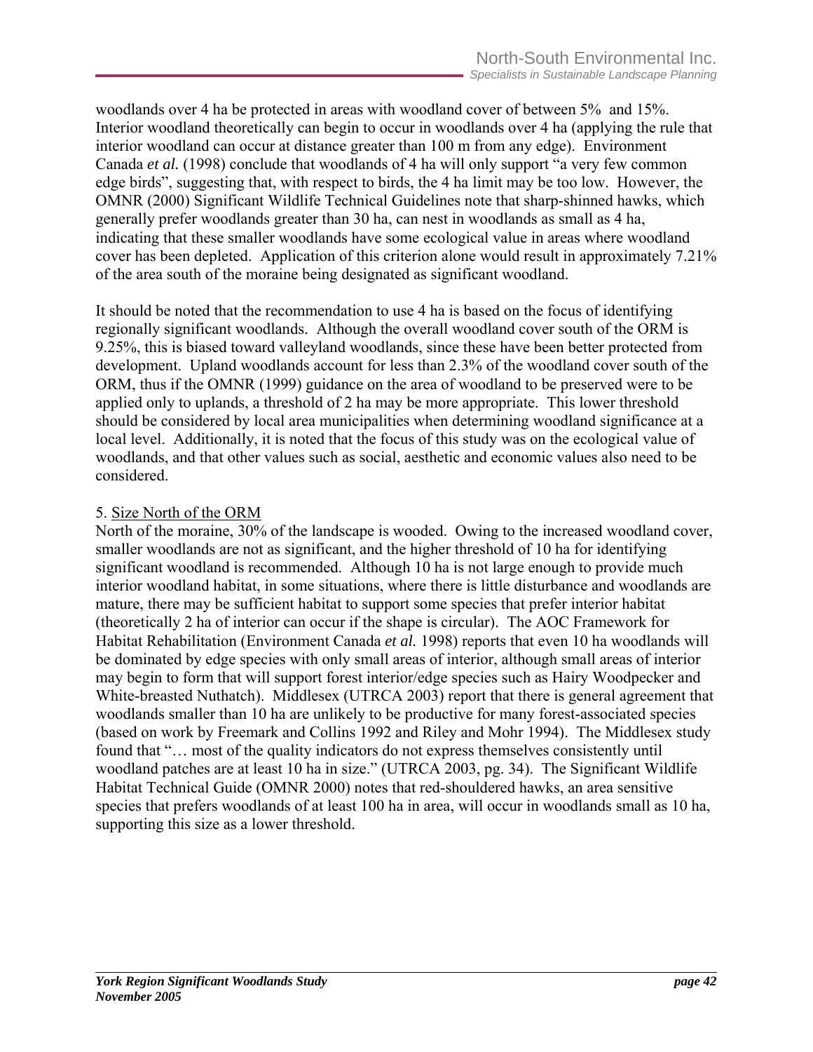woodlands over 4 ha be protected in areas with woodland cover of between 5% and 15%. Interior woodland theoretically can begin to occur in woodlands over 4 ha (applying the rule that interior woodland can occur at distance greater than 100 m from any edge). Environment Canada *et al.* (1998) conclude that woodlands of 4 ha will only support "a very few common edge birds", suggesting that, with respect to birds, the 4 ha limit may be too low. However, the OMNR (2000) Significant Wildlife Technical Guidelines note that sharp-shinned hawks, which generally prefer woodlands greater than 30 ha, can nest in woodlands as small as 4 ha, indicating that these smaller woodlands have some ecological value in areas where woodland cover has been depleted. Application of this criterion alone would result in approximately 7.21% of the area south of the moraine being designated as significant woodland.

It should be noted that the recommendation to use 4 ha is based on the focus of identifying regionally significant woodlands. Although the overall woodland cover south of the ORM is 9.25%, this is biased toward valleyland woodlands, since these have been better protected from development. Upland woodlands account for less than 2.3% of the woodland cover south of the ORM, thus if the OMNR (1999) guidance on the area of woodland to be preserved were to be applied only to uplands, a threshold of 2 ha may be more appropriate. This lower threshold should be considered by local area municipalities when determining woodland significance at a local level. Additionally, it is noted that the focus of this study was on the ecological value of woodlands, and that other values such as social, aesthetic and economic values also need to be considered.

5. <u>Size North of the ORM</u>

North of the moraine, 30% of the landscape is wooded. Owing to the increased woodland cover, smaller woodlands are not as significant, and the higher threshold of 10 ha for identifying significant woodland is recommended. Although 10 ha is not large enough to provide much interior woodland habitat, in some situations, where there is little disturbance and woodlands are mature, there may be sufficient habitat to support some species that prefer interior habitat (theoretically 2 ha of interior can occur if the shape is circular). The AOC Framework for Habitat Rehabilitation (Environment Canada *et al.* 1998) reports that even 10 ha woodlands will be dominated by edge species with only small areas of interior, although small areas of interior may begin to form that will support forest interior/edge species such as Hairy Woodpecker and White-breasted Nuthatch). Middlesex (UTRCA 2003) report that there is general agreement that woodlands smaller than 10 ha are unlikely to be productive for many forest-associated species (based on work by Freemark and Collins 1992 and Riley and Mohr 1994). The Middlesex study found that "… most of the quality indicators do not express themselves consistently until woodland patches are at least 10 ha in size." (UTRCA 2003, pg. 34). The Significant Wildlife Habitat Technical Guide (OMNR 2000) notes that red-shouldered hawks, an area sensitive species that prefers woodlands of at least 100 ha in area, will occur in woodlands small as 10 ha, supporting this size as a lower threshold.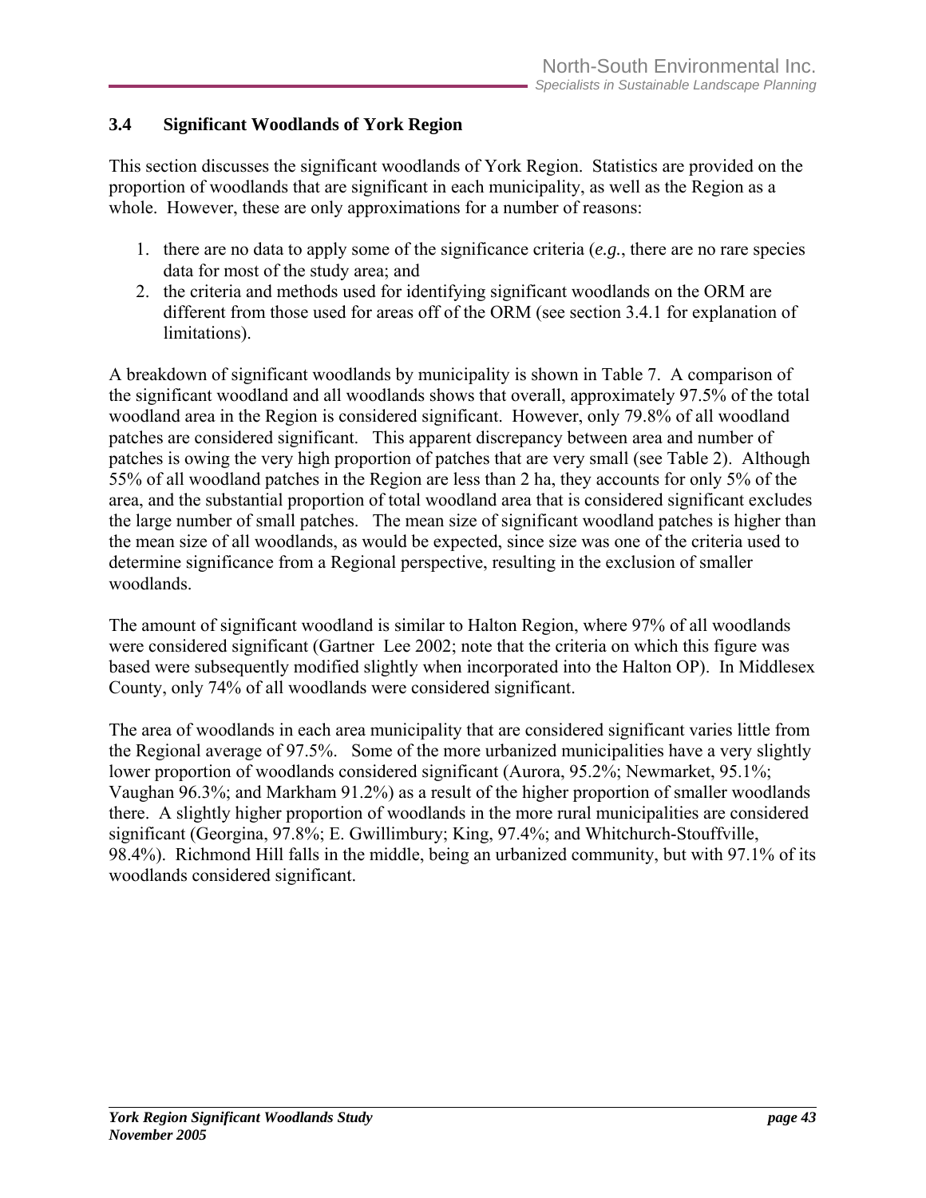### 3.4 Significant Woodlands of York Region

This section discusses the significant woodlands of York Region. Statistics are provided on the proportion of woodlands that are significant in each municipality, as well as the Region as a whole. However, these are only approximations for a number of reasons:

1. there are no data to apply some of the significance criteria (*e.g.*, there are no rare species data for most of the study area; and
2. the criteria and methods used for identifying significant woodlands on the ORM are different from those used for areas off of the ORM (see section 3.4.1 for explanation of limitations).

A breakdown of significant woodlands by municipality is shown in Table 7. A comparison of the significant woodland and all woodlands shows that overall, approximately 97.5% of the total woodland area in the Region is considered significant. However, only 79.8% of all woodland patches are considered significant. This apparent discrepancy between area and number of patches is owing the very high proportion of patches that are very small (see Table 2). Although 55% of all woodland patches in the Region are less than 2 ha, they accounts for only 5% of the area, and the substantial proportion of total woodland area that is considered significant excludes the large number of small patches. The mean size of significant woodland patches is higher than the mean size of all woodlands, as would be expected, since size was one of the criteria used to determine significance from a Regional perspective, resulting in the exclusion of smaller woodlands.

The amount of significant woodland is similar to Halton Region, where 97% of all woodlands were considered significant (Gartner Lee 2002; note that the criteria on which this figure was based were subsequently modified slightly when incorporated into the Halton OP). In Middlesex County, only 74% of all woodlands were considered significant.

The area of woodlands in each area municipality that are considered significant varies little from the Regional average of 97.5%. Some of the more urbanized municipalities have a very slightly lower proportion of woodlands considered significant (Aurora, 95.2%; Newmarket, 95.1%; Vaughan 96.3%; and Markham 91.2%) as a result of the higher proportion of smaller woodlands there. A slightly higher proportion of woodlands in the more rural municipalities are considered significant (Georgina, 97.8%; E. Gwillimbury; King, 97.4%; and Whitchurch-Stouffville, 98.4%). Richmond Hill falls in the middle, being an urbanized community, but with 97.1% of its woodlands considered significant.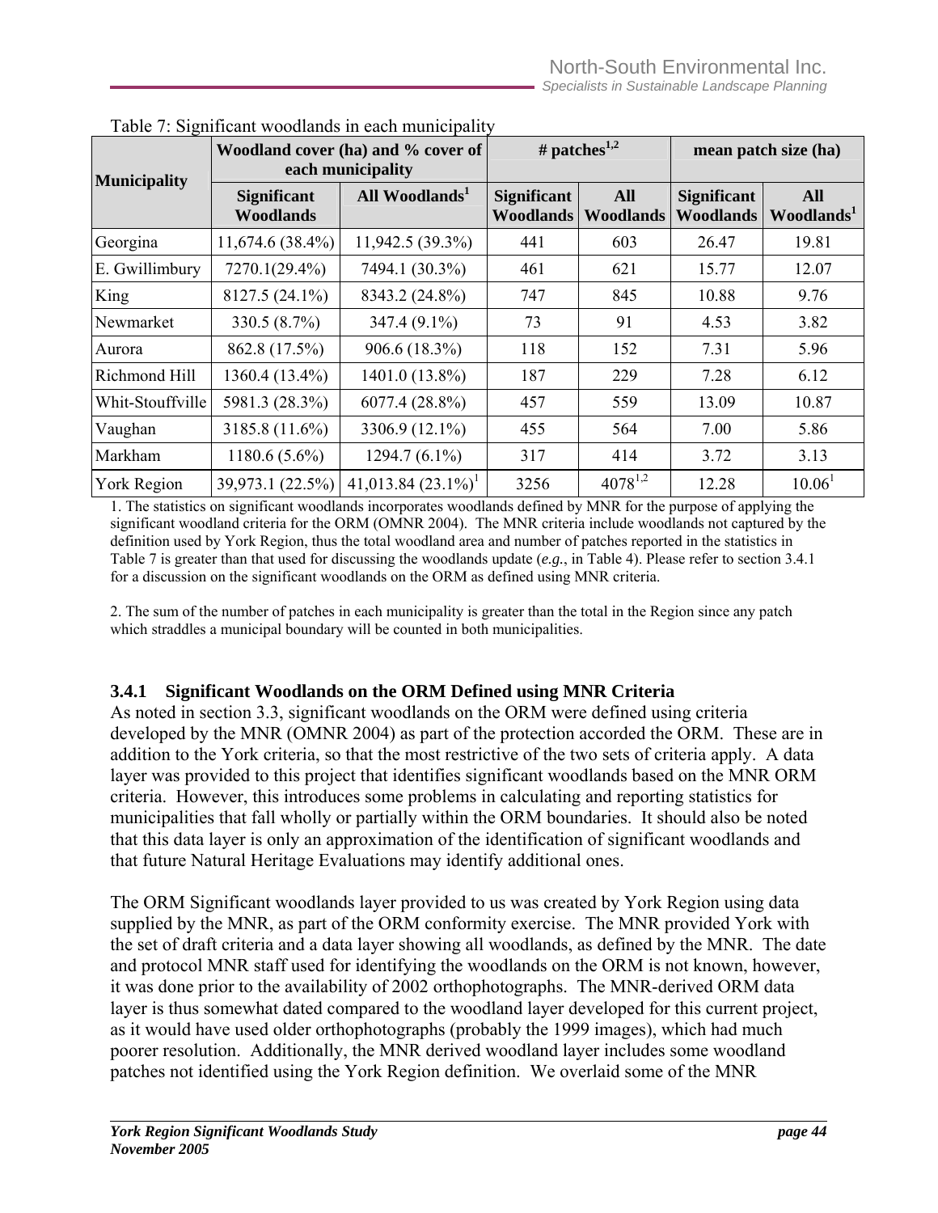Table 7: Significant woodlands in each municipality

| Municipality | Woodland cover (ha) and % cover of each municipality | | # patches[1,2] | | mean patch size (ha) | |
|---|---|---|---|---|---|---|
| | Significant Woodlands | All Woodlands[1] | Significant Woodlands | All Woodlands | Significant Woodlands | All Woodlands[1] |
| Georgina | 11,674.6 (38.4%) | 11,942.5 (39.3%) | 441 | 603 | 26.47 | 19.81 |
| E. Gwillimbury | 7270.1(29.4%) | 7494.1 (30.3%) | 461 | 621 | 15.77 | 12.07 |
| King | 8127.5 (24.1%) | 8343.2 (24.8%) | 747 | 845 | 10.88 | 9.76 |
| Newmarket | 330.5 (8.7%) | 347.4 (9.1%) | 73 | 91 | 4.53 | 3.82 |
| Aurora | 862.8 (17.5%) | 906.6 (18.3%) | 118 | 152 | 7.31 | 5.96 |
| Richmond Hill | 1360.4 (13.4%) | 1401.0 (13.8%) | 187 | 229 | 7.28 | 6.12 |
| Whit-Stouffville | 5981.3 (28.3%) | 6077.4 (28.8%) | 457 | 559 | 13.09 | 10.87 |
| Vaughan | 3185.8 (11.6%) | 3306.9 (12.1%) | 455 | 564 | 7.00 | 5.86 |
| Markham | 1180.6 (5.6%) | 1294.7 (6.1%) | 317 | 414 | 3.72 | 3.13 |
| York Region | 39,973.1 (22.5%) | 41,013.84 (23.1%)[1] | 3256 | 4078[1,2] | 12.28 | 10.06[1] |

1. The statistics on significant woodlands incorporates woodlands defined by MNR for the purpose of applying the significant woodland criteria for the ORM (OMNR 2004). The MNR criteria include woodlands not captured by the definition used by York Region, thus the total woodland area and number of patches reported in the statistics in Table 7 is greater than that used for discussing the woodlands update (*e.g.*, in Table 4). Please refer to section 3.4.1 for a discussion on the significant woodlands on the ORM as defined using MNR criteria.

2. The sum of the number of patches in each municipality is greater than the total in the Region since any patch which straddles a municipal boundary will be counted in both municipalities.

### 3.4.1 Significant Woodlands on the ORM Defined using MNR Criteria

As noted in section 3.3, significant woodlands on the ORM were defined using criteria developed by the MNR (OMNR 2004) as part of the protection accorded the ORM. These are in addition to the York criteria, so that the most restrictive of the two sets of criteria apply. A data layer was provided to this project that identifies significant woodlands based on the MNR ORM criteria. However, this introduces some problems in calculating and reporting statistics for municipalities that fall wholly or partially within the ORM boundaries. It should also be noted that this data layer is only an approximation of the identification of significant woodlands and that future Natural Heritage Evaluations may identify additional ones.

The ORM Significant woodlands layer provided to us was created by York Region using data supplied by the MNR, as part of the ORM conformity exercise. The MNR provided York with the set of draft criteria and a data layer showing all woodlands, as defined by the MNR. The date and protocol MNR staff used for identifying the woodlands on the ORM is not known, however, it was done prior to the availability of 2002 orthophotographs. The MNR-derived ORM data layer is thus somewhat dated compared to the woodland layer developed for this current project, as it would have used older orthophotographs (probably the 1999 images), which had much poorer resolution. Additionally, the MNR derived woodland layer includes some woodland patches not identified using the York Region definition. We overlaid some of the MNR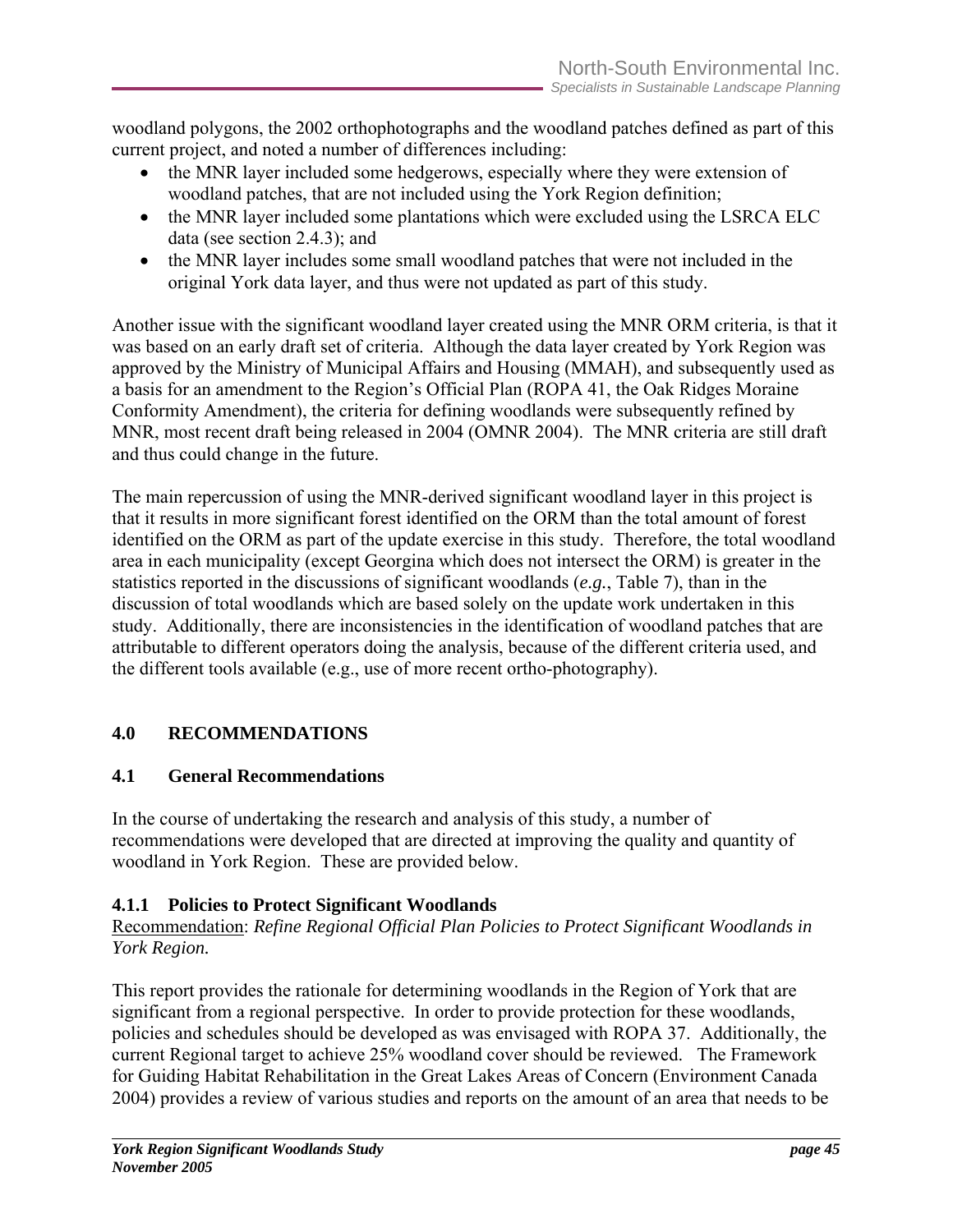woodland polygons, the 2002 orthophotographs and the woodland patches defined as part of this current project, and noted a number of differences including:

- the MNR layer included some hedgerows, especially where they were extension of woodland patches, that are not included using the York Region definition;
- the MNR layer included some plantations which were excluded using the LSRCA ELC data (see section 2.4.3); and
- the MNR layer includes some small woodland patches that were not included in the original York data layer, and thus were not updated as part of this study.

Another issue with the significant woodland layer created using the MNR ORM criteria, is that it was based on an early draft set of criteria. Although the data layer created by York Region was approved by the Ministry of Municipal Affairs and Housing (MMAH), and subsequently used as a basis for an amendment to the Region's Official Plan (ROPA 41, the Oak Ridges Moraine Conformity Amendment), the criteria for defining woodlands were subsequently refined by MNR, most recent draft being released in 2004 (OMNR 2004). The MNR criteria are still draft and thus could change in the future.

The main repercussion of using the MNR-derived significant woodland layer in this project is that it results in more significant forest identified on the ORM than the total amount of forest identified on the ORM as part of the update exercise in this study. Therefore, the total woodland area in each municipality (except Georgina which does not intersect the ORM) is greater in the statistics reported in the discussions of significant woodlands (*e.g.*, Table 7), than in the discussion of total woodlands which are based solely on the update work undertaken in this study. Additionally, there are inconsistencies in the identification of woodland patches that are attributable to different operators doing the analysis, because of the different criteria used, and the different tools available (e.g., use of more recent ortho-photography).

# 4.0 RECOMMENDATIONS

## 4.1 General Recommendations

In the course of undertaking the research and analysis of this study, a number of recommendations were developed that are directed at improving the quality and quantity of woodland in York Region. These are provided below.

### 4.1.1 Policies to Protect Significant Woodlands

Recommendation: *Refine Regional Official Plan Policies to Protect Significant Woodlands in York Region.*

This report provides the rationale for determining woodlands in the Region of York that are significant from a regional perspective. In order to provide protection for these woodlands, policies and schedules should be developed as was envisaged with ROPA 37. Additionally, the current Regional target to achieve 25% woodland cover should be reviewed. The Framework for Guiding Habitat Rehabilitation in the Great Lakes Areas of Concern (Environment Canada 2004) provides a review of various studies and reports on the amount of an area that needs to be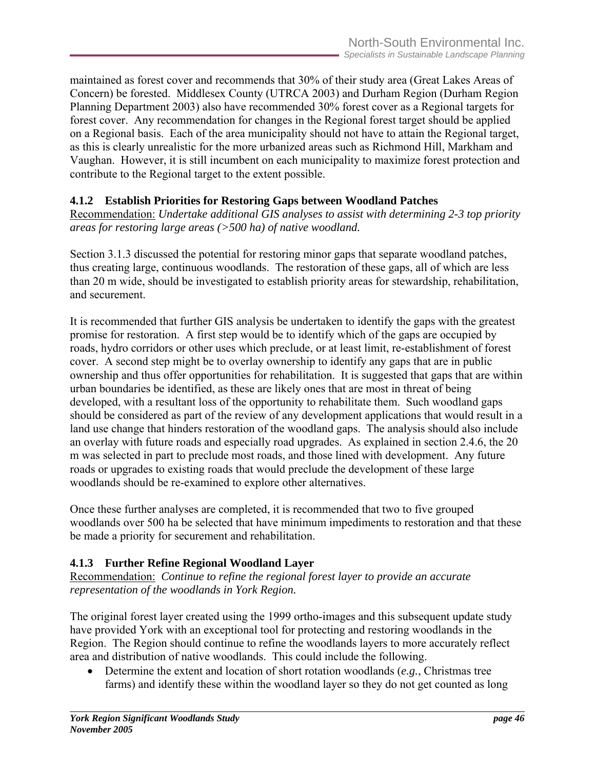maintained as forest cover and recommends that 30% of their study area (Great Lakes Areas of Concern) be forested. Middlesex County (UTRCA 2003) and Durham Region (Durham Region Planning Department 2003) also have recommended 30% forest cover as a Regional targets for forest cover. Any recommendation for changes in the Regional forest target should be applied on a Regional basis. Each of the area municipality should not have to attain the Regional target, as this is clearly unrealistic for the more urbanized areas such as Richmond Hill, Markham and Vaughan. However, it is still incumbent on each municipality to maximize forest protection and contribute to the Regional target to the extent possible.

### 4.1.2 Establish Priorities for Restoring Gaps between Woodland Patches

Recommendation: *Undertake additional GIS analyses to assist with determining 2-3 top priority areas for restoring large areas (>500 ha) of native woodland.*

Section 3.1.3 discussed the potential for restoring minor gaps that separate woodland patches, thus creating large, continuous woodlands. The restoration of these gaps, all of which are less than 20 m wide, should be investigated to establish priority areas for stewardship, rehabilitation, and securement.

It is recommended that further GIS analysis be undertaken to identify the gaps with the greatest promise for restoration. A first step would be to identify which of the gaps are occupied by roads, hydro corridors or other uses which preclude, or at least limit, re-establishment of forest cover. A second step might be to overlay ownership to identify any gaps that are in public ownership and thus offer opportunities for rehabilitation. It is suggested that gaps that are within urban boundaries be identified, as these are likely ones that are most in threat of being developed, with a resultant loss of the opportunity to rehabilitate them. Such woodland gaps should be considered as part of the review of any development applications that would result in a land use change that hinders restoration of the woodland gaps. The analysis should also include an overlay with future roads and especially road upgrades. As explained in section 2.4.6, the 20 m was selected in part to preclude most roads, and those lined with development. Any future roads or upgrades to existing roads that would preclude the development of these large woodlands should be re-examined to explore other alternatives.

Once these further analyses are completed, it is recommended that two to five grouped woodlands over 500 ha be selected that have minimum impediments to restoration and that these be made a priority for securement and rehabilitation.

### 4.1.3 Further Refine Regional Woodland Layer

Recommendation: *Continue to refine the regional forest layer to provide an accurate representation of the woodlands in York Region.*

The original forest layer created using the 1999 ortho-images and this subsequent update study have provided York with an exceptional tool for protecting and restoring woodlands in the Region. The Region should continue to refine the woodlands layers to more accurately reflect area and distribution of native woodlands. This could include the following.

- Determine the extent and location of short rotation woodlands (*e.g.*, Christmas tree farms) and identify these within the woodland layer so they do not get counted as long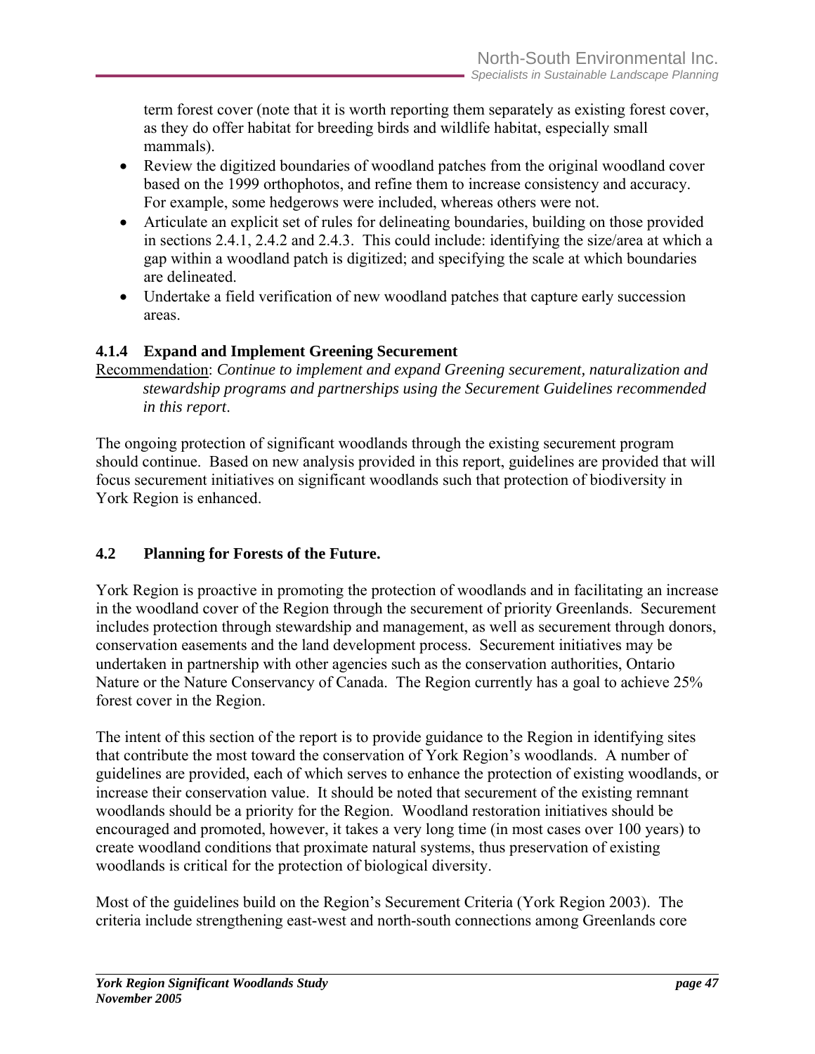term forest cover (note that it is worth reporting them separately as existing forest cover, as they do offer habitat for breeding birds and wildlife habitat, especially small mammals).

- Review the digitized boundaries of woodland patches from the original woodland cover based on the 1999 orthophotos, and refine them to increase consistency and accuracy. For example, some hedgerows were included, whereas others were not.
- Articulate an explicit set of rules for delineating boundaries, building on those provided in sections 2.4.1, 2.4.2 and 2.4.3. This could include: identifying the size/area at which a gap within a woodland patch is digitized; and specifying the scale at which boundaries are delineated.
- Undertake a field verification of new woodland patches that capture early succession areas.

### 4.1.4 Expand and Implement Greening Securement

Recommendation: *Continue to implement and expand Greening securement, naturalization and stewardship programs and partnerships using the Securement Guidelines recommended in this report*.

The ongoing protection of significant woodlands through the existing securement program should continue. Based on new analysis provided in this report, guidelines are provided that will focus securement initiatives on significant woodlands such that protection of biodiversity in York Region is enhanced.

## 4.2 Planning for Forests of the Future.

York Region is proactive in promoting the protection of woodlands and in facilitating an increase in the woodland cover of the Region through the securement of priority Greenlands. Securement includes protection through stewardship and management, as well as securement through donors, conservation easements and the land development process. Securement initiatives may be undertaken in partnership with other agencies such as the conservation authorities, Ontario Nature or the Nature Conservancy of Canada. The Region currently has a goal to achieve 25% forest cover in the Region.

The intent of this section of the report is to provide guidance to the Region in identifying sites that contribute the most toward the conservation of York Region's woodlands. A number of guidelines are provided, each of which serves to enhance the protection of existing woodlands, or increase their conservation value. It should be noted that securement of the existing remnant woodlands should be a priority for the Region. Woodland restoration initiatives should be encouraged and promoted, however, it takes a very long time (in most cases over 100 years) to create woodland conditions that proximate natural systems, thus preservation of existing woodlands is critical for the protection of biological diversity.

Most of the guidelines build on the Region's Securement Criteria (York Region 2003). The criteria include strengthening east-west and north-south connections among Greenlands core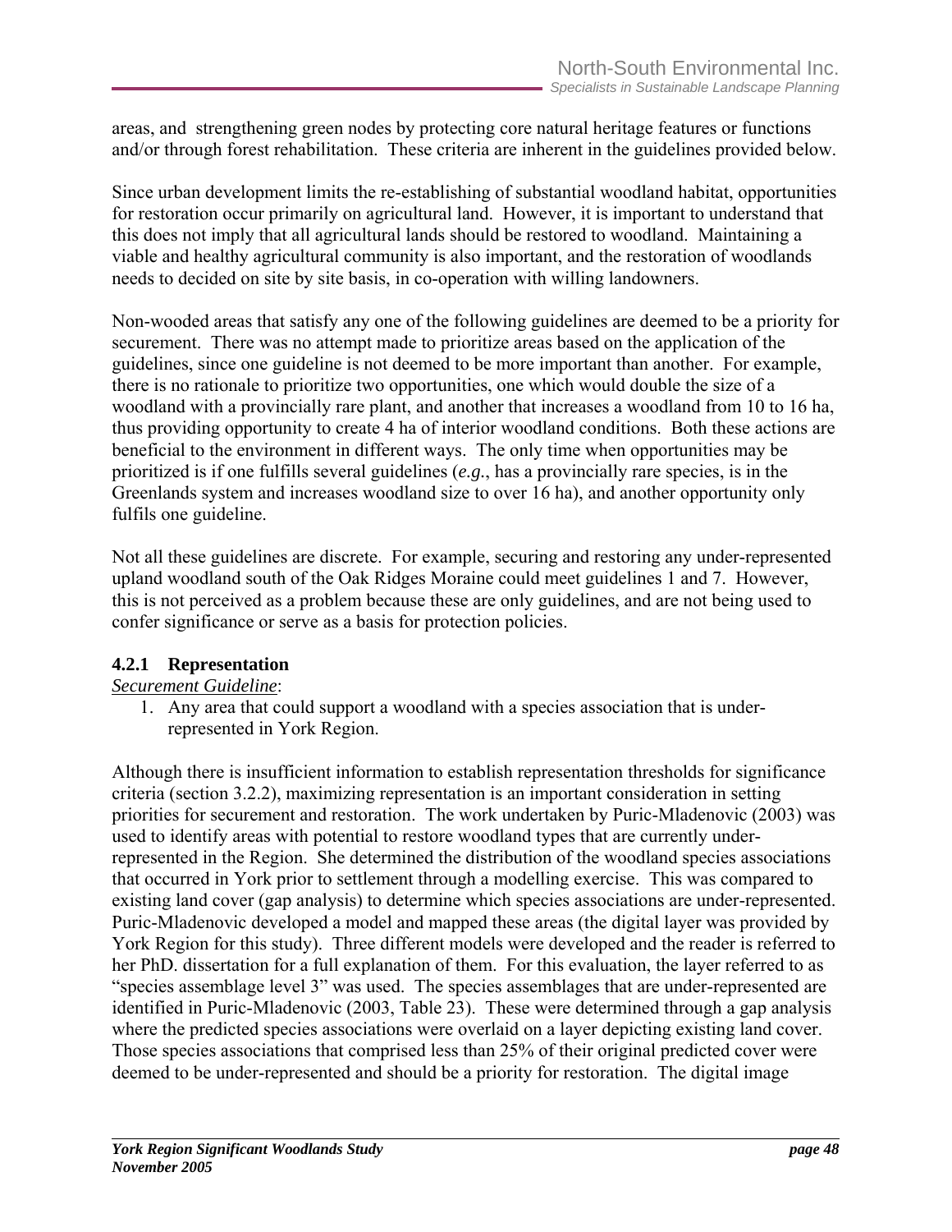areas, and strengthening green nodes by protecting core natural heritage features or functions and/or through forest rehabilitation. These criteria are inherent in the guidelines provided below.

Since urban development limits the re-establishing of substantial woodland habitat, opportunities for restoration occur primarily on agricultural land. However, it is important to understand that this does not imply that all agricultural lands should be restored to woodland. Maintaining a viable and healthy agricultural community is also important, and the restoration of woodlands needs to decided on site by site basis, in co-operation with willing landowners.

Non-wooded areas that satisfy any one of the following guidelines are deemed to be a priority for securement. There was no attempt made to prioritize areas based on the application of the guidelines, since one guideline is not deemed to be more important than another. For example, there is no rationale to prioritize two opportunities, one which would double the size of a woodland with a provincially rare plant, and another that increases a woodland from 10 to 16 ha, thus providing opportunity to create 4 ha of interior woodland conditions. Both these actions are beneficial to the environment in different ways. The only time when opportunities may be prioritized is if one fulfills several guidelines (*e.g.*, has a provincially rare species, is in the Greenlands system and increases woodland size to over 16 ha), and another opportunity only fulfils one guideline.

Not all these guidelines are discrete. For example, securing and restoring any under-represented upland woodland south of the Oak Ridges Moraine could meet guidelines 1 and 7. However, this is not perceived as a problem because these are only guidelines, and are not being used to confer significance or serve as a basis for protection policies.

### 4.2.1 Representation

*Securement Guideline*:

1. Any area that could support a woodland with a species association that is under-represented in York Region.

Although there is insufficient information to establish representation thresholds for significance criteria (section 3.2.2), maximizing representation is an important consideration in setting priorities for securement and restoration. The work undertaken by Puric-Mladenovic (2003) was used to identify areas with potential to restore woodland types that are currently under-represented in the Region. She determined the distribution of the woodland species associations that occurred in York prior to settlement through a modelling exercise. This was compared to existing land cover (gap analysis) to determine which species associations are under-represented. Puric-Mladenovic developed a model and mapped these areas (the digital layer was provided by York Region for this study). Three different models were developed and the reader is referred to her PhD. dissertation for a full explanation of them. For this evaluation, the layer referred to as "species assemblage level 3" was used. The species assemblages that are under-represented are identified in Puric-Mladenovic (2003, Table 23). These were determined through a gap analysis where the predicted species associations were overlaid on a layer depicting existing land cover. Those species associations that comprised less than 25% of their original predicted cover were deemed to be under-represented and should be a priority for restoration. The digital image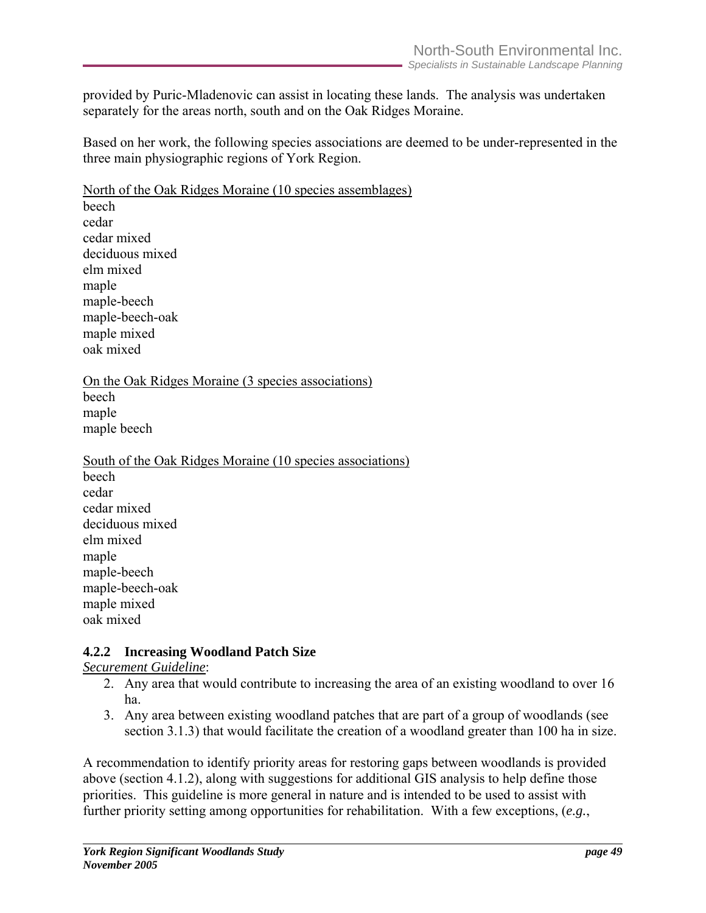provided by Puric-Mladenovic can assist in locating these lands. The analysis was undertaken separately for the areas north, south and on the Oak Ridges Moraine.

Based on her work, the following species associations are deemed to be under-represented in the three main physiographic regions of York Region.

<u>North of the Oak Ridges Moraine (10 species assemblages)</u>
beech
cedar
cedar mixed
deciduous mixed
elm mixed
maple
maple-beech
maple-beech-oak
maple mixed
oak mixed

<u>On the Oak Ridges Moraine (3 species associations)</u>
beech
maple
maple beech

<u>South of the Oak Ridges Moraine (10 species associations)</u>
beech
cedar
cedar mixed
deciduous mixed
elm mixed
maple
maple-beech
maple-beech-oak
maple mixed
oak mixed

### 4.2.2 Increasing Woodland Patch Size

*<u>Securement Guideline</u>*:

2. Any area that would contribute to increasing the area of an existing woodland to over 16 ha.
3. Any area between existing woodland patches that are part of a group of woodlands (see section 3.1.3) that would facilitate the creation of a woodland greater than 100 ha in size.

A recommendation to identify priority areas for restoring gaps between woodlands is provided above (section 4.1.2), along with suggestions for additional GIS analysis to help define those priorities. This guideline is more general in nature and is intended to be used to assist with further priority setting among opportunities for rehabilitation. With a few exceptions, (*e.g.*,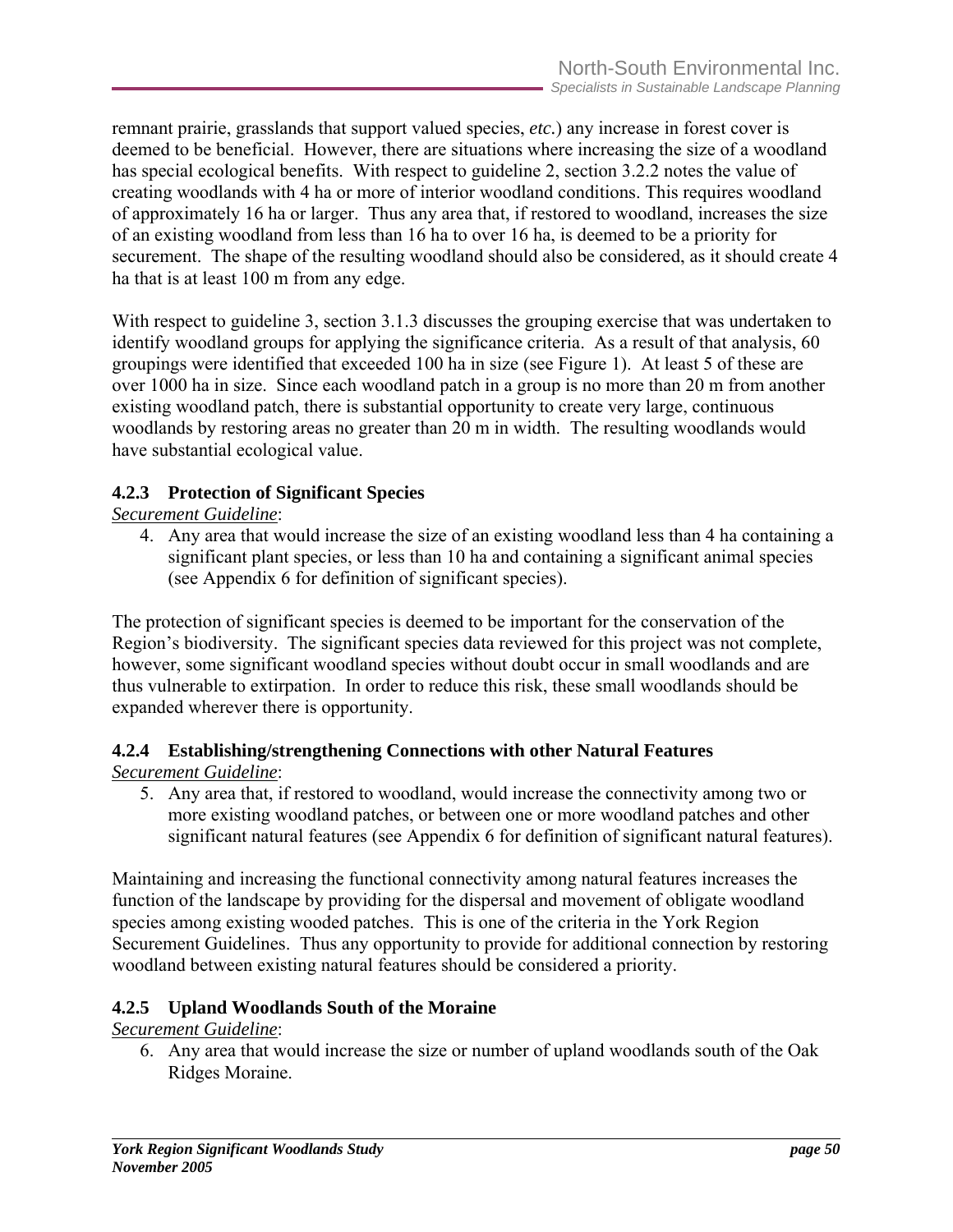remnant prairie, grasslands that support valued species, *etc*.) any increase in forest cover is deemed to be beneficial. However, there are situations where increasing the size of a woodland has special ecological benefits. With respect to guideline 2, section 3.2.2 notes the value of creating woodlands with 4 ha or more of interior woodland conditions. This requires woodland of approximately 16 ha or larger. Thus any area that, if restored to woodland, increases the size of an existing woodland from less than 16 ha to over 16 ha, is deemed to be a priority for securement. The shape of the resulting woodland should also be considered, as it should create 4 ha that is at least 100 m from any edge.

With respect to guideline 3, section 3.1.3 discusses the grouping exercise that was undertaken to identify woodland groups for applying the significance criteria. As a result of that analysis, 60 groupings were identified that exceeded 100 ha in size (see Figure 1). At least 5 of these are over 1000 ha in size. Since each woodland patch in a group is no more than 20 m from another existing woodland patch, there is substantial opportunity to create very large, continuous woodlands by restoring areas no greater than 20 m in width. The resulting woodlands would have substantial ecological value.

### 4.2.3 Protection of Significant Species

*Securement Guideline*:

4. Any area that would increase the size of an existing woodland less than 4 ha containing a significant plant species, or less than 10 ha and containing a significant animal species (see Appendix 6 for definition of significant species).

The protection of significant species is deemed to be important for the conservation of the Region's biodiversity. The significant species data reviewed for this project was not complete, however, some significant woodland species without doubt occur in small woodlands and are thus vulnerable to extirpation. In order to reduce this risk, these small woodlands should be expanded wherever there is opportunity.

### 4.2.4 Establishing/strengthening Connections with other Natural Features

*Securement Guideline*:

5. Any area that, if restored to woodland, would increase the connectivity among two or more existing woodland patches, or between one or more woodland patches and other significant natural features (see Appendix 6 for definition of significant natural features).

Maintaining and increasing the functional connectivity among natural features increases the function of the landscape by providing for the dispersal and movement of obligate woodland species among existing wooded patches. This is one of the criteria in the York Region Securement Guidelines. Thus any opportunity to provide for additional connection by restoring woodland between existing natural features should be considered a priority.

### 4.2.5 Upland Woodlands South of the Moraine

*Securement Guideline*:

6. Any area that would increase the size or number of upland woodlands south of the Oak Ridges Moraine.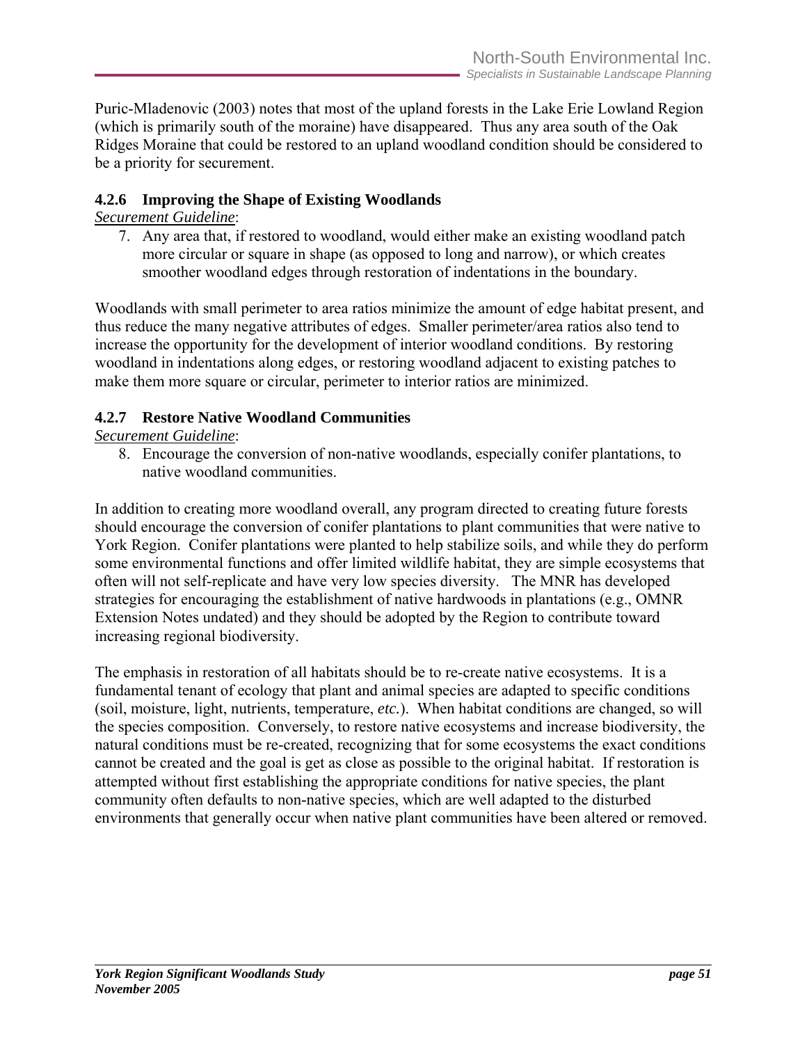Puric-Mladenovic (2003) notes that most of the upland forests in the Lake Erie Lowland Region (which is primarily south of the moraine) have disappeared. Thus any area south of the Oak Ridges Moraine that could be restored to an upland woodland condition should be considered to be a priority for securement.

### 4.2.6 Improving the Shape of Existing Woodlands

*Securement Guideline*:

7. Any area that, if restored to woodland, would either make an existing woodland patch more circular or square in shape (as opposed to long and narrow), or which creates smoother woodland edges through restoration of indentations in the boundary.

Woodlands with small perimeter to area ratios minimize the amount of edge habitat present, and thus reduce the many negative attributes of edges. Smaller perimeter/area ratios also tend to increase the opportunity for the development of interior woodland conditions. By restoring woodland in indentations along edges, or restoring woodland adjacent to existing patches to make them more square or circular, perimeter to interior ratios are minimized.

### 4.2.7 Restore Native Woodland Communities

*Securement Guideline*:

8. Encourage the conversion of non-native woodlands, especially conifer plantations, to native woodland communities.

In addition to creating more woodland overall, any program directed to creating future forests should encourage the conversion of conifer plantations to plant communities that were native to York Region. Conifer plantations were planted to help stabilize soils, and while they do perform some environmental functions and offer limited wildlife habitat, they are simple ecosystems that often will not self-replicate and have very low species diversity. The MNR has developed strategies for encouraging the establishment of native hardwoods in plantations (e.g., OMNR Extension Notes undated) and they should be adopted by the Region to contribute toward increasing regional biodiversity.

The emphasis in restoration of all habitats should be to re-create native ecosystems. It is a fundamental tenant of ecology that plant and animal species are adapted to specific conditions (soil, moisture, light, nutrients, temperature, *etc.*). When habitat conditions are changed, so will the species composition. Conversely, to restore native ecosystems and increase biodiversity, the natural conditions must be re-created, recognizing that for some ecosystems the exact conditions cannot be created and the goal is get as close as possible to the original habitat. If restoration is attempted without first establishing the appropriate conditions for native species, the plant community often defaults to non-native species, which are well adapted to the disturbed environments that generally occur when native plant communities have been altered or removed.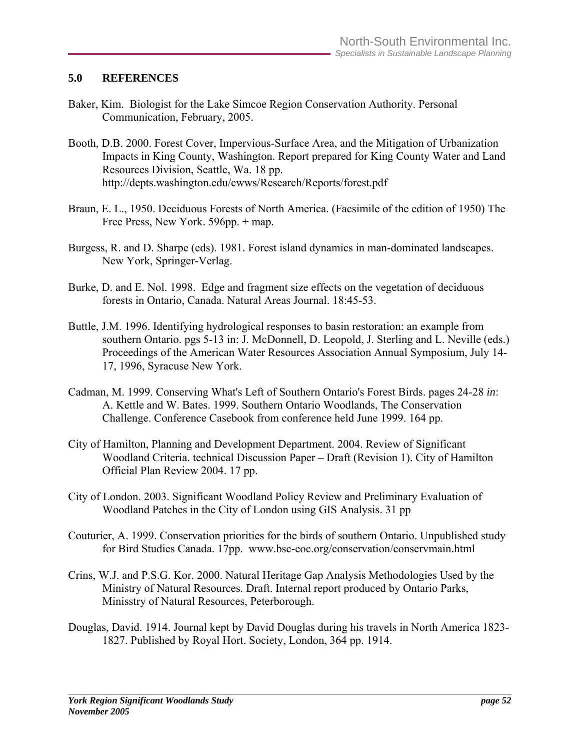## 5.0 REFERENCES

Baker, Kim. Biologist for the Lake Simcoe Region Conservation Authority. Personal Communication, February, 2005.

Booth, D.B. 2000. Forest Cover, Impervious-Surface Area, and the Mitigation of Urbanization Impacts in King County, Washington. Report prepared for King County Water and Land Resources Division, Seattle, Wa. 18 pp. http://depts.washington.edu/cwws/Research/Reports/forest.pdf

Braun, E. L., 1950. Deciduous Forests of North America. (Facsimile of the edition of 1950) The Free Press, New York. 596pp. + map.

Burgess, R. and D. Sharpe (eds). 1981. Forest island dynamics in man-dominated landscapes. New York, Springer-Verlag.

Burke, D. and E. Nol. 1998. Edge and fragment size effects on the vegetation of deciduous forests in Ontario, Canada. Natural Areas Journal. 18:45-53.

Buttle, J.M. 1996. Identifying hydrological responses to basin restoration: an example from southern Ontario. pgs 5-13 in: J. McDonnell, D. Leopold, J. Sterling and L. Neville (eds.) Proceedings of the American Water Resources Association Annual Symposium, July 14-17, 1996, Syracuse New York.

Cadman, M. 1999. Conserving What's Left of Southern Ontario's Forest Birds. pages 24-28 *in*: A. Kettle and W. Bates. 1999. Southern Ontario Woodlands, The Conservation Challenge. Conference Casebook from conference held June 1999. 164 pp.

City of Hamilton, Planning and Development Department. 2004. Review of Significant Woodland Criteria. technical Discussion Paper – Draft (Revision 1). City of Hamilton Official Plan Review 2004. 17 pp.

City of London. 2003. Significant Woodland Policy Review and Preliminary Evaluation of Woodland Patches in the City of London using GIS Analysis. 31 pp

Couturier, A. 1999. Conservation priorities for the birds of southern Ontario. Unpublished study for Bird Studies Canada. 17pp. www.bsc-eoc.org/conservation/conservmain.html

Crins, W.J. and P.S.G. Kor. 2000. Natural Heritage Gap Analysis Methodologies Used by the Ministry of Natural Resources. Draft. Internal report produced by Ontario Parks, Minisstry of Natural Resources, Peterborough.

Douglas, David. 1914. Journal kept by David Douglas during his travels in North America 1823-1827. Published by Royal Hort. Society, London, 364 pp. 1914.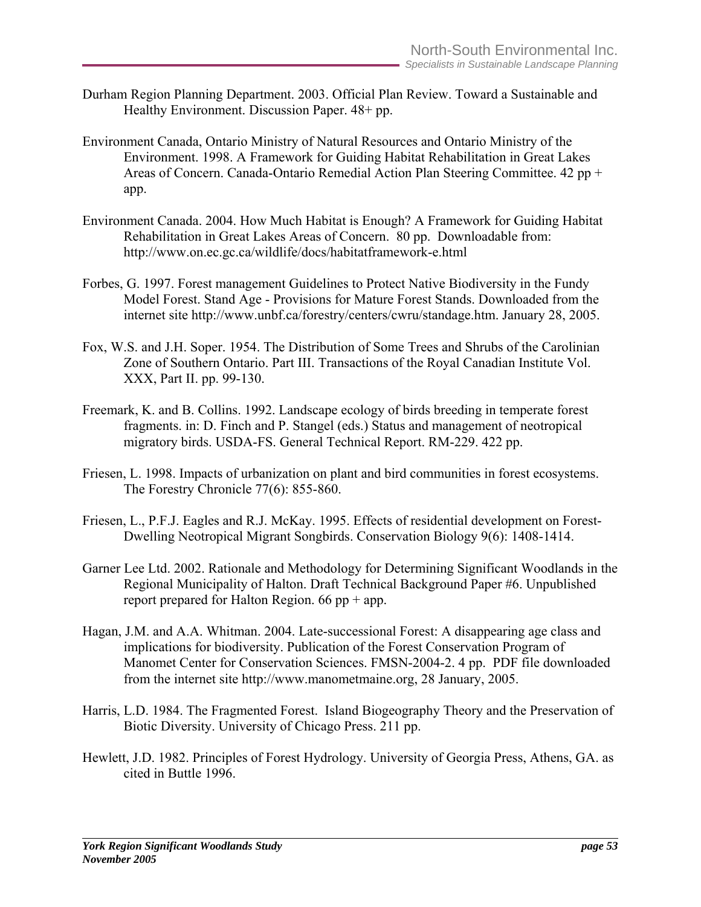Durham Region Planning Department. 2003. Official Plan Review. Toward a Sustainable and Healthy Environment. Discussion Paper. 48+ pp.

Environment Canada, Ontario Ministry of Natural Resources and Ontario Ministry of the Environment. 1998. A Framework for Guiding Habitat Rehabilitation in Great Lakes Areas of Concern. Canada-Ontario Remedial Action Plan Steering Committee. 42 pp + app.

Environment Canada. 2004. How Much Habitat is Enough? A Framework for Guiding Habitat Rehabilitation in Great Lakes Areas of Concern. 80 pp. Downloadable from: http://www.on.ec.gc.ca/wildlife/docs/habitatframework-e.html

Forbes, G. 1997. Forest management Guidelines to Protect Native Biodiversity in the Fundy Model Forest. Stand Age - Provisions for Mature Forest Stands. Downloaded from the internet site http://www.unbf.ca/forestry/centers/cwru/standage.htm. January 28, 2005.

Fox, W.S. and J.H. Soper. 1954. The Distribution of Some Trees and Shrubs of the Carolinian Zone of Southern Ontario. Part III. Transactions of the Royal Canadian Institute Vol. XXX, Part II. pp. 99-130.

Freemark, K. and B. Collins. 1992. Landscape ecology of birds breeding in temperate forest fragments. in: D. Finch and P. Stangel (eds.) Status and management of neotropical migratory birds. USDA-FS. General Technical Report. RM-229. 422 pp.

Friesen, L. 1998. Impacts of urbanization on plant and bird communities in forest ecosystems. The Forestry Chronicle 77(6): 855-860.

Friesen, L., P.F.J. Eagles and R.J. McKay. 1995. Effects of residential development on Forest-Dwelling Neotropical Migrant Songbirds. Conservation Biology 9(6): 1408-1414.

Garner Lee Ltd. 2002. Rationale and Methodology for Determining Significant Woodlands in the Regional Municipality of Halton. Draft Technical Background Paper #6. Unpublished report prepared for Halton Region. 66 pp + app.

Hagan, J.M. and A.A. Whitman. 2004. Late-successional Forest: A disappearing age class and implications for biodiversity. Publication of the Forest Conservation Program of Manomet Center for Conservation Sciences. FMSN-2004-2. 4 pp. PDF file downloaded from the internet site http://www.manometmaine.org, 28 January, 2005.

Harris, L.D. 1984. The Fragmented Forest. Island Biogeography Theory and the Preservation of Biotic Diversity. University of Chicago Press. 211 pp.

Hewlett, J.D. 1982. Principles of Forest Hydrology. University of Georgia Press, Athens, GA. as cited in Buttle 1996.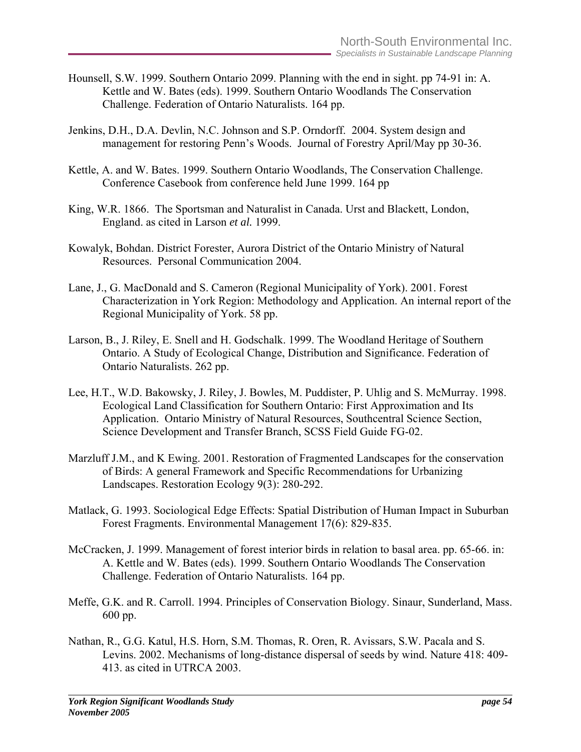Hounsell, S.W. 1999. Southern Ontario 2099. Planning with the end in sight. pp 74-91 in: A. Kettle and W. Bates (eds). 1999. Southern Ontario Woodlands The Conservation Challenge. Federation of Ontario Naturalists. 164 pp.

Jenkins, D.H., D.A. Devlin, N.C. Johnson and S.P. Orndorff. 2004. System design and management for restoring Penn's Woods. Journal of Forestry April/May pp 30-36.

Kettle, A. and W. Bates. 1999. Southern Ontario Woodlands, The Conservation Challenge. Conference Casebook from conference held June 1999. 164 pp

King, W.R. 1866. The Sportsman and Naturalist in Canada. Urst and Blackett, London, England. as cited in Larson *et al.* 1999.

Kowalyk, Bohdan. District Forester, Aurora District of the Ontario Ministry of Natural Resources. Personal Communication 2004.

Lane, J., G. MacDonald and S. Cameron (Regional Municipality of York). 2001. Forest Characterization in York Region: Methodology and Application. An internal report of the Regional Municipality of York. 58 pp.

Larson, B., J. Riley, E. Snell and H. Godschalk. 1999. The Woodland Heritage of Southern Ontario. A Study of Ecological Change, Distribution and Significance. Federation of Ontario Naturalists. 262 pp.

Lee, H.T., W.D. Bakowsky, J. Riley, J. Bowles, M. Puddister, P. Uhlig and S. McMurray. 1998. Ecological Land Classification for Southern Ontario: First Approximation and Its Application. Ontario Ministry of Natural Resources, Southcentral Science Section, Science Development and Transfer Branch, SCSS Field Guide FG-02.

Marzluff J.M., and K Ewing. 2001. Restoration of Fragmented Landscapes for the conservation of Birds: A general Framework and Specific Recommendations for Urbanizing Landscapes. Restoration Ecology 9(3): 280-292.

Matlack, G. 1993. Sociological Edge Effects: Spatial Distribution of Human Impact in Suburban Forest Fragments. Environmental Management 17(6): 829-835.

McCracken, J. 1999. Management of forest interior birds in relation to basal area. pp. 65-66. in: A. Kettle and W. Bates (eds). 1999. Southern Ontario Woodlands The Conservation Challenge. Federation of Ontario Naturalists. 164 pp.

Meffe, G.K. and R. Carroll. 1994. Principles of Conservation Biology. Sinaur, Sunderland, Mass. 600 pp.

Nathan, R., G.G. Katul, H.S. Horn, S.M. Thomas, R. Oren, R. Avissars, S.W. Pacala and S. Levins. 2002. Mechanisms of long-distance dispersal of seeds by wind. Nature 418: 409-413. as cited in UTRCA 2003.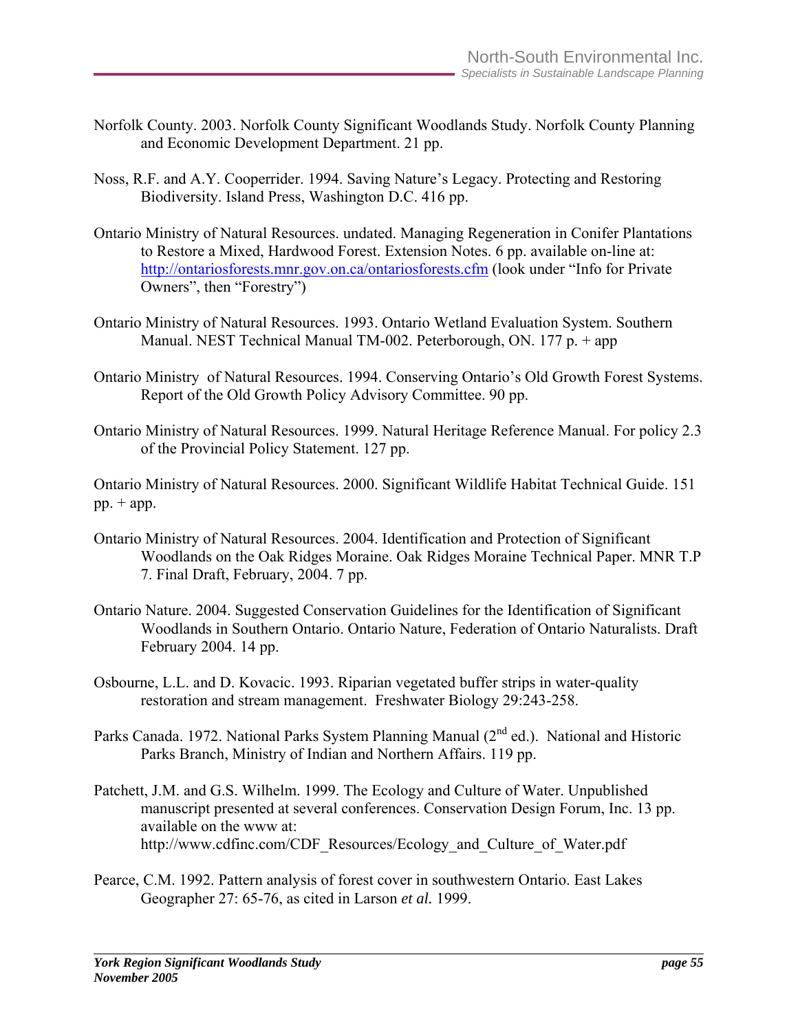Norfolk County. 2003. Norfolk County Significant Woodlands Study. Norfolk County Planning and Economic Development Department. 21 pp.

Noss, R.F. and A.Y. Cooperrider. 1994. Saving Nature's Legacy. Protecting and Restoring Biodiversity. Island Press, Washington D.C. 416 pp.

Ontario Ministry of Natural Resources. undated. Managing Regeneration in Conifer Plantations to Restore a Mixed, Hardwood Forest. Extension Notes. 6 pp. available on-line at: http://ontariosforests.mnr.gov.on.ca/ontariosforests.cfm (look under "Info for Private Owners", then "Forestry")

Ontario Ministry of Natural Resources. 1993. Ontario Wetland Evaluation System. Southern Manual. NEST Technical Manual TM-002. Peterborough, ON. 177 p. + app

Ontario Ministry of Natural Resources. 1994. Conserving Ontario's Old Growth Forest Systems. Report of the Old Growth Policy Advisory Committee. 90 pp.

Ontario Ministry of Natural Resources. 1999. Natural Heritage Reference Manual. For policy 2.3 of the Provincial Policy Statement. 127 pp.

Ontario Ministry of Natural Resources. 2000. Significant Wildlife Habitat Technical Guide. 151 pp. + app.

Ontario Ministry of Natural Resources. 2004. Identification and Protection of Significant Woodlands on the Oak Ridges Moraine. Oak Ridges Moraine Technical Paper. MNR T.P 7. Final Draft, February, 2004. 7 pp.

Ontario Nature. 2004. Suggested Conservation Guidelines for the Identification of Significant Woodlands in Southern Ontario. Ontario Nature, Federation of Ontario Naturalists. Draft February 2004. 14 pp.

Osbourne, L.L. and D. Kovacic. 1993. Riparian vegetated buffer strips in water-quality restoration and stream management. Freshwater Biology 29:243-258.

Parks Canada. 1972. National Parks System Planning Manual (2nd ed.). National and Historic Parks Branch, Ministry of Indian and Northern Affairs. 119 pp.

Patchett, J.M. and G.S. Wilhelm. 1999. The Ecology and Culture of Water. Unpublished manuscript presented at several conferences. Conservation Design Forum, Inc. 13 pp. available on the www at: http://www.cdfinc.com/CDF_Resources/Ecology_and_Culture_of_Water.pdf

Pearce, C.M. 1992. Pattern analysis of forest cover in southwestern Ontario. East Lakes Geographer 27: 65-76, as cited in Larson *et al.* 1999.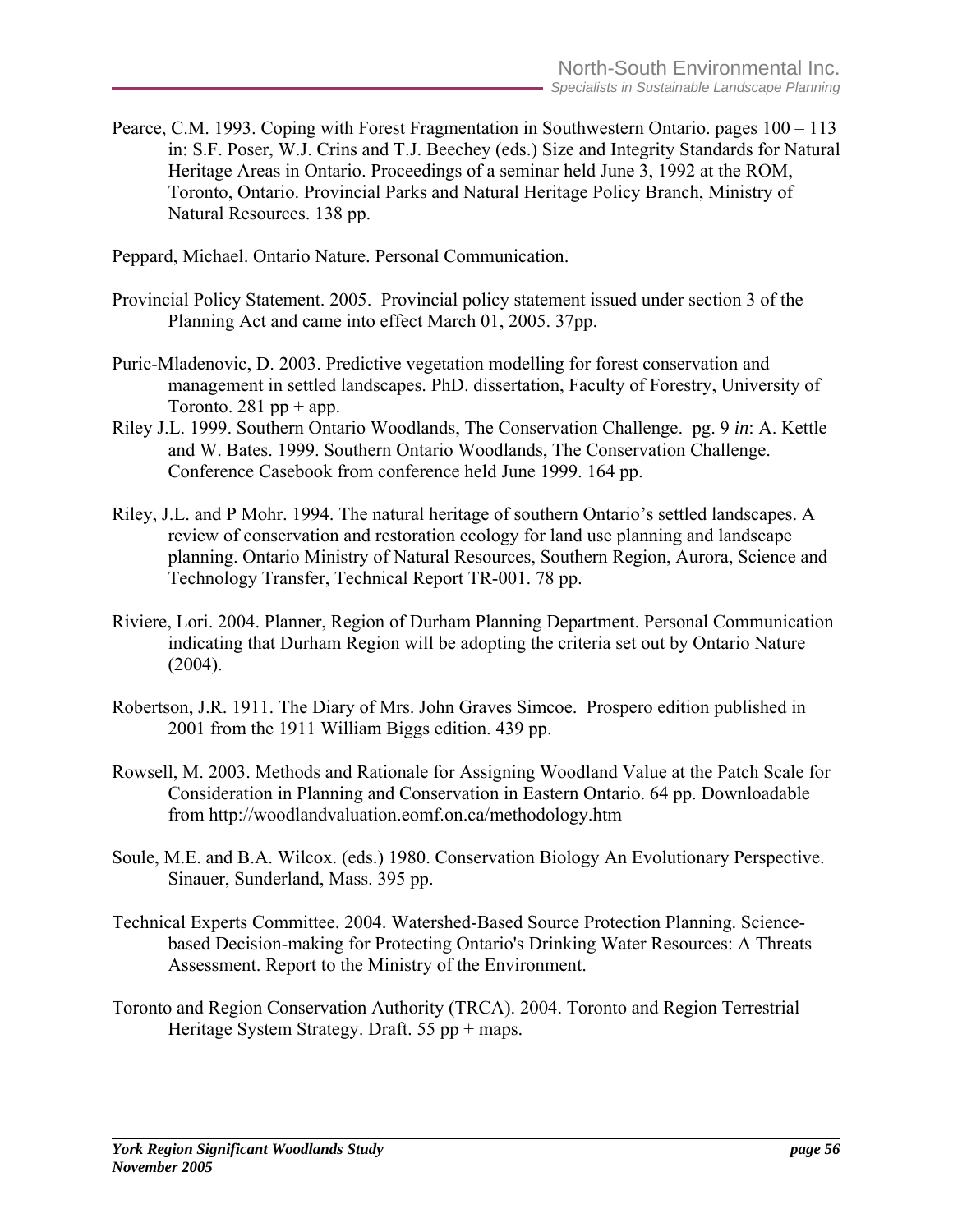Pearce, C.M. 1993. Coping with Forest Fragmentation in Southwestern Ontario. pages 100 – 113 in: S.F. Poser, W.J. Crins and T.J. Beechey (eds.) Size and Integrity Standards for Natural Heritage Areas in Ontario. Proceedings of a seminar held June 3, 1992 at the ROM, Toronto, Ontario. Provincial Parks and Natural Heritage Policy Branch, Ministry of Natural Resources. 138 pp.

Peppard, Michael. Ontario Nature. Personal Communication.

Provincial Policy Statement. 2005. Provincial policy statement issued under section 3 of the Planning Act and came into effect March 01, 2005. 37pp.

Puric-Mladenovic, D. 2003. Predictive vegetation modelling for forest conservation and management in settled landscapes. PhD. dissertation, Faculty of Forestry, University of Toronto. 281 pp + app.

Riley J.L. 1999. Southern Ontario Woodlands, The Conservation Challenge. pg. 9 *in*: A. Kettle and W. Bates. 1999. Southern Ontario Woodlands, The Conservation Challenge. Conference Casebook from conference held June 1999. 164 pp.

Riley, J.L. and P Mohr. 1994. The natural heritage of southern Ontario's settled landscapes. A review of conservation and restoration ecology for land use planning and landscape planning. Ontario Ministry of Natural Resources, Southern Region, Aurora, Science and Technology Transfer, Technical Report TR-001. 78 pp.

Riviere, Lori. 2004. Planner, Region of Durham Planning Department. Personal Communication indicating that Durham Region will be adopting the criteria set out by Ontario Nature (2004).

Robertson, J.R. 1911. The Diary of Mrs. John Graves Simcoe. Prospero edition published in 2001 from the 1911 William Biggs edition. 439 pp.

Rowsell, M. 2003. Methods and Rationale for Assigning Woodland Value at the Patch Scale for Consideration in Planning and Conservation in Eastern Ontario. 64 pp. Downloadable from http://woodlandvaluation.eomf.on.ca/methodology.htm

Soule, M.E. and B.A. Wilcox. (eds.) 1980. Conservation Biology An Evolutionary Perspective. Sinauer, Sunderland, Mass. 395 pp.

Technical Experts Committee. 2004. Watershed-Based Source Protection Planning. Science-based Decision-making for Protecting Ontario's Drinking Water Resources: A Threats Assessment. Report to the Ministry of the Environment.

Toronto and Region Conservation Authority (TRCA). 2004. Toronto and Region Terrestrial Heritage System Strategy. Draft. 55 pp + maps.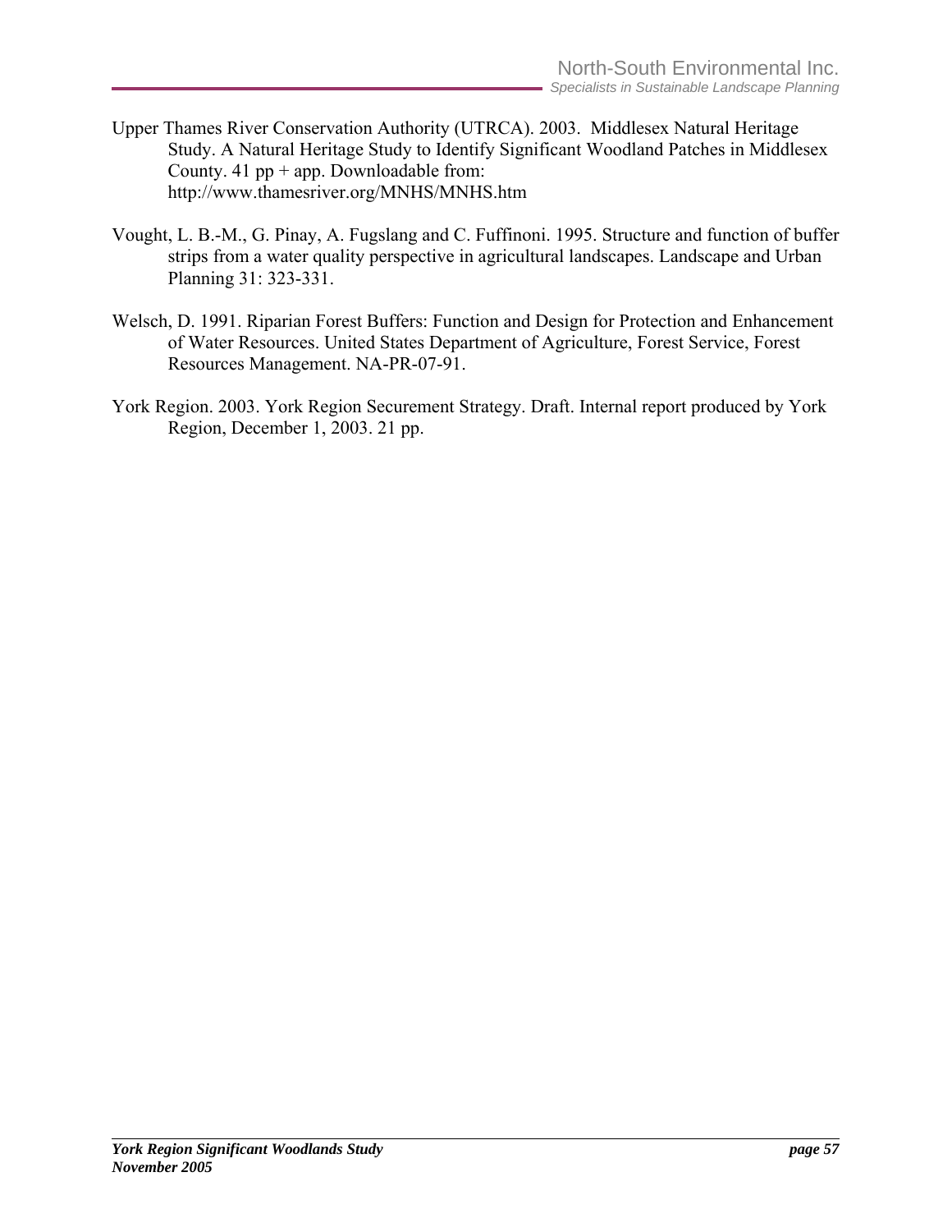Upper Thames River Conservation Authority (UTRCA). 2003. Middlesex Natural Heritage Study. A Natural Heritage Study to Identify Significant Woodland Patches in Middlesex County. 41 pp + app. Downloadable from: http://www.thamesriver.org/MNHS/MNHS.htm

Vought, L. B.-M., G. Pinay, A. Fugslang and C. Fuffinoni. 1995. Structure and function of buffer strips from a water quality perspective in agricultural landscapes. Landscape and Urban Planning 31: 323-331.

Welsch, D. 1991. Riparian Forest Buffers: Function and Design for Protection and Enhancement of Water Resources. United States Department of Agriculture, Forest Service, Forest Resources Management. NA-PR-07-91.

York Region. 2003. York Region Securement Strategy. Draft. Internal report produced by York Region, December 1, 2003. 21 pp.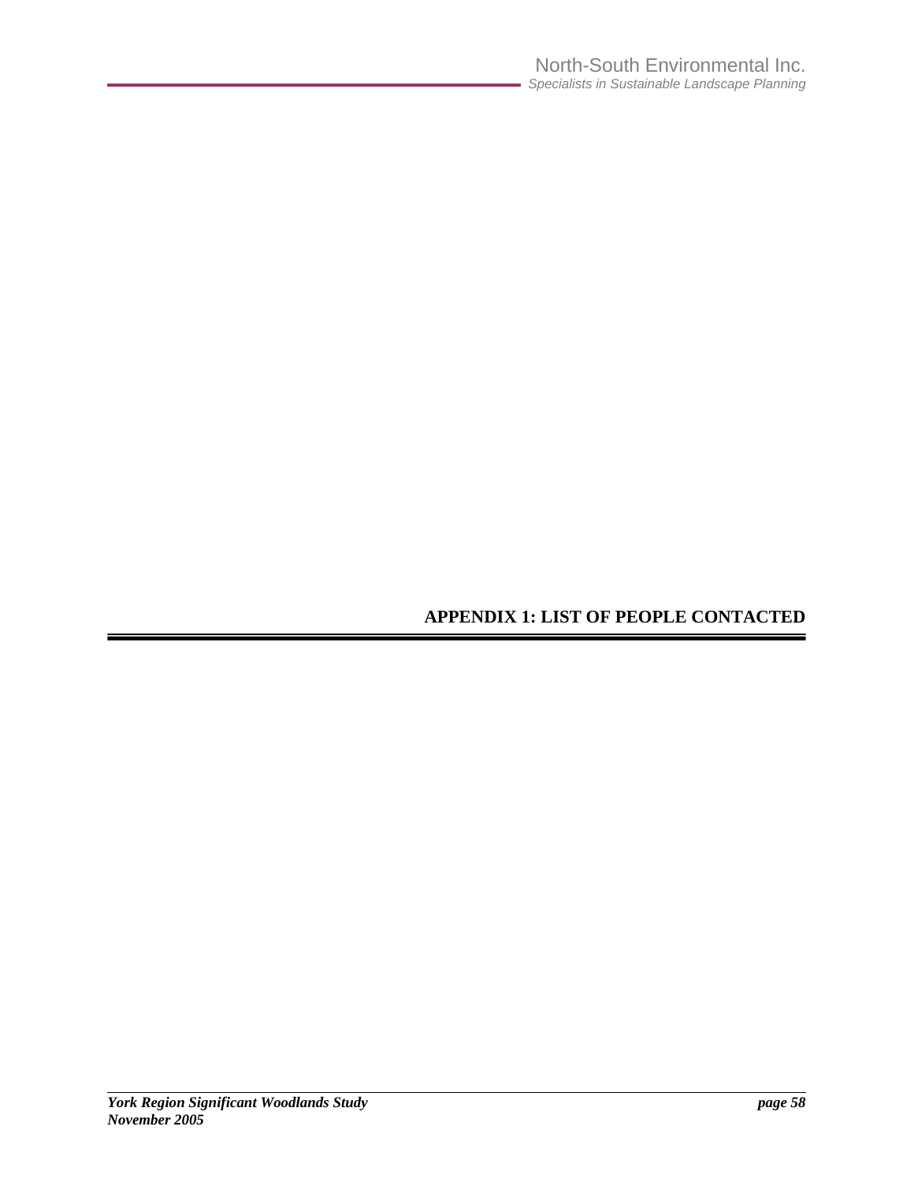# APPENDIX 1: LIST OF PEOPLE CONTACTED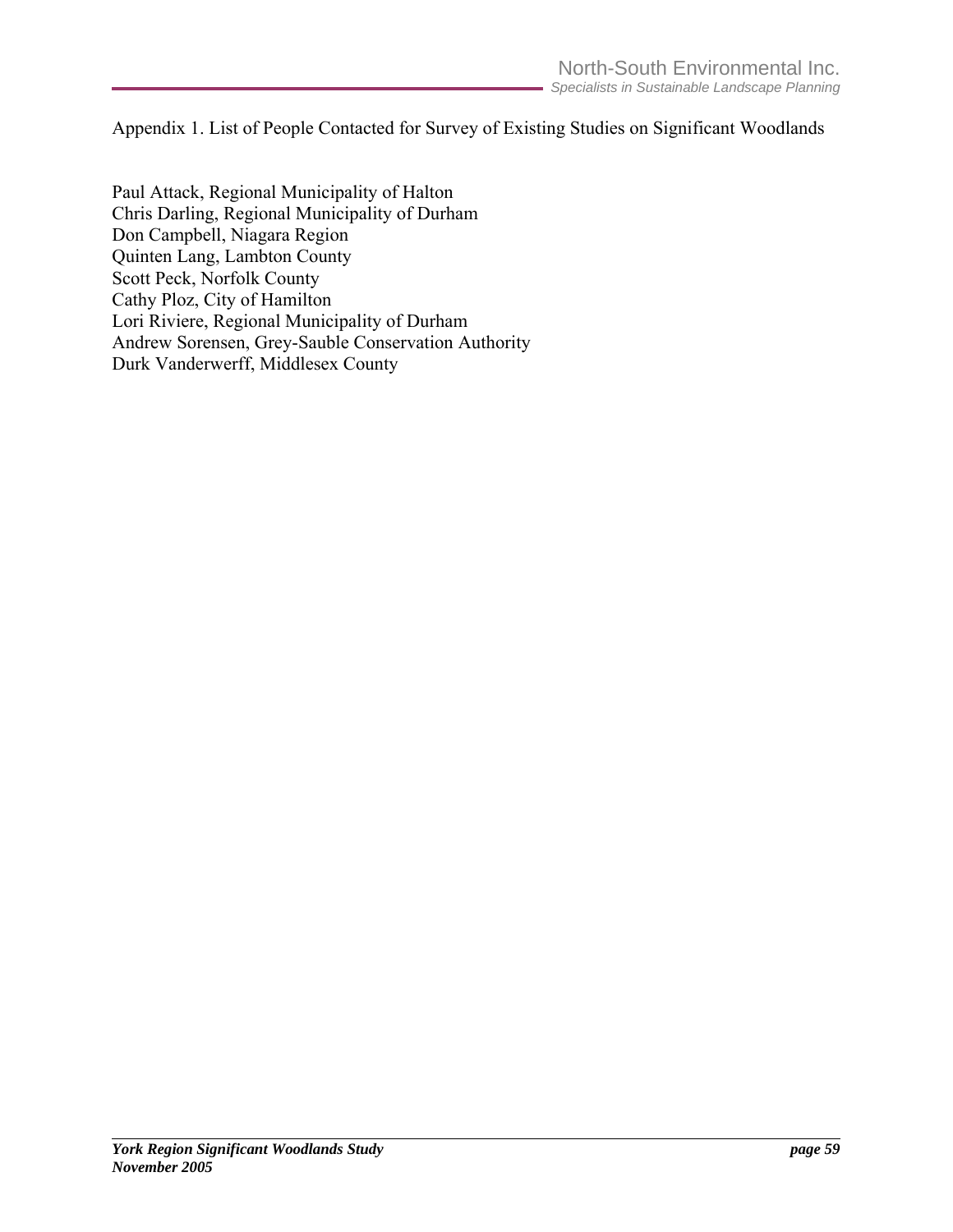Appendix 1. List of People Contacted for Survey of Existing Studies on Significant Woodlands

Paul Attack, Regional Municipality of Halton  
Chris Darling, Regional Municipality of Durham  
Don Campbell, Niagara Region  
Quinten Lang, Lambton County  
Scott Peck, Norfolk County  
Cathy Ploz, City of Hamilton  
Lori Riviere, Regional Municipality of Durham  
Andrew Sorensen, Grey-Sauble Conservation Authority  
Durk Vanderwerff, Middlesex County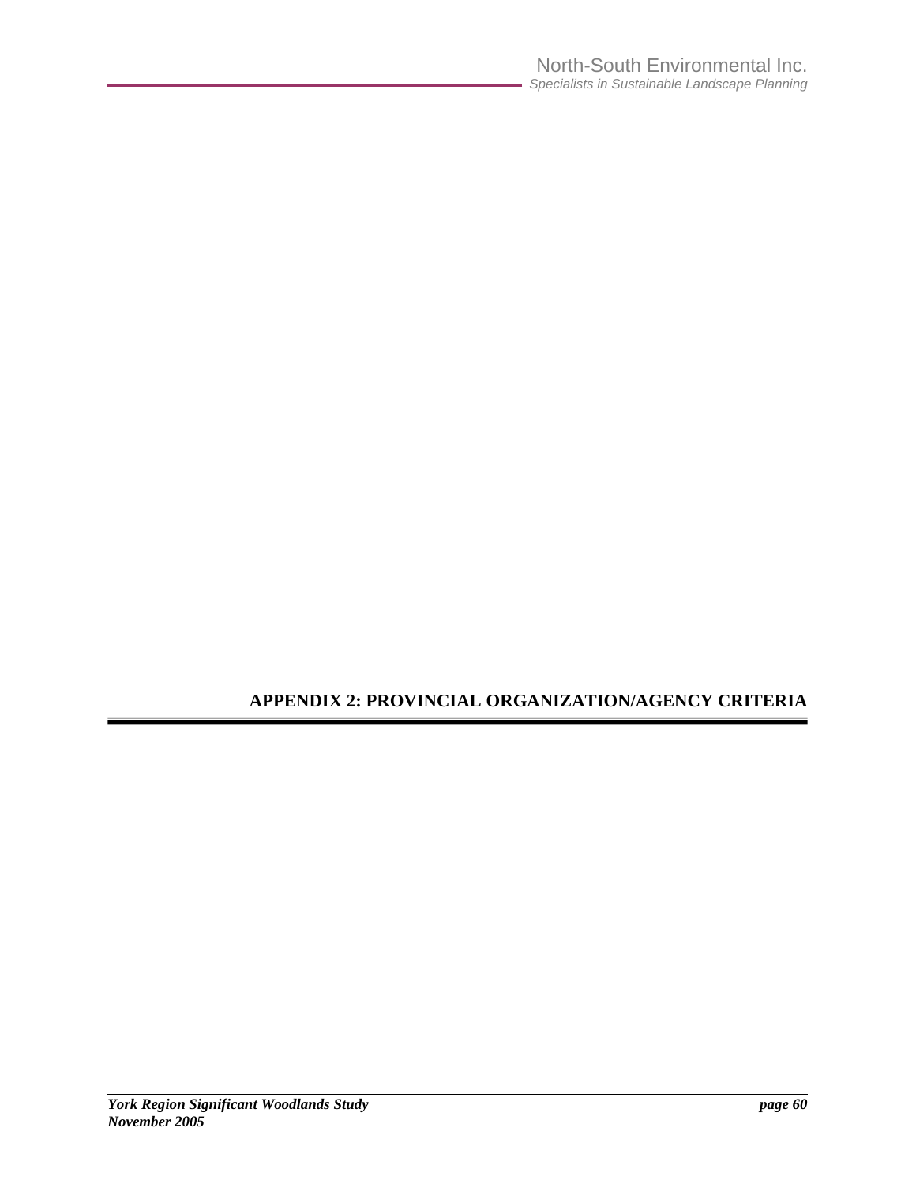# APPENDIX 2: PROVINCIAL ORGANIZATION/AGENCY CRITERIA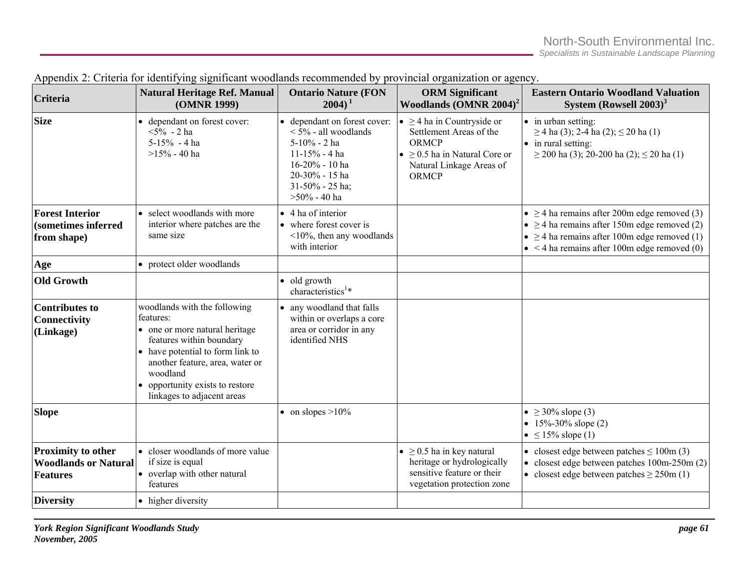Appendix 2: Criteria for identifying significant woodlands recommended by provincial organization or agency.

| Criteria | Natural Heritage Ref. Manual (OMNR 1999) | Ontario Nature (FON 2004) [1] | ORM Significant Woodlands (OMNR 2004) [2] | Eastern Ontario Woodland Valuation System (Rowsell 2003) [3] |
|---|---|---|---|---|
| **Size** | • dependant on forest cover:<br><5% - 2 ha<br>5-15% - 4 ha<br>>15% - 40 ha | • dependant on forest cover:<br>< 5% - all woodlands<br>5-10% - 2 ha<br>11-15% - 4 ha<br>16-20% - 10 ha<br>20-30% - 15 ha<br>31-50% - 25 ha;<br>>50% - 40 ha | • ≥ 4 ha in Countryside or Settlement Areas of the ORMCP<br>• ≥ 0.5 ha in Natural Core or Natural Linkage Areas of ORMCP | • in urban setting:<br>≥ 4 ha (3); 2-4 ha (2); ≤ 20 ha (1)<br>• in rural setting:<br>≥ 200 ha (3); 20-200 ha (2); ≤ 20 ha (1) |
| **Forest Interior (sometimes inferred from shape)** | • select woodlands with more interior where patches are the same size | • 4 ha of interior<br>• where forest cover is <10%, then any woodlands with interior | | • ≥ 4 ha remains after 200m edge removed (3)<br>• ≥ 4 ha remains after 150m edge removed (2)<br>• ≥ 4 ha remains after 100m edge removed (1)<br>• < 4 ha remains after 100m edge removed (0) |
| **Age** | • protect older woodlands | | | |
| **Old Growth** | | • old growth characteristics[1]* | | |
| **Contributes to Connectivity (Linkage)** | woodlands with the following features:<br>• one or more natural heritage features within boundary<br>• have potential to form link to another feature, area, water or woodland<br>• opportunity exists to restore linkages to adjacent areas | • any woodland that falls within or overlaps a core area or corridor in any identified NHS | | |
| **Slope** | | • on slopes >10% | | • ≥ 30% slope (3)<br>• 15%-30% slope (2)<br>• ≤ 15% slope (1) |
| **Proximity to other Woodlands or Natural Features** | • closer woodlands of more value if size is equal<br>• overlap with other natural features | | • ≥ 0.5 ha in key natural heritage or hydrologically sensitive feature or their vegetation protection zone | • closest edge between patches ≤ 100m (3)<br>• closest edge between patches 100m-250m (2)<br>• closest edge between patches ≥ 250m (1) |
| **Diversity** | • higher diversity | | | |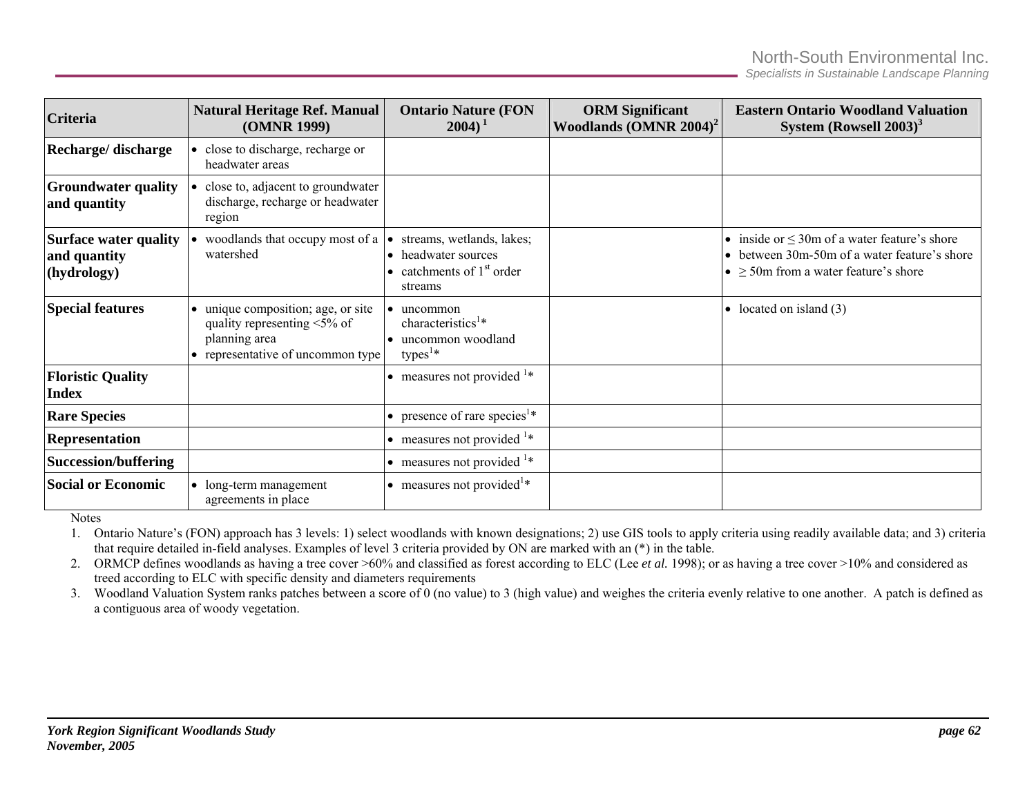| Criteria | Natural Heritage Ref. Manual (OMNR 1999) | Ontario Nature (FON 2004) [1] | ORM Significant Woodlands (OMNR 2004)[2] | Eastern Ontario Woodland Valuation System (Rowsell 2003)[3] |
|---|---|---|---|---|
| **Recharge/ discharge** | • close to discharge, recharge or headwater areas | | | |
| **Groundwater quality and quantity** | • close to, adjacent to groundwater discharge, recharge or headwater region | | | |
| **Surface water quality and quantity (hydrology)** | • woodlands that occupy most of a watershed | • streams, wetlands, lakes;<br>• headwater sources<br>• catchments of 1st order streams | | • inside or ≤ 30m of a water feature's shore<br>• between 30m-50m of a water feature's shore<br>• ≥ 50m from a water feature's shore |
| **Special features** | • unique composition; age, or site quality representing <5% of planning area<br>• representative of uncommon type | • uncommon characteristics[1]*<br>• uncommon woodland types[1]* | | • located on island (3) |
| **Floristic Quality Index** | | • measures not provided [1]* | | |
| **Rare Species** | | • presence of rare species[1]* | | |
| **Representation** | | • measures not provided [1]* | | |
| **Succession/buffering** | | • measures not provided [1]* | | |
| **Social or Economic** | • long-term management agreements in place | • measures not provided[1]* | | |

Notes

1. Ontario Nature's (FON) approach has 3 levels: 1) select woodlands with known designations; 2) use GIS tools to apply criteria using readily available data; and 3) criteria that require detailed in-field analyses. Examples of level 3 criteria provided by ON are marked with an (*) in the table.
2. ORMCP defines woodlands as having a tree cover >60% and classified as forest according to ELC (Lee *et al.* 1998); or as having a tree cover >10% and considered as treed according to ELC with specific density and diameters requirements
3. Woodland Valuation System ranks patches between a score of 0 (no value) to 3 (high value) and weighes the criteria evenly relative to one another. A patch is defined as a contiguous area of woody vegetation.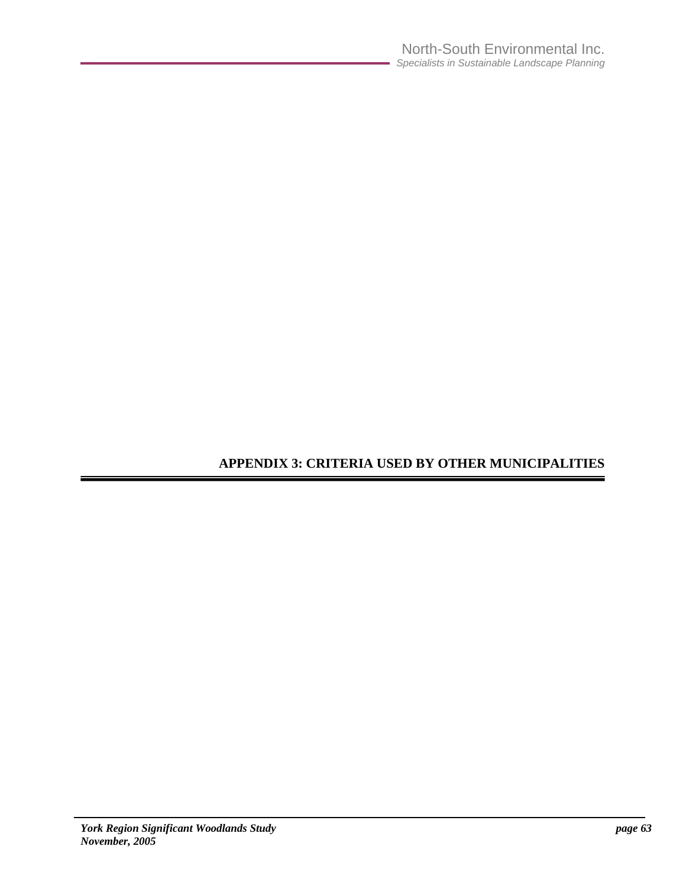# APPENDIX 3: CRITERIA USED BY OTHER MUNICIPALITIES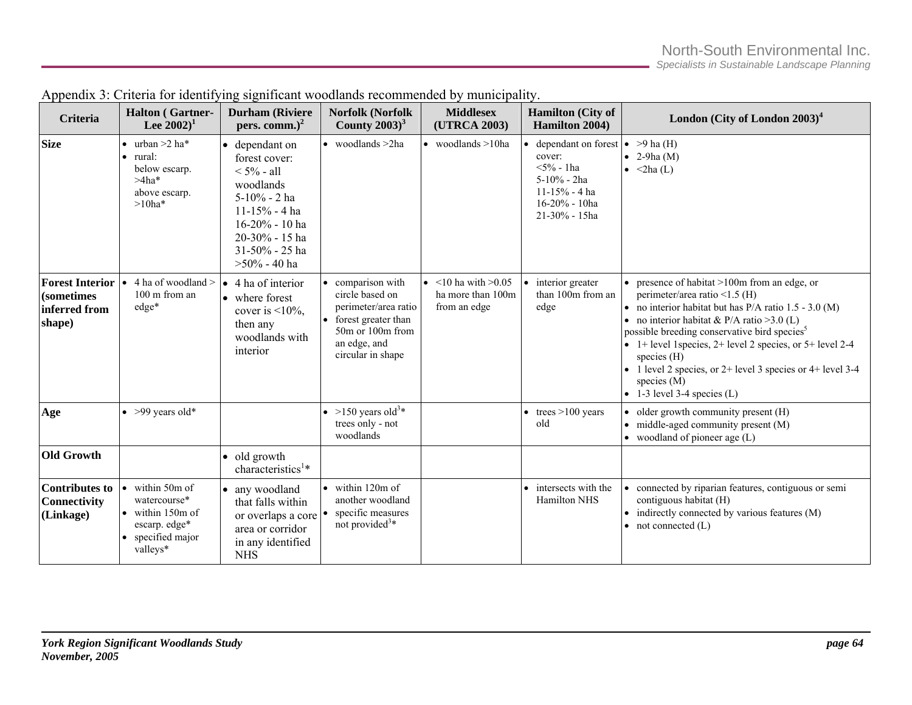Appendix 3: Criteria for identifying significant woodlands recommended by municipality.

| Criteria | Halton ( Gartner-Lee 2002)[1] | Durham (Riviere pers. comm.)[2] | Norfolk (Norfolk County 2003)[3] | Middlesex (UTRCA 2003) | Hamilton (City of Hamilton 2004) | London (City of London 2003)[4] |
|---|---|---|---|---|---|---|
| **Size** | • urban >2 ha*<br>• rural:<br>below escarp. >4ha*<br>above escarp. >10ha* | • dependant on forest cover:<br>< 5% - all woodlands<br>5-10% - 2 ha<br>11-15% - 4 ha<br>16-20% - 10 ha<br>20-30% - 15 ha<br>31-50% - 25 ha<br>>50% - 40 ha | • woodlands >2ha | • woodlands >10ha | • dependant on forest cover:<br><5% - 1ha<br>5-10% - 2ha<br>11-15% - 4 ha<br>16-20% - 10ha<br>21-30% - 15ha | • >9 ha (H)<br>• 2-9ha (M)<br>• <2ha (L) |
| **Forest Interior (sometimes inferred from shape)** | • 4 ha of woodland > 100 m from an edge* | • 4 ha of interior<br>• where forest cover is <10%, then any woodlands with interior | • comparison with circle based on perimeter/area ratio<br>• forest greater than 50m or 100m from an edge, and circular in shape | • <10 ha with >0.05 ha more than 100m from an edge | • interior greater than 100m from an edge | • presence of habitat >100m from an edge, or perimeter/area ratio <1.5 (H)<br>• no interior habitat but has P/A ratio 1.5 - 3.0 (M)<br>• no interior habitat & P/A ratio >3.0 (L)<br>possible breeding conservative bird species[5]<br>• 1+ level 1species, 2+ level 2 species, or 5+ level 2-4 species (H)<br>• 1 level 2 species, or 2+ level 3 species or 4+ level 3-4 species (M)<br>• 1-3 level 3-4 species (L) |
| **Age** | • >99 years old* | | • >150 years old[3]* trees only - not woodlands | | • trees >100 years old | • older growth community present (H)<br>• middle-aged community present (M)<br>• woodland of pioneer age (L) |
| **Old Growth** | | • old growth characteristics[1]* | | | | |
| **Contributes to Connectivity (Linkage)** | • within 50m of watercourse*<br>• within 150m of escarp. edge*<br>• specified major valleys* | • any woodland that falls within or overlaps a core area or corridor in any identified NHS | • within 120m of another woodland<br>• specific measures not provided[3]* | | • intersects with the Hamilton NHS | • connected by riparian features, contiguous or semi contiguous habitat (H)<br>• indirectly connected by various features (M)<br>• not connected (L) |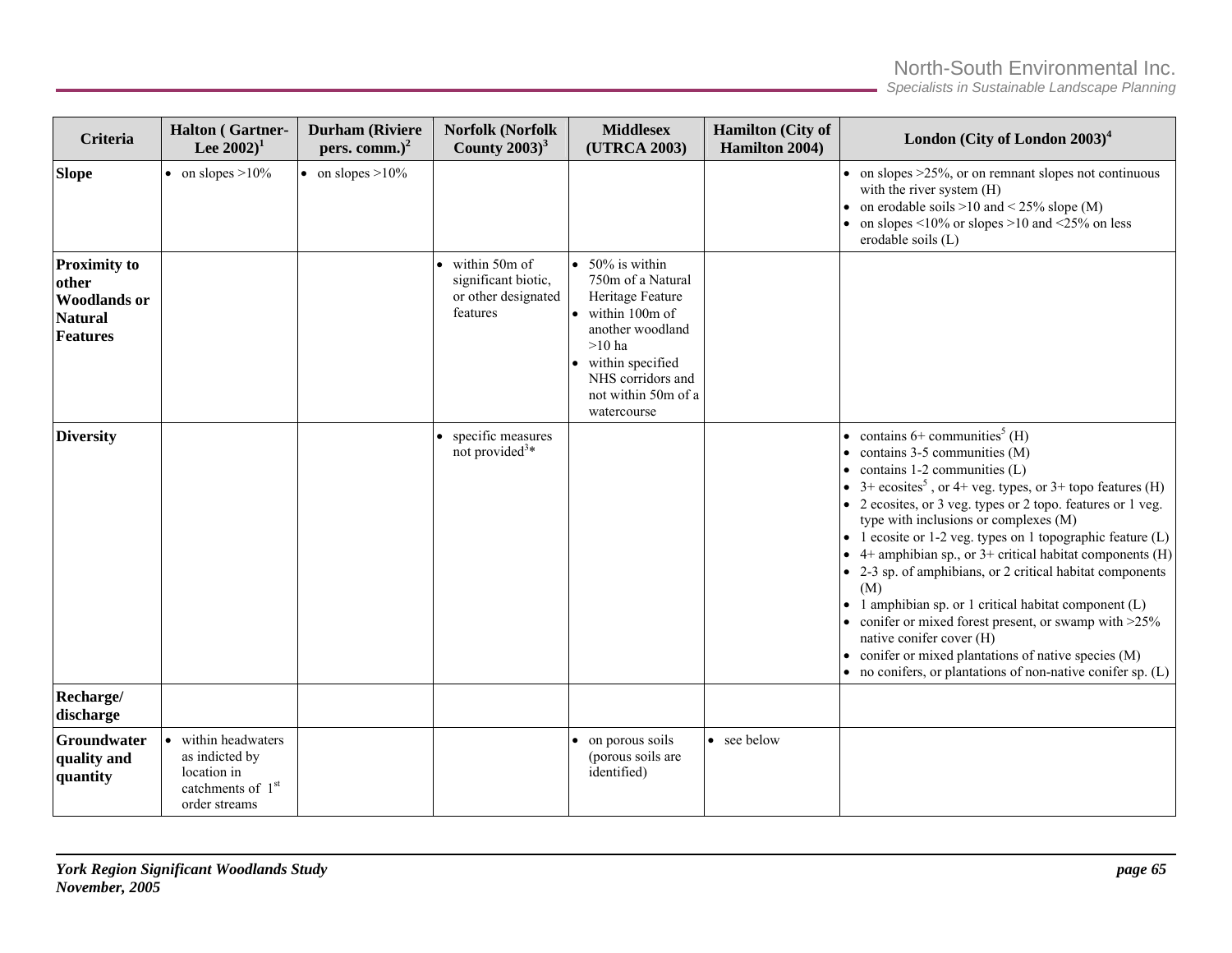| Criteria | Halton ( Gartner-Lee 2002)[1] | Durham (Riviere pers. comm.)[2] | Norfolk (Norfolk County 2003)[3] | Middlesex (UTRCA 2003) | Hamilton (City of Hamilton 2004) | London (City of London 2003)[4] |
|---|---|---|---|---|---|---|
| **Slope** | • on slopes >10% | • on slopes >10% | | | | • on slopes >25%, or on remnant slopes not continuous with the river system (H)<br>• on erodable soils >10 and < 25% slope (M)<br>• on slopes <10% or slopes >10 and <25% on less erodable soils (L) |
| **Proximity to other Woodlands or Natural Features** | | | • within 50m of significant biotic, or other designated features | • 50% is within 750m of a Natural Heritage Feature<br>• within 100m of another woodland >10 ha<br>• within specified NHS corridors and not within 50m of a watercourse | | |
| **Diversity** | | | • specific measures not provided[3]* | | | • contains 6+ communities[5] (H)<br>• contains 3-5 communities (M)<br>• contains 1-2 communities (L)<br>• 3+ ecosites[5] , or 4+ veg. types, or 3+ topo features (H)<br>• 2 ecosites, or 3 veg. types or 2 topo. features or 1 veg. type with inclusions or complexes (M)<br>• 1 ecosite or 1-2 veg. types on 1 topographic feature (L)<br>• 4+ amphibian sp., or 3+ critical habitat components (H)<br>• 2-3 sp. of amphibians, or 2 critical habitat components (M)<br>• 1 amphibian sp. or 1 critical habitat component (L)<br>• conifer or mixed forest present, or swamp with >25% native conifer cover (H)<br>• conifer or mixed plantations of native species (M)<br>• no conifers, or plantations of non-native conifer sp. (L) |
| **Recharge/ discharge** | | | | | | |
| **Groundwater quality and quantity** | • within headwaters as indicted by location in catchments of 1[st] order streams | | | • on porous soils (porous soils are identified) | • see below | |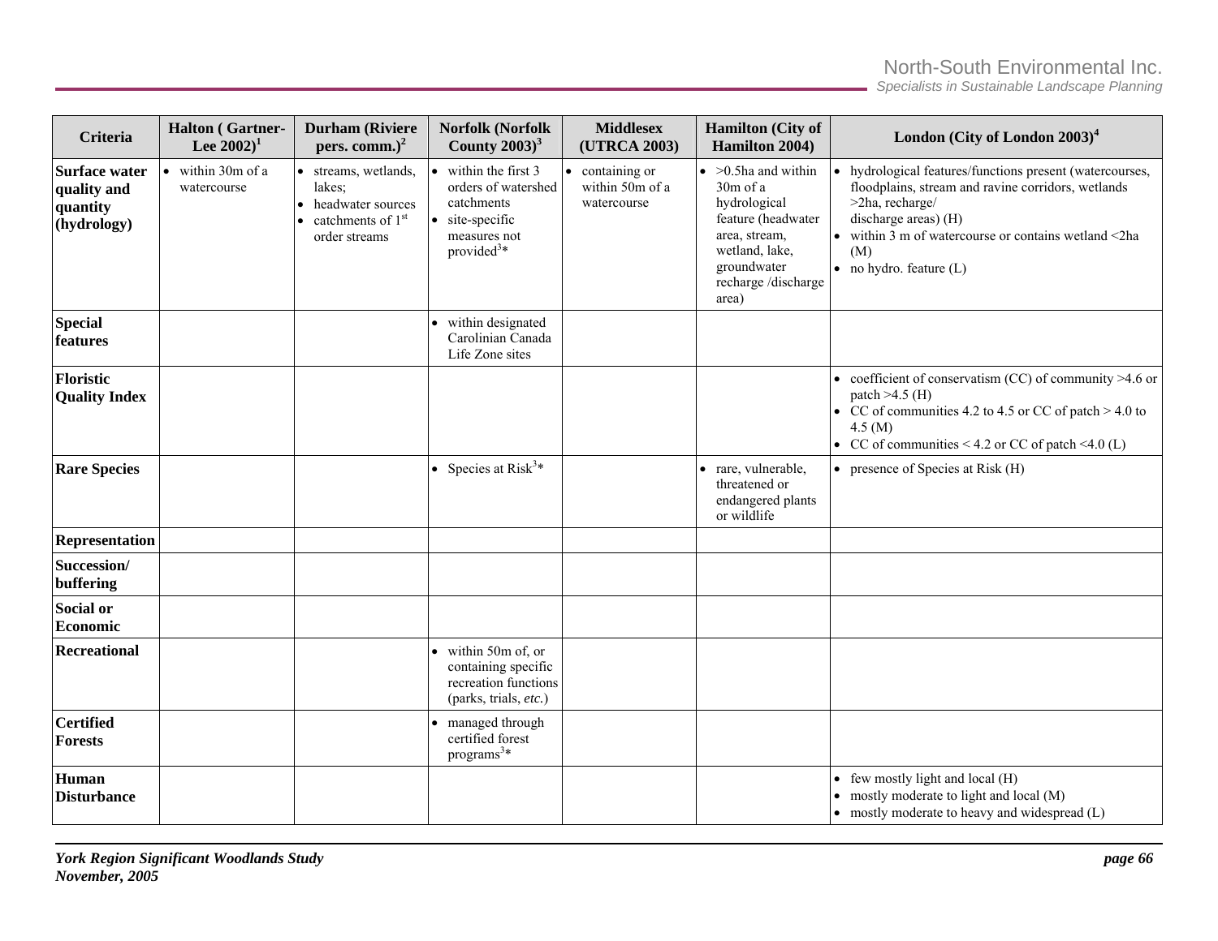| Criteria | Halton ( Gartner-Lee 2002)[1] | Durham (Riviere pers. comm.)[2] | Norfolk (Norfolk County 2003)[3] | Middlesex (UTRCA 2003) | Hamilton (City of Hamilton 2004) | London (City of London 2003)[4] |
|---|---|---|---|---|---|---|
| **Surface water quality and quantity (hydrology)** | • within 30m of a watercourse | • streams, wetlands, lakes;<br>• headwater sources<br>• catchments of 1st order streams | • within the first 3 orders of watershed catchments<br>• site-specific measures not provided[3]* | • containing or within 50m of a watercourse | • >0.5ha and within 30m of a hydrological feature (headwater area, stream, wetland, lake, groundwater recharge /discharge area) | • hydrological features/functions present (watercourses, floodplains, stream and ravine corridors, wetlands >2ha, recharge/ discharge areas) (H)<br>• within 3 m of watercourse or contains wetland <2ha (M)<br>• no hydro. feature (L) |
| **Special features** | | | • within designated Carolinian Canada Life Zone sites | | | |
| **Floristic Quality Index** | | | | | | • coefficient of conservatism (CC) of community >4.6 or patch >4.5 (H)<br>• CC of communities 4.2 to 4.5 or CC of patch > 4.0 to 4.5 (M)<br>• CC of communities < 4.2 or CC of patch <4.0 (L) |
| **Rare Species** | | | • Species at Risk[3]* | | • rare, vulnerable, threatened or endangered plants or wildlife | • presence of Species at Risk (H) |
| **Representation** | | | | | | |
| **Succession/ buffering** | | | | | | |
| **Social or Economic** | | | | | | |
| **Recreational** | | | • within 50m of, or containing specific recreation functions (parks, trials, *etc.*) | | | |
| **Certified Forests** | | | • managed through certified forest programs[3]* | | | |
| **Human Disturbance** | | | | | | • few mostly light and local (H)<br>• mostly moderate to light and local (M)<br>• mostly moderate to heavy and widespread (L) |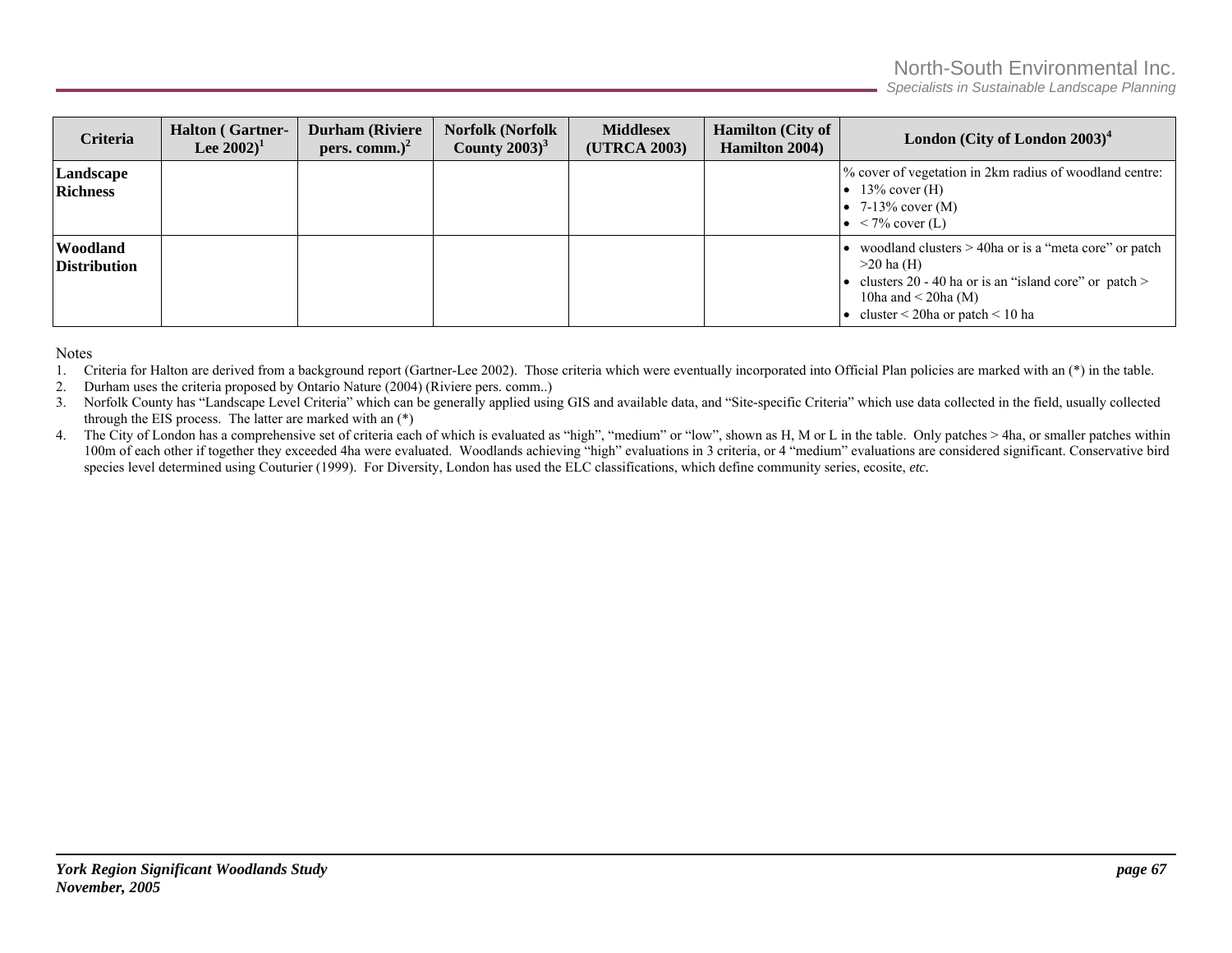| Criteria | Halton ( Gartner-Lee 2002)[1] | Durham (Riviere pers. comm.)[2] | Norfolk (Norfolk County 2003)[3] | Middlesex (UTRCA 2003) | Hamilton (City of Hamilton 2004) | London (City of London 2003)[4] |
|---|---|---|---|---|---|---|
| **Landscape Richness** | | | | | | % cover of vegetation in 2km radius of woodland centre:<br>• 13% cover (H)<br>• 7-13% cover (M)<br>• < 7% cover (L) |
| **Woodland Distribution** | | | | | | • woodland clusters > 40ha or is a "meta core" or patch >20 ha (H)<br>• clusters 20 - 40 ha or is an "island core" or patch > 10ha and < 20ha (M)<br>• cluster < 20ha or patch < 10 ha |

Notes

1. Criteria for Halton are derived from a background report (Gartner-Lee 2002). Those criteria which were eventually incorporated into Official Plan policies are marked with an (*) in the table.
2. Durham uses the criteria proposed by Ontario Nature (2004) (Riviere pers. comm..)
3. Norfolk County has "Landscape Level Criteria" which can be generally applied using GIS and available data, and "Site-specific Criteria" which use data collected in the field, usually collected through the EIS process. The latter are marked with an (*)
4. The City of London has a comprehensive set of criteria each of which is evaluated as "high", "medium" or "low", shown as H, M or L in the table. Only patches > 4ha, or smaller patches within 100m of each other if together they exceeded 4ha were evaluated. Woodlands achieving "high" evaluations in 3 criteria, or 4 "medium" evaluations are considered significant. Conservative bird species level determined using Couturier (1999). For Diversity, London has used the ELC classifications, which define community series, ecosite, *etc.*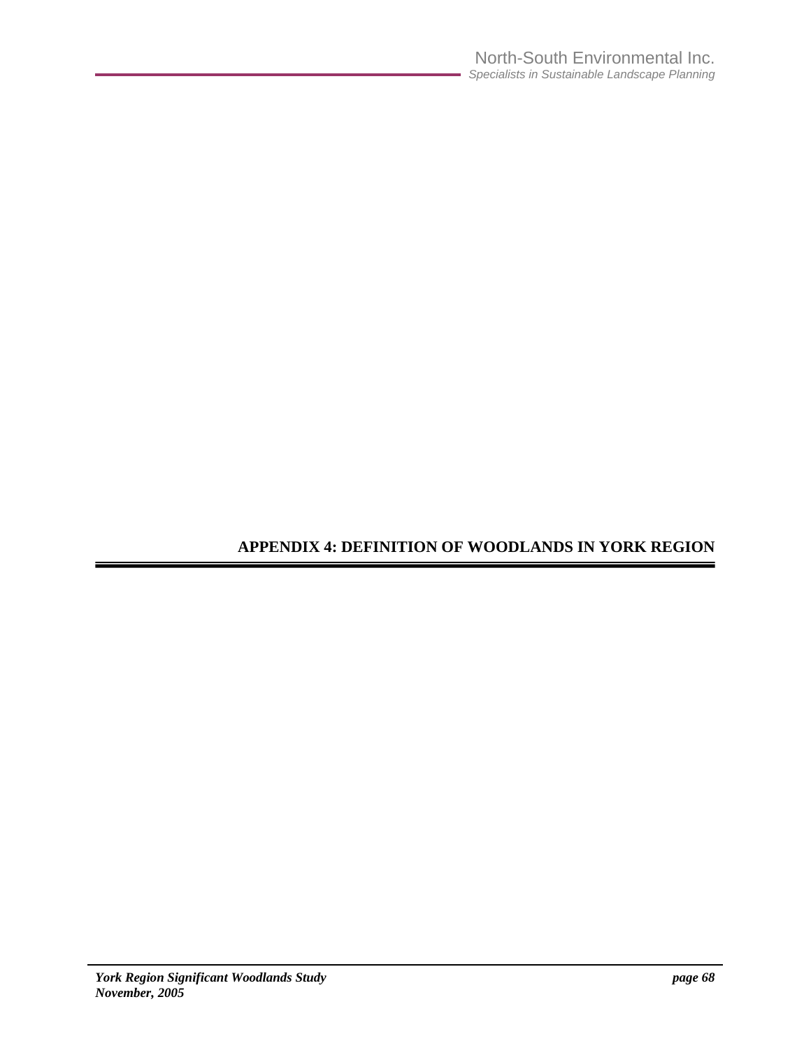# APPENDIX 4: DEFINITION OF WOODLANDS IN YORK REGION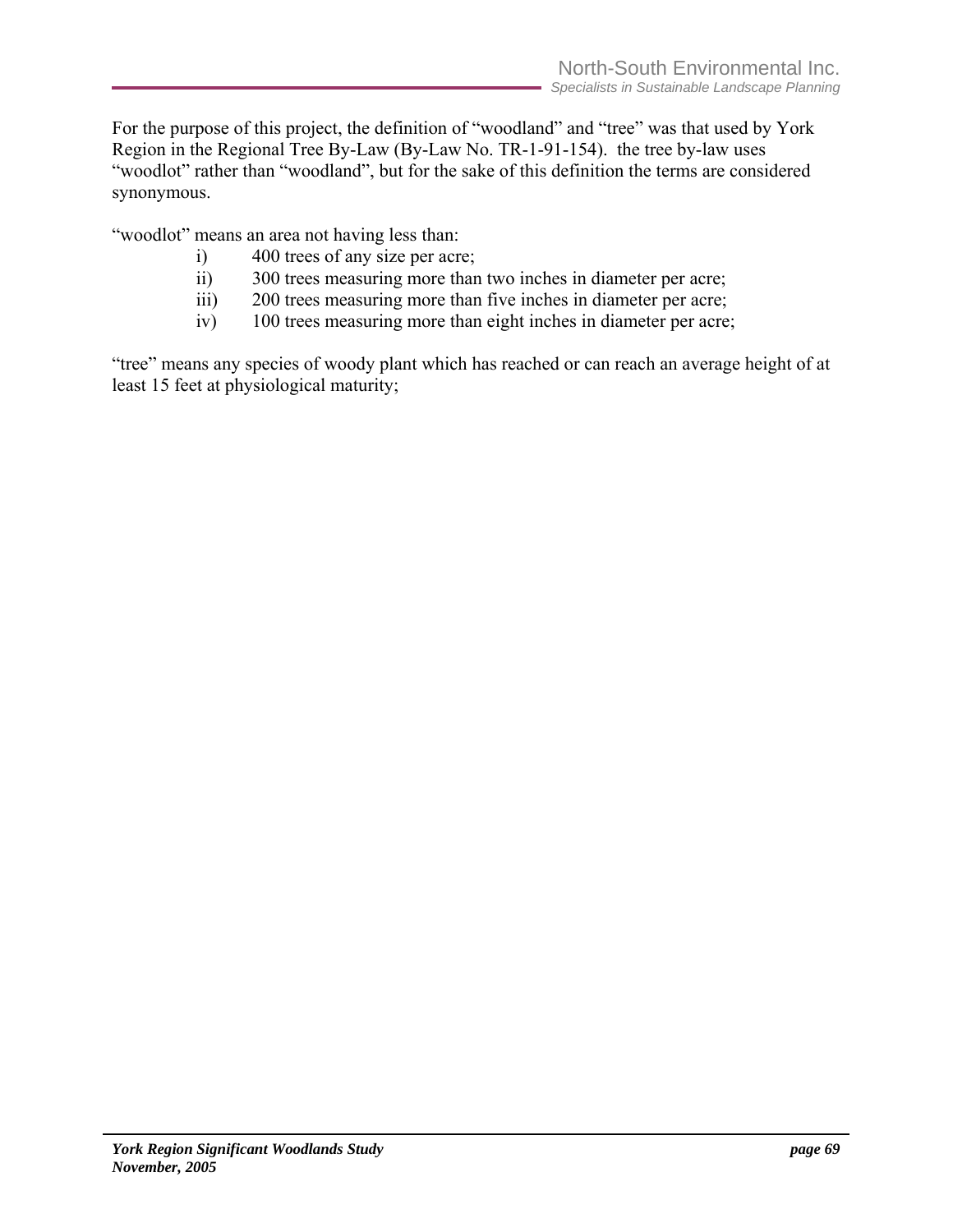For the purpose of this project, the definition of "woodland" and "tree" was that used by York Region in the Regional Tree By-Law (By-Law No. TR-1-91-154). the tree by-law uses "woodlot" rather than "woodland", but for the sake of this definition the terms are considered synonymous.

"woodlot" means an area not having less than:

i) 400 trees of any size per acre;
ii) 300 trees measuring more than two inches in diameter per acre;
iii) 200 trees measuring more than five inches in diameter per acre;
iv) 100 trees measuring more than eight inches in diameter per acre;

"tree" means any species of woody plant which has reached or can reach an average height of at least 15 feet at physiological maturity;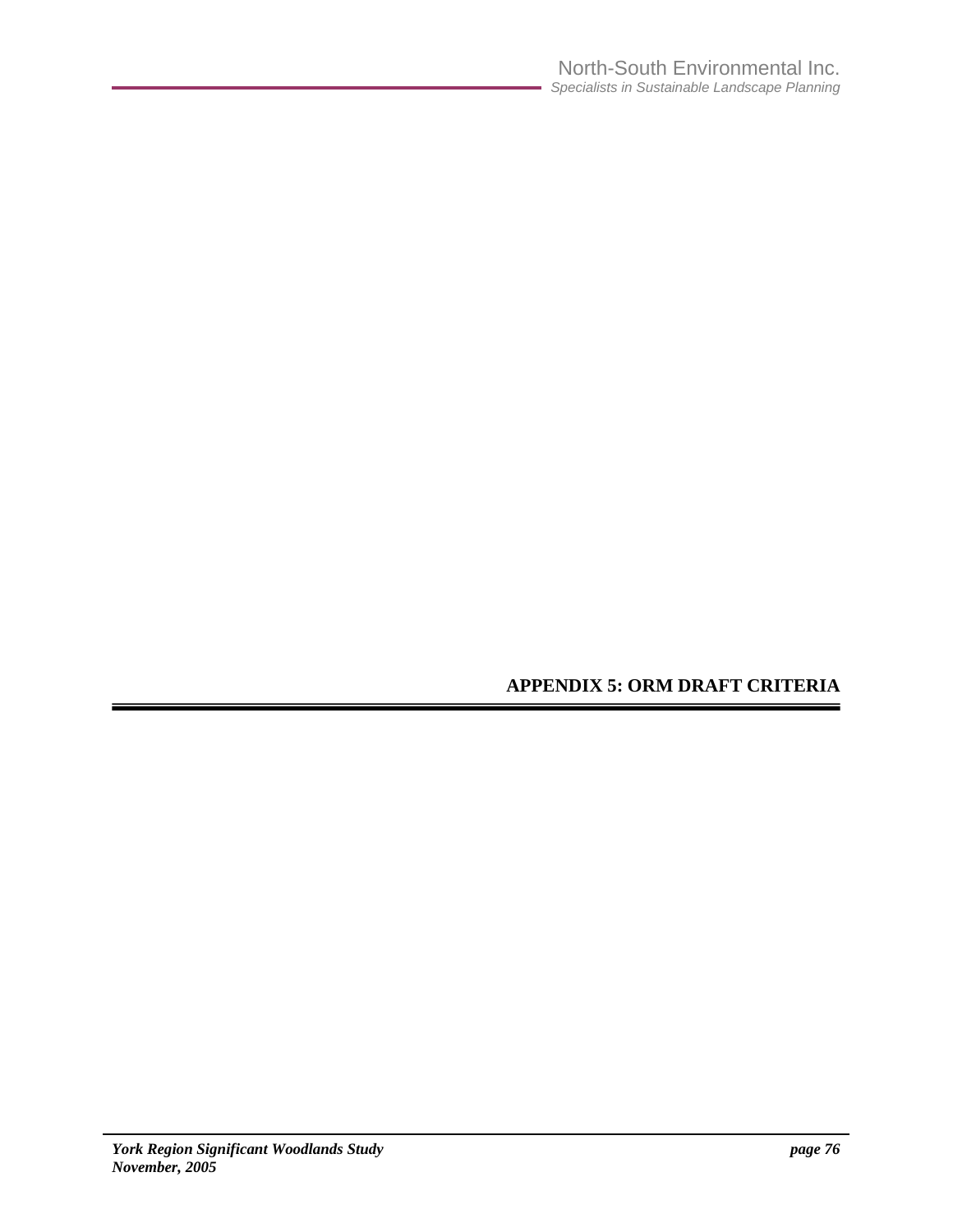# APPENDIX 5: ORM DRAFT CRITERIA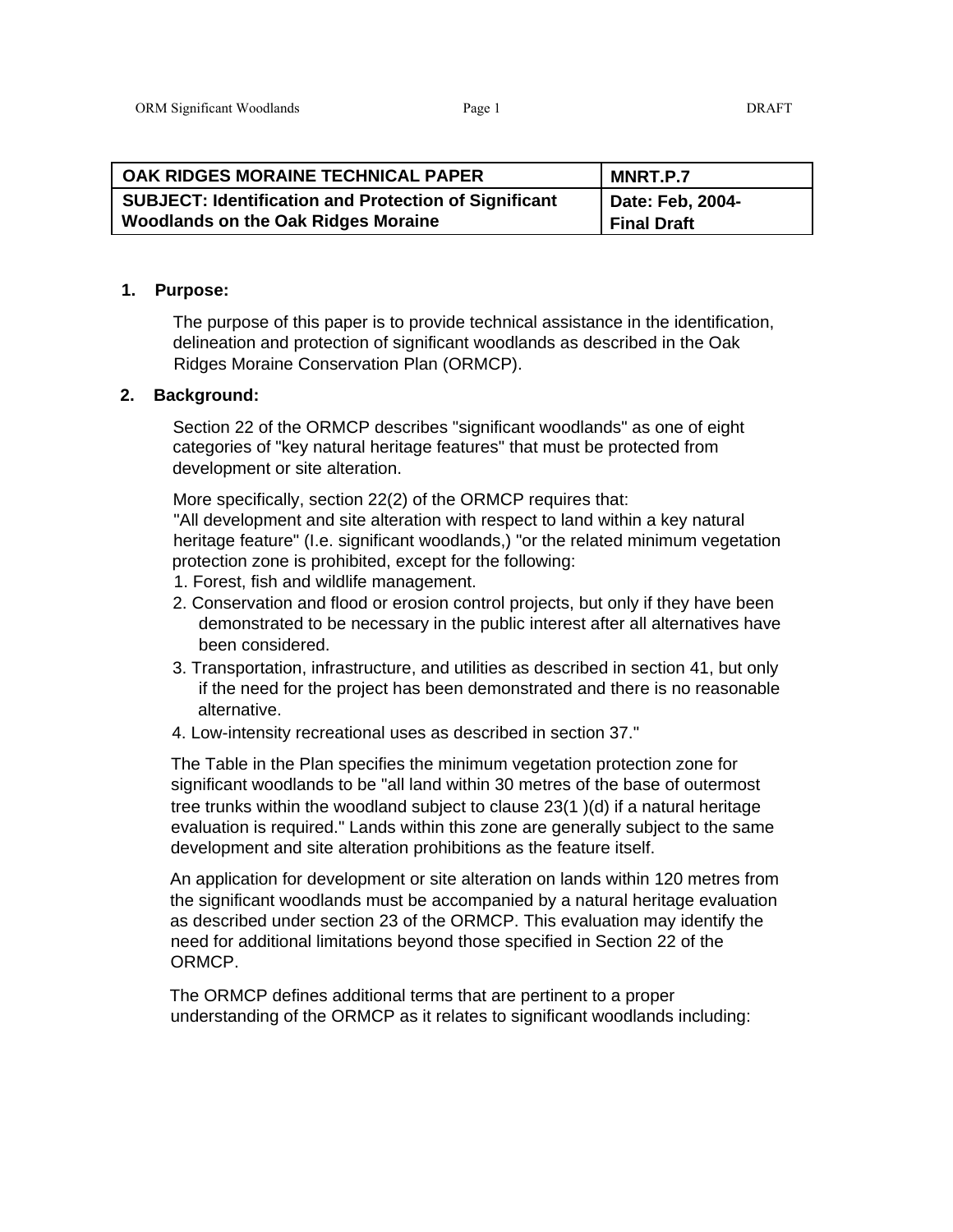| OAK RIDGES MORAINE TECHNICAL PAPER | MNRT.P.7 |
|---|---|
| SUBJECT: Identification and Protection of Significant Woodlands on the Oak Ridges Moraine | Date: Feb, 2004-Final Draft |

## 1. Purpose:

The purpose of this paper is to provide technical assistance in the identification, delineation and protection of significant woodlands as described in the Oak Ridges Moraine Conservation Plan (ORMCP).

## 2. Background:

Section 22 of the ORMCP describes "significant woodlands" as one of eight categories of "key natural heritage features" that must be protected from development or site alteration.

More specifically, section 22(2) of the ORMCP requires that:
"All development and site alteration with respect to land within a key natural heritage feature" (I.e. significant woodlands,) "or the related minimum vegetation protection zone is prohibited, except for the following:

1. Forest, fish and wildlife management.
2. Conservation and flood or erosion control projects, but only if they have been demonstrated to be necessary in the public interest after all alternatives have been considered.
3. Transportation, infrastructure, and utilities as described in section 41, but only if the need for the project has been demonstrated and there is no reasonable alternative.
4. Low-intensity recreational uses as described in section 37."

The Table in the Plan specifies the minimum vegetation protection zone for significant woodlands to be "all land within 30 metres of the base of outermost tree trunks within the woodland subject to clause 23(1 )(d) if a natural heritage evaluation is required." Lands within this zone are generally subject to the same development and site alteration prohibitions as the feature itself.

An application for development or site alteration on lands within 120 metres from the significant woodlands must be accompanied by a natural heritage evaluation as described under section 23 of the ORMCP. This evaluation may identify the need for additional limitations beyond those specified in Section 22 of the ORMCP.

The ORMCP defines additional terms that are pertinent to a proper understanding of the ORMCP as it relates to significant woodlands including: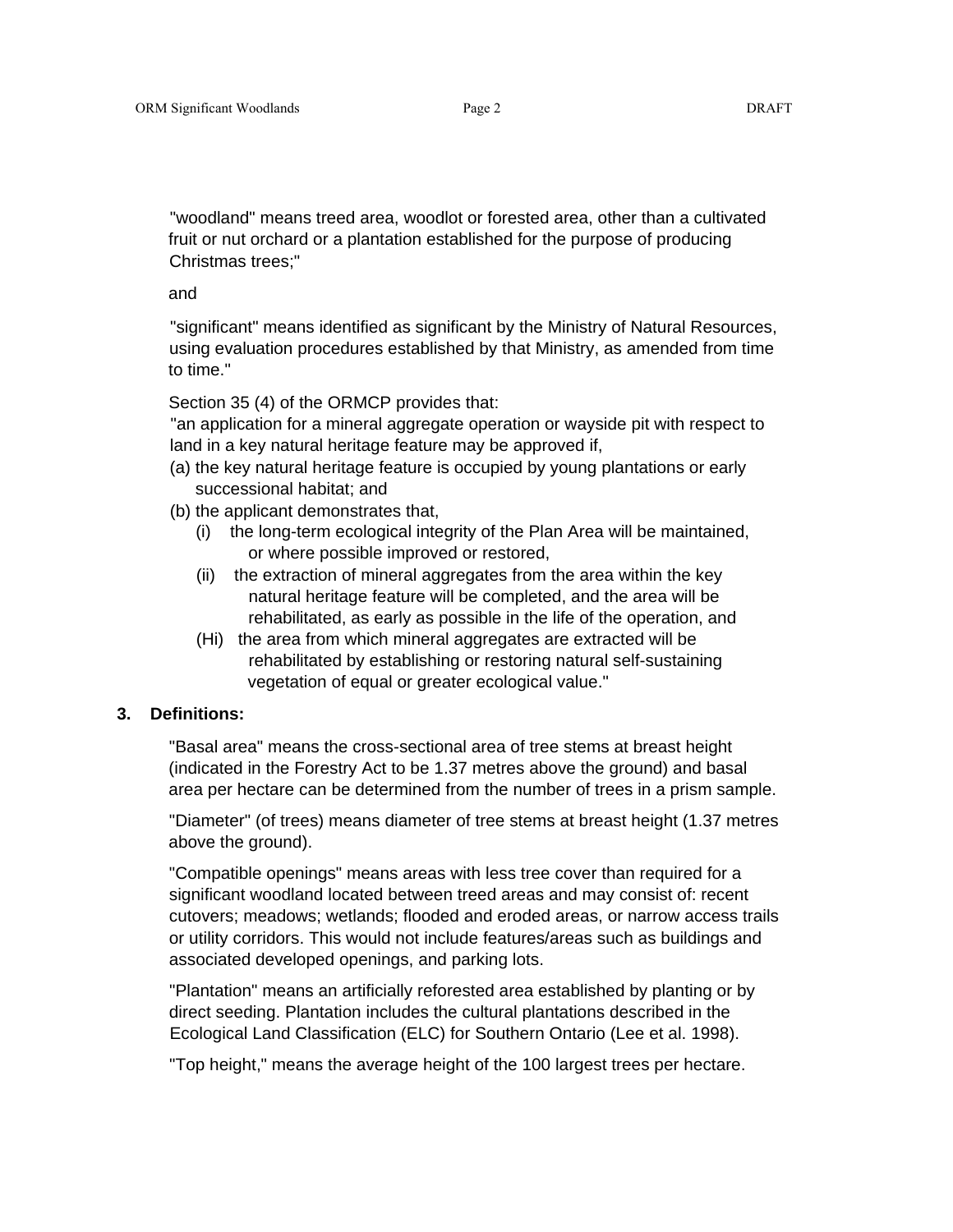"woodland" means treed area, woodlot or forested area, other than a cultivated fruit or nut orchard or a plantation established for the purpose of producing Christmas trees;"

and

"significant" means identified as significant by the Ministry of Natural Resources, using evaluation procedures established by that Ministry, as amended from time to time."

Section 35 (4) of the ORMCP provides that:

"an application for a mineral aggregate operation or wayside pit with respect to land in a key natural heritage feature may be approved if,

(a) the key natural heritage feature is occupied by young plantations or early successional habitat; and

(b) the applicant demonstrates that,

  (i) the long-term ecological integrity of the Plan Area will be maintained, or where possible improved or restored,

  (ii) the extraction of mineral aggregates from the area within the key natural heritage feature will be completed, and the area will be rehabilitated, as early as possible in the life of the operation, and

  (Hi) the area from which mineral aggregates are extracted will be rehabilitated by establishing or restoring natural self-sustaining vegetation of equal or greater ecological value."

**3. Definitions:**

"Basal area" means the cross-sectional area of tree stems at breast height (indicated in the Forestry Act to be 1.37 metres above the ground) and basal area per hectare can be determined from the number of trees in a prism sample.

"Diameter" (of trees) means diameter of tree stems at breast height (1.37 metres above the ground).

"Compatible openings" means areas with less tree cover than required for a significant woodland located between treed areas and may consist of: recent cutovers; meadows; wetlands; flooded and eroded areas, or narrow access trails or utility corridors. This would not include features/areas such as buildings and associated developed openings, and parking lots.

"Plantation" means an artificially reforested area established by planting or by direct seeding. Plantation includes the cultural plantations described in the Ecological Land Classification (ELC) for Southern Ontario (Lee et al. 1998).

"Top height," means the average height of the 100 largest trees per hectare.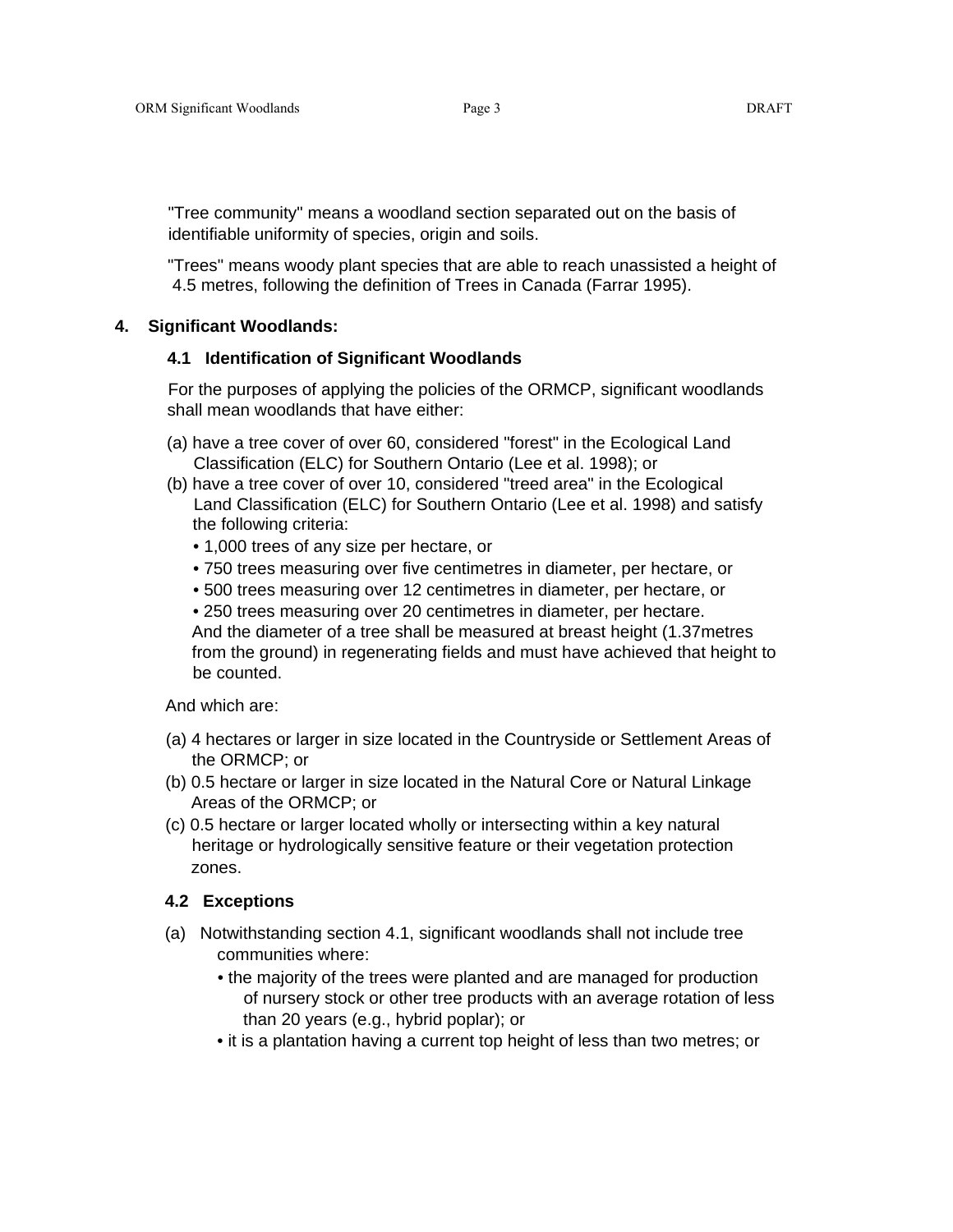"Tree community" means a woodland section separated out on the basis of identifiable uniformity of species, origin and soils.

"Trees" means woody plant species that are able to reach unassisted a height of 4.5 metres, following the definition of Trees in Canada (Farrar 1995).

## 4. Significant Woodlands:

### 4.1 Identification of Significant Woodlands

For the purposes of applying the policies of the ORMCP, significant woodlands shall mean woodlands that have either:

(a) have a tree cover of over 60, considered "forest" in the Ecological Land Classification (ELC) for Southern Ontario (Lee et al. 1998); or

(b) have a tree cover of over 10, considered "treed area" in the Ecological Land Classification (ELC) for Southern Ontario (Lee et al. 1998) and satisfy the following criteria:

- 1,000 trees of any size per hectare, or
- 750 trees measuring over five centimetres in diameter, per hectare, or
- 500 trees measuring over 12 centimetres in diameter, per hectare, or
- 250 trees measuring over 20 centimetres in diameter, per hectare.

And the diameter of a tree shall be measured at breast height (1.37metres from the ground) in regenerating fields and must have achieved that height to be counted.

And which are:

(a) 4 hectares or larger in size located in the Countryside or Settlement Areas of the ORMCP; or

(b) 0.5 hectare or larger in size located in the Natural Core or Natural Linkage Areas of the ORMCP; or

(c) 0.5 hectare or larger located wholly or intersecting within a key natural heritage or hydrologically sensitive feature or their vegetation protection zones.

### 4.2 Exceptions

(a) Notwithstanding section 4.1, significant woodlands shall not include tree communities where:

- the majority of the trees were planted and are managed for production of nursery stock or other tree products with an average rotation of less than 20 years (e.g., hybrid poplar); or
- it is a plantation having a current top height of less than two metres; or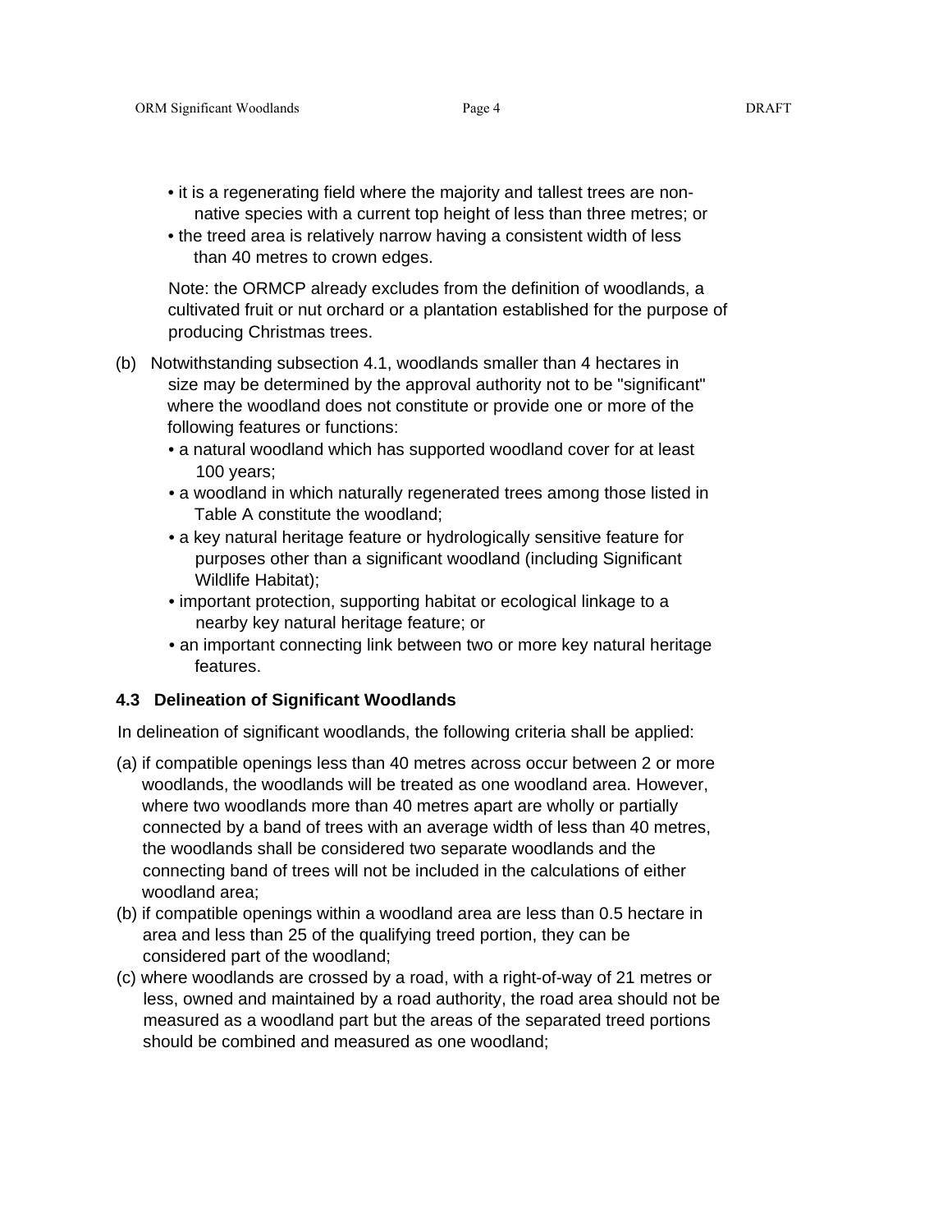- it is a regenerating field where the majority and tallest trees are non-native species with a current top height of less than three metres; or
- the treed area is relatively narrow having a consistent width of less than 40 metres to crown edges.

Note: the ORMCP already excludes from the definition of woodlands, a cultivated fruit or nut orchard or a plantation established for the purpose of producing Christmas trees.

(b) Notwithstanding subsection 4.1, woodlands smaller than 4 hectares in size may be determined by the approval authority not to be "significant" where the woodland does not constitute or provide one or more of the following features or functions:

- a natural woodland which has supported woodland cover for at least 100 years;
- a woodland in which naturally regenerated trees among those listed in Table A constitute the woodland;
- a key natural heritage feature or hydrologically sensitive feature for purposes other than a significant woodland (including Significant Wildlife Habitat);
- important protection, supporting habitat or ecological linkage to a nearby key natural heritage feature; or
- an important connecting link between two or more key natural heritage features.

### 4.3 Delineation of Significant Woodlands

In delineation of significant woodlands, the following criteria shall be applied:

(a) if compatible openings less than 40 metres across occur between 2 or more woodlands, the woodlands will be treated as one woodland area. However, where two woodlands more than 40 metres apart are wholly or partially connected by a band of trees with an average width of less than 40 metres, the woodlands shall be considered two separate woodlands and the connecting band of trees will not be included in the calculations of either woodland area;

(b) if compatible openings within a woodland area are less than 0.5 hectare in area and less than 25 of the qualifying treed portion, they can be considered part of the woodland;

(c) where woodlands are crossed by a road, with a right-of-way of 21 metres or less, owned and maintained by a road authority, the road area should not be measured as a woodland part but the areas of the separated treed portions should be combined and measured as one woodland;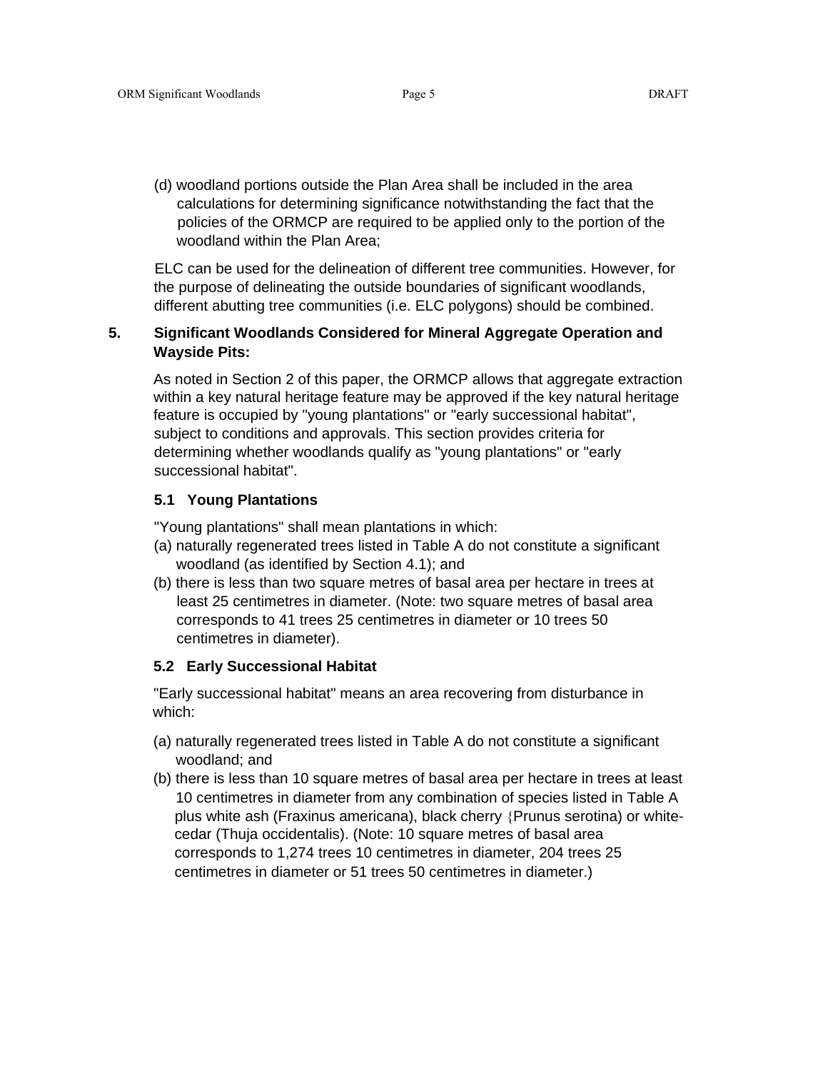(d) woodland portions outside the Plan Area shall be included in the area calculations for determining significance notwithstanding the fact that the policies of the ORMCP are required to be applied only to the portion of the woodland within the Plan Area;

ELC can be used for the delineation of different tree communities. However, for the purpose of delineating the outside boundaries of significant woodlands, different abutting tree communities (i.e. ELC polygons) should be combined.

## 5. Significant Woodlands Considered for Mineral Aggregate Operation and Wayside Pits:

As noted in Section 2 of this paper, the ORMCP allows that aggregate extraction within a key natural heritage feature may be approved if the key natural heritage feature is occupied by "young plantations" or "early successional habitat", subject to conditions and approvals. This section provides criteria for determining whether woodlands qualify as "young plantations" or "early successional habitat".

### 5.1 Young Plantations

"Young plantations" shall mean plantations in which:

(a) naturally regenerated trees listed in Table A do not constitute a significant woodland (as identified by Section 4.1); and

(b) there is less than two square metres of basal area per hectare in trees at least 25 centimetres in diameter. (Note: two square metres of basal area corresponds to 41 trees 25 centimetres in diameter or 10 trees 50 centimetres in diameter).

### 5.2 Early Successional Habitat

"Early successional habitat" means an area recovering from disturbance in which:

(a) naturally regenerated trees listed in Table A do not constitute a significant woodland; and

(b) there is less than 10 square metres of basal area per hectare in trees at least 10 centimetres in diameter from any combination of species listed in Table A plus white ash (Fraxinus americana), black cherry (Prunus serotina) or white-cedar (Thuja occidentalis). (Note: 10 square metres of basal area corresponds to 1,274 trees 10 centimetres in diameter, 204 trees 25 centimetres in diameter or 51 trees 50 centimetres in diameter.)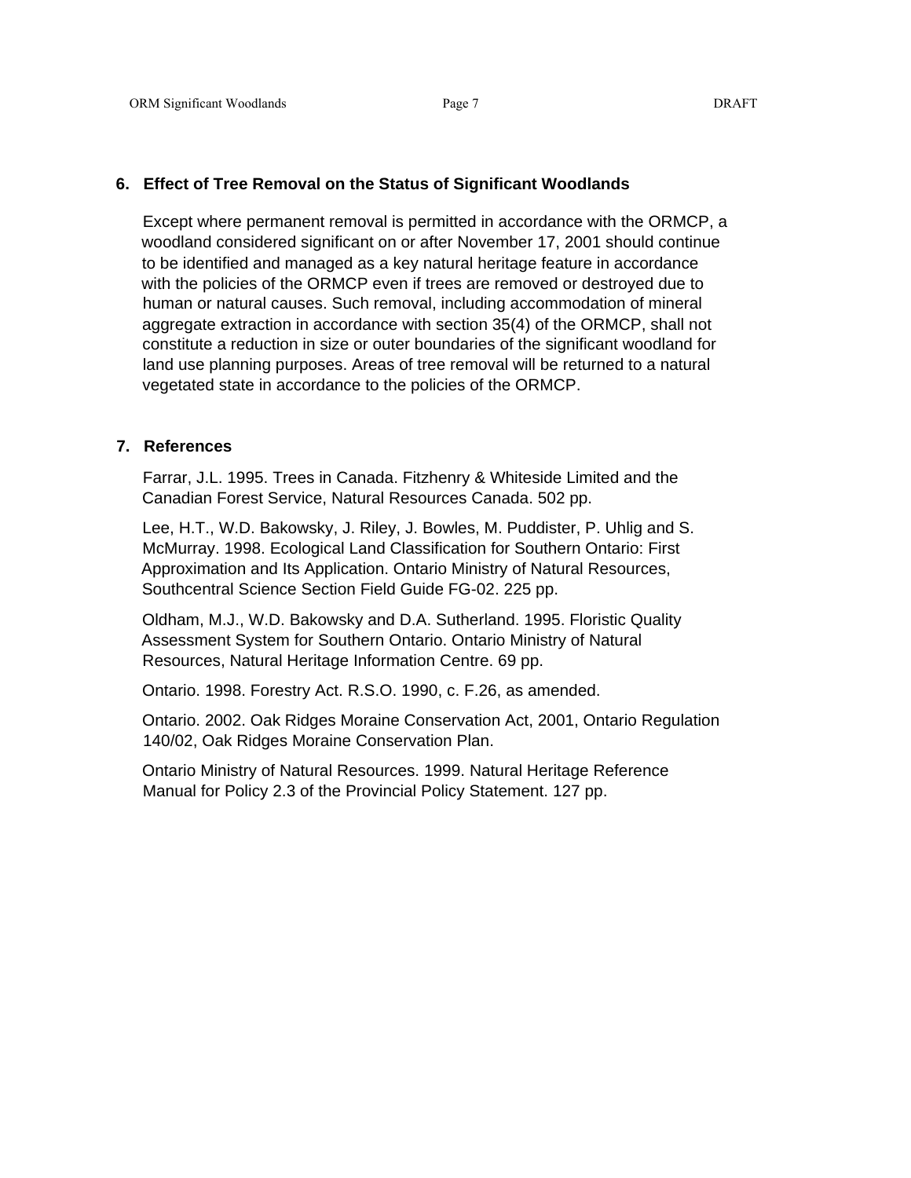## 6. Effect of Tree Removal on the Status of Significant Woodlands

Except where permanent removal is permitted in accordance with the ORMCP, a woodland considered significant on or after November 17, 2001 should continue to be identified and managed as a key natural heritage feature in accordance with the policies of the ORMCP even if trees are removed or destroyed due to human or natural causes. Such removal, including accommodation of mineral aggregate extraction in accordance with section 35(4) of the ORMCP, shall not constitute a reduction in size or outer boundaries of the significant woodland for land use planning purposes. Areas of tree removal will be returned to a natural vegetated state in accordance to the policies of the ORMCP.

## 7. References

Farrar, J.L. 1995. Trees in Canada. Fitzhenry & Whiteside Limited and the Canadian Forest Service, Natural Resources Canada. 502 pp.

Lee, H.T., W.D. Bakowsky, J. Riley, J. Bowles, M. Puddister, P. Uhlig and S. McMurray. 1998. Ecological Land Classification for Southern Ontario: First Approximation and Its Application. Ontario Ministry of Natural Resources, Southcentral Science Section Field Guide FG-02. 225 pp.

Oldham, M.J., W.D. Bakowsky and D.A. Sutherland. 1995. Floristic Quality Assessment System for Southern Ontario. Ontario Ministry of Natural Resources, Natural Heritage Information Centre. 69 pp.

Ontario. 1998. Forestry Act. R.S.O. 1990, c. F.26, as amended.

Ontario. 2002. Oak Ridges Moraine Conservation Act, 2001, Ontario Regulation 140/02, Oak Ridges Moraine Conservation Plan.

Ontario Ministry of Natural Resources. 1999. Natural Heritage Reference Manual for Policy 2.3 of the Provincial Policy Statement. 127 pp.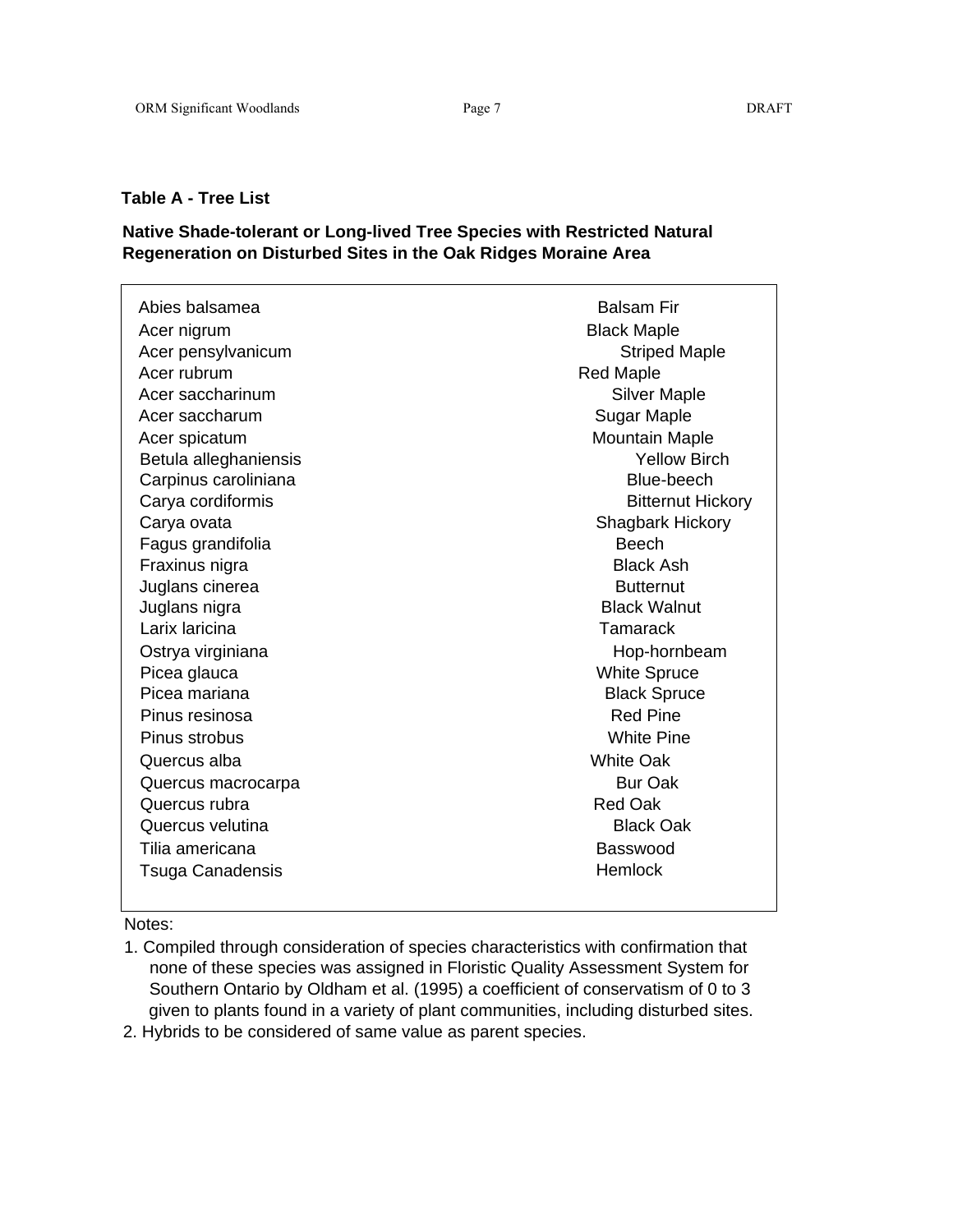**Table A - Tree List**

**Native Shade-tolerant or Long-lived Tree Species with Restricted Natural Regeneration on Disturbed Sites in the Oak Ridges Moraine Area**

| | |
|---|---|
| Abies balsamea | Balsam Fir |
| Acer nigrum | Black Maple |
| Acer pensylvanicum | Striped Maple |
| Acer rubrum | Red Maple |
| Acer saccharinum | Silver Maple |
| Acer saccharum | Sugar Maple |
| Acer spicatum | Mountain Maple |
| Betula alleghaniensis | Yellow Birch |
| Carpinus caroliniana | Blue-beech |
| Carya cordiformis | Bitternut Hickory |
| Carya ovata | Shagbark Hickory |
| Fagus grandifolia | Beech |
| Fraxinus nigra | Black Ash |
| Juglans cinerea | Butternut |
| Juglans nigra | Black Walnut |
| Larix laricina | Tamarack |
| Ostrya virginiana | Hop-hornbeam |
| Picea glauca | White Spruce |
| Picea mariana | Black Spruce |
| Pinus resinosa | Red Pine |
| Pinus strobus | White Pine |
| Quercus alba | White Oak |
| Quercus macrocarpa | Bur Oak |
| Quercus rubra | Red Oak |
| Quercus velutina | Black Oak |
| Tilia americana | Basswood |
| Tsuga Canadensis | Hemlock |

Notes:

1. Compiled through consideration of species characteristics with confirmation that none of these species was assigned in Floristic Quality Assessment System for Southern Ontario by Oldham et al. (1995) a coefficient of conservatism of 0 to 3 given to plants found in a variety of plant communities, including disturbed sites.
2. Hybrids to be considered of same value as parent species.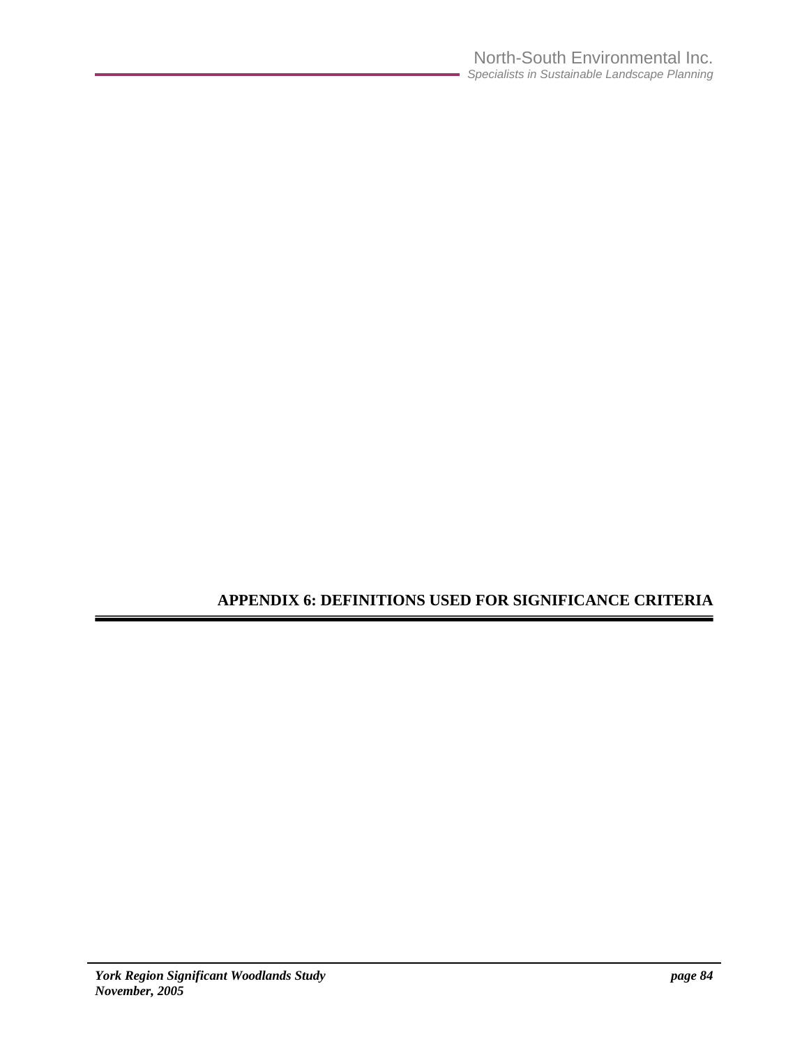# APPENDIX 6: DEFINITIONS USED FOR SIGNIFICANCE CRITERIA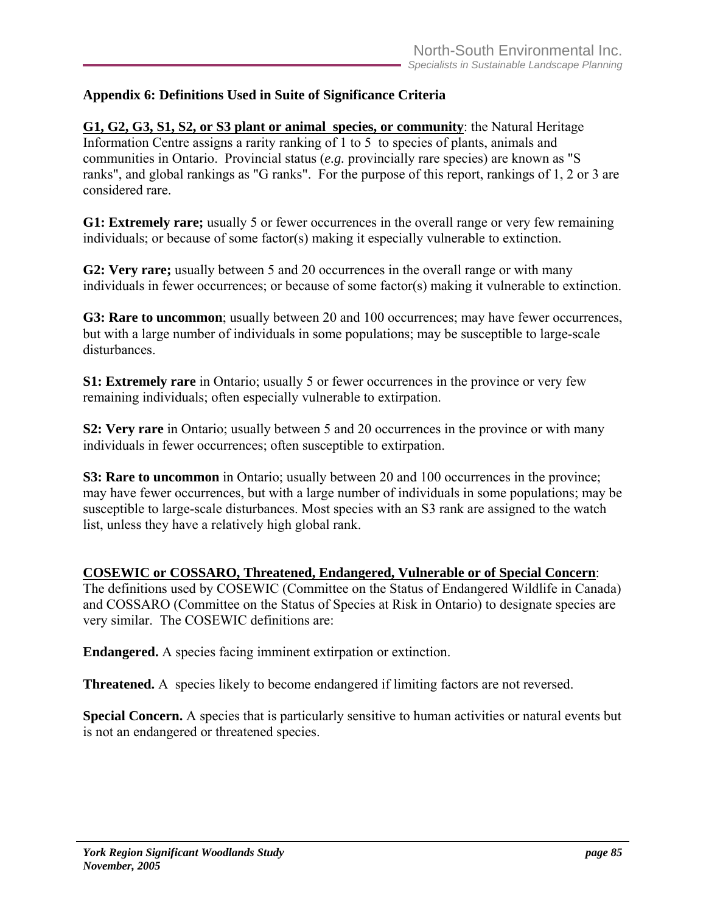## Appendix 6: Definitions Used in Suite of Significance Criteria

**<u>G1, G2, G3, S1, S2, or S3 plant or animal species, or community</u>**: the Natural Heritage Information Centre assigns a rarity ranking of 1 to 5 to species of plants, animals and communities in Ontario. Provincial status (*e.g.* provincially rare species) are known as "S ranks", and global rankings as "G ranks". For the purpose of this report, rankings of 1, 2 or 3 are considered rare.

**G1: Extremely rare;** usually 5 or fewer occurrences in the overall range or very few remaining individuals; or because of some factor(s) making it especially vulnerable to extinction.

**G2: Very rare;** usually between 5 and 20 occurrences in the overall range or with many individuals in fewer occurrences; or because of some factor(s) making it vulnerable to extinction.

**G3: Rare to uncommon**; usually between 20 and 100 occurrences; may have fewer occurrences, but with a large number of individuals in some populations; may be susceptible to large-scale disturbances.

**S1: Extremely rare** in Ontario; usually 5 or fewer occurrences in the province or very few remaining individuals; often especially vulnerable to extirpation.

**S2: Very rare** in Ontario; usually between 5 and 20 occurrences in the province or with many individuals in fewer occurrences; often susceptible to extirpation.

**S3: Rare to uncommon** in Ontario; usually between 20 and 100 occurrences in the province; may have fewer occurrences, but with a large number of individuals in some populations; may be susceptible to large-scale disturbances. Most species with an S3 rank are assigned to the watch list, unless they have a relatively high global rank.

**<u>COSEWIC or COSSARO, Threatened, Endangered, Vulnerable or of Special Concern</u>**: The definitions used by COSEWIC (Committee on the Status of Endangered Wildlife in Canada) and COSSARO (Committee on the Status of Species at Risk in Ontario) to designate species are very similar. The COSEWIC definitions are:

**Endangered.** A species facing imminent extirpation or extinction.

**Threatened.** A species likely to become endangered if limiting factors are not reversed.

**Special Concern.** A species that is particularly sensitive to human activities or natural events but is not an endangered or threatened species.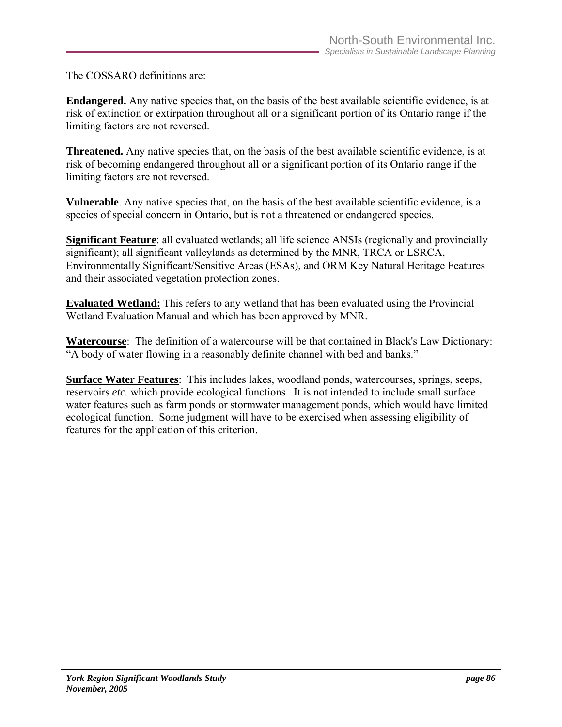The COSSARO definitions are:

**Endangered.** Any native species that, on the basis of the best available scientific evidence, is at risk of extinction or extirpation throughout all or a significant portion of its Ontario range if the limiting factors are not reversed.

**Threatened.** Any native species that, on the basis of the best available scientific evidence, is at risk of becoming endangered throughout all or a significant portion of its Ontario range if the limiting factors are not reversed.

**Vulnerable**. Any native species that, on the basis of the best available scientific evidence, is a species of special concern in Ontario, but is not a threatened or endangered species.

**Significant Feature**: all evaluated wetlands; all life science ANSIs (regionally and provincially significant); all significant valleylands as determined by the MNR, TRCA or LSRCA, Environmentally Significant/Sensitive Areas (ESAs), and ORM Key Natural Heritage Features and their associated vegetation protection zones.

**Evaluated Wetland:** This refers to any wetland that has been evaluated using the Provincial Wetland Evaluation Manual and which has been approved by MNR.

**Watercourse**: The definition of a watercourse will be that contained in Black's Law Dictionary: "A body of water flowing in a reasonably definite channel with bed and banks."

**Surface Water Features**: This includes lakes, woodland ponds, watercourses, springs, seeps, reservoirs *etc.* which provide ecological functions. It is not intended to include small surface water features such as farm ponds or stormwater management ponds, which would have limited ecological function. Some judgment will have to be exercised when assessing eligibility of features for the application of this criterion.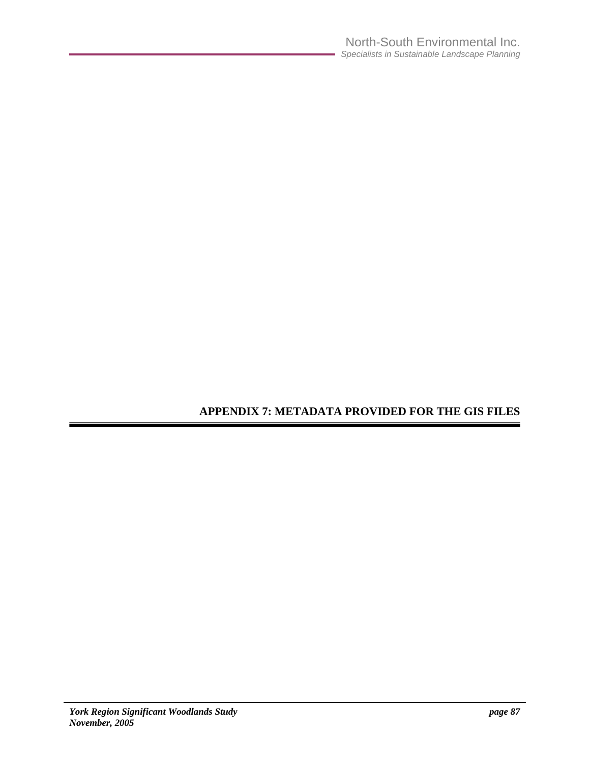# APPENDIX 7: METADATA PROVIDED FOR THE GIS FILES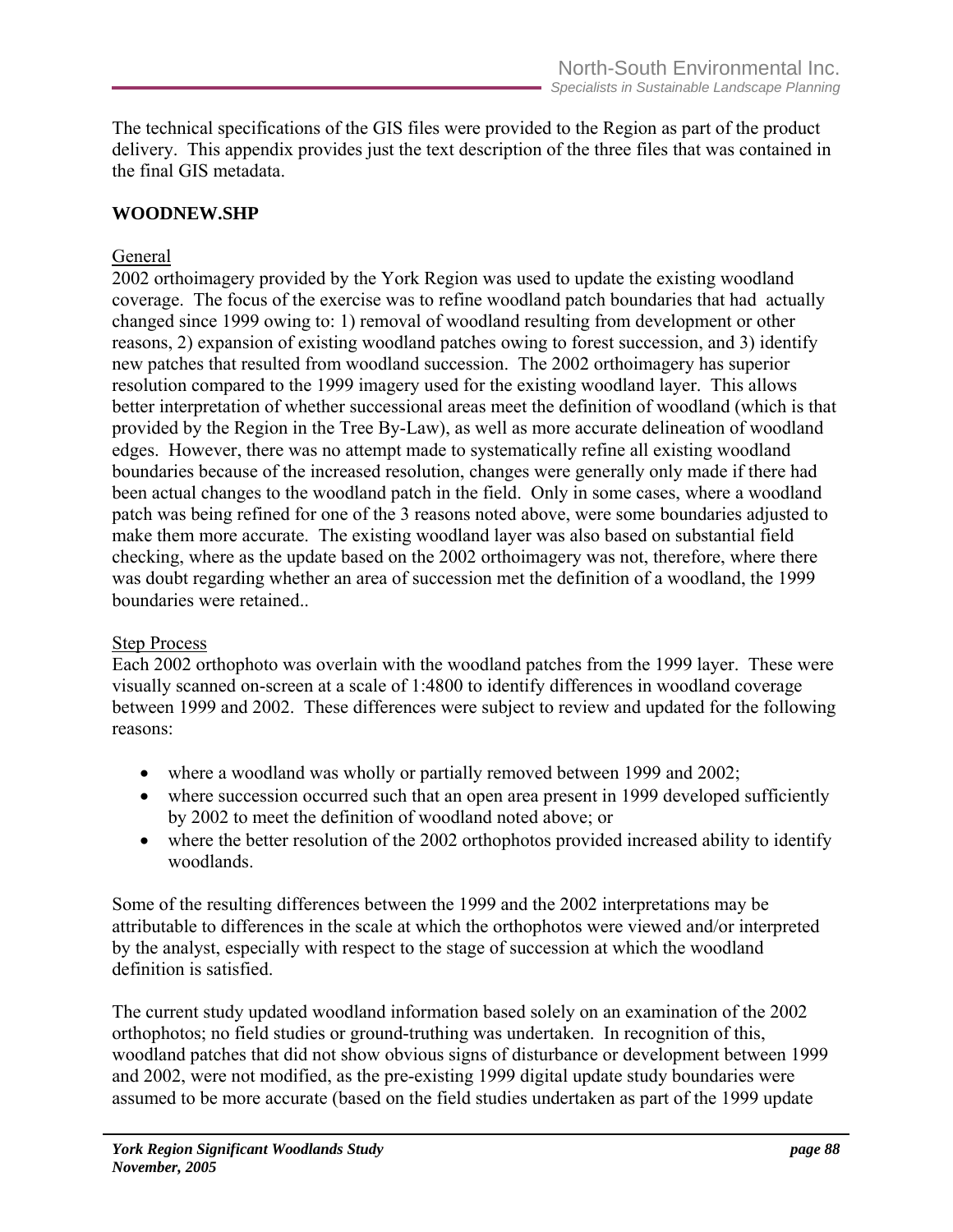The technical specifications of the GIS files were provided to the Region as part of the product delivery. This appendix provides just the text description of the three files that was contained in the final GIS metadata.

**WOODNEW.SHP**

General
2002 orthoimagery provided by the York Region was used to update the existing woodland coverage. The focus of the exercise was to refine woodland patch boundaries that had actually changed since 1999 owing to: 1) removal of woodland resulting from development or other reasons, 2) expansion of existing woodland patches owing to forest succession, and 3) identify new patches that resulted from woodland succession. The 2002 orthoimagery has superior resolution compared to the 1999 imagery used for the existing woodland layer. This allows better interpretation of whether successional areas meet the definition of woodland (which is that provided by the Region in the Tree By-Law), as well as more accurate delineation of woodland edges. However, there was no attempt made to systematically refine all existing woodland boundaries because of the increased resolution, changes were generally only made if there had been actual changes to the woodland patch in the field. Only in some cases, where a woodland patch was being refined for one of the 3 reasons noted above, were some boundaries adjusted to make them more accurate. The existing woodland layer was also based on substantial field checking, where as the update based on the 2002 orthoimagery was not, therefore, where there was doubt regarding whether an area of succession met the definition of a woodland, the 1999 boundaries were retained..

Step Process
Each 2002 orthophoto was overlain with the woodland patches from the 1999 layer. These were visually scanned on-screen at a scale of 1:4800 to identify differences in woodland coverage between 1999 and 2002. These differences were subject to review and updated for the following reasons:

- where a woodland was wholly or partially removed between 1999 and 2002;
- where succession occurred such that an open area present in 1999 developed sufficiently by 2002 to meet the definition of woodland noted above; or
- where the better resolution of the 2002 orthophotos provided increased ability to identify woodlands.

Some of the resulting differences between the 1999 and the 2002 interpretations may be attributable to differences in the scale at which the orthophotos were viewed and/or interpreted by the analyst, especially with respect to the stage of succession at which the woodland definition is satisfied.

The current study updated woodland information based solely on an examination of the 2002 orthophotos; no field studies or ground-truthing was undertaken. In recognition of this, woodland patches that did not show obvious signs of disturbance or development between 1999 and 2002, were not modified, as the pre-existing 1999 digital update study boundaries were assumed to be more accurate (based on the field studies undertaken as part of the 1999 update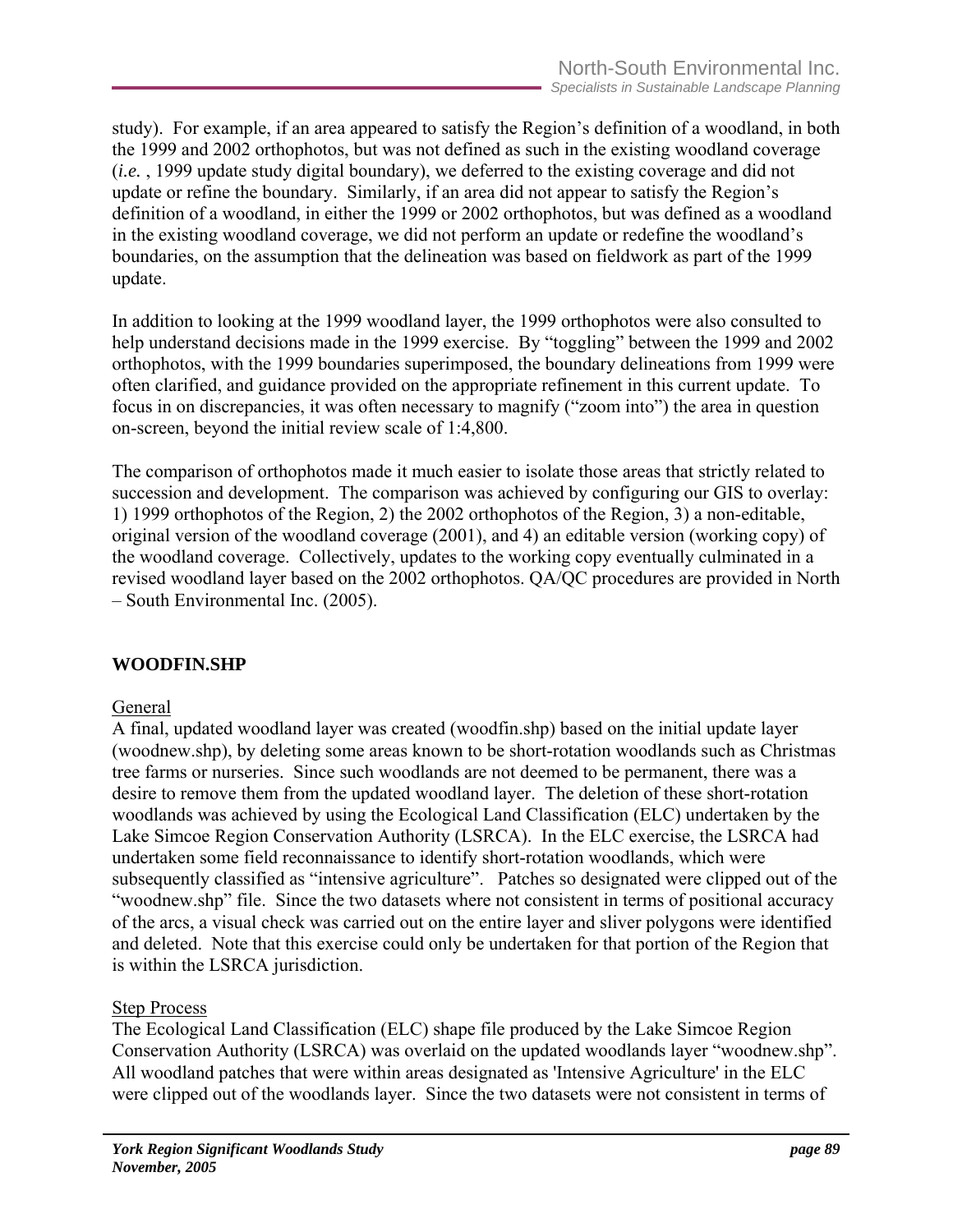study). For example, if an area appeared to satisfy the Region's definition of a woodland, in both the 1999 and 2002 orthophotos, but was not defined as such in the existing woodland coverage (*i.e.* , 1999 update study digital boundary), we deferred to the existing coverage and did not update or refine the boundary. Similarly, if an area did not appear to satisfy the Region's definition of a woodland, in either the 1999 or 2002 orthophotos, but was defined as a woodland in the existing woodland coverage, we did not perform an update or redefine the woodland's boundaries, on the assumption that the delineation was based on fieldwork as part of the 1999 update.

In addition to looking at the 1999 woodland layer, the 1999 orthophotos were also consulted to help understand decisions made in the 1999 exercise. By "toggling" between the 1999 and 2002 orthophotos, with the 1999 boundaries superimposed, the boundary delineations from 1999 were often clarified, and guidance provided on the appropriate refinement in this current update. To focus in on discrepancies, it was often necessary to magnify ("zoom into") the area in question on-screen, beyond the initial review scale of 1:4,800.

The comparison of orthophotos made it much easier to isolate those areas that strictly related to succession and development. The comparison was achieved by configuring our GIS to overlay: 1) 1999 orthophotos of the Region, 2) the 2002 orthophotos of the Region, 3) a non-editable, original version of the woodland coverage (2001), and 4) an editable version (working copy) of the woodland coverage. Collectively, updates to the working copy eventually culminated in a revised woodland layer based on the 2002 orthophotos. QA/QC procedures are provided in North – South Environmental Inc. (2005).

## WOODFIN.SHP

General

A final, updated woodland layer was created (woodfin.shp) based on the initial update layer (woodnew.shp), by deleting some areas known to be short-rotation woodlands such as Christmas tree farms or nurseries. Since such woodlands are not deemed to be permanent, there was a desire to remove them from the updated woodland layer. The deletion of these short-rotation woodlands was achieved by using the Ecological Land Classification (ELC) undertaken by the Lake Simcoe Region Conservation Authority (LSRCA). In the ELC exercise, the LSRCA had undertaken some field reconnaissance to identify short-rotation woodlands, which were subsequently classified as "intensive agriculture". Patches so designated were clipped out of the "woodnew.shp" file. Since the two datasets where not consistent in terms of positional accuracy of the arcs, a visual check was carried out on the entire layer and sliver polygons were identified and deleted. Note that this exercise could only be undertaken for that portion of the Region that is within the LSRCA jurisdiction.

Step Process

The Ecological Land Classification (ELC) shape file produced by the Lake Simcoe Region Conservation Authority (LSRCA) was overlaid on the updated woodlands layer "woodnew.shp". All woodland patches that were within areas designated as 'Intensive Agriculture' in the ELC were clipped out of the woodlands layer. Since the two datasets were not consistent in terms of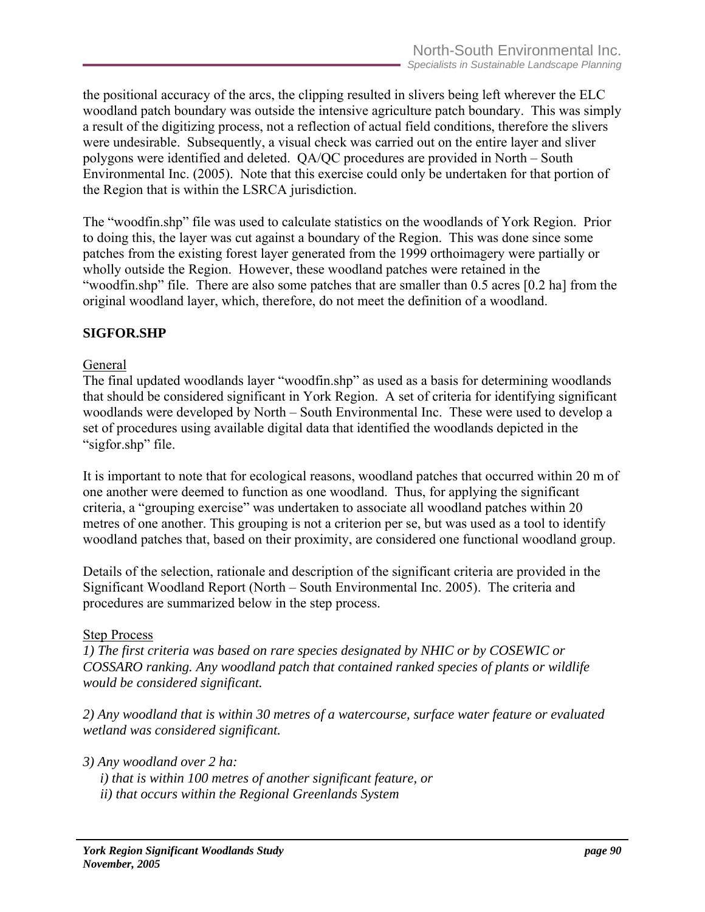the positional accuracy of the arcs, the clipping resulted in slivers being left wherever the ELC woodland patch boundary was outside the intensive agriculture patch boundary. This was simply a result of the digitizing process, not a reflection of actual field conditions, therefore the slivers were undesirable. Subsequently, a visual check was carried out on the entire layer and sliver polygons were identified and deleted. QA/QC procedures are provided in North – South Environmental Inc. (2005). Note that this exercise could only be undertaken for that portion of the Region that is within the LSRCA jurisdiction.

The "woodfin.shp" file was used to calculate statistics on the woodlands of York Region. Prior to doing this, the layer was cut against a boundary of the Region. This was done since some patches from the existing forest layer generated from the 1999 orthoimagery were partially or wholly outside the Region. However, these woodland patches were retained in the "woodfin.shp" file. There are also some patches that are smaller than 0.5 acres [0.2 ha] from the original woodland layer, which, therefore, do not meet the definition of a woodland.

## SIGFOR.SHP

General

The final updated woodlands layer "woodfin.shp" as used as a basis for determining woodlands that should be considered significant in York Region. A set of criteria for identifying significant woodlands were developed by North – South Environmental Inc. These were used to develop a set of procedures using available digital data that identified the woodlands depicted in the "sigfor.shp" file.

It is important to note that for ecological reasons, woodland patches that occurred within 20 m of one another were deemed to function as one woodland. Thus, for applying the significant criteria, a "grouping exercise" was undertaken to associate all woodland patches within 20 metres of one another. This grouping is not a criterion per se, but was used as a tool to identify woodland patches that, based on their proximity, are considered one functional woodland group.

Details of the selection, rationale and description of the significant criteria are provided in the Significant Woodland Report (North – South Environmental Inc. 2005). The criteria and procedures are summarized below in the step process.

Step Process

*1) The first criteria was based on rare species designated by NHIC or by COSEWIC or COSSARO ranking. Any woodland patch that contained ranked species of plants or wildlife would be considered significant.*

*2) Any woodland that is within 30 metres of a watercourse, surface water feature or evaluated wetland was considered significant.*

*3) Any woodland over 2 ha:*
   *i) that is within 100 metres of another significant feature, or*
   *ii) that occurs within the Regional Greenlands System*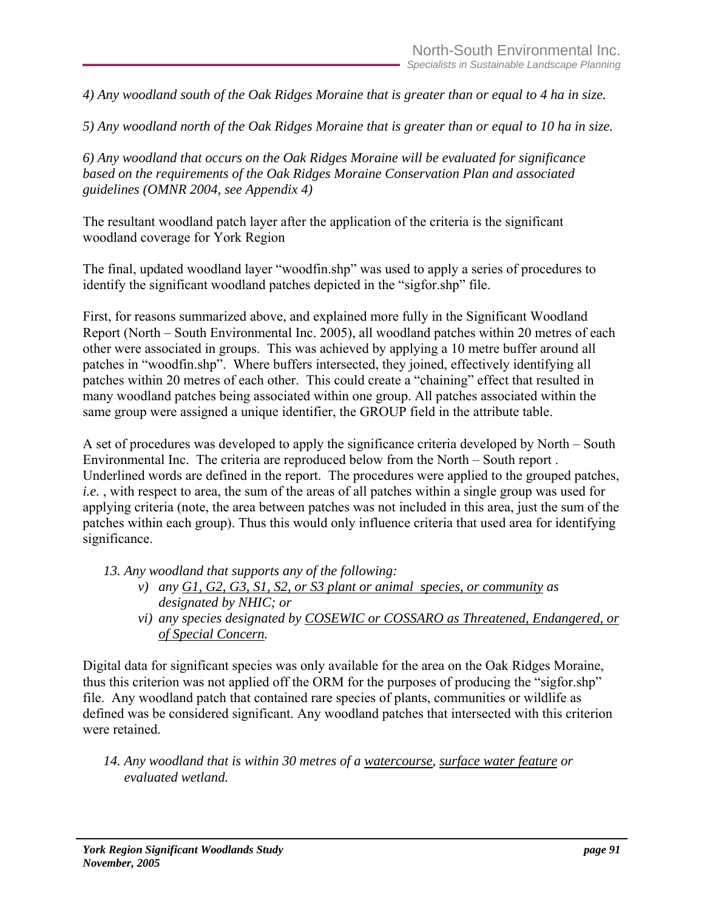*4) Any woodland south of the Oak Ridges Moraine that is greater than or equal to 4 ha in size.*

*5) Any woodland north of the Oak Ridges Moraine that is greater than or equal to 10 ha in size.*

*6) Any woodland that occurs on the Oak Ridges Moraine will be evaluated for significance based on the requirements of the Oak Ridges Moraine Conservation Plan and associated guidelines (OMNR 2004, see Appendix 4)*

The resultant woodland patch layer after the application of the criteria is the significant woodland coverage for York Region

The final, updated woodland layer "woodfin.shp" was used to apply a series of procedures to identify the significant woodland patches depicted in the "sigfor.shp" file.

First, for reasons summarized above, and explained more fully in the Significant Woodland Report (North – South Environmental Inc. 2005), all woodland patches within 20 metres of each other were associated in groups. This was achieved by applying a 10 metre buffer around all patches in "woodfin.shp". Where buffers intersected, they joined, effectively identifying all patches within 20 metres of each other. This could create a "chaining" effect that resulted in many woodland patches being associated within one group. All patches associated within the same group were assigned a unique identifier, the GROUP field in the attribute table.

A set of procedures was developed to apply the significance criteria developed by North – South Environmental Inc. The criteria are reproduced below from the North – South report . Underlined words are defined in the report. The procedures were applied to the grouped patches, *i.e.* , with respect to area, the sum of the areas of all patches within a single group was used for applying criteria (note, the area between patches was not included in this area, just the sum of the patches within each group). Thus this would only influence criteria that used area for identifying significance.

*13. Any woodland that supports any of the following:*

- *v) any G1, G2, G3, S1, S2, or S3 plant or animal species, or community as designated by NHIC; or*
- *vi) any species designated by COSEWIC or COSSARO as Threatened, Endangered, or of Special Concern.*

Digital data for significant species was only available for the area on the Oak Ridges Moraine, thus this criterion was not applied off the ORM for the purposes of producing the "sigfor.shp" file. Any woodland patch that contained rare species of plants, communities or wildlife as defined was be considered significant. Any woodland patches that intersected with this criterion were retained.

*14. Any woodland that is within 30 metres of a watercourse, surface water feature or evaluated wetland.*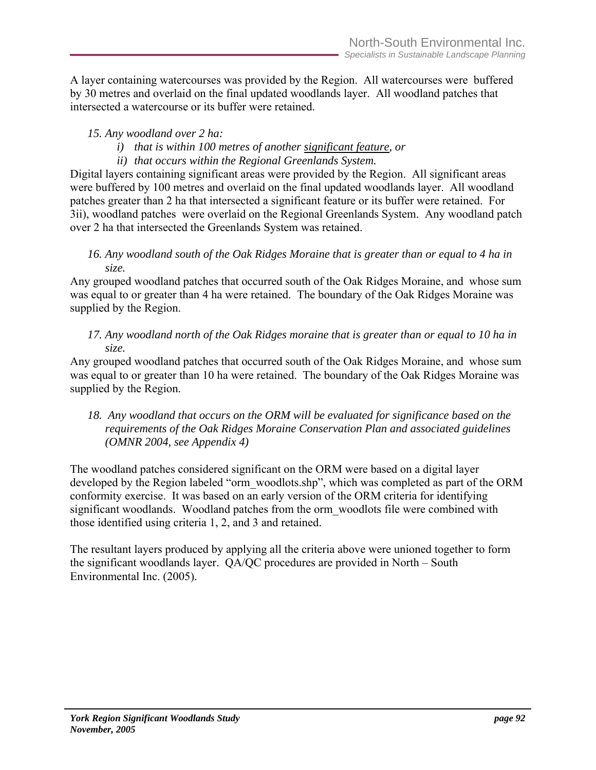A layer containing watercourses was provided by the Region. All watercourses were buffered by 30 metres and overlaid on the final updated woodlands layer. All woodland patches that intersected a watercourse or its buffer were retained.

*15. Any woodland over 2 ha:*

  *i) that is within 100 metres of another <u>significant feature</u>, or*

  *ii) that occurs within the Regional Greenlands System.*

Digital layers containing significant areas were provided by the Region. All significant areas were buffered by 100 metres and overlaid on the final updated woodlands layer. All woodland patches greater than 2 ha that intersected a significant feature or its buffer were retained. For 3ii), woodland patches were overlaid on the Regional Greenlands System. Any woodland patch over 2 ha that intersected the Greenlands System was retained.

*16. Any woodland south of the Oak Ridges Moraine that is greater than or equal to 4 ha in size.*

Any grouped woodland patches that occurred south of the Oak Ridges Moraine, and whose sum was equal to or greater than 4 ha were retained. The boundary of the Oak Ridges Moraine was supplied by the Region.

*17. Any woodland north of the Oak Ridges moraine that is greater than or equal to 10 ha in size.*

Any grouped woodland patches that occurred south of the Oak Ridges Moraine, and whose sum was equal to or greater than 10 ha were retained. The boundary of the Oak Ridges Moraine was supplied by the Region.

*18. Any woodland that occurs on the ORM will be evaluated for significance based on the requirements of the Oak Ridges Moraine Conservation Plan and associated guidelines (OMNR 2004, see Appendix 4)*

The woodland patches considered significant on the ORM were based on a digital layer developed by the Region labeled "orm_woodlots.shp", which was completed as part of the ORM conformity exercise. It was based on an early version of the ORM criteria for identifying significant woodlands. Woodland patches from the orm_woodlots file were combined with those identified using criteria 1, 2, and 3 and retained.

The resultant layers produced by applying all the criteria above were unioned together to form the significant woodlands layer. QA/QC procedures are provided in North – South Environmental Inc. (2005).